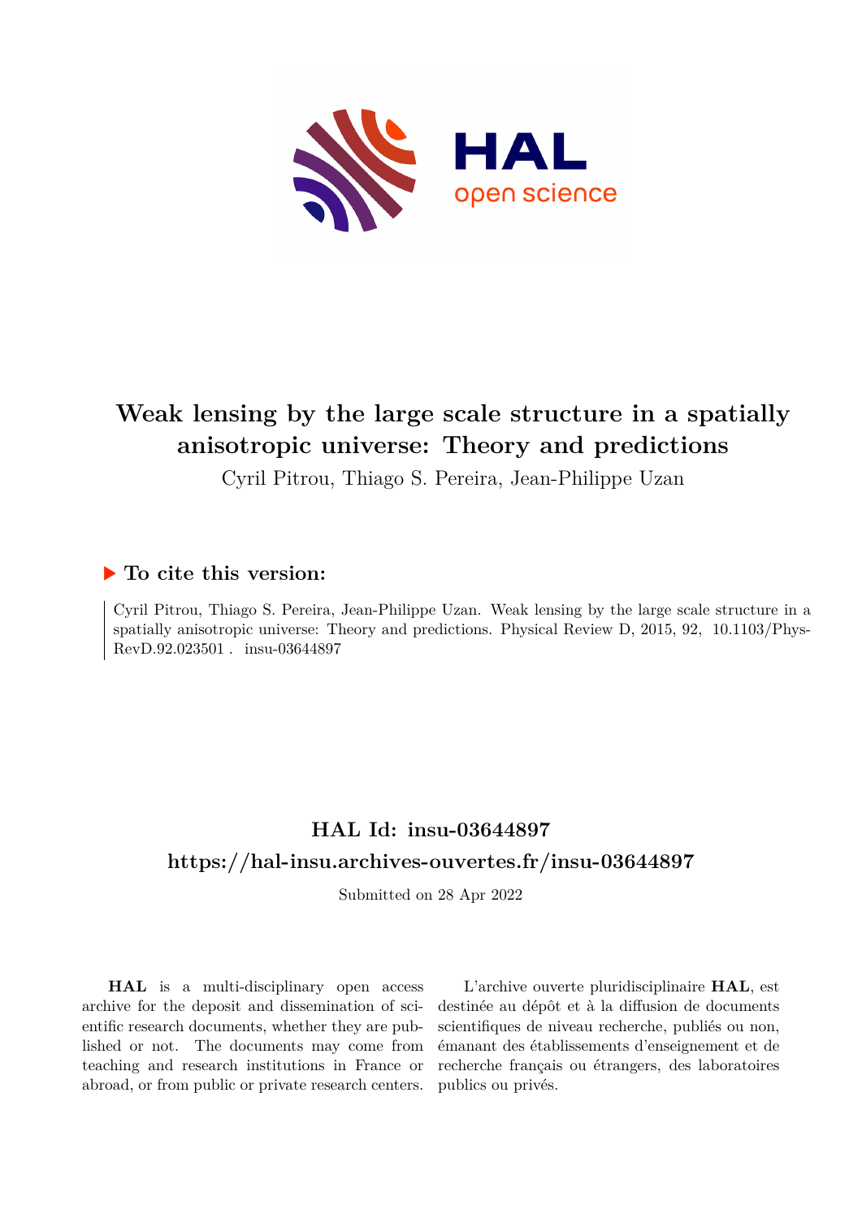# Weak lensing by the large scale structure in a spatially anisotropic universe: Theory and predictions

Cyril Pitrou, Thiago S. Pereira, Jean-Philippe Uzan

## ▶ To cite this version:

Cyril Pitrou, Thiago S. Pereira, Jean-Philippe Uzan. Weak lensing by the large scale structure in a spatially anisotropic universe: Theory and predictions. Physical Review D, 2015, 92, 10.1103/PhysRevD.92.023501 . insu-03644897

## HAL Id: insu-03644897

## https://hal-insu.archives-ouvertes.fr/insu-03644897

Submitted on 28 Apr 2022

**HAL** is a multi-disciplinary open access archive for the deposit and dissemination of scientific research documents, whether they are published or not. The documents may come from teaching and research institutions in France or abroad, or from public or private research centers.

L'archive ouverte pluridisciplinaire **HAL**, est destinée au dépôt et à la diffusion de documents scientifiques de niveau recherche, publiés ou non, émanant des établissements d'enseignement et de recherche français ou étrangers, des laboratoires publics ou privés.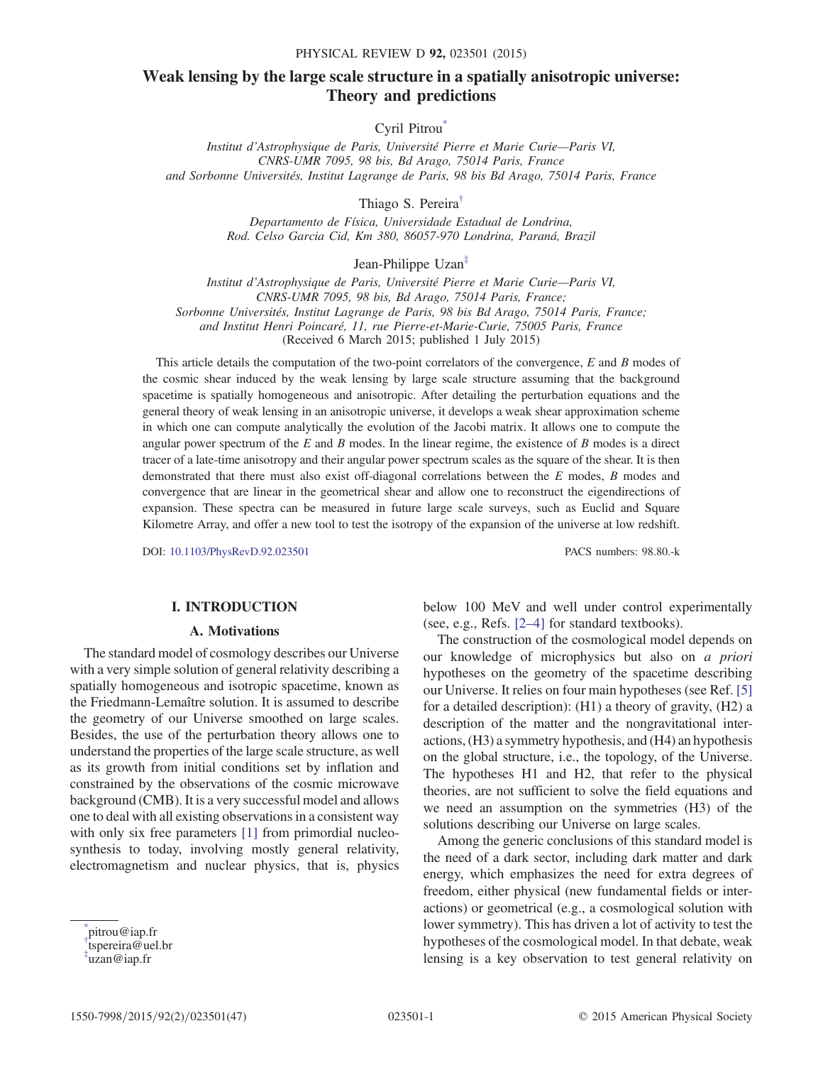# Weak lensing by the large scale structure in a spatially anisotropic universe: Theory and predictions

Cyril Pitrou[*]

*Institut d'Astrophysique de Paris, Université Pierre et Marie Curie—Paris VI, CNRS-UMR 7095, 98 bis, Bd Arago, 75014 Paris, France and Sorbonne Universités, Institut Lagrange de Paris, 98 bis Bd Arago, 75014 Paris, France*

Thiago S. Pereira[†]

*Departamento de Física, Universidade Estadual de Londrina, Rod. Celso Garcia Cid, Km 380, 86057-970 Londrina, Paraná, Brazil*

Jean-Philippe Uzan[‡]

*Institut d'Astrophysique de Paris, Université Pierre et Marie Curie—Paris VI, CNRS-UMR 7095, 98 bis, Bd Arago, 75014 Paris, France; Sorbonne Universités, Institut Lagrange de Paris, 98 bis Bd Arago, 75014 Paris, France; and Institut Henri Poincaré, 11, rue Pierre-et-Marie-Curie, 75005 Paris, France*

(Received 6 March 2015; published 1 July 2015)

This article details the computation of the two-point correlators of the convergence, $E$ and $B$ modes of the cosmic shear induced by the weak lensing by large scale structure assuming that the background spacetime is spatially homogeneous and anisotropic. After detailing the perturbation equations and the general theory of weak lensing in an anisotropic universe, it develops a weak shear approximation scheme in which one can compute analytically the evolution of the Jacobi matrix. It allows one to compute the angular power spectrum of the $E$ and $B$ modes. In the linear regime, the existence of $B$ modes is a direct tracer of a late-time anisotropy and their angular power spectrum scales as the square of the shear. It is then demonstrated that there must also exist off-diagonal correlations between the $E$ modes, $B$ modes and convergence that are linear in the geometrical shear and allow one to reconstruct the eigendirections of expansion. These spectra can be measured in future large scale surveys, such as Euclid and Square Kilometre Array, and offer a new tool to test the isotropy of the expansion of the universe at low redshift.

DOI: 10.1103/PhysRevD.92.023501 PACS numbers: 98.80.-k

## I. INTRODUCTION

### A. Motivations

The standard model of cosmology describes our Universe with a very simple solution of general relativity describing a spatially homogeneous and isotropic spacetime, known as the Friedmann-Lemaître solution. It is assumed to describe the geometry of our Universe smoothed on large scales. Besides, the use of the perturbation theory allows one to understand the properties of the large scale structure, as well as its growth from initial conditions set by inflation and constrained by the observations of the cosmic microwave background (CMB). It is a very successful model and allows one to deal with all existing observations in a consistent way with only six free parameters [1] from primordial nucleosynthesis to today, involving mostly general relativity, electromagnetism and nuclear physics, that is, physics below 100 MeV and well under control experimentally (see, e.g., Refs. [2–4] for standard textbooks).

The construction of the cosmological model depends on our knowledge of microphysics but also on *a priori* hypotheses on the geometry of the spacetime describing our Universe. It relies on four main hypotheses (see Ref. [5] for a detailed description): (H1) a theory of gravity, (H2) a description of the matter and the nongravitational interactions, (H3) a symmetry hypothesis, and (H4) an hypothesis on the global structure, i.e., the topology, of the Universe. The hypotheses H1 and H2, that refer to the physical theories, are not sufficient to solve the field equations and we need an assumption on the symmetries (H3) of the solutions describing our Universe on large scales.

Among the generic conclusions of this standard model is the need of a dark sector, including dark matter and dark energy, which emphasizes the need for extra degrees of freedom, either physical (new fundamental fields or interactions) or geometrical (e.g., a cosmological solution with lower symmetry). This has driven a lot of activity to test the hypotheses of the cosmological model. In that debate, weak lensing is a key observation to test general relativity on

[*] pitrou@iap.fr
[†] tspereira@uel.br
[‡] uzan@iap.fr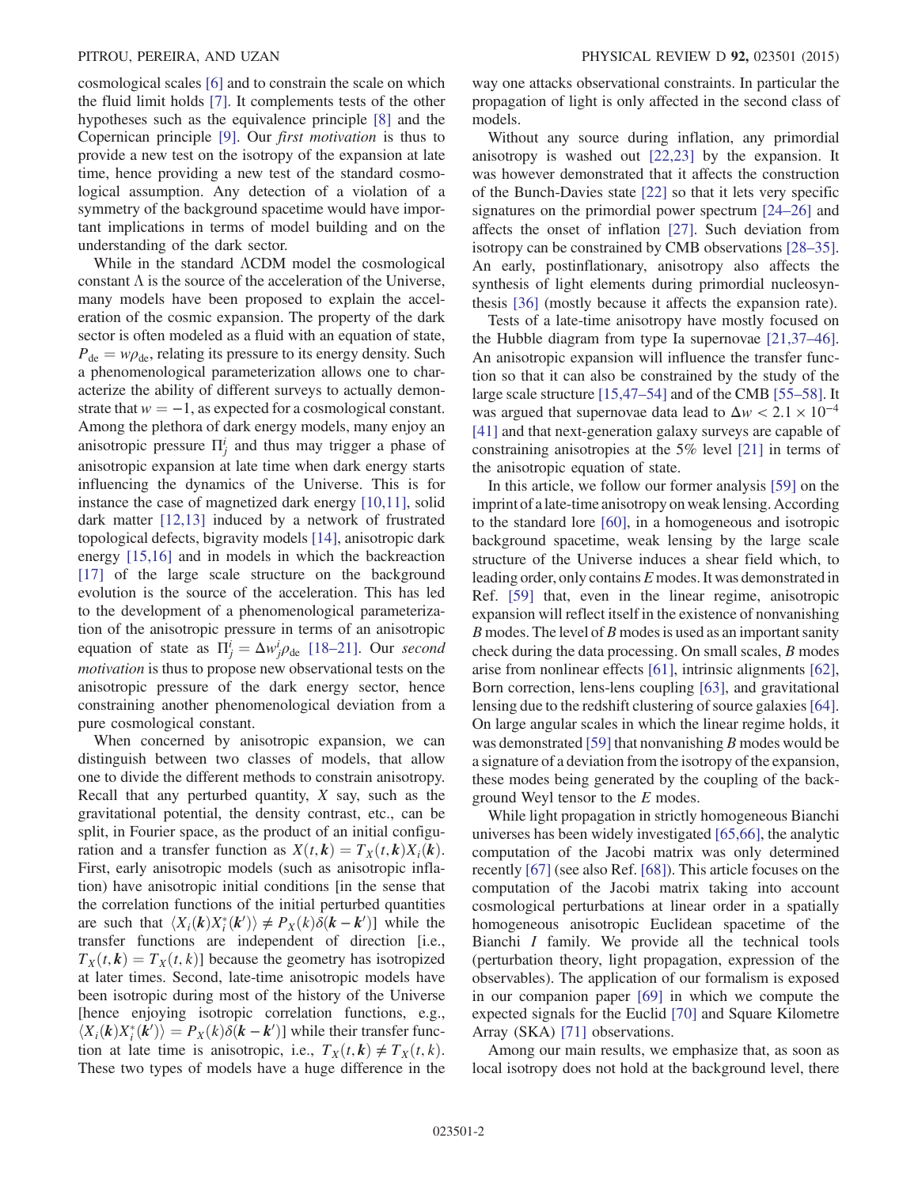cosmological scales [6] and to constrain the scale on which the fluid limit holds [7]. It complements tests of the other hypotheses such as the equivalence principle [8] and the Copernican principle [9]. Our *first motivation* is thus to provide a new test on the isotropy of the expansion at late time, hence providing a new test of the standard cosmological assumption. Any detection of a violation of a symmetry of the background spacetime would have important implications in terms of model building and on the understanding of the dark sector.

While in the standard ΛCDM model the cosmological constant Λ is the source of the acceleration of the Universe, many models have been proposed to explain the acceleration of the cosmic expansion. The property of the dark sector is often modeled as a fluid with an equation of state, $P_{\rm de} = w\rho_{\rm de}$, relating its pressure to its energy density. Such a phenomenological parameterization allows one to characterize the ability of different surveys to actually demonstrate that $w = -1$, as expected for a cosmological constant. Among the plethora of dark energy models, many enjoy an anisotropic pressure $\Pi^i_j$ and thus may trigger a phase of anisotropic expansion at late time when dark energy starts influencing the dynamics of the Universe. This is for instance the case of magnetized dark energy [10,11], solid dark matter [12,13] induced by a network of frustrated topological defects, bigravity models [14], anisotropic dark energy [15,16] and in models in which the backreaction [17] of the large scale structure on the background evolution is the source of the acceleration. This has led to the development of a phenomenological parameterization of the anisotropic pressure in terms of an anisotropic equation of state as $\Pi^i_j = \Delta w^i_j \rho_{\rm de}$ [18–21]. Our *second motivation* is thus to propose new observational tests on the anisotropic pressure of the dark energy sector, hence constraining another phenomenological deviation from a pure cosmological constant.

When concerned by anisotropic expansion, we can distinguish between two classes of models, that allow one to divide the different methods to constrain anisotropy. Recall that any perturbed quantity, $X$ say, such as the gravitational potential, the density contrast, etc., can be split, in Fourier space, as the product of an initial configuration and a transfer function as $X(t,\boldsymbol{k}) = T_X(t,\boldsymbol{k})X_i(\boldsymbol{k})$. First, early anisotropic models (such as anisotropic inflation) have anisotropic initial conditions [in the sense that the correlation functions of the initial perturbed quantities are such that $\langle X_i(\boldsymbol{k})X_i^*(\boldsymbol{k}')\rangle \neq P_X(k)\delta(\boldsymbol{k}-\boldsymbol{k}')$] while the transfer functions are independent of direction [i.e., $T_X(t,\boldsymbol{k}) = T_X(t,k)$] because the geometry has isotropized at later times. Second, late-time anisotropic models have been isotropic during most of the history of the Universe [hence enjoying isotropic correlation functions, e.g., $\langle X_i(\boldsymbol{k})X_i^*(\boldsymbol{k}')\rangle = P_X(k)\delta(\boldsymbol{k}-\boldsymbol{k}')$] while their transfer function at late time is anisotropic, i.e., $T_X(t,\boldsymbol{k}) \neq T_X(t,k)$. These two types of models have a huge difference in the way one attacks observational constraints. In particular the propagation of light is only affected in the second class of models.

Without any source during inflation, any primordial anisotropy is washed out [22,23] by the expansion. It was however demonstrated that it affects the construction of the Bunch-Davies state [22] so that it lets very specific signatures on the primordial power spectrum [24–26] and affects the onset of inflation [27]. Such deviation from isotropy can be constrained by CMB observations [28–35]. An early, postinflationary, anisotropy also affects the synthesis of light elements during primordial nucleosynthesis [36] (mostly because it affects the expansion rate).

Tests of a late-time anisotropy have mostly focused on the Hubble diagram from type Ia supernovae [21,37–46]. An anisotropic expansion will influence the transfer function so that it can also be constrained by the study of the large scale structure [15,47–54] and of the CMB [55–58]. It was argued that supernovae data lead to $\Delta w < 2.1 \times 10^{-4}$ [41] and that next-generation galaxy surveys are capable of constraining anisotropies at the 5% level [21] in terms of the anisotropic equation of state.

In this article, we follow our former analysis [59] on the imprint of a late-time anisotropy on weak lensing. According to the standard lore [60], in a homogeneous and isotropic background spacetime, weak lensing by the large scale structure of the Universe induces a shear field which, to leading order, only contains $E$ modes. It was demonstrated in Ref. [59] that, even in the linear regime, anisotropic expansion will reflect itself in the existence of nonvanishing $B$ modes. The level of $B$ modes is used as an important sanity check during the data processing. On small scales, $B$ modes arise from nonlinear effects [61], intrinsic alignments [62], Born correction, lens-lens coupling [63], and gravitational lensing due to the redshift clustering of source galaxies [64]. On large angular scales in which the linear regime holds, it was demonstrated [59] that nonvanishing $B$ modes would be a signature of a deviation from the isotropy of the expansion, these modes being generated by the coupling of the background Weyl tensor to the $E$ modes.

While light propagation in strictly homogeneous Bianchi universes has been widely investigated [65,66], the analytic computation of the Jacobi matrix was only determined recently [67] (see also Ref. [68]). This article focuses on the computation of the Jacobi matrix taking into account cosmological perturbations at linear order in a spatially homogeneous anisotropic Euclidean spacetime of the Bianchi I family. We provide all the technical tools (perturbation theory, light propagation, expression of the observables). The application of our formalism is exposed in our companion paper [69] in which we compute the expected signals for the Euclid [70] and Square Kilometre Array (SKA) [71] observations.

Among our main results, we emphasize that, as soon as local isotropy does not hold at the background level, there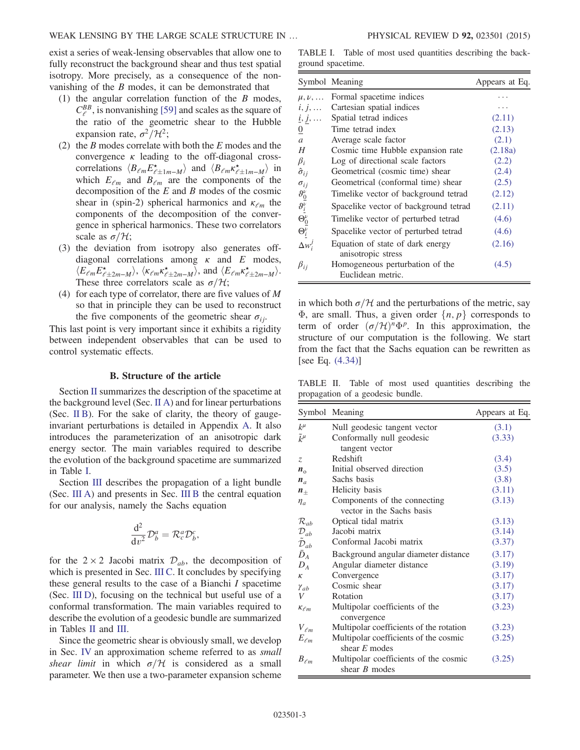exist a series of weak-lensing observables that allow one to fully reconstruct the background shear and thus test spatial isotropy. More precisely, as a consequence of the nonvanishing of the $B$ modes, it can be demonstrated that

1. the angular correlation function of the $B$ modes, $C_\ell^{BB}$, is nonvanishing [59] and scales as the square of the ratio of the geometric shear to the Hubble expansion rate, $\sigma^2/\mathcal{H}^2$;
2. the $B$ modes correlate with both the $E$ modes and the convergence $\kappa$ leading to the off-diagonal cross-correlations $\langle B_{\ell m} E^\star_{\ell\pm 1 m-M}\rangle$ and $\langle B_{\ell m}\kappa^\star_{\ell\pm 1 m-M}\rangle$ in which $E_{\ell m}$ and $B_{\ell m}$ are the components of the decomposition of the $E$ and $B$ modes of the cosmic shear in (spin-2) spherical harmonics and $\kappa_{\ell m}$ the components of the decomposition of the convergence in spherical harmonics. These two correlators scale as $\sigma/\mathcal{H}$;
3. the deviation from isotropy also generates off-diagonal correlations among $\kappa$ and $E$ modes, $\langle E_{\ell m} E^\star_{\ell\pm 2 m-M}\rangle$, $\langle \kappa_{\ell m}\kappa^\star_{\ell\pm 2 m-M}\rangle$, and $\langle E_{\ell m}\kappa^\star_{\ell\pm 2 m-M}\rangle$. These three correlators scale as $\sigma/\mathcal{H}$;
4. for each type of correlator, there are five values of $M$ so that in principle they can be used to reconstruct the five components of the geometric shear $\sigma_{ij}$.

This last point is very important since it exhibits a rigidity between independent observables that can be used to control systematic effects.

### B. Structure of the article

Section II summarizes the description of the spacetime at the background level (Sec. II A) and for linear perturbations (Sec. II B). For the sake of clarity, the theory of gauge-invariant perturbations is detailed in Appendix A. It also introduces the parameterization of an anisotropic dark energy sector. The main variables required to describe the evolution of the background spacetime are summarized in Table I.

Section III describes the propagation of a light bundle (Sec. III A) and presents in Sec. III B the central equation for our analysis, namely the Sachs equation

$$\frac{\mathrm{d}^2}{\mathrm{d}v^2}\mathcal{D}^a_b = \mathcal{R}^a_c\mathcal{D}^c_b,$$

for the $2\times 2$ Jacobi matrix $\mathcal{D}_{ab}$, the decomposition of which is presented in Sec. III C. It concludes by specifying these general results to the case of a Bianchi I spacetime (Sec. III D), focusing on the technical but useful use of a conformal transformation. The main variables required to describe the evolution of a geodesic bundle are summarized in Tables II and III.

Since the geometric shear is obviously small, we develop in Sec. IV an approximation scheme referred to as *small shear limit* in which $\sigma/\mathcal{H}$ is considered as a small parameter. We then use a two-parameter expansion scheme in which both $\sigma/\mathcal{H}$ and the perturbations of the metric, say $\Phi$, are small. Thus, a given order $\{n,p\}$ corresponds to term of order $(\sigma/\mathcal{H})^n\Phi^p$. In this approximation, the structure of our computation is the following. We start from the fact that the Sachs equation can be rewritten as [see Eq. (4.34)]

TABLE I. Table of most used quantities describing the background spacetime.

| Symbol | Meaning | Appears at Eq. |
|---|---|---|
| $\mu,\nu,\ldots$ | Formal spacetime indices | ... |
| $i,j,\ldots$ | Cartesian spatial indices | ... |
| $\underline{i},\underline{j},\ldots$ | Spatial tetrad indices | (2.11) |
| $\underline{0}$ | Time tetrad index | (2.13) |
| $a$ | Average scale factor | (2.1) |
| $H$ | Cosmic time Hubble expansion rate | (2.18a) |
| $\beta_i$ | Log of directional scale factors | (2.2) |
| $\hat{\sigma}_{ij}$ | Geometrical (cosmic time) shear | (2.4) |
| $\sigma_{ij}$ | Geometrical (conformal time) shear | (2.5) |
| $\vartheta^\nu_{\underline{0}}$ | Timelike vector of background tetrad | (2.12) |
| $\vartheta^\nu_{\underline{i}}$ | Spacelike vector of background tetrad | (2.11) |
| $\Theta^\nu_{\underline{0}}$ | Timelike vector of perturbed tetrad | (4.6) |
| $\Theta^\nu_{\underline{i}}$ | Spacelike vector of perturbed tetrad | (4.6) |
| $\Delta w^j_i$ | Equation of state of dark energy anisotropic stress | (2.16) |
| $\beta_{ij}$ | Homogeneous perturbation of the Euclidean metric. | (4.5) |

TABLE II. Table of most used quantities describing the propagation of a geodesic bundle.

| Symbol | Meaning | Appears at Eq. |
|---|---|---|
| $k^\mu$ | Null geodesic tangent vector | (3.1) |
| $\tilde{k}^\mu$ | Conformally null geodesic tangent vector | (3.33) |
| $z$ | Redshift | (3.4) |
| $\boldsymbol{n}_\mathrm{o}$ | Initial observed direction | (3.5) |
| $\boldsymbol{n}_a$ | Sachs basis | (3.8) |
| $\boldsymbol{n}_\pm$ | Helicity basis | (3.11) |
| $\eta_a$ | Components of the connecting vector in the Sachs basis | (3.13) |
| $\mathcal{R}_{ab}$ | Optical tidal matrix | (3.13) |
| $\mathcal{D}_{ab}$ | Jacobi matrix | (3.14) |
| $\tilde{\mathcal{D}}_{ab}$ | Conformal Jacobi matrix | (3.37) |
| $\bar{D}_A$ | Background angular diameter distance | (3.17) |
| $D_A$ | Angular diameter distance | (3.19) |
| $\kappa$ | Convergence | (3.17) |
| $\gamma_{ab}$ | Cosmic shear | (3.17) |
| $V$ | Rotation | (3.17) |
| $\kappa_{\ell m}$ | Multipolar coefficients of the convergence | (3.23) |
| $V_{\ell m}$ | Multipolar coefficients of the rotation | (3.23) |
| $E_{\ell m}$ | Multipolar coefficients of the cosmic shear $E$ modes | (3.25) |
| $B_{\ell m}$ | Multipolar coefficients of the cosmic shear $B$ modes | (3.25) |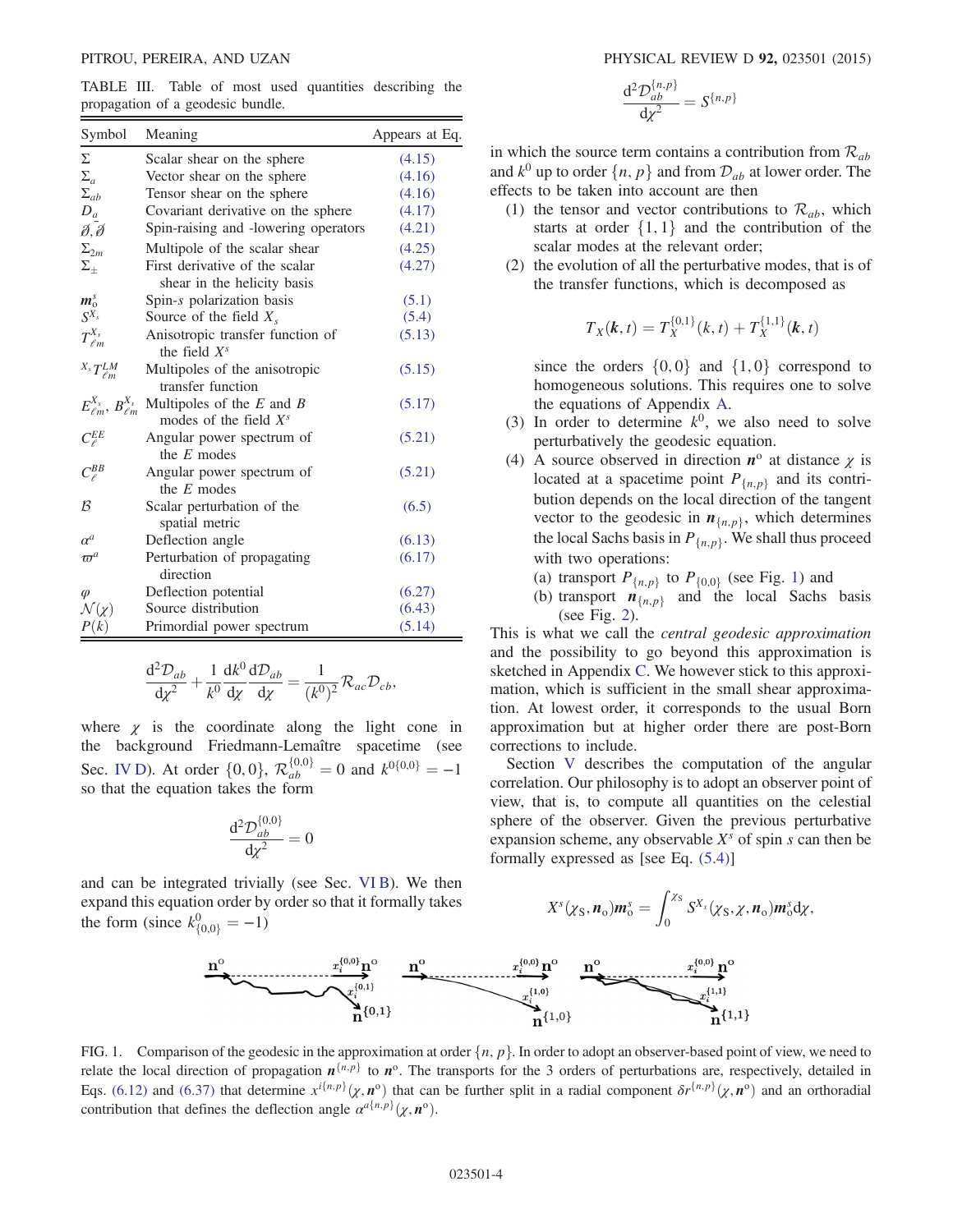TABLE III. Table of most used quantities describing the propagation of a geodesic bundle.

| Symbol | Meaning | Appears at Eq. |
|---|---|---|
| $\Sigma$ | Scalar shear on the sphere | (4.15) |
| $\Sigma_a$ | Vector shear on the sphere | (4.16) |
| $\Sigma_{ab}$ | Tensor shear on the sphere | (4.16) |
| $D_a$ | Covariant derivative on the sphere | (4.17) |
| $\eth, \bar{\eth}$ | Spin-raising and -lowering operators | (4.21) |
| $\Sigma_{2m}$ | Multipole of the scalar shear | (4.25) |
| $\Sigma_\pm$ | First derivative of the scalar shear in the helicity basis | (4.27) |
| $\boldsymbol{m}^s_{\rm o}$ | Spin-$s$ polarization basis | (5.1) |
| $S^{X_s}$ | Source of the field $X_s$ | (5.4) |
| $T^{X_s}_{\ell m}$ | Anisotropic transfer function of the field $X^s$ | (5.13) |
| ${}^{X_s}T^{LM}_{\ell m}$ | Multipoles of the anisotropic transfer function | (5.15) |
| $E^{X_s}_{\ell m}$, $B^{X_s}_{\ell m}$ | Multipoles of the $E$ and $B$ modes of the field $X^s$ | (5.17) |
| $C^{EE}_\ell$ | Angular power spectrum of the $E$ modes | (5.21) |
| $C^{BB}_\ell$ | Angular power spectrum of the $E$ modes | (5.21) |
| $\mathcal{B}$ | Scalar perturbation of the spatial metric | (6.5) |
| $\alpha^a$ | Deflection angle | (6.13) |
| $\varpi^a$ | Perturbation of propagating direction | (6.17) |
| $\varphi$ | Deflection potential | (6.27) |
| $\mathcal{N}(\chi)$ | Source distribution | (6.43) |
| $P(k)$ | Primordial power spectrum | (5.14) |

$$\frac{\mathrm{d}^2\mathcal{D}_{ab}}{\mathrm{d}\chi^2} + \frac{1}{k^0}\frac{\mathrm{d}k^0}{\mathrm{d}\chi}\frac{\mathrm{d}\mathcal{D}_{ab}}{\mathrm{d}\chi} = \frac{1}{(k^0)^2}\mathcal{R}_{ac}\mathcal{D}_{cb},$$

where $\chi$ is the coordinate along the light cone in the background Friedmann-Lemaître spacetime (see Sec. IV D). At order $\{0,0\}$, $\mathcal{R}^{\{0,0\}}_{ab} = 0$ and $k^{0\{0,0\}} = -1$ so that the equation takes the form

$$\frac{\mathrm{d}^2\mathcal{D}^{\{0,0\}}_{ab}}{\mathrm{d}\chi^2} = 0$$

and can be integrated trivially (see Sec. VI B). We then expand this equation order by order so that it formally takes the form (since $k^0_{\{0,0\}} = -1$)

$$\frac{\mathrm{d}^2\mathcal{D}^{\{n,p\}}_{ab}}{\mathrm{d}\chi^2} = S^{\{n,p\}}$$

in which the source term contains a contribution from $\mathcal{R}_{ab}$ and $k^0$ up to order $\{n,p\}$ and from $\mathcal{D}_{ab}$ at lower order. The effects to be taken into account are then

1. the tensor and vector contributions to $\mathcal{R}_{ab}$, which starts at order $\{1,1\}$ and the contribution of the scalar modes at the relevant order;
2. the evolution of all the perturbative modes, that is of the transfer functions, which is decomposed as
$$T_X(\boldsymbol{k},t) = T^{\{0,1\}}_X(k,t) + T^{\{1,1\}}_X(\boldsymbol{k},t)$$
since the orders $\{0,0\}$ and $\{1,0\}$ correspond to homogeneous solutions. This requires one to solve the equations of Appendix A.
3. In order to determine $k^0$, we also need to solve perturbatively the geodesic equation.
4. A source observed in direction $\boldsymbol{n}^{\rm o}$ at distance $\chi$ is located at a spacetime point $P_{\{n,p\}}$ and its contribution depends on the local direction of the tangent vector to the geodesic in $\boldsymbol{n}_{\{n,p\}}$, which determines the local Sachs basis in $P_{\{n,p\}}$. We shall thus proceed with two operations:
   - (a) transport $P_{\{n,p\}}$ to $P_{\{0,0\}}$ (see Fig. 1) and
   - (b) transport $\boldsymbol{n}_{\{n,p\}}$ and the local Sachs basis (see Fig. 2).

This is what we call the *central geodesic approximation* and the possibility to go beyond this approximation is sketched in Appendix C. We however stick to this approximation, which is sufficient in the small shear approximation. At lowest order, it corresponds to the usual Born approximation but at higher order there are post-Born corrections to include.

Section V describes the computation of the angular correlation. Our philosophy is to adopt an observer point of view, that is, to compute all quantities on the celestial sphere of the observer. Given the previous perturbative expansion scheme, any observable $X^s$ of spin $s$ can then be formally expressed as [see Eq. (5.4)]

$$X^s(\chi_{\rm S}, \boldsymbol{n}_{\rm o})\boldsymbol{m}^s_{\rm o} = \int_0^{\chi_{\rm S}} S^{X_s}(\chi_{\rm S},\chi,\boldsymbol{n}_{\rm o})\boldsymbol{m}^s_{\rm o}\mathrm{d}\chi,$$

FIG. 1. Comparison of the geodesic in the approximation at order $\{n,p\}$. In order to adopt an observer-based point of view, we need to relate the local direction of propagation $\boldsymbol{n}^{\{n,p\}}$ to $\boldsymbol{n}^{\rm o}$. The transports for the 3 orders of perturbations are, respectively, detailed in Eqs. (6.12) and (6.37) that determine $x^{i\{n,p\}}(\chi,\boldsymbol{n}^{\rm o})$ that can be further split in a radial component $\delta r^{\{n,p\}}(\chi,\boldsymbol{n}^{\rm o})$ and an orthoradial contribution that defines the deflection angle $\alpha^{a\{n,p\}}(\chi,\boldsymbol{n}^{\rm o})$.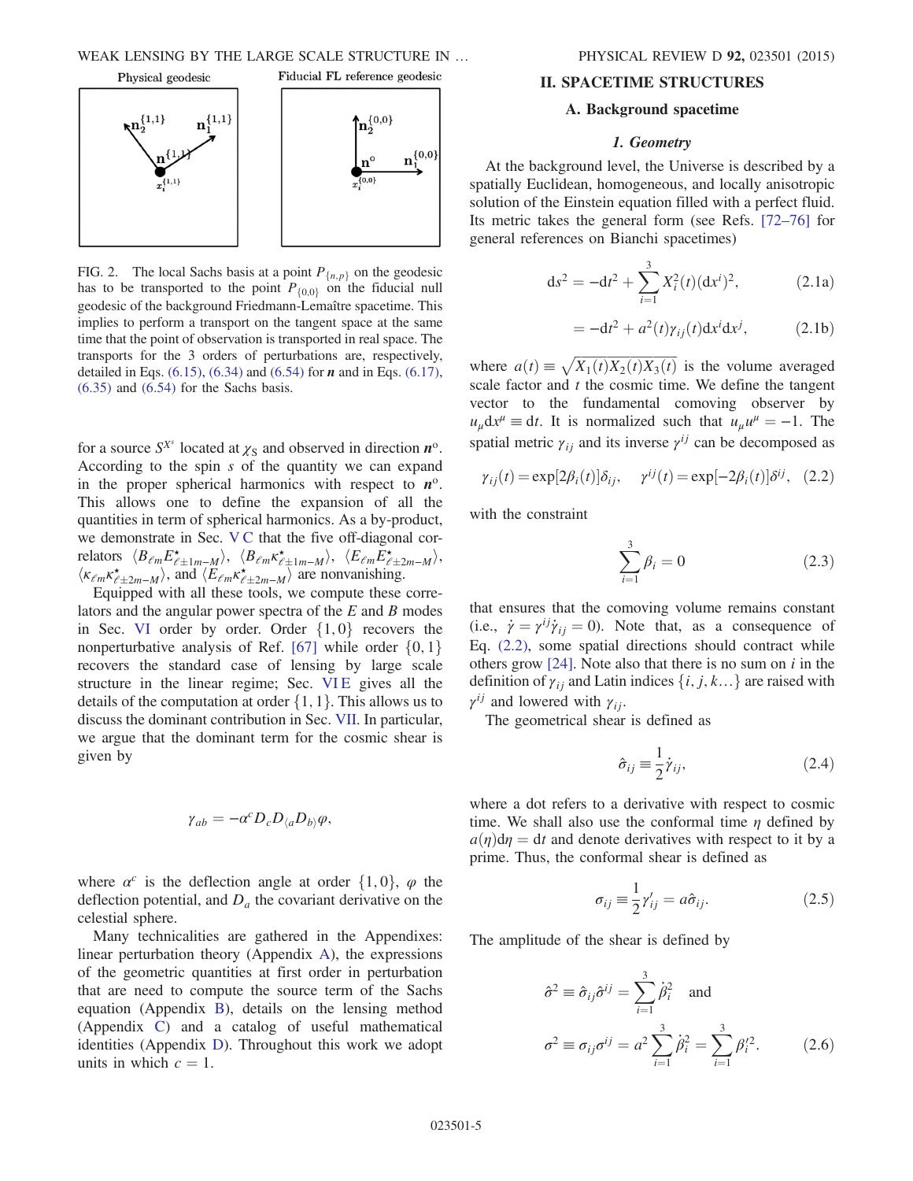FIG. 2. The local Sachs basis at a point $P_{\{n,p\}}$ on the geodesic has to be transported to the point $P_{\{0,0\}}$ on the fiducial null geodesic of the background Friedmann-Lemaître spacetime. This implies to perform a transport on the tangent space at the same time that the point of observation is transported in real space. The transports for the 3 orders of perturbations are, respectively, detailed in Eqs. (6.15), (6.34) and (6.54) for $\boldsymbol{n}$ and in Eqs. (6.17), (6.35) and (6.54) for the Sachs basis.

for a source $S^{X^s}$ located at $\chi_S$ and observed in direction $\boldsymbol{n}^o$. According to the spin $s$ of the quantity we can expand in the proper spherical harmonics with respect to $\boldsymbol{n}^o$. This allows one to define the expansion of all the quantities in term of spherical harmonics. As a by-product, we demonstrate in Sec. V C that the five off-diagonal correlators $\langle B_{\ell m} E^\star_{\ell\pm 1 m-M}\rangle$, $\langle B_{\ell m} \kappa^\star_{\ell\pm 1 m-M}\rangle$, $\langle E_{\ell m} E^\star_{\ell\pm 2 m-M}\rangle$, $\langle \kappa_{\ell m} \kappa^\star_{\ell\pm 2 m-M}\rangle$, and $\langle E_{\ell m} \kappa^\star_{\ell\pm 2 m-M}\rangle$ are nonvanishing.

Equipped with all these tools, we compute these correlators and the angular power spectra of the $E$ and $B$ modes in Sec. VI order by order. Order $\{1,0\}$ recovers the nonperturbative analysis of Ref. [67] while order $\{0,1\}$ recovers the standard case of lensing by large scale structure in the linear regime; Sec. VI E gives all the details of the computation at order $\{1,1\}$. This allows us to discuss the dominant contribution in Sec. VII. In particular, we argue that the dominant term for the cosmic shear is given by

$$\gamma_{ab} = -\alpha^c D_c D_{\langle a} D_{b\rangle}\varphi,$$

where $\alpha^c$ is the deflection angle at order $\{1,0\}$, $\varphi$ the deflection potential, and $D_a$ the covariant derivative on the celestial sphere.

Many technicalities are gathered in the Appendixes: linear perturbation theory (Appendix A), the expressions of the geometric quantities at first order in perturbation that are need to compute the source term of the Sachs equation (Appendix B), details on the lensing method (Appendix C) and a catalog of useful mathematical identities (Appendix D). Throughout this work we adopt units in which $c = 1$.

## II. SPACETIME STRUCTURES

### A. Background spacetime

#### 1. Geometry

At the background level, the Universe is described by a spatially Euclidean, homogeneous, and locally anisotropic solution of the Einstein equation filled with a perfect fluid. Its metric takes the general form (see Refs. [72–76] for general references on Bianchi spacetimes)

$$\mathrm{d}s^2 = -\mathrm{d}t^2 + \sum_{i=1}^{3} X_i^2(t)(\mathrm{d}x^i)^2, \tag{2.1a}$$

$$= -\mathrm{d}t^2 + a^2(t)\gamma_{ij}(t)\mathrm{d}x^i\mathrm{d}x^j, \tag{2.1b}$$

where $a(t) \equiv \sqrt{X_1(t)X_2(t)X_3(t)}$ is the volume averaged scale factor and $t$ the cosmic time. We define the tangent vector to the fundamental comoving observer by $u_\mu \mathrm{d}x^\mu \equiv \mathrm{d}t$. It is normalized such that $u_\mu u^\mu = -1$. The spatial metric $\gamma_{ij}$ and its inverse $\gamma^{ij}$ can be decomposed as

$$\gamma_{ij}(t) = \exp[2\beta_i(t)]\delta_{ij}, \quad \gamma^{ij}(t) = \exp[-2\beta_i(t)]\delta^{ij}, \tag{2.2}$$

with the constraint

$$\sum_{i=1}^{3}\beta_i = 0 \tag{2.3}$$

that ensures that the comoving volume remains constant (i.e., $\dot{\gamma} = \gamma^{ij}\dot{\gamma}_{ij} = 0$). Note that, as a consequence of Eq. (2.2), some spatial directions should contract while others grow [24]. Note also that there is no sum on $i$ in the definition of $\gamma_{ij}$ and Latin indices $\{i, j, k\ldots\}$ are raised with $\gamma^{ij}$ and lowered with $\gamma_{ij}$.

The geometrical shear is defined as

$$\hat{\sigma}_{ij} \equiv \frac{1}{2}\dot{\gamma}_{ij}, \tag{2.4}$$

where a dot refers to a derivative with respect to cosmic time. We shall also use the conformal time $\eta$ defined by $a(\eta)\mathrm{d}\eta = \mathrm{d}t$ and denote derivatives with respect to it by a prime. Thus, the conformal shear is defined as

$$\sigma_{ij} \equiv \frac{1}{2}\gamma'_{ij} = a\hat{\sigma}_{ij}. \tag{2.5}$$

The amplitude of the shear is defined by

$$\hat{\sigma}^2 \equiv \hat{\sigma}_{ij}\hat{\sigma}^{ij} = \sum_{i=1}^{3}\dot{\beta}_i^2 \quad \text{and}$$

$$\sigma^2 \equiv \sigma_{ij}\sigma^{ij} = a^2\sum_{i=1}^{3}\dot{\beta}_i^2 = \sum_{i=1}^{3}\beta_i'^2. \tag{2.6}$$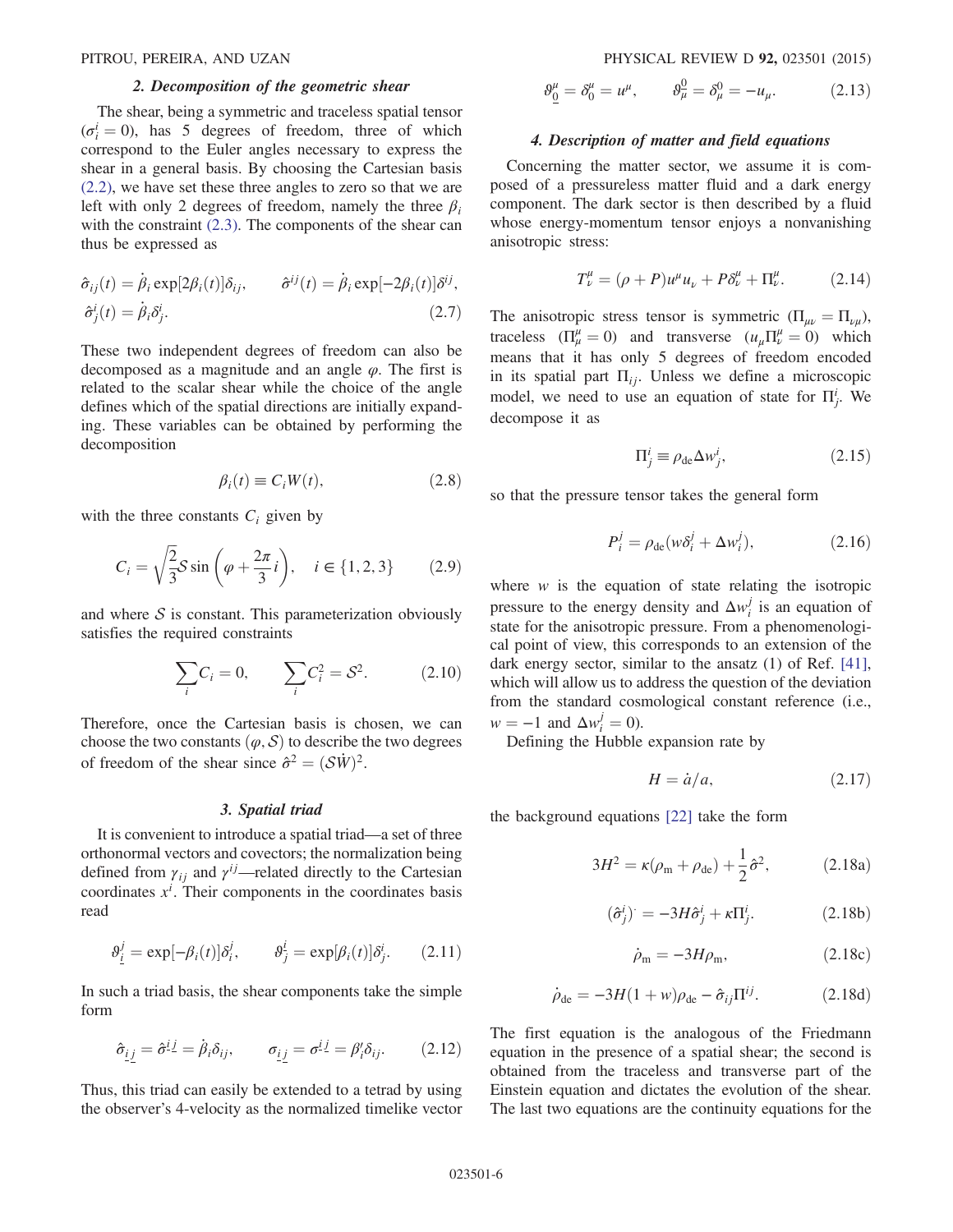### 2. Decomposition of the geometric shear

The shear, being a symmetric and traceless spatial tensor ($\sigma^i_i = 0$), has 5 degrees of freedom, three of which correspond to the Euler angles necessary to express the shear in a general basis. By choosing the Cartesian basis (2.2), we have set these three angles to zero so that we are left with only 2 degrees of freedom, namely the three $\beta_i$ with the constraint (2.3). The components of the shear can thus be expressed as

$$\hat{\sigma}_{ij}(t) = \dot{\beta}_i \exp[2\beta_i(t)]\delta_{ij}, \qquad \hat{\sigma}^{ij}(t) = \dot{\beta}_i \exp[-2\beta_i(t)]\delta^{ij},$$
$$\hat{\sigma}^i_j(t) = \dot{\beta}_i \delta^i_j. \tag{2.7}$$

These two independent degrees of freedom can also be decomposed as a magnitude and an angle $\varphi$. The first is related to the scalar shear while the choice of the angle defines which of the spatial directions are initially expanding. These variables can be obtained by performing the decomposition

$$\beta_i(t) \equiv C_i W(t), \tag{2.8}$$

with the three constants $C_i$ given by

$$C_i = \sqrt{\frac{2}{3}}\mathcal{S} \sin\left(\varphi + \frac{2\pi}{3} i\right), \quad i \in \{1, 2, 3\} \tag{2.9}$$

and where $\mathcal{S}$ is constant. This parameterization obviously satisfies the required constraints

$$\sum_i C_i = 0, \qquad \sum_i C_i^2 = \mathcal{S}^2. \tag{2.10}$$

Therefore, once the Cartesian basis is chosen, we can choose the two constants $(\varphi, \mathcal{S})$ to describe the two degrees of freedom of the shear since $\hat{\sigma}^2 = (\mathcal{S}\dot{W})^2$.

### 3. Spatial triad

It is convenient to introduce a spatial triad—a set of three orthonormal vectors and covectors; the normalization being defined from $\gamma_{ij}$ and $\gamma^{ij}$—related directly to the Cartesian coordinates $x^i$. Their components in the coordinates basis read

$$\vartheta^j_{\underline{i}} = \exp[-\beta_i(t)]\delta^j_i, \qquad \vartheta^{\underline{i}}_j = \exp[\beta_i(t)]\delta^i_j. \tag{2.11}$$

In such a triad basis, the shear components take the simple form

$$\hat{\sigma}_{\underline{i}\,\underline{j}} = \hat{\sigma}^{\underline{i}\,\underline{j}} = \dot{\beta}_i \delta_{ij}, \qquad \sigma_{\underline{i}\,\underline{j}} = \sigma^{\underline{i}\,\underline{j}} = \beta'_i \delta_{ij}. \tag{2.12}$$

Thus, this triad can easily be extended to a tetrad by using the observer's 4-velocity as the normalized timelike vector

$$\vartheta^\mu_{\underline{0}} = \delta^\mu_0 = u^\mu, \qquad \vartheta^{\underline{0}}_\mu = \delta^0_\mu = -u_\mu. \tag{2.13}$$

### 4. Description of matter and field equations

Concerning the matter sector, we assume it is composed of a pressureless matter fluid and a dark energy component. The dark sector is then described by a fluid whose energy-momentum tensor enjoys a nonvanishing anisotropic stress:

$$T^\mu_\nu = (\rho + P)u^\mu u_\nu + P\delta^\mu_\nu + \Pi^\mu_\nu. \tag{2.14}$$

The anisotropic stress tensor is symmetric ($\Pi_{\mu\nu} = \Pi_{\nu\mu}$), traceless ($\Pi^\mu_\mu = 0$) and transverse ($u_\mu \Pi^\mu_\nu = 0$) which means that it has only 5 degrees of freedom encoded in its spatial part $\Pi_{ij}$. Unless we define a microscopic model, we need to use an equation of state for $\Pi^i_j$. We decompose it as

$$\Pi^i_j \equiv \rho_{\rm de} \Delta w^i_j, \tag{2.15}$$

so that the pressure tensor takes the general form

$$P^j_i = \rho_{\rm de}(w\delta^j_i + \Delta w^j_i), \tag{2.16}$$

where $w$ is the equation of state relating the isotropic pressure to the energy density and $\Delta w^j_i$ is an equation of state for the anisotropic pressure. From a phenomenological point of view, this corresponds to an extension of the dark energy sector, similar to the ansatz (1) of Ref. [41], which will allow us to address the question of the deviation from the standard cosmological constant reference (i.e., $w = -1$ and $\Delta w^j_i = 0$).

Defining the Hubble expansion rate by

$$H = \dot{a}/a, \tag{2.17}$$

the background equations [22] take the form

$$3H^2 = \kappa(\rho_{\rm m} + \rho_{\rm de}) + \frac{1}{2}\hat{\sigma}^2, \tag{2.18a}$$

$$(\hat{\sigma}^i_j)^{\cdot} = -3H\hat{\sigma}^i_j + \kappa\Pi^i_j, \tag{2.18b}$$

$$\dot{\rho}_{\rm m} = -3H\rho_{\rm m}, \tag{2.18c}$$

$$\dot{\rho}_{\rm de} = -3H(1 + w)\rho_{\rm de} - \hat{\sigma}_{ij}\Pi^{ij}. \tag{2.18d}$$

The first equation is the analogous of the Friedmann equation in the presence of a spatial shear; the second is obtained from the traceless and transverse part of the Einstein equation and dictates the evolution of the shear. The last two equations are the continuity equations for the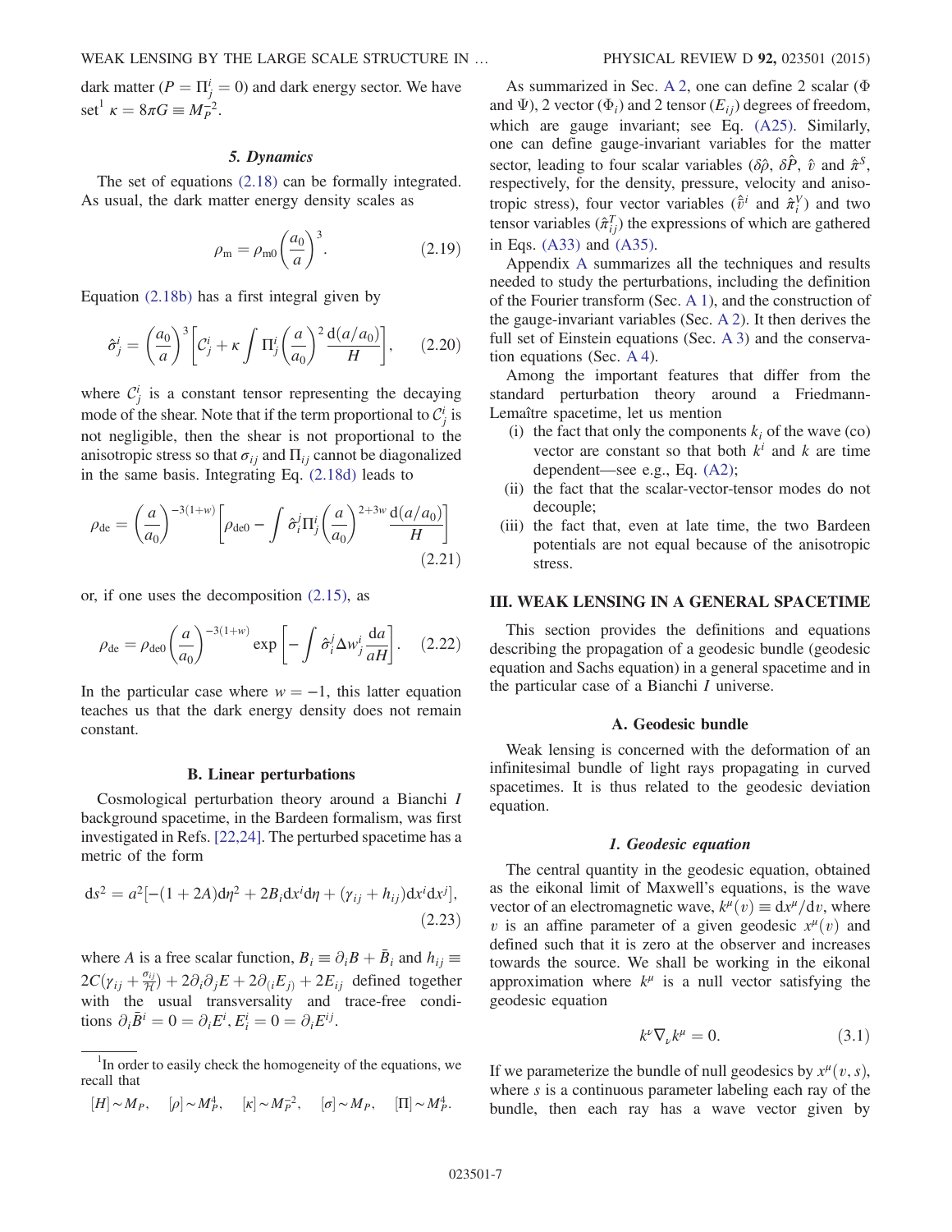dark matter ($P = \Pi^i_j = 0$) and dark energy sector. We have set[1] $\kappa = 8\pi G \equiv M_P^{-2}$.

#### 5. Dynamics

The set of equations (2.18) can be formally integrated. As usual, the dark matter energy density scales as

$$\rho_{\rm m} = \rho_{\rm m0}\left(\frac{a_0}{a}\right)^3. \tag{2.19}$$

Equation (2.18b) has a first integral given by

$$\hat{\sigma}^i_j = \left(\frac{a_0}{a}\right)^3\left[\mathcal{C}^i_j + \kappa\int \Pi^i_j\left(\frac{a}{a_0}\right)^2\frac{\mathrm{d}(a/a_0)}{H}\right], \tag{2.20}$$

where $\mathcal{C}^i_j$ is a constant tensor representing the decaying mode of the shear. Note that if the term proportional to $\mathcal{C}^i_j$ is not negligible, then the shear is not proportional to the anisotropic stress so that $\sigma_{ij}$ and $\Pi_{ij}$ cannot be diagonalized in the same basis. Integrating Eq. (2.18d) leads to

$$\rho_{\rm de} = \left(\frac{a}{a_0}\right)^{-3(1+w)}\left[\rho_{\rm de0} - \int \hat{\sigma}^j_i \Pi^i_j\left(\frac{a}{a_0}\right)^{2+3w}\frac{\mathrm{d}(a/a_0)}{H}\right] \tag{2.21}$$

or, if one uses the decomposition (2.15), as

$$\rho_{\rm de} = \rho_{\rm de0}\left(\frac{a}{a_0}\right)^{-3(1+w)}\exp\left[-\int \hat{\sigma}^j_i \Delta w^i_j \frac{\mathrm{d}a}{aH}\right]. \tag{2.22}$$

In the particular case where $w = -1$, this latter equation teaches us that the dark energy density does not remain constant.

### B. Linear perturbations

Cosmological perturbation theory around a Bianchi $I$ background spacetime, in the Bardeen formalism, was first investigated in Refs. [22,24]. The perturbed spacetime has a metric of the form

$$\mathrm{d}s^2 = a^2[-(1+2A)\mathrm{d}\eta^2 + 2B_i \mathrm{d}x^i\mathrm{d}\eta + (\gamma_{ij} + h_{ij})\mathrm{d}x^i\mathrm{d}x^j], \tag{2.23}$$

where $A$ is a free scalar function, $B_i \equiv \partial_i B + \bar{B}_i$ and $h_{ij} \equiv 2C(\gamma_{ij} + \frac{\sigma_{ij}}{\mathcal{H}}) + 2\partial_i\partial_j E + 2\partial_{(i}E_{j)} + 2E_{ij}$ defined together with the usual transversality and trace-free conditions $\partial_i \bar{B}^i = 0 = \partial_i E^i, E^i_i = 0 = \partial_i E^{ij}$.

As summarized in Sec. A 2, one can define 2 scalar ($\Phi$ and $\Psi$), 2 vector ($\Phi_i$) and 2 tensor ($E_{ij}$) degrees of freedom, which are gauge invariant; see Eq. (A25). Similarly, one can define gauge-invariant variables for the matter sector, leading to four scalar variables ($\delta\hat{\rho}$, $\delta\hat{P}$, $\hat{v}$ and $\hat{\pi}^S$, respectively, for the density, pressure, velocity and anisotropic stress), four vector variables ($\hat{\bar{v}}^i$ and $\hat{\pi}^V_i$) and two tensor variables ($\hat{\pi}^T_{ij}$) the expressions of which are gathered in Eqs. (A33) and (A35).

Appendix A summarizes all the techniques and results needed to study the perturbations, including the definition of the Fourier transform (Sec. A 1), and the construction of the gauge-invariant variables (Sec. A 2). It then derives the full set of Einstein equations (Sec. A 3) and the conservation equations (Sec. A 4).

Among the important features that differ from the standard perturbation theory around a Friedmann-Lemaître spacetime, let us mention

(i) the fact that only the components $k_i$ of the wave (co) vector are constant so that both $k^i$ and $k$ are time dependent—see e.g., Eq. (A2);
(ii) the fact that the scalar-vector-tensor modes do not decouple;
(iii) the fact that, even at late time, the two Bardeen potentials are not equal because of the anisotropic stress.

## III. WEAK LENSING IN A GENERAL SPACETIME

This section provides the definitions and equations describing the propagation of a geodesic bundle (geodesic equation and Sachs equation) in a general spacetime and in the particular case of a Bianchi $I$ universe.

### A. Geodesic bundle

Weak lensing is concerned with the deformation of an infinitesimal bundle of light rays propagating in curved spacetimes. It is thus related to the geodesic deviation equation.

#### 1. Geodesic equation

The central quantity in the geodesic equation, obtained as the eikonal limit of Maxwell's equations, is the wave vector of an electromagnetic wave, $k^\mu(v) \equiv \mathrm{d}x^\mu/\mathrm{d}v$, where $v$ is an affine parameter of a given geodesic $x^\mu(v)$ and defined such that it is zero at the observer and increases towards the source. We shall be working in the eikonal approximation where $k^\mu$ is a null vector satisfying the geodesic equation

$$k^\nu\nabla_\nu k^\mu = 0. \tag{3.1}$$

If we parameterize the bundle of null geodesics by $x^\mu(v, s)$, where $s$ is a continuous parameter labeling each ray of the bundle, then each ray has a wave vector given by

---

[1] In order to easily check the homogeneity of the equations, we recall that

$$[H] \sim M_P, \quad [\rho] \sim M_P^4, \quad [\kappa] \sim M_P^{-2}, \quad [\sigma] \sim M_P, \quad [\Pi] \sim M_P^4.$$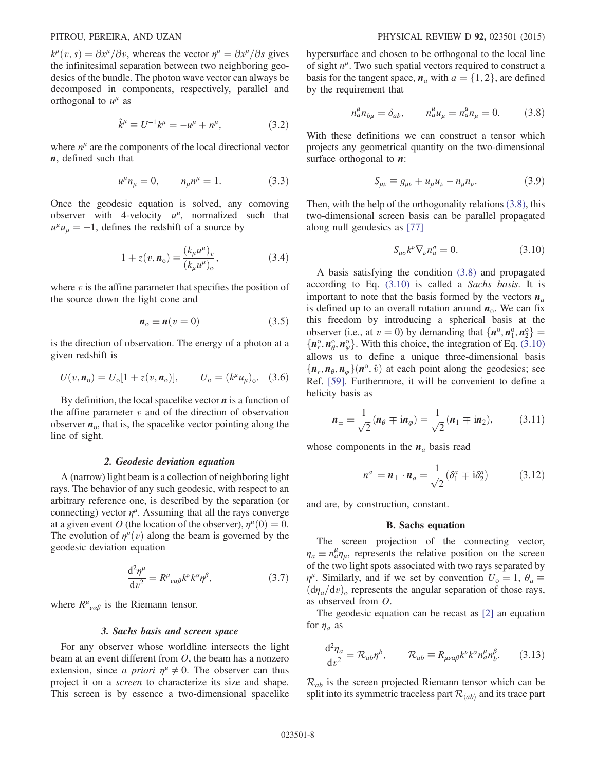$k^\mu(v,s) = \partial x^\mu/\partial v$, whereas the vector $\eta^\mu = \partial x^\mu/\partial s$ gives the infinitesimal separation between two neighboring geodesics of the bundle. The photon wave vector can always be decomposed in components, respectively, parallel and orthogonal to $u^\mu$ as

$$\hat{k}^\mu \equiv U^{-1}k^\mu = -u^\mu + n^\mu, \tag{3.2}$$

where $n^\mu$ are the components of the local directional vector $\boldsymbol{n}$, defined such that

$$u^\mu n_\mu = 0, \qquad n_\mu n^\mu = 1. \tag{3.3}$$

Once the geodesic equation is solved, any comoving observer with 4-velocity $u^\mu$, normalized such that $u^\mu u_\mu = -1$, defines the redshift of a source by

$$1 + z(v, \boldsymbol{n}_\mathrm{o}) \equiv \frac{(k_\mu u^\mu)_v}{(k_\mu u^\mu)_\mathrm{o}}, \tag{3.4}$$

where $v$ is the affine parameter that specifies the position of the source down the light cone and

$$\boldsymbol{n}_\mathrm{o} \equiv \boldsymbol{n}(v=0) \tag{3.5}$$

is the direction of observation. The energy of a photon at a given redshift is

$$U(v, \boldsymbol{n}_\mathrm{o}) = U_\mathrm{o}[1 + z(v, \boldsymbol{n}_\mathrm{o})], \qquad U_\mathrm{o} = (k^\mu u_\mu)_\mathrm{o}. \tag{3.6}$$

By definition, the local spacelike vector $\boldsymbol{n}$ is a function of the affine parameter $v$ and of the direction of observation observer $\boldsymbol{n}_\mathrm{o}$, that is, the spacelike vector pointing along the line of sight.

### 2. Geodesic deviation equation

A (narrow) light beam is a collection of neighboring light rays. The behavior of any such geodesic, with respect to an arbitrary reference one, is described by the separation (or connecting) vector $\eta^\mu$. Assuming that all the rays converge at a given event $O$ (the location of the observer), $\eta^\mu(0) = 0$. The evolution of $\eta^\mu(v)$ along the beam is governed by the geodesic deviation equation

$$\frac{\mathrm{d}^2\eta^\mu}{\mathrm{d}v^2} = R^\mu{}_{\nu\alpha\beta}k^\nu k^\alpha \eta^\beta, \tag{3.7}$$

where $R^\mu{}_{\nu\alpha\beta}$ is the Riemann tensor.

### 3. Sachs basis and screen space

For any observer whose worldline intersects the light beam at an event different from $O$, the beam has a nonzero extension, since *a priori* $\eta^\mu \neq 0$. The observer can thus project it on a *screen* to characterize its size and shape. This screen is by essence a two-dimensional spacelike hypersurface and chosen to be orthogonal to the local line of sight $n^\mu$. Two such spatial vectors required to construct a basis for the tangent space, $\boldsymbol{n}_a$ with $a = \{1, 2\}$, are defined by the requirement that

$$n_a^\mu n_{b\mu} = \delta_{ab}, \qquad n_a^\mu u_\mu = n_a^\mu n_\mu = 0. \tag{3.8}$$

With these definitions we can construct a tensor which projects any geometrical quantity on the two-dimensional surface orthogonal to $\boldsymbol{n}$:

$$S_{\mu\nu} \equiv g_{\mu\nu} + u_\mu u_\nu - n_\mu n_\nu. \tag{3.9}$$

Then, with the help of the orthogonality relations (3.8), this two-dimensional screen basis can be parallel propagated along null geodesics as [77]

$$S_{\mu\sigma}k^\nu \nabla_\nu n_a^\sigma = 0. \tag{3.10}$$

A basis satisfying the condition (3.8) and propagated according to Eq. (3.10) is called a *Sachs basis*. It is important to note that the basis formed by the vectors $\boldsymbol{n}_a$ is defined up to an overall rotation around $\boldsymbol{n}_\mathrm{o}$. We can fix this freedom by introducing a spherical basis at the observer (i.e., at $v = 0$) by demanding that $\{\boldsymbol{n}^\mathrm{o}, \boldsymbol{n}_1^\mathrm{o}, \boldsymbol{n}_2^\mathrm{o}\} = \{\boldsymbol{n}_r^\mathrm{o}, \boldsymbol{n}_\theta^\mathrm{o}, \boldsymbol{n}_\varphi^\mathrm{o}\}$. With this choice, the integration of Eq. (3.10) allows us to define a unique three-dimensional basis $\{\boldsymbol{n}_r, \boldsymbol{n}_\theta, \boldsymbol{n}_\varphi\}(\boldsymbol{n}^\mathrm{o}, \hat{v})$ at each point along the geodesics; see Ref. [59]. Furthermore, it will be convenient to define a helicity basis as

$$\boldsymbol{n}_\pm \equiv \frac{1}{\sqrt{2}}(\boldsymbol{n}_\theta \mp \mathrm{i}\boldsymbol{n}_\varphi) = \frac{1}{\sqrt{2}}(\boldsymbol{n}_1 \mp \mathrm{i}\boldsymbol{n}_2), \tag{3.11}$$

whose components in the $\boldsymbol{n}_a$ basis read

$$n_\pm^a = \boldsymbol{n}_\pm \cdot \boldsymbol{n}_a = \frac{1}{\sqrt{2}}(\delta_1^a \mp \mathrm{i}\delta_2^a) \tag{3.12}$$

and are, by construction, constant.

## B. Sachs equation

The screen projection of the connecting vector, $\eta_a \equiv n_a^\mu \eta_\mu$, represents the relative position on the screen of the two light spots associated with two rays separated by $\eta^\mu$. Similarly, and if we set by convention $U_\mathrm{o} = 1$, $\theta_a \equiv (\mathrm{d}\eta_a/\mathrm{d}v)_\mathrm{o}$ represents the angular separation of those rays, as observed from $O$.

The geodesic equation can be recast as [2] an equation for $\eta_a$ as

$$\frac{\mathrm{d}^2\eta_a}{\mathrm{d}v^2} = \mathcal{R}_{ab}\eta^b, \qquad \mathcal{R}_{ab} \equiv R_{\mu\nu\alpha\beta}k^\nu k^\alpha n_a^\mu n_b^\beta. \tag{3.13}$$

$\mathcal{R}_{ab}$ is the screen projected Riemann tensor which can be split into its symmetric traceless part $\mathcal{R}_{\langle ab\rangle}$ and its trace part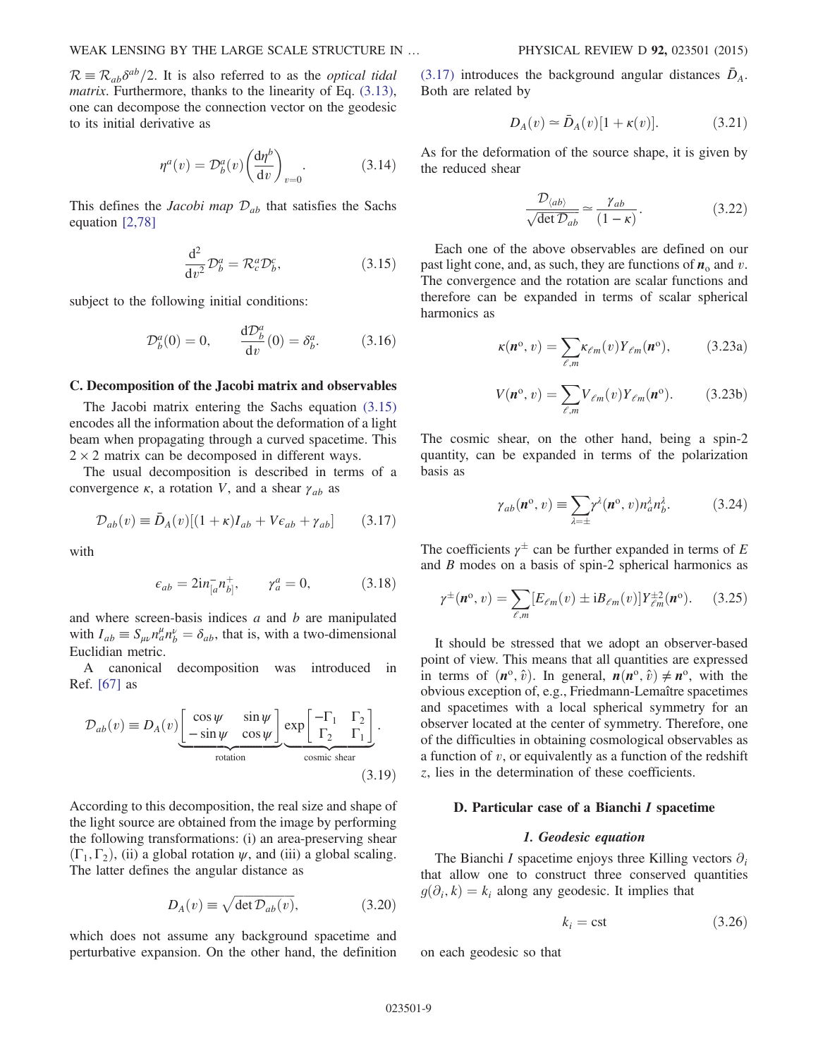$\mathcal{R} \equiv \mathcal{R}_{ab}\delta^{ab}/2$. It is also referred to as the *optical tidal matrix*. Furthermore, thanks to the linearity of Eq. (3.13), one can decompose the connection vector on the geodesic to its initial derivative as

$$\eta^a(v) = \mathcal{D}^a_b(v)\left(\frac{\mathrm{d}\eta^b}{\mathrm{d}v}\right)_{v=0}. \qquad (3.14)$$

This defines the *Jacobi map* $\mathcal{D}_{ab}$ that satisfies the Sachs equation [2,78]

$$\frac{\mathrm{d}^2}{\mathrm{d}v^2}\mathcal{D}^a_b = \mathcal{R}^a_c\mathcal{D}^c_b, \qquad (3.15)$$

subject to the following initial conditions:

$$\mathcal{D}^a_b(0) = 0, \qquad \frac{\mathrm{d}\mathcal{D}^a_b}{\mathrm{d}v}(0) = \delta^a_b. \qquad (3.16)$$

### C. Decomposition of the Jacobi matrix and observables

The Jacobi matrix entering the Sachs equation (3.15) encodes all the information about the deformation of a light beam when propagating through a curved spacetime. This $2\times 2$ matrix can be decomposed in different ways.

The usual decomposition is described in terms of a convergence $\kappa$, a rotation $V$, and a shear $\gamma_{ab}$ as

$$\mathcal{D}_{ab}(v) \equiv \bar{D}_A(v)[(1+\kappa)I_{ab} + V\epsilon_{ab} + \gamma_{ab}] \qquad (3.17)$$

with

$$\epsilon_{ab} = 2\mathrm{i}n^-_{[a}n^+_{b]}, \qquad \gamma^a_a = 0, \qquad (3.18)$$

and where screen-basis indices $a$ and $b$ are manipulated with $I_{ab} \equiv S_{\mu\nu}n^\mu_a n^\nu_b = \delta_{ab}$, that is, with a two-dimensional Euclidian metric.

A canonical decomposition was introduced in Ref. [67] as

$$\mathcal{D}_{ab}(v) \equiv D_A(v)\underbrace{\begin{bmatrix}\cos\psi & \sin\psi\\ -\sin\psi & \cos\psi\end{bmatrix}}_{\text{rotation}}\underbrace{\exp\begin{bmatrix}-\Gamma_1 & \Gamma_2\\ \Gamma_2 & \Gamma_1\end{bmatrix}}_{\text{cosmic shear}}. \qquad (3.19)$$

According to this decomposition, the real size and shape of the light source are obtained from the image by performing the following transformations: (i) an area-preserving shear $(\Gamma_1, \Gamma_2)$, (ii) a global rotation $\psi$, and (iii) a global scaling. The latter defines the angular distance as

$$D_A(v) \equiv \sqrt{\det\mathcal{D}_{ab}(v)}, \qquad (3.20)$$

which does not assume any background spacetime and perturbative expansion. On the other hand, the definition (3.17) introduces the background angular distances $\bar{D}_A$. Both are related by

$$D_A(v) \simeq \bar{D}_A(v)[1+\kappa(v)]. \qquad (3.21)$$

As for the deformation of the source shape, it is given by the reduced shear

$$\frac{\mathcal{D}_{\langle ab\rangle}}{\sqrt{\det\mathcal{D}_{ab}}} \simeq \frac{\gamma_{ab}}{(1-\kappa)}. \qquad (3.22)$$

Each one of the above observables are defined on our past light cone, and, as such, they are functions of $\boldsymbol{n}_\mathrm{o}$ and $v$. The convergence and the rotation are scalar functions and therefore can be expanded in terms of scalar spherical harmonics as

$$\kappa(\boldsymbol{n}^\mathrm{o}, v) = \sum_{\ell,m}\kappa_{\ell m}(v)Y_{\ell m}(\boldsymbol{n}^\mathrm{o}), \qquad (3.23a)$$

$$V(\boldsymbol{n}^\mathrm{o}, v) = \sum_{\ell,m}V_{\ell m}(v)Y_{\ell m}(\boldsymbol{n}^\mathrm{o}). \qquad (3.23b)$$

The cosmic shear, on the other hand, being a spin-2 quantity, can be expanded in terms of the polarization basis as

$$\gamma_{ab}(\boldsymbol{n}^\mathrm{o}, v) \equiv \sum_{\lambda=\pm}\gamma^\lambda(\boldsymbol{n}^\mathrm{o}, v)n^\lambda_a n^\lambda_b. \qquad (3.24)$$

The coefficients $\gamma^\pm$ can be further expanded in terms of $E$ and $B$ modes on a basis of spin-2 spherical harmonics as

$$\gamma^\pm(\boldsymbol{n}^\mathrm{o}, v) = \sum_{\ell,m}[E_{\ell m}(v) \pm \mathrm{i}B_{\ell m}(v)]Y^{\pm 2}_{\ell m}(\boldsymbol{n}^\mathrm{o}). \qquad (3.25)$$

It should be stressed that we adopt an observer-based point of view. This means that all quantities are expressed in terms of $(\boldsymbol{n}^\mathrm{o}, \hat{v})$. In general, $\boldsymbol{n}(\boldsymbol{n}^\mathrm{o}, \hat{v}) \neq \boldsymbol{n}^\mathrm{o}$, with the obvious exception of, e.g., Friedmann-Lemaître spacetimes and spacetimes with a local spherical symmetry for an observer located at the center of symmetry. Therefore, one of the difficulties in obtaining cosmological observables as a function of $v$, or equivalently as a function of the redshift $z$, lies in the determination of these coefficients.

### D. Particular case of a Bianchi *I* spacetime

#### *1. Geodesic equation*

The Bianchi $I$ spacetime enjoys three Killing vectors $\partial_i$ that allow one to construct three conserved quantities $g(\partial_i, k) = k_i$ along any geodesic. It implies that

$$k_i = \mathrm{cst} \qquad (3.26)$$

on each geodesic so that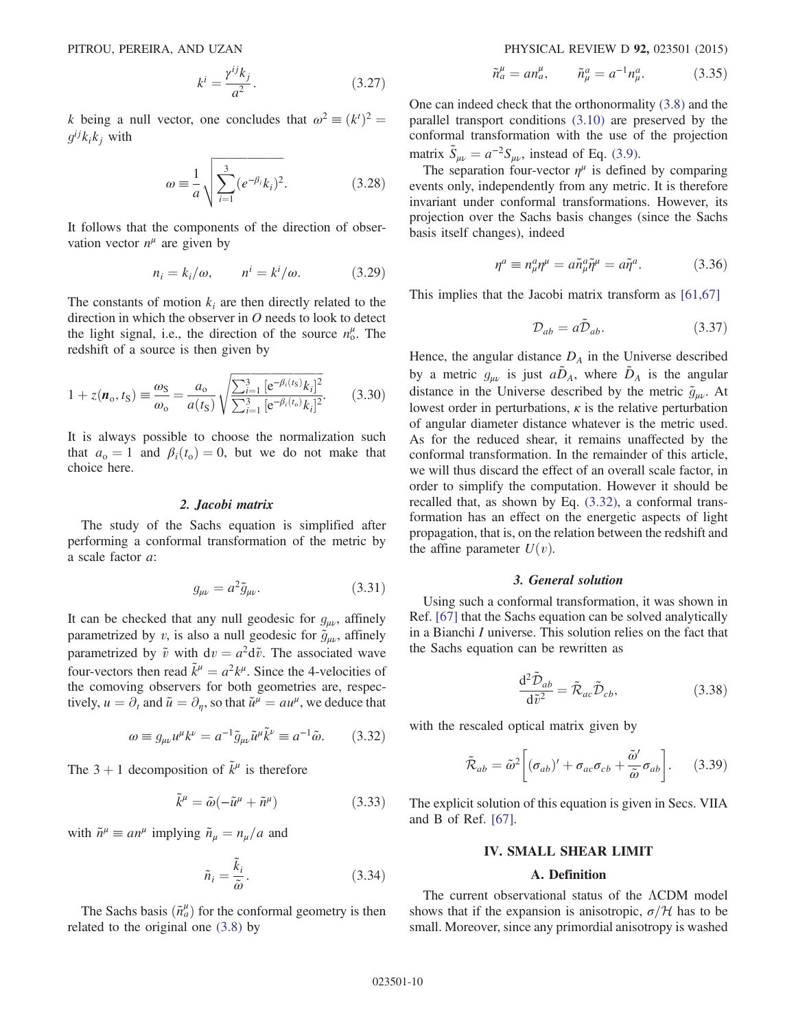$$
k^i = \frac{\gamma^{ij} k_j}{a^2}. \tag{3.27}
$$

$k$ being a null vector, one concludes that $\omega^2 \equiv (k^t)^2 = g^{ij} k_i k_j$ with

$$
\omega \equiv \frac{1}{a} \sqrt{\sum_{i=1}^{3} (e^{-\beta_i} k_i)^2}. \tag{3.28}
$$

It follows that the components of the direction of observation vector $n^\mu$ are given by

$$
n_i = k_i/\omega, \qquad n^i = k^i/\omega. \tag{3.29}
$$

The constants of motion $k_i$ are then directly related to the direction in which the observer in $O$ needs to look to detect the light signal, i.e., the direction of the source $n_\mathrm{o}^\mu$. The redshift of a source is then given by

$$
1 + z(\boldsymbol{n}_\mathrm{o}, t_\mathrm{S}) \equiv \frac{\omega_\mathrm{S}}{\omega_\mathrm{o}} = \frac{a_\mathrm{o}}{a(t_\mathrm{S})} \sqrt{\frac{\sum_{i=1}^{3} [\mathrm{e}^{-\beta_i(t_\mathrm{S})} k_i]^2}{\sum_{i=1}^{3} [\mathrm{e}^{-\beta_i(t_\mathrm{o})} k_i]^2}}. \tag{3.30}
$$

It is always possible to choose the normalization such that $a_\mathrm{o} = 1$ and $\beta_i(t_\mathrm{o}) = 0$, but we do not make that choice here.

#### 2. Jacobi matrix

The study of the Sachs equation is simplified after performing a conformal transformation of the metric by a scale factor $a$:

$$
g_{\mu\nu} = a^2 \tilde{g}_{\mu\nu}. \tag{3.31}
$$

It can be checked that any null geodesic for $g_{\mu\nu}$, affinely parametrized by $v$, is also a null geodesic for $\tilde{g}_{\mu\nu}$, affinely parametrized by $\tilde{v}$ with $\mathrm{d}v = a^2 \mathrm{d}\tilde{v}$. The associated wave four-vectors then read $\tilde{k}^\mu = a^2 k^\mu$. Since the 4-velocities of the comoving observers for both geometries are, respectively, $u = \partial_t$ and $\tilde{u} = \partial_\eta$, so that $\tilde{u}^\mu = a u^\mu$, we deduce that

$$
\omega \equiv g_{\mu\nu} u^\mu k^\nu = a^{-1} \tilde{g}_{\mu\nu} \tilde{u}^\mu \tilde{k}^\nu \equiv a^{-1} \tilde{\omega}. \tag{3.32}
$$

The $3+1$ decomposition of $\tilde{k}^\mu$ is therefore

$$
\tilde{k}^\mu = \tilde{\omega}(-\tilde{u}^\mu + \tilde{n}^\mu) \tag{3.33}
$$

with $\tilde{n}^\mu \equiv a n^\mu$ implying $\tilde{n}_\mu = n_\mu / a$ and

$$
\tilde{n}_i = \frac{\tilde{k}_i}{\tilde{\omega}}. \tag{3.34}
$$

The Sachs basis $(\tilde{n}_a^\mu)$ for the conformal geometry is then related to the original one (3.8) by

$$
\tilde{n}_a^\mu = a n_a^\mu, \qquad \tilde{n}_\mu^a = a^{-1} n_\mu^a. \tag{3.35}
$$

One can indeed check that the orthonormality (3.8) and the parallel transport conditions (3.10) are preserved by the conformal transformation with the use of the projection matrix $\tilde{S}_{\mu\nu} = a^{-2} S_{\mu\nu}$, instead of Eq. (3.9).

The separation four-vector $\eta^\mu$ is defined by comparing events only, independently from any metric. It is therefore invariant under conformal transformations. However, its projection over the Sachs basis changes (since the Sachs basis itself changes), indeed

$$
\eta^a \equiv n_\mu^a \eta^\mu = a \tilde{n}_\mu^a \tilde{\eta}^\mu = a \tilde{\eta}^a. \tag{3.36}
$$

This implies that the Jacobi matrix transform as [61,67]

$$
\mathcal{D}_{ab} = a \tilde{\mathcal{D}}_{ab}. \tag{3.37}
$$

Hence, the angular distance $D_A$ in the Universe described by a metric $g_{\mu\nu}$ is just $a\tilde{D}_A$, where $\tilde{D}_A$ is the angular distance in the Universe described by the metric $\tilde{g}_{\mu\nu}$. At lowest order in perturbations, $\kappa$ is the relative perturbation of angular diameter distance whatever is the metric used. As for the reduced shear, it remains unaffected by the conformal transformation. In the remainder of this article, we will thus discard the effect of an overall scale factor, in order to simplify the computation. However it should be recalled that, as shown by Eq. (3.32), a conformal transformation has an effect on the energetic aspects of light propagation, that is, on the relation between the redshift and the affine parameter $U(v)$.

#### 3. General solution

Using such a conformal transformation, it was shown in Ref. [67] that the Sachs equation can be solved analytically in a Bianchi $I$ universe. This solution relies on the fact that the Sachs equation can be rewritten as

$$
\frac{\mathrm{d}^2 \tilde{\mathcal{D}}_{ab}}{\mathrm{d}\tilde{v}^2} = \tilde{\mathcal{R}}_{ac} \tilde{\mathcal{D}}_{cb}, \tag{3.38}
$$

with the rescaled optical matrix given by

$$
\tilde{\mathcal{R}}_{ab} = \tilde{\omega}^2 \left[ (\sigma_{ab})' + \sigma_{ac}\sigma_{cb} + \frac{\tilde{\omega}'}{\tilde{\omega}} \sigma_{ab} \right]. \tag{3.39}
$$

The explicit solution of this equation is given in Secs. VIIA and B of Ref. [67].

## IV. SMALL SHEAR LIMIT

### A. Definition

The current observational status of the ΛCDM model shows that if the expansion is anisotropic, $\sigma/\mathcal{H}$ has to be small. Moreover, since any primordial anisotropy is washed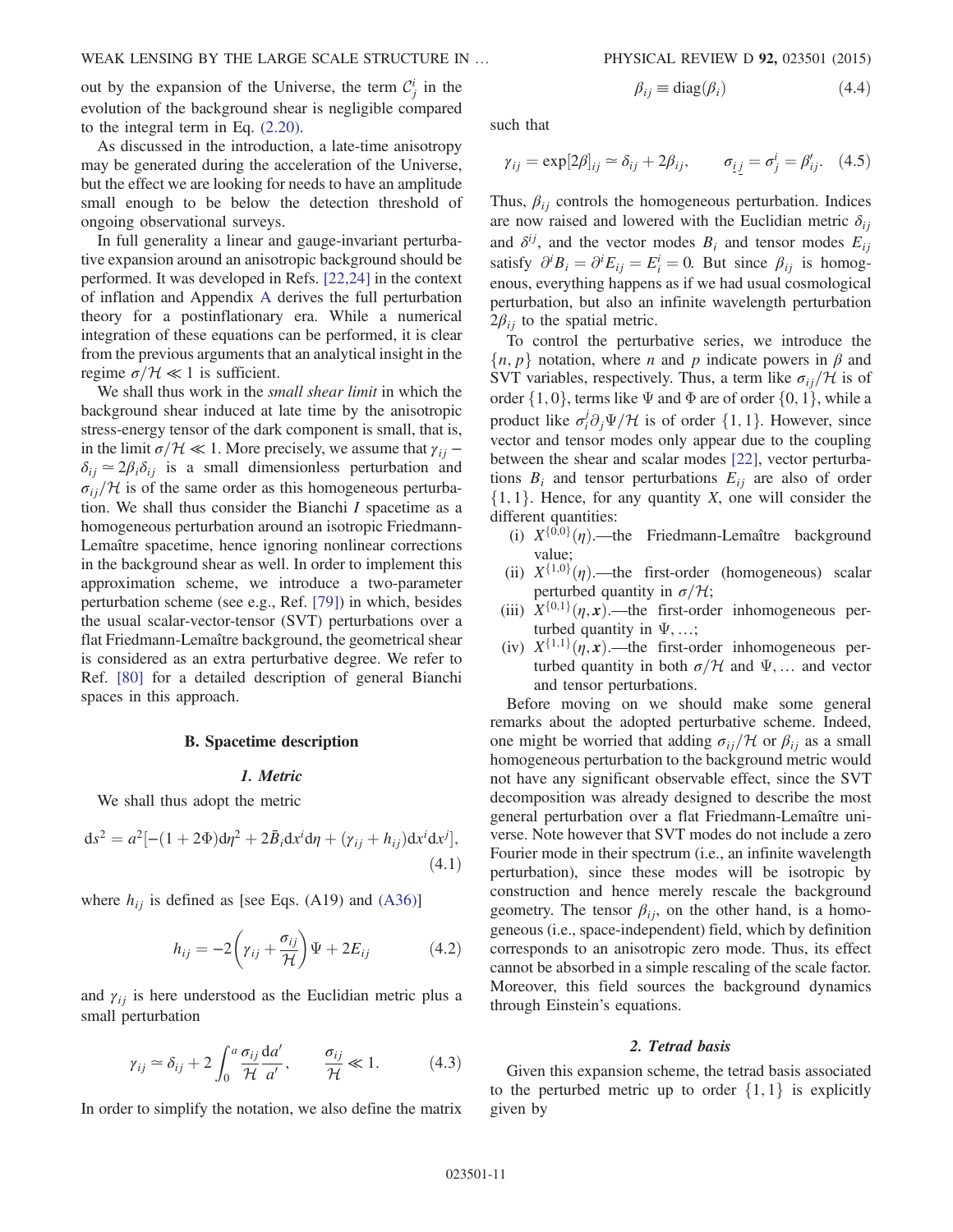out by the expansion of the Universe, the term $\mathcal{C}^i_j$ in the evolution of the background shear is negligible compared to the integral term in Eq. (2.20).

As discussed in the introduction, a late-time anisotropy may be generated during the acceleration of the Universe, but the effect we are looking for needs to have an amplitude small enough to be below the detection threshold of ongoing observational surveys.

In full generality a linear and gauge-invariant perturbative expansion around an anisotropic background should be performed. It was developed in Refs. [22,24] in the context of inflation and Appendix A derives the full perturbation theory for a postinflationary era. While a numerical integration of these equations can be performed, it is clear from the previous arguments that an analytical insight in the regime $\sigma/\mathcal{H} \ll 1$ is sufficient.

We shall thus work in the *small shear limit* in which the background shear induced at late time by the anisotropic stress-energy tensor of the dark component is small, that is, in the limit $\sigma/\mathcal{H} \ll 1$. More precisely, we assume that $\gamma_{ij} - \delta_{ij} \simeq 2\beta_i \delta_{ij}$ is a small dimensionless perturbation and $\sigma_{ij}/\mathcal{H}$ is of the same order as this homogeneous perturbation. We shall thus consider the Bianchi *I* spacetime as a homogeneous perturbation around an isotropic Friedmann-Lemaître spacetime, hence ignoring nonlinear corrections in the background shear as well. In order to implement this approximation scheme, we introduce a two-parameter perturbation scheme (see e.g., Ref. [79]) in which, besides the usual scalar-vector-tensor (SVT) perturbations over a flat Friedmann-Lemaître background, the geometrical shear is considered as an extra perturbative degree. We refer to Ref. [80] for a detailed description of general Bianchi spaces in this approach.

### B. Spacetime description

#### 1. Metric

We shall thus adopt the metric

$$\mathrm{d}s^2 = a^2[-(1+2\Phi)\mathrm{d}\eta^2 + 2\bar{B}_i \mathrm{d}x^i \mathrm{d}\eta + (\gamma_{ij} + h_{ij})\mathrm{d}x^i \mathrm{d}x^j], \tag{4.1}$$

where $h_{ij}$ is defined as [see Eqs. (A19) and (A36)]

$$h_{ij} = -2\left(\gamma_{ij} + \frac{\sigma_{ij}}{\mathcal{H}}\right)\Psi + 2E_{ij} \tag{4.2}$$

and $\gamma_{ij}$ is here understood as the Euclidian metric plus a small perturbation

$$\gamma_{ij} \simeq \delta_{ij} + 2\int_0^a \frac{\sigma_{ij}}{\mathcal{H}}\frac{\mathrm{d}a'}{a'}, \qquad \frac{\sigma_{ij}}{\mathcal{H}} \ll 1. \tag{4.3}$$

In order to simplify the notation, we also define the matrix

$$\beta_{ij} \equiv \mathrm{diag}(\beta_i) \tag{4.4}$$

such that

$$\gamma_{ij} = \exp[2\beta]_{ij} \simeq \delta_{ij} + 2\beta_{ij}, \qquad \sigma_{\underline{i}\,\underline{j}} = \sigma^i_j = \beta'_{ij}. \tag{4.5}$$

Thus, $\beta_{ij}$ controls the homogeneous perturbation. Indices are now raised and lowered with the Euclidian metric $\delta_{ij}$ and $\delta^{ij}$, and the vector modes $B_i$ and tensor modes $E_{ij}$ satisfy $\partial^i B_i = \partial^i E_{ij} = E^i_i = 0$. But since $\beta_{ij}$ is homogeneous, everything happens as if we had usual cosmological perturbation, but also an infinite wavelength perturbation $2\beta_{ij}$ to the spatial metric.

To control the perturbative series, we introduce the $\{n, p\}$ notation, where $n$ and $p$ indicate powers in $\beta$ and SVT variables, respectively. Thus, a term like $\sigma_{ij}/\mathcal{H}$ is of order $\{1, 0\}$, terms like $\Psi$ and $\Phi$ are of order $\{0, 1\}$, while a product like $\sigma^j_i \partial_j \Psi/\mathcal{H}$ is of order $\{1, 1\}$. However, since vector and tensor modes only appear due to the coupling between the shear and scalar modes [22], vector perturbations $B_i$ and tensor perturbations $E_{ij}$ are also of order $\{1, 1\}$. Hence, for any quantity $X$, one will consider the different quantities:

(i) $X^{\{0,0\}}(\eta)$.—the Friedmann-Lemaître background value;
(ii) $X^{\{1,0\}}(\eta)$.—the first-order (homogeneous) scalar perturbed quantity in $\sigma/\mathcal{H}$;
(iii) $X^{\{0,1\}}(\eta, \boldsymbol{x})$.—the first-order inhomogeneous perturbed quantity in $\Psi, \ldots$;
(iv) $X^{\{1,1\}}(\eta, \boldsymbol{x})$.—the first-order inhomogeneous perturbed quantity in both $\sigma/\mathcal{H}$ and $\Psi, \ldots$ and vector and tensor perturbations.

Before moving on we should make some general remarks about the adopted perturbative scheme. Indeed, one might be worried that adding $\sigma_{ij}/\mathcal{H}$ or $\beta_{ij}$ as a small homogeneous perturbation to the background metric would not have any significant observable effect, since the SVT decomposition was already designed to describe the most general perturbation over a flat Friedmann-Lemaître universe. Note however that SVT modes do not include a zero Fourier mode in their spectrum (i.e., an infinite wavelength perturbation), since these modes will be isotropic by construction and hence merely rescale the background geometry. The tensor $\beta_{ij}$, on the other hand, is a homogeneous (i.e., space-independent) field, which by definition corresponds to an anisotropic zero mode. Thus, its effect cannot be absorbed in a simple rescaling of the scale factor. Moreover, this field sources the background dynamics through Einstein's equations.

#### 2. Tetrad basis

Given this expansion scheme, the tetrad basis associated to the perturbed metric up to order $\{1, 1\}$ is explicitly given by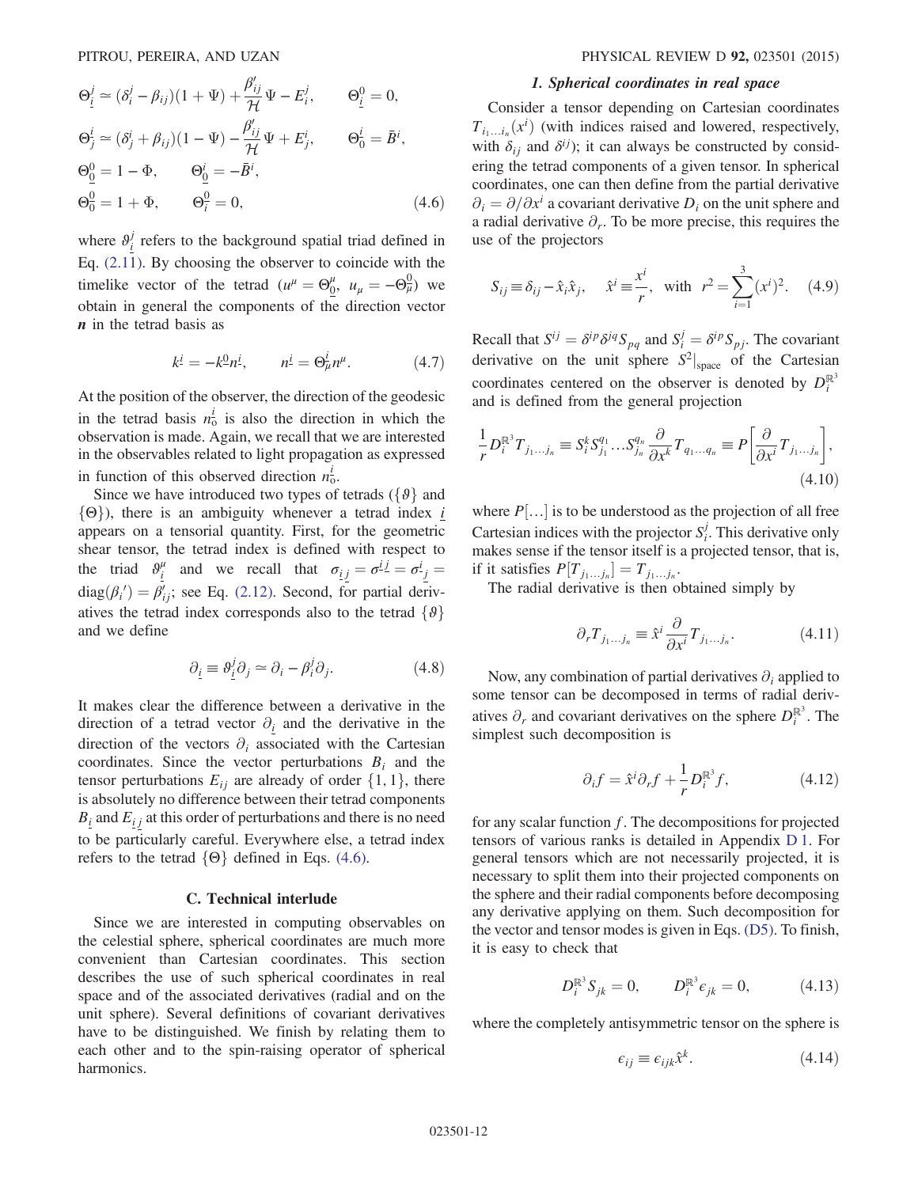$$
\begin{aligned}
&\Theta^{j}_{\underline{i}} \simeq (\delta^j_i - \beta_{ij})(1+\Psi) + \frac{\beta'_{ij}}{\mathcal{H}}\Psi - E^j_i, \qquad \Theta^{0}_{\underline{i}} = 0, \\
&\Theta^{\underline{i}}_{j} \simeq (\delta^i_j + \beta_{ij})(1-\Psi) - \frac{\beta'_{ij}}{\mathcal{H}}\Psi + E^i_j, \qquad \Theta^{\underline{i}}_{0} = \bar{B}^i, \\
&\Theta^{0}_{\underline{0}} = 1-\Phi, \qquad \Theta^{i}_{\underline{0}} = -\bar{B}^i, \\
&\Theta^{\underline{0}}_{0} = 1+\Phi, \qquad \Theta^{\underline{0}}_{i} = 0,
\end{aligned} \tag{4.6}
$$

where $\vartheta^j_{\underline{i}}$ refers to the background spatial triad defined in Eq. (2.11). By choosing the observer to coincide with the timelike vector of the tetrad ($u^\mu = \Theta^\mu_{\underline{0}}$, $u_\mu = -\Theta^{\underline{0}}_\mu$) we obtain in general the components of the direction vector $\boldsymbol{n}$ in the tetrad basis as

$$
k^{\underline{i}} = -k^{\underline{0}} n^{\underline{i}}, \qquad n^{\underline{i}} = \Theta^{\underline{i}}_\mu n^\mu. \tag{4.7}
$$

At the position of the observer, the direction of the geodesic in the tetrad basis $n^{\underline{i}}_{\mathrm{o}}$ is also the direction in which the observation is made. Again, we recall that we are interested in the observables related to light propagation as expressed in function of this observed direction $n^{\underline{i}}_{\mathrm{o}}$.

Since we have introduced two types of tetrads ($\{\vartheta\}$ and $\{\Theta\}$), there is an ambiguity whenever a tetrad index $\underline{i}$ appears on a tensorial quantity. First, for the geometric shear tensor, the tetrad index is defined with respect to the triad $\vartheta^\mu_{\underline{i}}$ and we recall that $\sigma_{\underline{i}\,\underline{j}} = \sigma^{\underline{i}\,\underline{j}} = \sigma^{\underline{i}}_{\ \underline{j}} = \mathrm{diag}(\beta_i{}') = \beta'_{ij}$; see Eq. (2.12). Second, for partial derivatives the tetrad index corresponds also to the tetrad $\{\vartheta\}$ and we define

$$
\partial_{\underline{i}} \equiv \vartheta^j_{\underline{i}} \partial_j \simeq \partial_i - \beta^j_i \partial_j. \tag{4.8}
$$

It makes clear the difference between a derivative in the direction of a tetrad vector $\partial_{\underline{i}}$ and the derivative in the direction of the vectors $\partial_i$ associated with the Cartesian coordinates. Since the vector perturbations $B_i$ and the tensor perturbations $E_{ij}$ are already of order $\{1,1\}$, there is absolutely no difference between their tetrad components $B_{\underline{i}}$ and $E_{\underline{i}\,\underline{j}}$ at this order of perturbations and there is no need to be particularly careful. Everywhere else, a tetrad index refers to the tetrad $\{\Theta\}$ defined in Eqs. (4.6).

## C. Technical interlude

Since we are interested in computing observables on the celestial sphere, spherical coordinates are much more convenient than Cartesian coordinates. This section describes the use of such spherical coordinates in real space and of the associated derivatives (radial and on the unit sphere). Several definitions of covariant derivatives have to be distinguished. We finish by relating them to each other and to the spin-raising operator of spherical harmonics.

### 1. Spherical coordinates in real space

Consider a tensor depending on Cartesian coordinates $T_{i_1\ldots i_n}(x^i)$ (with indices raised and lowered, respectively, with $\delta_{ij}$ and $\delta^{ij}$); it can always be constructed by considering the tetrad components of a given tensor. In spherical coordinates, one can then define from the partial derivative $\partial_i = \partial/\partial x^i$ a covariant derivative $D_i$ on the unit sphere and a radial derivative $\partial_r$. To be more precise, this requires the use of the projectors

$$
S_{ij} \equiv \delta_{ij} - \hat{x}_i \hat{x}_j, \qquad \hat{x}^i \equiv \frac{x^i}{r}, \quad \text{with} \quad r^2 = \sum_{i=1}^{3} (x^i)^2. \tag{4.9}
$$

Recall that $S^{ij} = \delta^{ip}\delta^{jq}S_{pq}$ and $S^j_i = \delta^{jp}S_{pj}$. The covariant derivative on the unit sphere $S^2|_{\mathrm{space}}$ of the Cartesian coordinates centered on the observer is denoted by $D^{\mathbb{R}^3}_i$ and is defined from the general projection

$$
\frac{1}{r} D^{\mathbb{R}^3}_i T_{j_1\ldots j_n} \equiv S^k_i S^{q_1}_{j_1} \ldots S^{q_n}_{j_n} \frac{\partial}{\partial x^k} T_{q_1\ldots q_n} \equiv P\left[\frac{\partial}{\partial x^i} T_{j_1\ldots j_n}\right], \tag{4.10}
$$

where $P[\ldots]$ is to be understood as the projection of all free Cartesian indices with the projector $S^j_i$. This derivative only makes sense if the tensor itself is a projected tensor, that is, if it satisfies $P[T_{j_1\ldots j_n}] = T_{j_1\ldots j_n}$.

The radial derivative is then obtained simply by

$$
\partial_r T_{j_1\ldots j_n} \equiv \hat{x}^i \frac{\partial}{\partial x^i} T_{j_1\ldots j_n}. \tag{4.11}
$$

Now, any combination of partial derivatives $\partial_i$ applied to some tensor can be decomposed in terms of radial derivatives $\partial_r$ and covariant derivatives on the sphere $D^{\mathbb{R}^3}_i$. The simplest such decomposition is

$$
\partial_i f = \hat{x}^i \partial_r f + \frac{1}{r} D^{\mathbb{R}^3}_i f, \tag{4.12}
$$

for any scalar function $f$. The decompositions for projected tensors of various ranks is detailed in Appendix D 1. For general tensors which are not necessarily projected, it is necessary to split them into their projected components on the sphere and their radial components before decomposing any derivative applying on them. Such decomposition for the vector and tensor modes is given in Eqs. (D5). To finish, it is easy to check that

$$
D^{\mathbb{R}^3}_i S_{jk} = 0, \qquad D^{\mathbb{R}^3}_i \epsilon_{jk} = 0, \tag{4.13}
$$

where the completely antisymmetric tensor on the sphere is

$$
\epsilon_{ij} \equiv \epsilon_{ijk} \hat{x}^k. \tag{4.14}
$$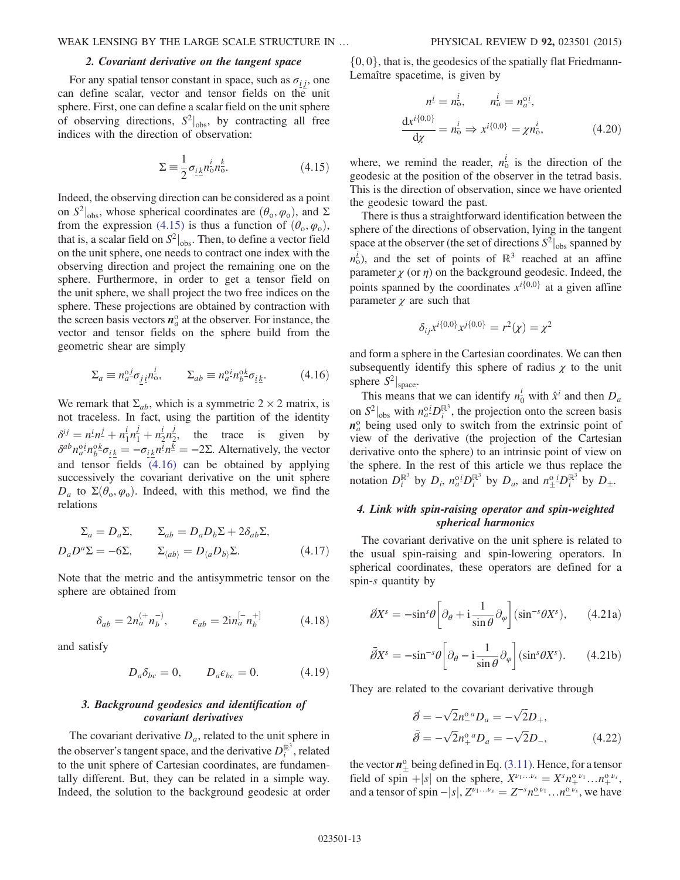### 2. Covariant derivative on the tangent space

For any spatial tensor constant in space, such as $\sigma_{\underline{i}\,\underline{j}}$, one can define scalar, vector and tensor fields on the unit sphere. First, one can define a scalar field on the unit sphere of observing directions, $S^2|_{\rm obs}$, by contracting all free indices with the direction of observation:

$$\Sigma \equiv \frac{1}{2}\sigma_{\underline{i}\,\underline{k}} n_{\rm o}^{i} n_{\rm o}^{k}. \tag{4.15}$$

Indeed, the observing direction can be considered as a point on $S^2|_{\rm obs}$, whose spherical coordinates are $(\theta_{\rm o}, \varphi_{\rm o})$, and $\Sigma$ from the expression (4.15) is thus a function of $(\theta_{\rm o}, \varphi_{\rm o})$, that is, a scalar field on $S^2|_{\rm obs}$. Then, to define a vector field on the unit sphere, one needs to contract one index with the observing direction and project the remaining one on the sphere. Furthermore, in order to get a tensor field on the unit sphere, we shall project the two free indices on the sphere. These projections are obtained by contraction with the screen basis vectors $\boldsymbol{n}_a^{\rm o}$ at the observer. For instance, the vector and tensor fields on the sphere build from the geometric shear are simply

$$\Sigma_a \equiv n_{a}^{{\rm o}\,j} \sigma_{\underline{j}\,\underline{i}} n_{\rm o}^{i}, \qquad \Sigma_{ab} \equiv n_{a}^{{\rm o}\,i} n_{b}^{{\rm o}\,k} \sigma_{\underline{i}\,\underline{k}}. \tag{4.16}$$

We remark that $\Sigma_{ab}$, which is a symmetric $2\times 2$ matrix, is not traceless. In fact, using the partition of the identity $\delta^{ij} = n^{\underline{i}} n^{\underline{j}} + n_1^{i} n_1^{j} + n_2^{i} n_2^{j}$, the trace is given by $\delta^{ab} n_{a}^{{\rm o}\,i} n_{b}^{{\rm o}\,k} \sigma_{\underline{i}\,\underline{k}} = -\sigma_{\underline{i}\,\underline{k}} n^{\underline{i}} n^{\underline{k}}|_{\rm obs} = -2\Sigma$. Alternatively, the vector and tensor fields (4.16) can be obtained by applying successively the covariant derivative on the unit sphere $D_a$ to $\Sigma(\theta_{\rm o}, \varphi_{\rm o})$. Indeed, with this method, we find the relations

$$\begin{aligned} &\Sigma_a = D_a \Sigma, \qquad \Sigma_{ab} = D_a D_b \Sigma + 2\delta_{ab}\Sigma, \\ &D_a D^a \Sigma = -6\Sigma, \qquad \Sigma_{\langle ab\rangle} = D_{\langle a} D_{b\rangle}\Sigma. \end{aligned} \tag{4.17}$$

Note that the metric and the antisymmetric tensor on the sphere are obtained from

$$\delta_{ab} = 2 n_a^{(+} n_b^{-)}, \qquad \epsilon_{ab} = 2{\rm i} n_a^{[-} n_b^{+]} \tag{4.18}$$

and satisfy

$$D_a \delta_{bc} = 0, \qquad D_a \epsilon_{bc} = 0. \tag{4.19}$$

### 3. Background geodesics and identification of covariant derivatives

The covariant derivative $D_a$, related to the unit sphere in the observer's tangent space, and the derivative $D_i^{\mathbb{R}^3}$, related to the unit sphere of Cartesian coordinates, are fundamentally different. But, they can be related in a simple way. Indeed, the solution to the background geodesic at order $\{0,0\}$, that is, the geodesics of the spatially flat Friedmann-Lemaître spacetime, is given by

$$\begin{aligned} &n^{\underline{i}} = n_{\rm o}^{i}, \qquad n_a^{\underline{i}} = n_a^{{\rm o}\,\underline{i}}, \\ &\frac{{\rm d}x^{i\{0,0\}}}{{\rm d}\chi} = n_{\rm o}^{i} \Rightarrow x^{i\{0,0\}} = \chi n_{\rm o}^{i}, \end{aligned} \tag{4.20}$$

where, we remind the reader, $n_{\rm o}^{i}$ is the direction of the geodesic at the position of the observer in the tetrad basis. This is the direction of observation, since we have oriented the geodesic toward the past.

There is thus a straightforward identification between the sphere of the directions of observation, lying in the tangent space at the observer (the set of directions $S^2|_{\rm obs}$ spanned by $n_{\rm o}^{i}$), and the set of points of $\mathbb{R}^3$ reached at an affine parameter $\chi$ (or $\eta$) on the background geodesic. Indeed, the points spanned by the coordinates $x^{i\{0,0\}}$ at a given affine parameter $\chi$ are such that

$$\delta_{ij} x^{i\{0,0\}} x^{j\{0,0\}} = r^2(\chi) = \chi^2$$

and form a sphere in the Cartesian coordinates. We can then subsequently identify this sphere of radius $\chi$ to the unit sphere $S^2|_{\rm space}$.

This means that we can identify $n_0^{i}$ with $\hat{x}^i$ and then $D_a$ on $S^2|_{\rm obs}$ with $n_a^{{\rm o}\,\underline{i}} D_i^{\mathbb{R}^3}$, the projection onto the screen basis $\boldsymbol{n}_a^{\rm o}$ being used only to switch from the extrinsic point of view of the derivative (the projection of the Cartesian derivative onto the sphere) to an intrinsic point of view on the sphere. In the rest of this article we thus replace the notation $D_i^{\mathbb{R}^3}$ by $D_i$, $n_a^{{\rm o}\,\underline{i}} D_i^{\mathbb{R}^3}$ by $D_a$, and $n_{\pm}^{{\rm o}\,\underline{i}} D_i^{\mathbb{R}^3}$ by $D_{\pm}$.

### 4. Link with spin-raising operator and spin-weighted spherical harmonics

The covariant derivative on the unit sphere is related to the usual spin-raising and spin-lowering operators. In spherical coordinates, these operators are defined for a spin-$s$ quantity by

$$\eth X^s = -\sin^s\theta\left[\partial_\theta + {\rm i}\frac{1}{\sin\theta}\partial_\varphi\right](\sin^{-s}\theta X^s), \tag{4.21a}$$

$$\bar{\eth} X^s = -\sin^{-s}\theta\left[\partial_\theta - {\rm i}\frac{1}{\sin\theta}\partial_\varphi\right](\sin^{s}\theta X^s). \tag{4.21b}$$

They are related to the covariant derivative through

$$\begin{aligned} \eth &= -\sqrt{2} n_-^{{\rm o}\,a} D_a = -\sqrt{2} D_+, \\ \bar{\eth} &= -\sqrt{2} n_+^{{\rm o}\,a} D_a = -\sqrt{2} D_-, \end{aligned} \tag{4.22}$$

the vector $\boldsymbol{n}_{\pm}^{\rm o}$ being defined in Eq. (3.11). Hence, for a tensor field of spin $+|s|$ on the sphere, $X^{\nu_1\ldots\nu_s} = X^s n_+^{{\rm o}\,\nu_1}\ldots n_+^{{\rm o}\,\nu_s}$, and a tensor of spin $-|s|$, $Z^{\nu_1\ldots\nu_s} = Z^{-s} n_-^{{\rm o}\,\nu_1}\ldots n_-^{{\rm o}\,\nu_s}$, we have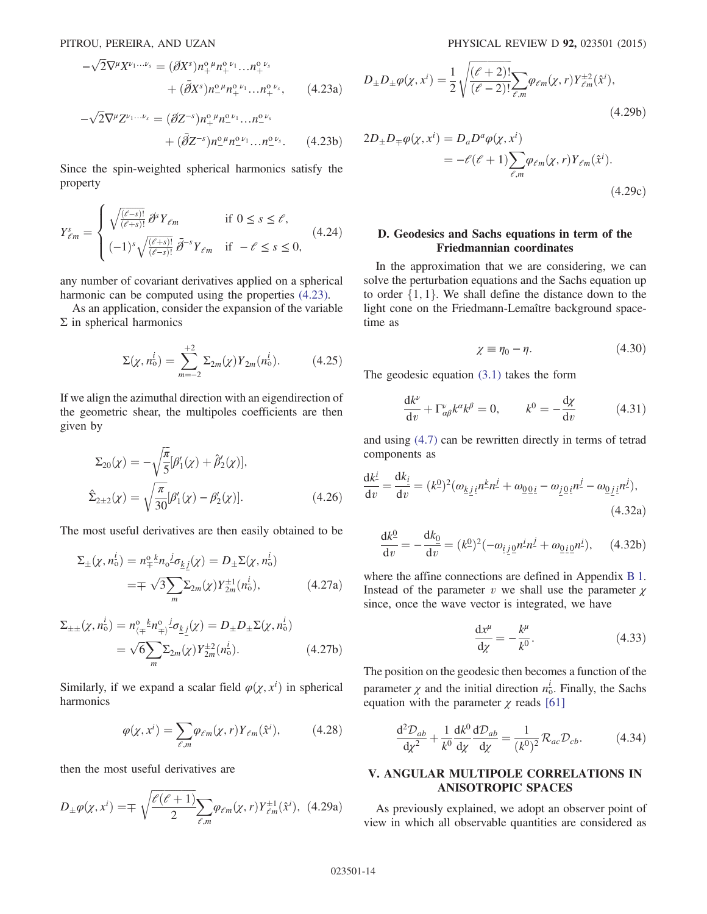$$-\sqrt{2}\nabla^{\mu}X^{\nu_1\ldots\nu_s} = (\eth X^s)n_+^{\mathrm{o}\,\mu}n_+^{\mathrm{o}\,\nu_1}\ldots n_+^{\mathrm{o}\,\nu_s} + (\bar{\eth}X^s)n_-^{\mathrm{o}\,\mu}n_+^{\mathrm{o}\,\nu_1}\ldots n_+^{\mathrm{o}\,\nu_s}, \tag{4.23a}$$

$$-\sqrt{2}\nabla^{\mu}Z^{\nu_1\ldots\nu_s} = (\eth Z^{-s})n_+^{\mathrm{o}\,\mu}n_-^{\mathrm{o}\,\nu_1}\ldots n_-^{\mathrm{o}\,\nu_s} + (\bar{\eth}Z^{-s})n_-^{\mathrm{o}\,\mu}n_-^{\mathrm{o}\,\nu_1}\ldots n_-^{\mathrm{o}\,\nu_s}. \tag{4.23b}$$

Since the spin-weighted spherical harmonics satisfy the property

$$Y^s_{\ell m} = \begin{cases} \sqrt{\frac{(\ell-s)!}{(\ell+s)!}}\,\eth^s Y_{\ell m} & \text{if } 0 \leq s \leq \ell, \\ (-1)^s\sqrt{\frac{(\ell+s)!}{(\ell-s)!}}\,\bar{\eth}^{-s} Y_{\ell m} & \text{if } -\ell \leq s \leq 0, \end{cases} \tag{4.24}$$

any number of covariant derivatives applied on a spherical harmonic can be computed using the properties (4.23).

As an application, consider the expansion of the variable $\Sigma$ in spherical harmonics

$$\Sigma(\chi, n_{\mathrm{o}}^{i}) = \sum_{m=-2}^{+2} \Sigma_{2m}(\chi) Y_{2m}(n_{\mathrm{o}}^{i}). \tag{4.25}$$

If we align the azimuthal direction with an eigendirection of the geometric shear, the multipoles coefficients are then given by

$$\Sigma_{20}(\chi) = -\sqrt{\frac{\pi}{5}}[\beta_1'(\chi) + \hat{\beta}_2'(\chi)],$$
$$\hat{\Sigma}_{2\pm 2}(\chi) = \sqrt{\frac{\pi}{30}}[\beta_1'(\chi) - \beta_2'(\chi)]. \tag{4.26}$$

The most useful derivatives are then easily obtained to be

$$\Sigma_{\pm}(\chi, n_{\mathrm{o}}^{i}) = n_{\mp}^{\mathrm{o}\,\underline{k}} n_{\mathrm{o}}^{\underline{j}} \sigma_{\underline{k}\,\underline{j}}(\chi) = D_{\pm}\Sigma(\chi, n_{\mathrm{o}}^{i}) = \mp\sqrt{3}\sum_m \Sigma_{2m}(\chi) Y^{\pm 1}_{2m}(n_{\mathrm{o}}^{i}), \tag{4.27a}$$

$$\Sigma_{\pm\pm}(\chi, n_{\mathrm{o}}^{i}) = n^{\mathrm{o}}_{\langle\mp}{}^{\underline{k}} n^{\mathrm{o}}_{\mp\rangle}{}^{\underline{j}} \sigma_{\underline{k}\,\underline{j}}(\chi) = D_{\pm}D_{\pm}\Sigma(\chi, n_{\mathrm{o}}^{i}) = \sqrt{6}\sum_m \Sigma_{2m}(\chi) Y^{\pm 2}_{2m}(n_{\mathrm{o}}^{i}). \tag{4.27b}$$

Similarly, if we expand a scalar field $\varphi(\chi, x^i)$ in spherical harmonics

$$\varphi(\chi, x^i) = \sum_{\ell,m} \varphi_{\ell m}(\chi, r) Y_{\ell m}(\hat{x}^i), \tag{4.28}$$

then the most useful derivatives are

$$D_{\pm}\varphi(\chi, x^i) = \mp\sqrt{\frac{\ell(\ell+1)}{2}}\sum_{\ell,m}\varphi_{\ell m}(\chi, r) Y^{\pm 1}_{\ell m}(\hat{x}^i), \tag{4.29a}$$

$$D_{\pm}D_{\pm}\varphi(\chi, x^i) = \frac{1}{2}\sqrt{\frac{(\ell+2)!}{(\ell-2)!}}\sum_{\ell,m}\varphi_{\ell m}(\chi, r) Y^{\pm 2}_{\ell m}(\hat{x}^i), \tag{4.29b}$$

$$2D_{\pm}D_{\mp}\varphi(\chi, x^i) = D_a D^a \varphi(\chi, x^i) = -\ell(\ell+1)\sum_{\ell,m}\varphi_{\ell m}(\chi, r) Y_{\ell m}(\hat{x}^i). \tag{4.29c}$$

## D. Geodesics and Sachs equations in term of the Friedmannian coordinates

In the approximation that we are considering, we can solve the perturbation equations and the Sachs equation up to order $\{1, 1\}$. We shall define the distance down to the light cone on the Friedmann-Lemaître background spacetime as

$$\chi \equiv \eta_0 - \eta. \tag{4.30}$$

The geodesic equation (3.1) takes the form

$$\frac{\mathrm{d}k^{\nu}}{\mathrm{d}v} + \Gamma^{\nu}_{\alpha\beta}k^{\alpha}k^{\beta} = 0, \qquad k^0 = -\frac{\mathrm{d}\chi}{\mathrm{d}v} \tag{4.31}$$

and using (4.7) can be rewritten directly in terms of tetrad components as

$$\frac{\mathrm{d}k^{\underline{i}}}{\mathrm{d}v} = \frac{\mathrm{d}k_{\underline{i}}}{\mathrm{d}v} = (k^{\underline{0}})^2(\omega_{\underline{k}\,\underline{j}\,\underline{i}}n^{\underline{k}}n^{\underline{j}} + \omega_{\underline{0}\,\underline{0}\,\underline{i}} - \omega_{\underline{j}\,\underline{0}\,\underline{i}}n^{\underline{j}} - \omega_{\underline{0}\,\underline{j}\,\underline{i}}n^{\underline{j}}), \tag{4.32a}$$

$$\frac{\mathrm{d}k^{\underline{0}}}{\mathrm{d}v} = -\frac{\mathrm{d}k_{\underline{0}}}{\mathrm{d}v} = (k^{\underline{0}})^2(-\omega_{\underline{i}\,\underline{j}\,\underline{0}}n^{\underline{i}}n^{\underline{j}} + \omega_{\underline{0}\,\underline{i}\,\underline{0}}n^{\underline{i}}), \tag{4.32b}$$

where the affine connections are defined in Appendix B 1. Instead of the parameter $v$ we shall use the parameter $\chi$ since, once the wave vector is integrated, we have

$$\frac{\mathrm{d}x^{\mu}}{\mathrm{d}\chi} = -\frac{k^{\mu}}{k^0}. \tag{4.33}$$

The position on the geodesic then becomes a function of the parameter $\chi$ and the initial direction $n_{\mathrm{o}}^{i}$. Finally, the Sachs equation with the parameter $\chi$ reads [61]

$$\frac{\mathrm{d}^2\mathcal{D}_{ab}}{\mathrm{d}\chi^2} + \frac{1}{k^0}\frac{\mathrm{d}k^0}{\mathrm{d}\chi}\frac{\mathrm{d}\mathcal{D}_{ab}}{\mathrm{d}\chi} = \frac{1}{(k^0)^2}\mathcal{R}_{ac}\mathcal{D}_{cb}. \tag{4.34}$$

# V. ANGULAR MULTIPOLE CORRELATIONS IN ANISOTROPIC SPACES

As previously explained, we adopt an observer point of view in which all observable quantities are considered as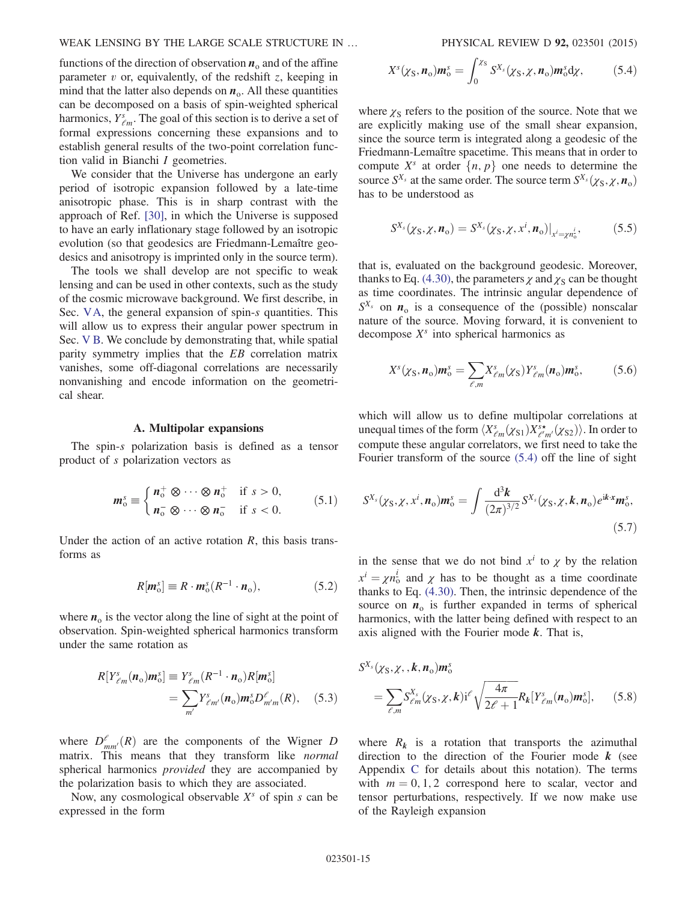functions of the direction of observation $\boldsymbol{n}_{\rm o}$ and of the affine parameter $v$ or, equivalently, of the redshift $z$, keeping in mind that the latter also depends on $\boldsymbol{n}_{\rm o}$. All these quantities can be decomposed on a basis of spin-weighted spherical harmonics, $Y^s_{\ell m}$. The goal of this section is to derive a set of formal expressions concerning these expansions and to establish general results of the two-point correlation function valid in Bianchi $I$ geometries.

We consider that the Universe has undergone an early period of isotropic expansion followed by a late-time anisotropic phase. This is in sharp contrast with the approach of Ref. [30], in which the Universe is supposed to have an early inflationary stage followed by an isotropic evolution (so that geodesics are Friedmann-Lemaître geodesics and anisotropy is imprinted only in the source term).

The tools we shall develop are not specific to weak lensing and can be used in other contexts, such as the study of the cosmic microwave background. We first describe, in Sec. V A, the general expansion of spin-$s$ quantities. This will allow us to express their angular power spectrum in Sec. V B. We conclude by demonstrating that, while spatial parity symmetry implies that the $EB$ correlation matrix vanishes, some off-diagonal correlations are necessarily nonvanishing and encode information on the geometrical shear.

### A. Multipolar expansions

The spin-$s$ polarization basis is defined as a tensor product of $s$ polarization vectors as

$$\boldsymbol{m}^s_{\rm o} \equiv \begin{cases} \boldsymbol{n}^+_{\rm o} \otimes \cdots \otimes \boldsymbol{n}^+_{\rm o} & \text{if } s > 0, \\ \boldsymbol{n}^-_{\rm o} \otimes \cdots \otimes \boldsymbol{n}^-_{\rm o} & \text{if } s < 0. \end{cases} \tag{5.1}$$

Under the action of an active rotation $R$, this basis transforms as

$$R[\boldsymbol{m}^s_{\rm o}] \equiv R \cdot \boldsymbol{m}^s_{\rm o}(R^{-1} \cdot \boldsymbol{n}_{\rm o}), \tag{5.2}$$

where $\boldsymbol{n}_{\rm o}$ is the vector along the line of sight at the point of observation. Spin-weighted spherical harmonics transform under the same rotation as

$$\begin{aligned} R[Y^s_{\ell m}(\boldsymbol{n}_{\rm o})\boldsymbol{m}^s_{\rm o}] &\equiv Y^s_{\ell m}(R^{-1} \cdot \boldsymbol{n}_{\rm o}) R[\boldsymbol{m}^s_{\rm o}] \\ &= \sum_{m'} Y^s_{\ell m'}(\boldsymbol{n}_{\rm o})\boldsymbol{m}^s_{\rm o} D^\ell_{m'm}(R), \end{aligned} \tag{5.3}$$

where $D^\ell_{mm'}(R)$ are the components of the Wigner $D$ matrix. This means that they transform like *normal* spherical harmonics *provided* they are accompanied by the polarization basis to which they are associated.

Now, any cosmological observable $X^s$ of spin $s$ can be expressed in the form

$$X^s(\chi_{\rm S}, \boldsymbol{n}_{\rm o})\boldsymbol{m}^s_{\rm o} = \int_0^{\chi_{\rm S}} S^{X_s}(\chi_{\rm S}, \chi, \boldsymbol{n}_{\rm o})\boldsymbol{m}^s_{\rm o} {\rm d}\chi, \tag{5.4}$$

where $\chi_{\rm S}$ refers to the position of the source. Note that we are explicitly making use of the small shear expansion, since the source term is integrated along a geodesic of the Friedmann-Lemaître spacetime. This means that in order to compute $X^s$ at order $\{n, p\}$ one needs to determine the source $S^{X_s}$ at the same order. The source term $S^{X_s}(\chi_{\rm S}, \chi, \boldsymbol{n}_{\rm o})$ has to be understood as

$$S^{X_s}(\chi_{\rm S}, \chi, \boldsymbol{n}_{\rm o}) = S^{X_s}(\chi_{\rm S}, \chi, x^i, \boldsymbol{n}_{\rm o})\big|_{x^i = \chi n^i_{\rm o}}, \tag{5.5}$$

that is, evaluated on the background geodesic. Moreover, thanks to Eq. (4.30), the parameters $\chi$ and $\chi_{\rm S}$ can be thought as time coordinates. The intrinsic angular dependence of $S^{X_s}$ on $\boldsymbol{n}_{\rm o}$ is a consequence of the (possible) nonscalar nature of the source. Moving forward, it is convenient to decompose $X^s$ into spherical harmonics as

$$X^s(\chi_{\rm S}, \boldsymbol{n}_{\rm o})\boldsymbol{m}^s_{\rm o} = \sum_{\ell, m} X^s_{\ell m}(\chi_{\rm S}) Y^s_{\ell m}(\boldsymbol{n}_{\rm o})\boldsymbol{m}^s_{\rm o}, \tag{5.6}$$

which will allow us to define multipolar correlations at unequal times of the form $\langle X^s_{\ell m}(\chi_{\rm S1}) X^{s\star}_{\ell' m'}(\chi_{\rm S2})\rangle$. In order to compute these angular correlators, we first need to take the Fourier transform of the source (5.4) off the line of sight

$$S^{X_s}(\chi_{\rm S}, \chi, x^i, \boldsymbol{n}_{\rm o})\boldsymbol{m}^s_{\rm o} = \int \frac{{\rm d}^3\boldsymbol{k}}{(2\pi)^{3/2}} S^{X_s}(\chi_{\rm S}, \chi, \boldsymbol{k}, \boldsymbol{n}_{\rm o}) e^{{\rm i}\boldsymbol{k}\cdot\boldsymbol{x}} \boldsymbol{m}^s_{\rm o}, \tag{5.7}$$

in the sense that we do not bind $x^i$ to $\chi$ by the relation $x^i = \chi n^i_{\rm o}$ and $\chi$ has to be thought as a time coordinate thanks to Eq. (4.30). Then, the intrinsic dependence of the source on $\boldsymbol{n}_{\rm o}$ is further expanded in terms of spherical harmonics, with the latter being defined with respect to an axis aligned with the Fourier mode $\boldsymbol{k}$. That is,

$$\begin{aligned} &S^{X_s}(\chi_{\rm S}, \chi, , \boldsymbol{k}, \boldsymbol{n}_{\rm o})\boldsymbol{m}^s_{\rm o} \\ &\quad = \sum_{\ell, m} S^{X_s}_{\ell m}(\chi_{\rm S}, \chi, \boldsymbol{k}) {\rm i}^\ell \sqrt{\frac{4\pi}{2\ell + 1}} R_{\boldsymbol{k}}[Y^s_{\ell m}(\boldsymbol{n}_{\rm o})\boldsymbol{m}^s_{\rm o}], \end{aligned} \tag{5.8}$$

where $R_{\boldsymbol{k}}$ is a rotation that transports the azimuthal direction to the direction of the Fourier mode $\boldsymbol{k}$ (see Appendix C for details about this notation). The terms with $m = 0, 1, 2$ correspond here to scalar, vector and tensor perturbations, respectively. If we now make use of the Rayleigh expansion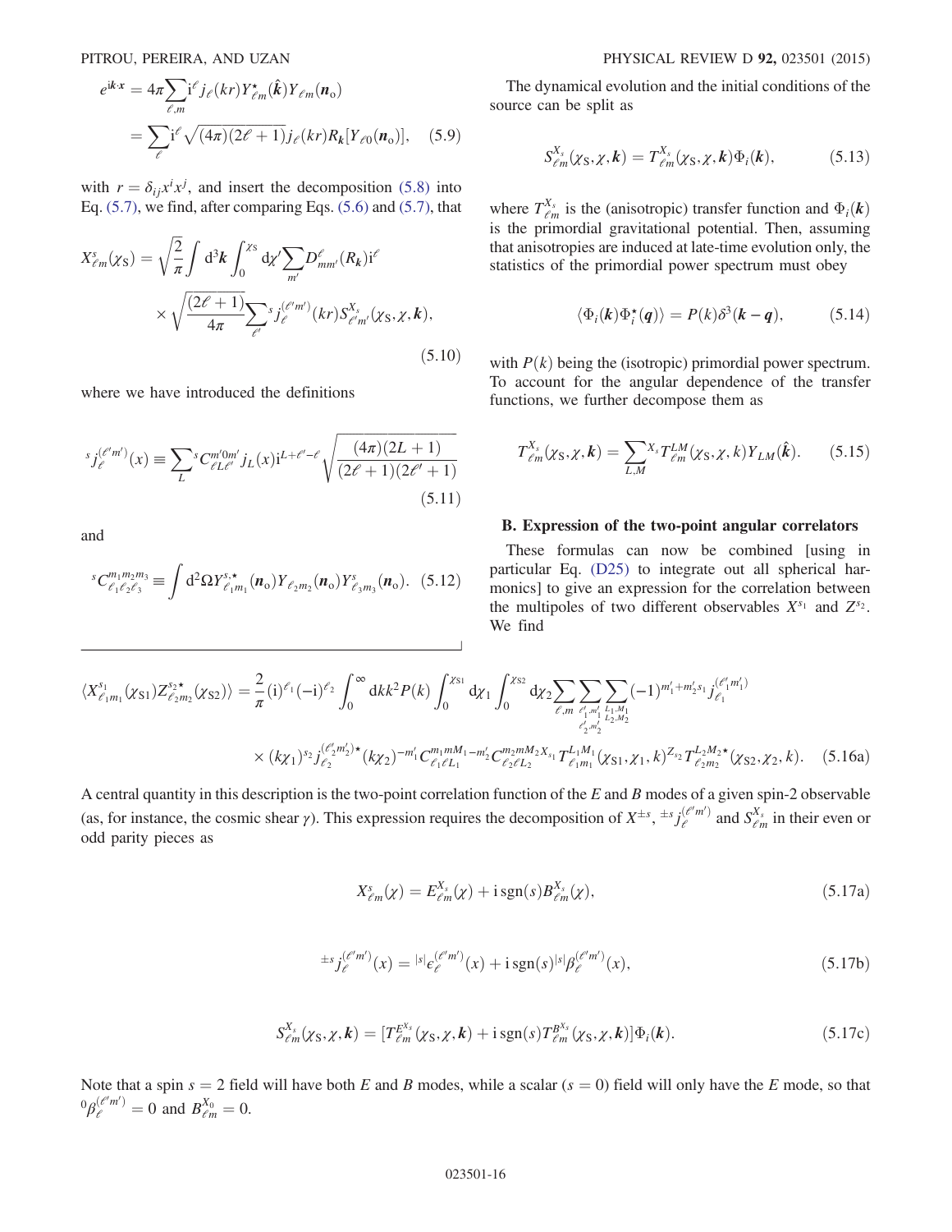$$
\begin{aligned}
e^{\mathrm{i}\boldsymbol{k}\cdot\boldsymbol{x}} &= 4\pi\sum_{\ell,m}\mathrm{i}^{\ell} j_{\ell}(kr)Y^{\star}_{\ell m}(\hat{\boldsymbol{k}})Y_{\ell m}(\boldsymbol{n}_{\mathrm{o}}) \\
&= \sum_{\ell}\mathrm{i}^{\ell}\sqrt{(4\pi)(2\ell+1)}j_{\ell}(kr)R_{\boldsymbol{k}}[Y_{\ell 0}(\boldsymbol{n}_{\mathrm{o}})], \quad (5.9)
\end{aligned}
$$

with $r = \delta_{ij}x^i x^j$, and insert the decomposition (5.8) into Eq. (5.7), we find, after comparing Eqs. (5.6) and (5.7), that

$$
X^{s}_{\ell m}(\chi_{\mathrm{S}}) = \sqrt{\frac{2}{\pi}}\int \mathrm{d}^3\boldsymbol{k}\int_0^{\chi_{\mathrm{S}}}\mathrm{d}\chi'\sum_{m'}D^{\ell}_{mm'}(R_{\boldsymbol{k}})\mathrm{i}^{\ell} \times\sqrt{\frac{(2\ell+1)}{4\pi}}\sum_{\ell'}{}^{s}j^{(\ell' m')}_{\ell}(kr)S^{X_s}_{\ell' m'}(\chi_{\mathrm{S}},\chi,\boldsymbol{k}), \quad (5.10)
$$

where we have introduced the definitions

$$
{}^{s}j^{(\ell' m')}_{\ell}(x) \equiv \sum_{L}{}^{s}C^{m'0m'}_{\ell L\ell'}\,j_L(x)\mathrm{i}^{L+\ell'-\ell}\sqrt{\frac{(4\pi)(2L+1)}{(2\ell+1)(2\ell'+1)}} \quad (5.11)
$$

and

$$
{}^{s}C^{m_1m_2m_3}_{\ell_1\ell_2\ell_3} \equiv \int \mathrm{d}^2\Omega Y^{s,\star}_{\ell_1 m_1}(\boldsymbol{n}_{\mathrm{o}})Y_{\ell_2 m_2}(\boldsymbol{n}_{\mathrm{o}})Y^{s}_{\ell_3 m_3}(\boldsymbol{n}_{\mathrm{o}}). \quad (5.12)
$$

The dynamical evolution and the initial conditions of the source can be split as

$$
S^{X_s}_{\ell m}(\chi_{\mathrm{S}},\chi,\boldsymbol{k}) = T^{X_s}_{\ell m}(\chi_{\mathrm{S}},\chi,\boldsymbol{k})\Phi_i(\boldsymbol{k}), \quad (5.13)
$$

where $T^{X_s}_{\ell m}$ is the (anisotropic) transfer function and $\Phi_i(\boldsymbol{k})$ is the primordial gravitational potential. Then, assuming that anisotropies are induced at late-time evolution only, the statistics of the primordial power spectrum must obey

$$
\langle \Phi_i(\boldsymbol{k})\Phi_i^{\star}(\boldsymbol{q})\rangle = P(k)\delta^3(\boldsymbol{k}-\boldsymbol{q}), \quad (5.14)
$$

with $P(k)$ being the (isotropic) primordial power spectrum. To account for the angular dependence of the transfer functions, we further decompose them as

$$
T^{X_s}_{\ell m}(\chi_{\mathrm{S}},\chi,\boldsymbol{k}) = \sum_{L,M}{}^{X_s}T^{LM}_{\ell m}(\chi_{\mathrm{S}},\chi,k)Y_{LM}(\hat{\boldsymbol{k}}). \quad (5.15)
$$

### B. Expression of the two-point angular correlators

These formulas can now be combined [using in particular Eq. (D25) to integrate out all spherical harmonics] to give an expression for the correlation between the multipoles of two different observables $X^{s_1}$ and $Z^{s_2}$. We find

$$
\begin{aligned}
\langle X^{s_1}_{\ell_1 m_1}(\chi_{\mathrm{S}1})Z^{s_2\star}_{\ell_2 m_2}(\chi_{\mathrm{S}2})\rangle = {}& \frac{2}{\pi}(\mathrm{i})^{\ell_1}(-\mathrm{i})^{\ell_2}\int_0^{\infty}\mathrm{d}k k^2 P(k)\int_0^{\chi_{\mathrm{S}1}}\mathrm{d}\chi_1\int_0^{\chi_{\mathrm{S}2}}\mathrm{d}\chi_2\sum_{\ell,m}\sum_{\substack{\ell_1',m_1'\\ \ell_2',m_2'}}\sum_{\substack{L_1,M_1\\ L_2,M_2}}(-1)^{m_1'+m_2's_1}j^{(\ell_1' m_1')}_{\ell_1} \\
&\times (k\chi_1)^{s_2}j^{(\ell_2' m_2')\star}_{\ell_2}(k\chi_2)^{-m_1'}C^{m_1 mM_1}_{\ell_1\ell L_1}{}^{-m_2'}C^{m_2 mM_2}_{\ell_2\ell L_2}{}^{X_{s_1}}T^{L_1M_1}_{\ell_1 m_1}(\chi_{\mathrm{S}1},\chi_1,k)^{Z_{s_2}}T^{L_2M_2\star}_{\ell_2 m_2}(\chi_{\mathrm{S}2},\chi_2,k). \quad (5.16a)
\end{aligned}
$$

A central quantity in this description is the two-point correlation function of the $E$ and $B$ modes of a given spin-2 observable (as, for instance, the cosmic shear $\gamma$). This expression requires the decomposition of $X^{\pm s}$, ${}^{\pm s}j^{(\ell' m')}_{\ell}$ and $S^{X_s}_{\ell m}$ in their even or odd parity pieces as

$$
X^{s}_{\ell m}(\chi) = E^{X_s}_{\ell m}(\chi) + \mathrm{i}\,\mathrm{sgn}(s)B^{X_s}_{\ell m}(\chi), \quad (5.17a)
$$

$$
{}^{\pm s}j^{(\ell' m')}_{\ell}(x) = {}^{|s|}\epsilon^{(\ell' m')}_{\ell}(x) + \mathrm{i}\,\mathrm{sgn}(s){}^{|s|}\beta^{(\ell' m')}_{\ell}(x), \quad (5.17b)
$$

$$
S^{X_s}_{\ell m}(\chi_{\mathrm{S}},\chi,\boldsymbol{k}) = [T^{E^{X_s}}_{\ell m}(\chi_{\mathrm{S}},\chi,\boldsymbol{k}) + \mathrm{i}\,\mathrm{sgn}(s)T^{B^{X_s}}_{\ell m}(\chi_{\mathrm{S}},\chi,\boldsymbol{k})]\Phi_i(\boldsymbol{k}). \quad (5.17c)
$$

Note that a spin $s = 2$ field will have both $E$ and $B$ modes, while a scalar ($s = 0$) field will only have the $E$ mode, so that ${}^{0}\beta^{(\ell' m')}_{\ell} = 0$ and $B^{X_0}_{\ell m} = 0$.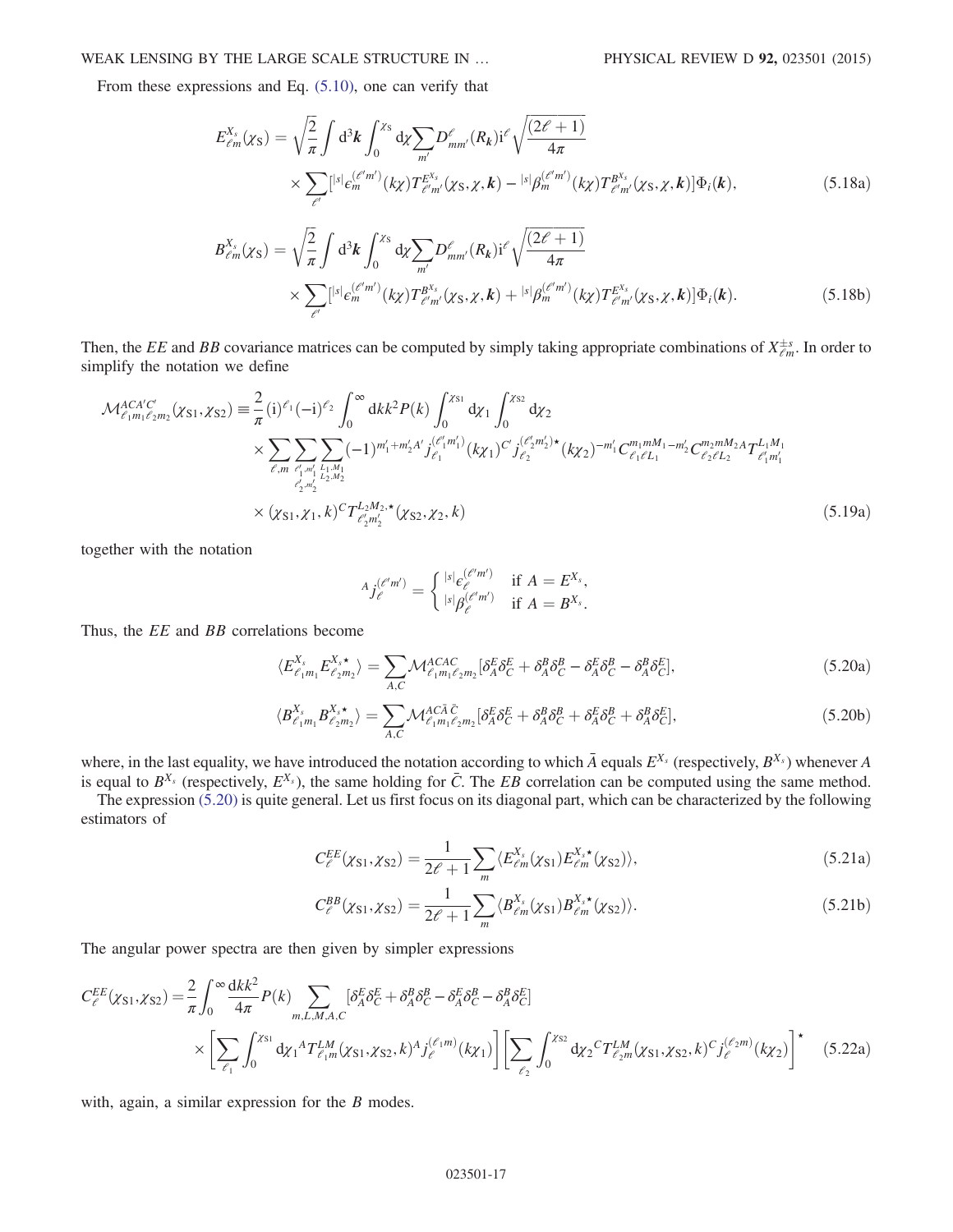From these expressions and Eq. (5.10), one can verify that

$$E^{X_s}_{\ell m}(\chi_{\rm S}) = \sqrt{\frac{2}{\pi}} \int {\rm d}^3\boldsymbol{k} \int_0^{\chi_{\rm S}} {\rm d}\chi \sum_{m'} D^{\ell}_{mm'}(R_{\boldsymbol{k}}) {\rm i}^{\ell} \sqrt{\frac{(2\ell+1)}{4\pi}} \times \sum_{\ell'} \left[{}^{|s|}\epsilon^{(\ell' m')}_{m}(k\chi) T^{E^{X_s}}_{\ell' m'}(\chi_{\rm S}, \chi, \boldsymbol{k}) - {}^{|s|}\beta^{(\ell' m')}_{m}(k\chi) T^{B^{X_s}}_{\ell' m'}(\chi_{\rm S}, \chi, \boldsymbol{k})\right] \Phi_i(\boldsymbol{k}), \tag{5.18a}$$

$$B^{X_s}_{\ell m}(\chi_{\rm S}) = \sqrt{\frac{2}{\pi}} \int {\rm d}^3\boldsymbol{k} \int_0^{\chi_{\rm S}} {\rm d}\chi \sum_{m'} D^{\ell}_{mm'}(R_{\boldsymbol{k}}) {\rm i}^{\ell} \sqrt{\frac{(2\ell+1)}{4\pi}} \times \sum_{\ell'} \left[{}^{|s|}\epsilon^{(\ell' m')}_{m}(k\chi) T^{B^{X_s}}_{\ell' m'}(\chi_{\rm S}, \chi, \boldsymbol{k}) + {}^{|s|}\beta^{(\ell' m')}_{m}(k\chi) T^{E^{X_s}}_{\ell' m'}(\chi_{\rm S}, \chi, \boldsymbol{k})\right] \Phi_i(\boldsymbol{k}). \tag{5.18b}$$

Then, the $EE$ and $BB$ covariance matrices can be computed by simply taking appropriate combinations of $X^{\pm s}_{\ell m}$. In order to simplify the notation we define

$$\mathcal{M}^{ACA'C'}_{\ell_1 m_1 \ell_2 m_2}(\chi_{\rm S1}, \chi_{\rm S2}) \equiv \frac{2}{\pi} ({\rm i})^{\ell_1} (-{\rm i})^{\ell_2} \int_0^{\infty} {\rm d}k k^2 P(k) \int_0^{\chi_{\rm S1}} {\rm d}\chi_1 \int_0^{\chi_{\rm S2}} {\rm d}\chi_2 \times \sum_{\ell, m} \sum_{\substack{\ell_1', m_1' \\ \ell_2', m_2'}} \sum_{\substack{L_1, M_1 \\ L_2, M_2}} (-1)^{m_1' + m_2'} {}^{A'} j^{(\ell_1' m_1')}_{\ell_1}(k\chi_1) {}^{C'} j^{(\ell_2' m_2')\star}_{\ell_2}(k\chi_2)^{-m_1'} C^{m_1 m M_1 - m_2'}_{\ell_1 \ell L_1} C^{m_2 m M_2 A}_{\ell_2 \ell L_2} T^{L_1 M_1}_{\ell_1' m_1'} \times (\chi_{\rm S1}, \chi_1, k) {}^{C} T^{L_2 M_2, \star}_{\ell_2' m_2'}(\chi_{\rm S2}, \chi_2, k) \tag{5.19a}$$

together with the notation

$${}^{A} j^{(\ell' m')}_{\ell} = \begin{cases} {}^{|s|}\epsilon^{(\ell' m')}_{\ell} & \text{if } A = E^{X_s}, \\ {}^{|s|}\beta^{(\ell' m')}_{\ell} & \text{if } A = B^{X_s}. \end{cases}$$

Thus, the $EE$ and $BB$ correlations become

$$\langle E^{X_s}_{\ell_1 m_1} E^{X_s \star}_{\ell_2 m_2} \rangle = \sum_{A, C} \mathcal{M}^{ACAC}_{\ell_1 m_1 \ell_2 m_2} [\delta^E_A \delta^E_C + \delta^B_A \delta^B_C - \delta^E_A \delta^B_C - \delta^B_A \delta^E_C], \tag{5.20a}$$

$$\langle B^{X_s}_{\ell_1 m_1} B^{X_s \star}_{\ell_2 m_2} \rangle = \sum_{A, C} \mathcal{M}^{AC\bar{A}\bar{C}}_{\ell_1 m_1 \ell_2 m_2} [\delta^E_A \delta^E_C + \delta^B_A \delta^B_C + \delta^E_A \delta^B_C + \delta^B_A \delta^E_C], \tag{5.20b}$$

where, in the last equality, we have introduced the notation according to which $\bar{A}$ equals $E^{X_s}$ (respectively, $B^{X_s}$) whenever $A$ is equal to $B^{X_s}$ (respectively, $E^{X_s}$), the same holding for $\bar{C}$. The $EB$ correlation can be computed using the same method.

The expression (5.20) is quite general. Let us first focus on its diagonal part, which can be characterized by the following estimators of

$$C^{EE}_{\ell}(\chi_{\rm S1}, \chi_{\rm S2}) = \frac{1}{2\ell+1} \sum_m \langle E^{X_s}_{\ell m}(\chi_{\rm S1}) E^{X_s \star}_{\ell m}(\chi_{\rm S2}) \rangle, \tag{5.21a}$$

$$C^{BB}_{\ell}(\chi_{\rm S1}, \chi_{\rm S2}) = \frac{1}{2\ell+1} \sum_m \langle B^{X_s}_{\ell m}(\chi_{\rm S1}) B^{X_s \star}_{\ell m}(\chi_{\rm S2}) \rangle. \tag{5.21b}$$

The angular power spectra are then given by simpler expressions

$$C^{EE}_{\ell}(\chi_{\rm S1}, \chi_{\rm S2}) = \frac{2}{\pi} \int_0^{\infty} \frac{{\rm d}k k^2}{4\pi} P(k) \sum_{m, L, M, A, C} [\delta^E_A \delta^E_C + \delta^B_A \delta^B_C - \delta^E_A \delta^B_C - \delta^B_A \delta^E_C] \times \left[\sum_{\ell_1} \int_0^{\chi_{\rm S1}} {\rm d}\chi_1 {}^{A} T^{LM}_{\ell_1 m}(\chi_{\rm S1}, \chi_{\rm S2}, k) {}^{A} j^{(\ell_1 m)}_{\ell}(k\chi_1)\right] \left[\sum_{\ell_2} \int_0^{\chi_{\rm S2}} {\rm d}\chi_2 {}^{C} T^{LM}_{\ell_2 m}(\chi_{\rm S1}, \chi_{\rm S2}, k) {}^{C} j^{(\ell_2 m)}_{\ell}(k\chi_2)\right]^{\star} \tag{5.22a}$$

with, again, a similar expression for the $B$ modes.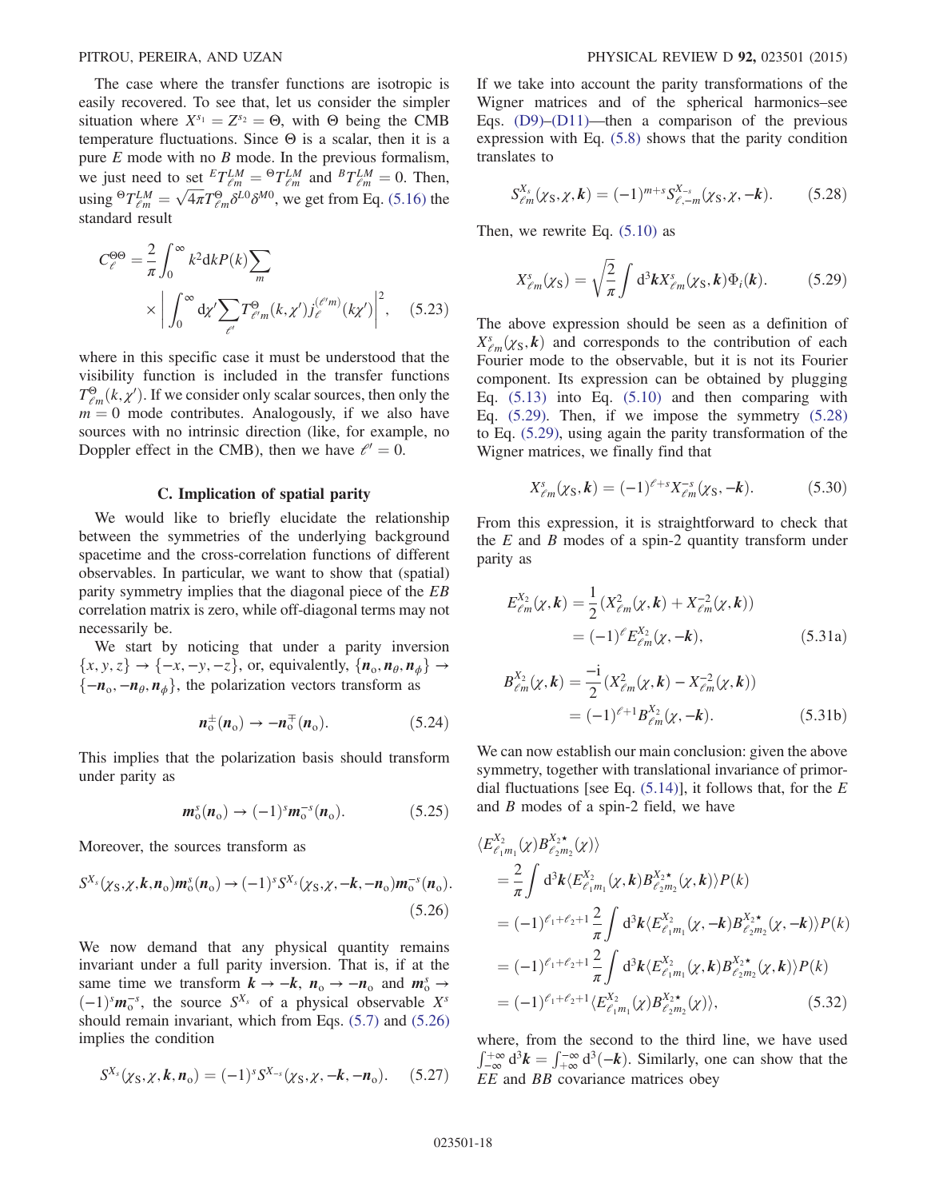The case where the transfer functions are isotropic is easily recovered. To see that, let us consider the simpler situation where $X^{s_1} = Z^{s_2} = \Theta$, with $\Theta$ being the CMB temperature fluctuations. Since $\Theta$ is a scalar, then it is a pure $E$ mode with no $B$ mode. In the previous formalism, we just need to set ${}^E T^{LM}_{\ell m} = {}^\Theta T^{LM}_{\ell m}$ and ${}^B T^{LM}_{\ell m} = 0$. Then, using ${}^\Theta T^{LM}_{\ell m} = \sqrt{4\pi} T^\Theta_{\ell m} \delta^{L0}\delta^{M0}$, we get from Eq. (5.16) the standard result

$$
C^{\Theta\Theta}_\ell = \frac{2}{\pi}\int_0^\infty k^2 \mathrm{d}k P(k) \sum_m \times \left| \int_0^\infty \mathrm{d}\chi' \sum_{\ell'} T^\Theta_{\ell' m}(k,\chi') j_\ell^{(\ell' m)}(k\chi') \right|^2, \quad (5.23)
$$

where in this specific case it must be understood that the visibility function is included in the transfer functions $T^\Theta_{\ell m}(k,\chi')$. If we consider only scalar sources, then only the $m=0$ mode contributes. Analogously, if we also have sources with no intrinsic direction (like, for example, no Doppler effect in the CMB), then we have $\ell' = 0$.

### C. Implication of spatial parity

We would like to briefly elucidate the relationship between the symmetries of the underlying background spacetime and the cross-correlation functions of different observables. In particular, we want to show that (spatial) parity symmetry implies that the diagonal piece of the $EB$ correlation matrix is zero, while off-diagonal terms may not necessarily be.

We start by noticing that under a parity inversion $\{x, y, z\} \to \{-x, -y, -z\}$, or, equivalently, $\{\boldsymbol{n}_\mathrm{o}, \boldsymbol{n}_\theta, \boldsymbol{n}_\phi\} \to \{-\boldsymbol{n}_\mathrm{o}, -\boldsymbol{n}_\theta, \boldsymbol{n}_\phi\}$, the polarization vectors transform as

$$
\boldsymbol{n}^\pm_\mathrm{o}(\boldsymbol{n}_\mathrm{o}) \to -\boldsymbol{n}^\mp_\mathrm{o}(\boldsymbol{n}_\mathrm{o}). \quad (5.24)
$$

This implies that the polarization basis should transform under parity as

$$
\boldsymbol{m}^s_\mathrm{o}(\boldsymbol{n}_\mathrm{o}) \to (-1)^s \boldsymbol{m}^{-s}_\mathrm{o}(\boldsymbol{n}_\mathrm{o}). \quad (5.25)
$$

Moreover, the sources transform as

$$
S^{X_s}(\chi_\mathrm{S}, \chi, \boldsymbol{k}, \boldsymbol{n}_\mathrm{o}) \boldsymbol{m}^s_\mathrm{o}(\boldsymbol{n}_\mathrm{o}) \to (-1)^s S^{X_s}(\chi_\mathrm{S}, \chi, -\boldsymbol{k}, -\boldsymbol{n}_\mathrm{o}) \boldsymbol{m}^{-s}_\mathrm{o}(\boldsymbol{n}_\mathrm{o}). \quad (5.26)
$$

We now demand that any physical quantity remains invariant under a full parity inversion. That is, if at the same time we transform $\boldsymbol{k} \to -\boldsymbol{k}$, $\boldsymbol{n}_\mathrm{o} \to -\boldsymbol{n}_\mathrm{o}$ and $\boldsymbol{m}^s_\mathrm{o} \to (-1)^s \boldsymbol{m}^{-s}_\mathrm{o}$, the source $S^{X_s}$ of a physical observable $X^s$ should remain invariant, which from Eqs. (5.7) and (5.26) implies the condition

$$
S^{X_s}(\chi_\mathrm{S}, \chi, \boldsymbol{k}, \boldsymbol{n}_\mathrm{o}) = (-1)^s S^{X_{-s}}(\chi_\mathrm{S}, \chi, -\boldsymbol{k}, -\boldsymbol{n}_\mathrm{o}). \quad (5.27)
$$

If we take into account the parity transformations of the Wigner matrices and of the spherical harmonics–see Eqs. (D9)–(D11)—then a comparison of the previous expression with Eq. (5.8) shows that the parity condition translates to

$$
S^{X_s}_{\ell m}(\chi_\mathrm{S}, \chi, \boldsymbol{k}) = (-1)^{m+s} S^{X_{-s}}_{\ell, -m}(\chi_\mathrm{S}, \chi, -\boldsymbol{k}). \quad (5.28)
$$

Then, we rewrite Eq. (5.10) as

$$
X^s_{\ell m}(\chi_\mathrm{S}) = \sqrt{\frac{2}{\pi}} \int \mathrm{d}^3\boldsymbol{k} X^s_{\ell m}(\chi_\mathrm{S}, \boldsymbol{k}) \Phi_i(\boldsymbol{k}). \quad (5.29)
$$

The above expression should be seen as a definition of $X^s_{\ell m}(\chi_\mathrm{S}, \boldsymbol{k})$ and corresponds to the contribution of each Fourier mode to the observable, but it is not its Fourier component. Its expression can be obtained by plugging Eq. (5.13) into Eq. (5.10) and then comparing with Eq. (5.29). Then, if we impose the symmetry (5.28) to Eq. (5.29), using again the parity transformation of the Wigner matrices, we finally find that

$$
X^s_{\ell m}(\chi_\mathrm{S}, \boldsymbol{k}) = (-1)^{\ell+s} X^{-s}_{\ell m}(\chi_\mathrm{S}, -\boldsymbol{k}). \quad (5.30)
$$

From this expression, it is straightforward to check that the $E$ and $B$ modes of a spin-2 quantity transform under parity as

$$
\begin{aligned}
E^{X_2}_{\ell m}(\chi, \boldsymbol{k}) &= \frac{1}{2}(X^2_{\ell m}(\chi, \boldsymbol{k}) + X^{-2}_{\ell m}(\chi, \boldsymbol{k})) \\
&= (-1)^\ell E^{X_2}_{\ell m}(\chi, -\boldsymbol{k}),
\end{aligned} \quad (5.31\mathrm{a})
$$

$$
\begin{aligned}
B^{X_2}_{\ell m}(\chi, \boldsymbol{k}) &= \frac{-\mathrm{i}}{2}(X^2_{\ell m}(\chi, \boldsymbol{k}) - X^{-2}_{\ell m}(\chi, \boldsymbol{k})) \\
&= (-1)^{\ell+1} B^{X_2}_{\ell m}(\chi, -\boldsymbol{k}).
\end{aligned} \quad (5.31\mathrm{b})
$$

We can now establish our main conclusion: given the above symmetry, together with translational invariance of primordial fluctuations [see Eq. (5.14)], it follows that, for the $E$ and $B$ modes of a spin-2 field, we have

$$
\begin{aligned}
&\langle E^{X_2}_{\ell_1 m_1}(\chi) B^{X_2\star}_{\ell_2 m_2}(\chi) \rangle \\
&= \frac{2}{\pi} \int \mathrm{d}^3\boldsymbol{k} \langle E^{X_2}_{\ell_1 m_1}(\chi, \boldsymbol{k}) B^{X_2\star}_{\ell_2 m_2}(\chi, \boldsymbol{k}) \rangle P(k) \\
&= (-1)^{\ell_1+\ell_2+1} \frac{2}{\pi} \int \mathrm{d}^3\boldsymbol{k} \langle E^{X_2}_{\ell_1 m_1}(\chi, -\boldsymbol{k}) B^{X_2\star}_{\ell_2 m_2}(\chi, -\boldsymbol{k}) \rangle P(k) \\
&= (-1)^{\ell_1+\ell_2+1} \frac{2}{\pi} \int \mathrm{d}^3\boldsymbol{k} \langle E^{X_2}_{\ell_1 m_1}(\chi, \boldsymbol{k}) B^{X_2\star}_{\ell_2 m_2}(\chi, \boldsymbol{k}) \rangle P(k) \\
&= (-1)^{\ell_1+\ell_2+1} \langle E^{X_2}_{\ell_1 m_1}(\chi) B^{X_2\star}_{\ell_2 m_2}(\chi) \rangle,
\end{aligned} \quad (5.32)
$$

where, from the second to the third line, we have used $\int_{-\infty}^{+\infty} \mathrm{d}^3\boldsymbol{k} = \int_{+\infty}^{-\infty} \mathrm{d}^3(-\boldsymbol{k})$. Similarly, one can show that the $EE$ and $BB$ covariance matrices obey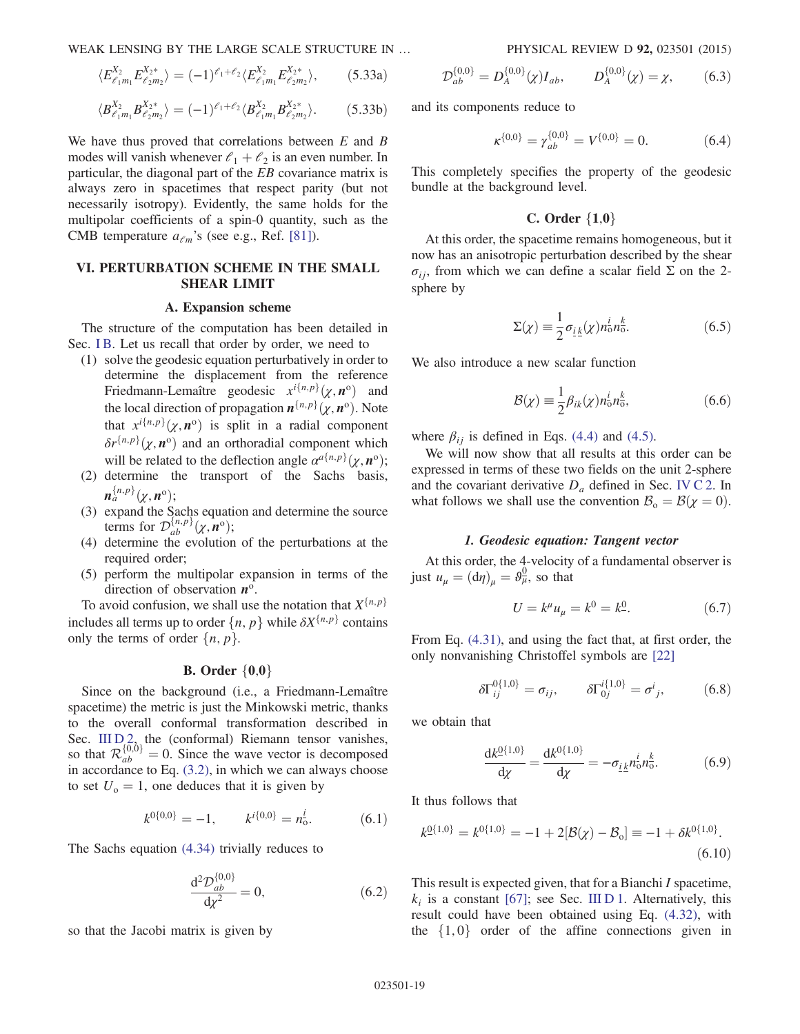$$\langle E^{X_2}_{\ell_1 m_1} E^{X_2 *}_{\ell_2 m_2}\rangle = (-1)^{\ell_1+\ell_2}\langle E^{X_2}_{\ell_1 m_1} E^{X_2 *}_{\ell_2 m_2}\rangle, \tag{5.33a}$$

$$\langle B^{X_2}_{\ell_1 m_1} B^{X_2 *}_{\ell_2 m_2}\rangle = (-1)^{\ell_1+\ell_2}\langle B^{X_2}_{\ell_1 m_1} B^{X_2 *}_{\ell_2 m_2}\rangle. \tag{5.33b}$$

We have thus proved that correlations between $E$ and $B$ modes will vanish whenever $\ell_1+\ell_2$ is an even number. In particular, the diagonal part of the $EB$ covariance matrix is always zero in spacetimes that respect parity (but not necessarily isotropy). Evidently, the same holds for the multipolar coefficients of a spin-0 quantity, such as the CMB temperature $a_{\ell m}$'s (see e.g., Ref. [81]).

## VI. PERTURBATION SCHEME IN THE SMALL SHEAR LIMIT

### A. Expansion scheme

The structure of the computation has been detailed in Sec. I B. Let us recall that order by order, we need to

1. solve the geodesic equation perturbatively in order to determine the displacement from the reference Friedmann-Lemaître geodesic $x^{i\{n,p\}}(\chi,\boldsymbol{n}^{\rm o})$ and the local direction of propagation $\boldsymbol{n}^{\{n,p\}}(\chi,\boldsymbol{n}^{\rm o})$. Note that $x^{i\{n,p\}}(\chi,\boldsymbol{n}^{\rm o})$ is split in a radial component $\delta r^{\{n,p\}}(\chi,\boldsymbol{n}^{\rm o})$ and an orthoradial component which will be related to the deflection angle $\alpha^{a\{n,p\}}(\chi,\boldsymbol{n}^{\rm o})$;
2. determine the transport of the Sachs basis, $\boldsymbol{n}_a^{\{n,p\}}(\chi,\boldsymbol{n}^{\rm o})$;
3. expand the Sachs equation and determine the source terms for $\mathcal{D}_{ab}^{\{n,p\}}(\chi,\boldsymbol{n}^{\rm o})$;
4. determine the evolution of the perturbations at the required order;
5. perform the multipolar expansion in terms of the direction of observation $\boldsymbol{n}^{\rm o}$.

To avoid confusion, we shall use the notation that $X^{\{n,p\}}$ includes all terms up to order $\{n,p\}$ while $\delta X^{\{n,p\}}$ contains only the terms of order $\{n,p\}$.

### B. Order $\{0,0\}$

Since on the background (i.e., a Friedmann-Lemaître spacetime) the metric is just the Minkowski metric, thanks to the overall conformal transformation described in Sec. III D 2, the (conformal) Riemann tensor vanishes, so that $\mathcal{R}_{ab}^{\{0,0\}}=0$. Since the wave vector is decomposed in accordance to Eq. (3.2), in which we can always choose to set $U_{\rm o}=1$, one deduces that it is given by

$$k^{0\{0,0\}}=-1,\qquad k^{i\{0,0\}}=n^i_{\rm o}. \tag{6.1}$$

The Sachs equation (4.34) trivially reduces to

$$\frac{\mathrm{d}^2\mathcal{D}_{ab}^{\{0,0\}}}{\mathrm{d}\chi^2}=0, \tag{6.2}$$

so that the Jacobi matrix is given by

$$\mathcal{D}_{ab}^{\{0,0\}}=D_A^{\{0,0\}}(\chi)I_{ab},\qquad D_A^{\{0,0\}}(\chi)=\chi, \tag{6.3}$$

and its components reduce to

$$\kappa^{\{0,0\}}=\gamma_{ab}^{\{0,0\}}=V^{\{0,0\}}=0. \tag{6.4}$$

This completely specifies the property of the geodesic bundle at the background level.

### C. Order $\{1,0\}$

At this order, the spacetime remains homogeneous, but it now has an anisotropic perturbation described by the shear $\sigma_{ij}$, from which we can define a scalar field $\Sigma$ on the 2-sphere by

$$\Sigma(\chi)\equiv\frac{1}{2}\sigma_{\underline{i}\,\underline{k}}(\chi)n^{\underline{i}}_{\rm o}n^{\underline{k}}_{\rm o}. \tag{6.5}$$

We also introduce a new scalar function

$$\mathcal{B}(\chi)\equiv\frac{1}{2}\beta_{ik}(\chi)n^{\underline{i}}_{\rm o}n^{\underline{k}}_{\rm o}, \tag{6.6}$$

where $\beta_{ij}$ is defined in Eqs. (4.4) and (4.5).

We will now show that all results at this order can be expressed in terms of these two fields on the unit 2-sphere and the covariant derivative $D_a$ defined in Sec. IV C 2. In what follows we shall use the convention $\mathcal{B}_{\rm o}=\mathcal{B}(\chi=0)$.

#### *1. Geodesic equation: Tangent vector*

At this order, the 4-velocity of a fundamental observer is just $u_\mu=(\mathrm{d}\eta)_\mu=\vartheta^{\underline{0}}_\mu$, so that

$$U=k^\mu u_\mu=k^0=k^{\underline{0}}. \tag{6.7}$$

From Eq. (4.31), and using the fact that, at first order, the only nonvanishing Christoffel symbols are [22]

$$\delta\Gamma^{0\{1,0\}}_{ij}=\sigma_{ij},\qquad \delta\Gamma^{i\{1,0\}}_{0j}=\sigma^i{}_j, \tag{6.8}$$

we obtain that

$$\frac{\mathrm{d}k^{\underline{0}\{1,0\}}}{\mathrm{d}\chi}=\frac{\mathrm{d}k^{0\{1,0\}}}{\mathrm{d}\chi}=-\sigma_{\underline{i}\,\underline{k}}n^{\underline{i}}_{\rm o}n^{\underline{k}}_{\rm o}. \tag{6.9}$$

It thus follows that

$$k^{\underline{0}\{1,0\}}=k^{0\{1,0\}}=-1+2[\mathcal{B}(\chi)-\mathcal{B}_{\rm o}]\equiv-1+\delta k^{0\{1,0\}}. \tag{6.10}$$

This result is expected given, that for a Bianchi I spacetime, $k_i$ is a constant [67]; see Sec. III D 1. Alternatively, this result could have been obtained using Eq. (4.32), with the $\{1,0\}$ order of the affine connections given in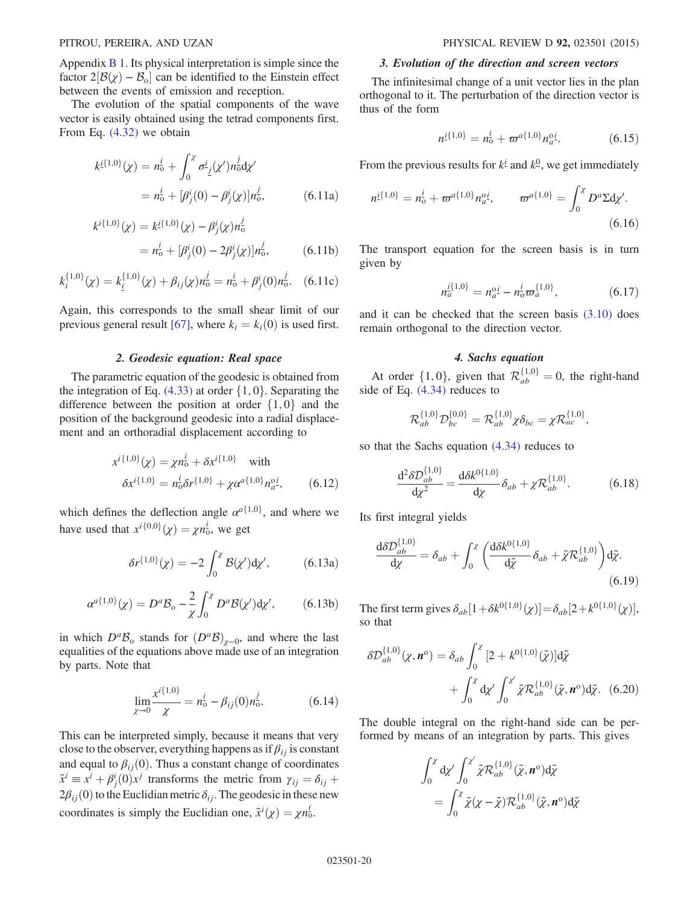Appendix B 1. Its physical interpretation is simple since the factor $2[\mathcal{B}(\chi) - \mathcal{B}_{\rm o}]$ can be identified to the Einstein effect between the events of emission and reception.

The evolution of the spatial components of the wave vector is easily obtained using the tetrad components first. From Eq. (4.32) we obtain

$$k^{\underline{i}\{1,0\}}(\chi) = n_{\rm o}^i + \int_0^\chi \sigma^{\underline{i}}_{\underline{j}}(\chi') n_{\rm o}^j {\rm d}\chi' = n_{\rm o}^i + [\beta^i_j(0) - \beta^i_j(\chi)] n_{\rm o}^j, \tag{6.11a}$$

$$k^{i\{1,0\}}(\chi) = k^{\underline{i}\{1,0\}}(\chi) - \beta^i_j(\chi) n_{\rm o}^j = n_{\rm o}^i + [\beta^i_j(0) - 2\beta^i_j(\chi)] n_{\rm o}^j, \tag{6.11b}$$

$$k_i^{\{1,0\}}(\chi) = k_{\underline{i}}^{\{1,0\}}(\chi) + \beta_{ij}(\chi) n_{\rm o}^j = n_{\rm o}^i + \beta^i_j(0) n_{\rm o}^j. \tag{6.11c}$$

Again, this corresponds to the small shear limit of our previous general result [67], where $k_i = k_i(0)$ is used first.

### 2. Geodesic equation: Real space

The parametric equation of the geodesic is obtained from the integration of Eq. (4.33) at order $\{1,0\}$. Separating the difference between the position at order $\{1,0\}$ and the position of the background geodesic into a radial displacement and an orthoradial displacement according to

$$x^{i\{1,0\}}(\chi) = \chi n_{\rm o}^i + \delta x^{i\{1,0\}} \quad \text{with} \quad \delta x^{i\{1,0\}} = n_{\rm o}^i \delta r^{\{1,0\}} + \chi \alpha^{a\{1,0\}} n_{a}^{{\rm o}\underline{i}}, \tag{6.12}$$

which defines the deflection angle $\alpha^{a\{1,0\}}$, and where we have used that $x^{i\{0,0\}}(\chi) = \chi n_{\rm o}^i$, we get

$$\delta r^{\{1,0\}}(\chi) = -2 \int_0^\chi \mathcal{B}(\chi') {\rm d}\chi', \tag{6.13a}$$

$$\alpha^{a\{1,0\}}(\chi) = D^a \mathcal{B}_{\rm o} - \frac{2}{\chi} \int_0^\chi D^a \mathcal{B}(\chi') {\rm d}\chi', \tag{6.13b}$$

in which $D^a \mathcal{B}_{\rm o}$ stands for $(D^a \mathcal{B})_{\chi=0}$, and where the last equalities of the equations above made use of an integration by parts. Note that

$$\lim_{\chi \to 0} \frac{x^{i\{1,0\}}}{\chi} = n_{\rm o}^i - \beta_{ij}(0) n_{\rm o}^j. \tag{6.14}$$

This can be interpreted simply, because it means that very close to the observer, everything happens as if $\beta_{ij}$ is constant and equal to $\beta_{ij}(0)$. Thus a constant change of coordinates $\tilde{x}^i \equiv x^i + \beta^i_j(0) x^j$ transforms the metric from $\gamma_{ij} = \delta_{ij} + 2\beta_{ij}(0)$ to the Euclidian metric $\delta_{ij}$. The geodesic in these new coordinates is simply the Euclidian one, $\tilde{x}^i(\chi) = \chi n_{\rm o}^i$.

### 3. Evolution of the direction and screen vectors

The infinitesimal change of a unit vector lies in the plan orthogonal to it. The perturbation of the direction vector is thus of the form

$$n^{\underline{i}\{1,0\}} = n_{\rm o}^i + \varpi^{a\{1,0\}} n_a^{{\rm o}\underline{i}}. \tag{6.15}$$

From the previous results for $k^{\underline{i}}$ and $k^{\underline{0}}$, we get immediately

$$n^{\underline{i}\{1,0\}} = n_{\rm o}^i + \varpi^{a\{1,0\}} n_a^{{\rm o}\underline{i}}, \qquad \varpi^{a\{1,0\}} = \int_0^\chi D^a \Sigma {\rm d}\chi'. \tag{6.16}$$

The transport equation for the screen basis is in turn given by

$$n_a^{\underline{i}\{1,0\}} = n_a^{{\rm o}\underline{i}} - n_{\rm o}^i \varpi_a^{\{1,0\}}, \tag{6.17}$$

and it can be checked that the screen basis (3.10) does remain orthogonal to the direction vector.

### 4. Sachs equation

At order $\{1,0\}$, given that $\mathcal{R}_{ab}^{\{1,0\}} = 0$, the right-hand side of Eq. (4.34) reduces to

$$\mathcal{R}_{ab}^{\{1,0\}} \mathcal{D}_{bc}^{\{0,0\}} = \mathcal{R}_{ab}^{\{1,0\}} \chi \delta_{bc} = \chi \mathcal{R}_{ac}^{\{1,0\}},$$

so that the Sachs equation (4.34) reduces to

$$\frac{{\rm d}^2 \delta \mathcal{D}_{ab}^{\{1,0\}}}{{\rm d}\chi^2} = \frac{{\rm d}\delta k^{0\{1,0\}}}{{\rm d}\chi} \delta_{ab} + \chi \mathcal{R}_{ab}^{\{1,0\}}. \tag{6.18}$$

Its first integral yields

$$\frac{{\rm d}\delta \mathcal{D}_{ab}^{\{1,0\}}}{{\rm d}\chi} = \delta_{ab} + \int_0^\chi \left( \frac{{\rm d}\delta k^{0\{1,0\}}}{{\rm d}\tilde{\chi}} \delta_{ab} + \tilde{\chi} \mathcal{R}_{ab}^{\{1,0\}} \right) {\rm d}\tilde{\chi}. \tag{6.19}$$

The first term gives $\delta_{ab}[1 + \delta k^{0\{1,0\}}(\chi)] = \delta_{ab}[2 + k^{0\{1,0\}}(\chi)]$, so that

$$\delta \mathcal{D}_{ab}^{\{1,0\}}(\chi, \boldsymbol{n}^{\rm o}) = \delta_{ab} \int_0^\chi [2 + k^{0\{1,0\}}(\tilde{\chi})] {\rm d}\tilde{\chi} + \int_0^\chi {\rm d}\chi' \int_0^{\chi'} \tilde{\chi} \mathcal{R}_{ab}^{\{1,0\}}(\tilde{\chi}, \boldsymbol{n}^{\rm o}) {\rm d}\tilde{\chi}. \tag{6.20}$$

The double integral on the right-hand side can be performed by means of an integration by parts. This gives

$$\int_0^\chi {\rm d}\chi' \int_0^{\chi'} \tilde{\chi} \mathcal{R}_{ab}^{\{1,0\}}(\tilde{\chi}, \boldsymbol{n}^{\rm o}) {\rm d}\tilde{\chi} = \int_0^\chi \tilde{\chi} (\chi - \tilde{\chi}) \mathcal{R}_{ab}^{\{1,0\}}(\tilde{\chi}, \boldsymbol{n}^{\rm o}) {\rm d}\tilde{\chi}$$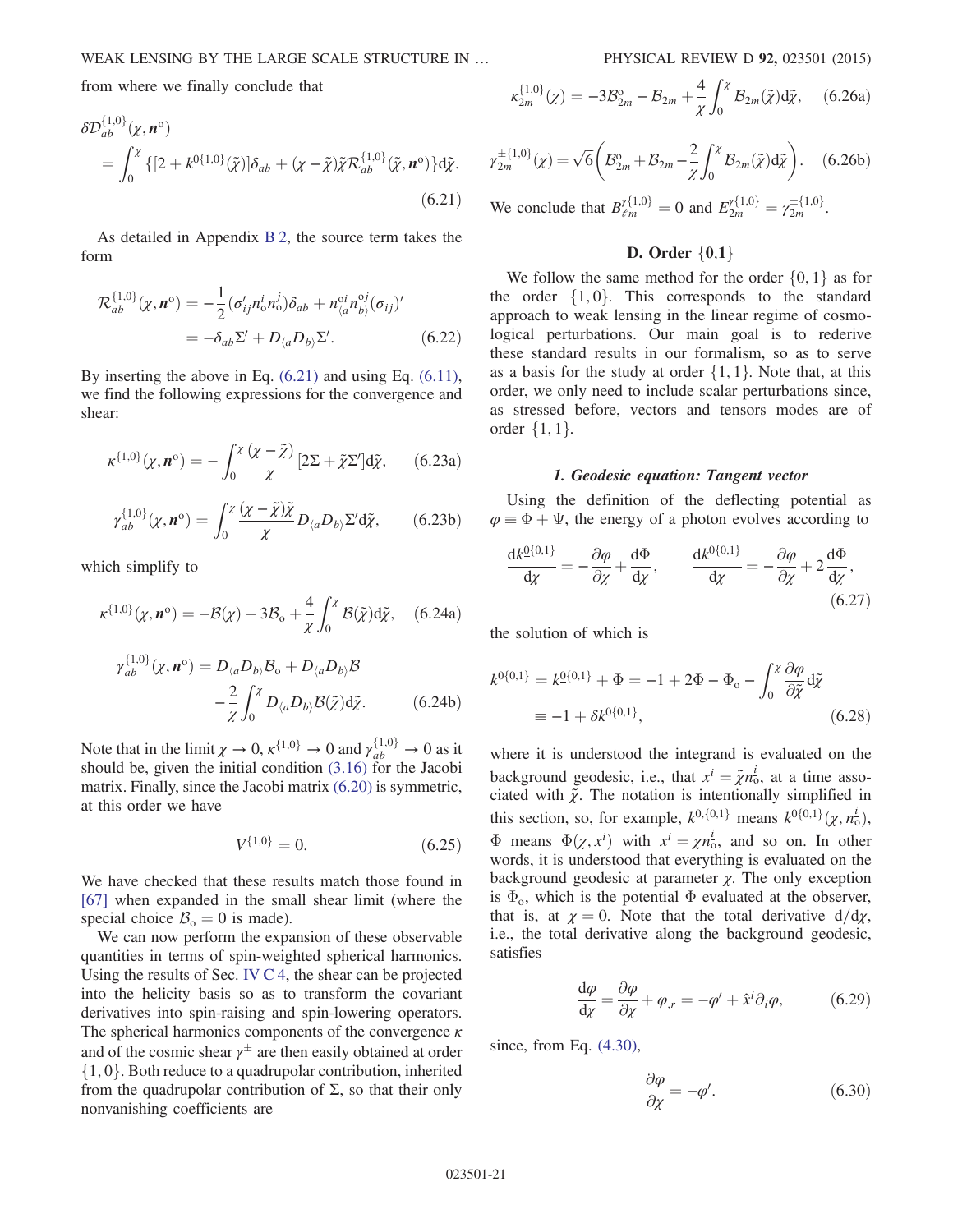from where we finally conclude that

$$
\delta\mathcal{D}_{ab}^{\{1,0\}}(\chi,\boldsymbol{n}^{\rm o}) = \int_0^\chi \{[2+k^{0\{1,0\}}(\tilde\chi)]\delta_{ab} + (\chi-\tilde\chi)\tilde\chi\mathcal{R}_{ab}^{\{1,0\}}(\tilde\chi,\boldsymbol{n}^{\rm o})\}{\rm d}\tilde\chi. \tag{6.21}
$$

As detailed in Appendix B 2, the source term takes the form

$$
\begin{aligned}
\mathcal{R}_{ab}^{\{1,0\}}(\chi,\boldsymbol{n}^{\rm o}) &= -\frac{1}{2}(\sigma'_{ij}n_{\rm o}^i n_{\rm o}^j)\delta_{ab} + n_{\langle a}^{{\rm o}i}n_{b\rangle}^{{\rm o}j}(\sigma_{ij})' \\
&= -\delta_{ab}\Sigma' + D_{\langle a}D_{b\rangle}\Sigma'.
\end{aligned} \tag{6.22}
$$

By inserting the above in Eq. (6.21) and using Eq. (6.11), we find the following expressions for the convergence and shear:

$$
\kappa^{\{1,0\}}(\chi,\boldsymbol{n}^{\rm o}) = -\int_0^\chi \frac{(\chi-\tilde\chi)}{\chi}[2\Sigma+\tilde\chi\Sigma']{\rm d}\tilde\chi, \tag{6.23a}
$$

$$
\gamma_{ab}^{\{1,0\}}(\chi,\boldsymbol{n}^{\rm o}) = \int_0^\chi \frac{(\chi-\tilde\chi)\tilde\chi}{\chi}D_{\langle a}D_{b\rangle}\Sigma'{\rm d}\tilde\chi, \tag{6.23b}
$$

which simplify to

$$
\kappa^{\{1,0\}}(\chi,\boldsymbol{n}^{\rm o}) = -\mathcal{B}(\chi) - 3\mathcal{B}_{\rm o} + \frac{4}{\chi}\int_0^\chi \mathcal{B}(\tilde\chi){\rm d}\tilde\chi, \tag{6.24a}
$$

$$
\begin{aligned}
\gamma_{ab}^{\{1,0\}}(\chi,\boldsymbol{n}^{\rm o}) &= D_{\langle a}D_{b\rangle}\mathcal{B}_{\rm o} + D_{\langle a}D_{b\rangle}\mathcal{B} \\
&\quad - \frac{2}{\chi}\int_0^\chi D_{\langle a}D_{b\rangle}\mathcal{B}(\tilde\chi){\rm d}\tilde\chi.
\end{aligned} \tag{6.24b}
$$

Note that in the limit $\chi\to 0$, $\kappa^{\{1,0\}}\to 0$ and $\gamma_{ab}^{\{1,0\}}\to 0$ as it should be, given the initial condition (3.16) for the Jacobi matrix. Finally, since the Jacobi matrix (6.20) is symmetric, at this order we have

$$
V^{\{1,0\}} = 0. \tag{6.25}
$$

We have checked that these results match those found in [67] when expanded in the small shear limit (where the special choice $\mathcal{B}_{\rm o}=0$ is made).

We can now perform the expansion of these observable quantities in terms of spin-weighted spherical harmonics. Using the results of Sec. IV C 4, the shear can be projected into the helicity basis so as to transform the covariant derivatives into spin-raising and spin-lowering operators. The spherical harmonics components of the convergence $\kappa$ and of the cosmic shear $\gamma^\pm$ are then easily obtained at order $\{1,0\}$. Both reduce to a quadrupolar contribution, inherited from the quadrupolar contribution of $\Sigma$, so that their only nonvanishing coefficients are

$$
\kappa_{2m}^{\{1,0\}}(\chi) = -3\mathcal{B}_{2m}^{\rm o} - \mathcal{B}_{2m} + \frac{4}{\chi}\int_0^\chi \mathcal{B}_{2m}(\tilde\chi){\rm d}\tilde\chi, \tag{6.26a}
$$

$$
\gamma_{2m}^{\pm\{1,0\}}(\chi) = \sqrt{6}\left(\mathcal{B}_{2m}^{\rm o} + \mathcal{B}_{2m} - \frac{2}{\chi}\int_0^\chi \mathcal{B}_{2m}(\tilde\chi){\rm d}\tilde\chi\right). \tag{6.26b}
$$

We conclude that $B_{\ell m}^{\gamma\{1,0\}}=0$ and $E_{2m}^{\gamma\{1,0\}}=\gamma_{2m}^{\pm\{1,0\}}$.

## D. Order {0,1}

We follow the same method for the order $\{0,1\}$ as for the order $\{1,0\}$. This corresponds to the standard approach to weak lensing in the linear regime of cosmological perturbations. Our main goal is to rederive these standard results in our formalism, so as to serve as a basis for the study at order $\{1,1\}$. Note that, at this order, we only need to include scalar perturbations since, as stressed before, vectors and tensors modes are of order $\{1,1\}$.

### 1. Geodesic equation: Tangent vector

Using the definition of the deflecting potential as $\varphi\equiv\Phi+\Psi$, the energy of a photon evolves according to

$$
\frac{{\rm d}k^{\underline{0}\{0,1\}}}{{\rm d}\chi} = -\frac{\partial\varphi}{\partial\chi} + \frac{{\rm d}\Phi}{{\rm d}\chi}, \qquad \frac{{\rm d}k^{0\{0,1\}}}{{\rm d}\chi} = -\frac{\partial\varphi}{\partial\chi} + 2\frac{{\rm d}\Phi}{{\rm d}\chi}, \tag{6.27}
$$

the solution of which is

$$
\begin{aligned}
k^{0\{0,1\}} &= k^{\underline{0}\{0,1\}} + \Phi = -1 + 2\Phi - \Phi_{\rm o} - \int_0^\chi \frac{\partial\varphi}{\partial\tilde\chi}{\rm d}\tilde\chi \\
&\equiv -1 + \delta k^{0\{0,1\}},
\end{aligned} \tag{6.28}
$$

where it is understood the integrand is evaluated on the background geodesic, i.e., that $x^i=\tilde\chi n_{\rm o}^i$, at a time associated with $\tilde\chi$. The notation is intentionally simplified in this section, so, for example, $k^{0,\{0,1\}}$ means $k^{0\{0,1\}}(\chi,n_{\rm o}^i)$, $\Phi$ means $\Phi(\chi,x^i)$ with $x^i=\chi n_{\rm o}^i$, and so on. In other words, it is understood that everything is evaluated on the background geodesic at parameter $\chi$. The only exception is $\Phi_{\rm o}$, which is the potential $\Phi$ evaluated at the observer, that is, at $\chi=0$. Note that the total derivative ${\rm d}/{\rm d}\chi$, i.e., the total derivative along the background geodesic, satisfies

$$
\frac{{\rm d}\varphi}{{\rm d}\chi} = \frac{\partial\varphi}{\partial\chi} + \varphi_{,r} = -\varphi' + \hat{x}^i\partial_i\varphi, \tag{6.29}
$$

since, from Eq. (4.30),

$$
\frac{\partial\varphi}{\partial\chi} = -\varphi'. \tag{6.30}
$$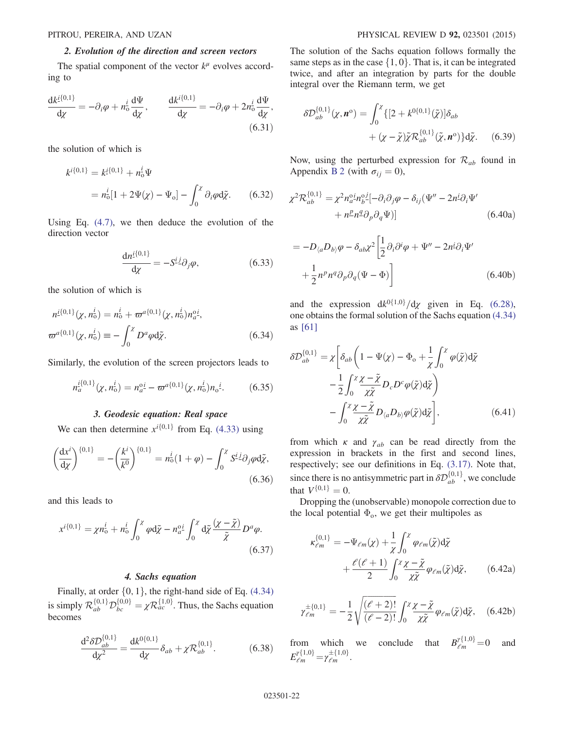### 2. Evolution of the direction and screen vectors

The spatial component of the vector $k^\mu$ evolves according to

$$
\frac{\mathrm{d}k_{\underline{i}}^{\{0,1\}}}{\mathrm{d}\chi} = -\partial_i\varphi + n_{\mathrm{o}}^{i}\frac{\mathrm{d}\Psi}{\mathrm{d}\chi}, \qquad \frac{\mathrm{d}k^{i\{0,1\}}}{\mathrm{d}\chi} = -\partial_i\varphi + 2n_{\mathrm{o}}^{i}\frac{\mathrm{d}\Psi}{\mathrm{d}\chi}, \tag{6.31}
$$

the solution of which is

$$
\begin{aligned}
k^{i\{0,1\}} &= k^{\underline{i}\{0,1\}} + n_{\mathrm{o}}^{i}\Psi \\
&= n_{\mathrm{o}}^{i}[1 + 2\Psi(\chi) - \Psi_{\mathrm{o}}] - \int_0^\chi \partial_i\varphi \mathrm{d}\tilde{\chi}.
\end{aligned} \tag{6.32}
$$

Using Eq. (4.7), we then deduce the evolution of the direction vector

$$
\frac{\mathrm{d}n^{\underline{i}\{0,1\}}}{\mathrm{d}\chi} = -S^{\underline{i}\underline{j}}\partial_j\varphi, \tag{6.33}
$$

the solution of which is

$$
\begin{aligned}
n^{\underline{i}\{0,1\}}(\chi, n_{\mathrm{o}}^{i}) &= n_{\mathrm{o}}^{i} + \varpi^{a\{0,1\}}(\chi, n_{\mathrm{o}}^{i})n_{a}^{\mathrm{o}\underline{i}}, \\
\varpi^{a\{0,1\}}(\chi, n_{\mathrm{o}}^{i}) &\equiv -\int_0^\chi D^a\varphi \mathrm{d}\tilde{\chi}.
\end{aligned} \tag{6.34}
$$

Similarly, the evolution of the screen projectors leads to

$$
n_a^{\underline{i}\{0,1\}}(\chi, n_{\mathrm{o}}^{i}) = n_{a}^{\mathrm{o}\underline{i}} - \varpi^{a\{0,1\}}(\chi, n_{\mathrm{o}}^{i})n_{\mathrm{o}}{}^{\underline{i}}. \tag{6.35}
$$

### 3. Geodesic equation: Real space

We can then determine $x^{i\{0,1\}}$ from Eq. (4.33) using

$$
\left(\frac{\mathrm{d}x^i}{\mathrm{d}\chi}\right)^{\{0,1\}} = -\left(\frac{k^i}{k^0}\right)^{\{0,1\}} = n_{\mathrm{o}}^{i}(1+\varphi) - \int_0^\chi S^{\underline{i}\underline{j}}\partial_j\varphi \mathrm{d}\tilde{\chi}, \tag{6.36}
$$

and this leads to

$$
x^{i\{0,1\}} = \chi n_{\mathrm{o}}^{i} + n_{\mathrm{o}}^{i}\int_0^\chi \varphi \mathrm{d}\tilde{\chi} - n_{a}^{\mathrm{o}\underline{i}}\int_0^\chi \mathrm{d}\tilde{\chi}\frac{(\chi - \tilde{\chi})}{\tilde{\chi}}D^a\varphi. \tag{6.37}
$$

### 4. Sachs equation

Finally, at order $\{0,1\}$, the right-hand side of Eq. (4.34) is simply $\mathcal{R}_{ab}^{\{0,1\}}\mathcal{D}_{bc}^{\{0,0\}} = \chi\mathcal{R}_{ac}^{\{1,0\}}$. Thus, the Sachs equation becomes

$$
\frac{\mathrm{d}^2\delta\mathcal{D}_{ab}^{\{0,1\}}}{\mathrm{d}\chi^2} = \frac{\mathrm{d}k^{0\{0,1\}}}{\mathrm{d}\chi}\delta_{ab} + \chi\mathcal{R}_{ab}^{\{0,1\}}. \tag{6.38}
$$

The solution of the Sachs equation follows formally the same steps as in the case $\{1,0\}$. That is, it can be integrated twice, and after an integration by parts for the double integral over the Riemann term, we get

$$
\delta\mathcal{D}_{ab}^{\{0,1\}}(\chi, \boldsymbol{n}^{\mathrm{o}}) = \int_0^\chi \{[2 + k^{0\{0,1\}}(\tilde{\chi})]\delta_{ab} + (\chi - \tilde{\chi})\tilde{\chi}\mathcal{R}_{ab}^{\{0,1\}}(\tilde{\chi}, \boldsymbol{n}^{\mathrm{o}})\}\mathrm{d}\tilde{\chi}. \tag{6.39}
$$

Now, using the perturbed expression for $\mathcal{R}_{ab}$ found in Appendix B 2 (with $\sigma_{ij} = 0$),

$$
\chi^2\mathcal{R}_{ab}^{\{0,1\}} = \chi^2 n_a^{\mathrm{o}\underline{i}}n_b^{\mathrm{o}\underline{j}}[-\partial_i\partial_j\varphi - \delta_{ij}(\Psi'' - 2n^{\underline{i}}\partial_i\Psi' + n^{\underline{p}}n^{\underline{q}}\partial_p\partial_q\Psi)] \tag{6.40a}
$$

$$
= -D_{\langle a}D_{b\rangle}\varphi - \delta_{ab}\chi^2\left[\frac{1}{2}\partial_i\partial^i\varphi + \Psi'' - 2n^{\underline{i}}\partial_i\Psi' + \frac{1}{2}n^p n^q\partial_p\partial_q(\Psi - \Phi)\right] \tag{6.40b}
$$

and the expression $\mathrm{d}k^{0\{1,0\}}/\mathrm{d}\chi$ given in Eq. (6.28), one obtains the formal solution of the Sachs equation (4.34) as [61]

$$
\begin{aligned}
\delta\mathcal{D}_{ab}^{\{0,1\}} = \chi\Bigg[&\delta_{ab}\bigg(1 - \Psi(\chi) - \Phi_{\mathrm{o}} + \frac{1}{\chi}\int_0^\chi \varphi(\tilde{\chi})\mathrm{d}\tilde{\chi} \\
&- \frac{1}{2}\int_0^\chi \frac{\chi - \tilde{\chi}}{\chi\tilde{\chi}}D_c D^c\varphi(\tilde{\chi})\mathrm{d}\tilde{\chi}\bigg) \\
&- \int_0^\chi \frac{\chi - \tilde{\chi}}{\chi\tilde{\chi}}D_{\langle a}D_{b\rangle}\varphi(\tilde{\chi})\mathrm{d}\tilde{\chi}\Bigg],
\end{aligned} \tag{6.41}
$$

from which $\kappa$ and $\gamma_{ab}$ can be read directly from the expression in brackets in the first and second lines, respectively; see our definitions in Eq. (3.17). Note that, since there is no antisymmetric part in $\delta\mathcal{D}_{ab}^{\{0,1\}}$, we conclude that $V^{\{0,1\}} = 0$.

Dropping the (unobservable) monopole correction due to the local potential $\Phi_{\mathrm{o}}$, we get their multipoles as

$$
\kappa_{\ell m}^{\{0,1\}} = -\Psi_{\ell m}(\chi) + \frac{1}{\chi}\int_0^\chi \varphi_{\ell m}(\tilde{\chi})\mathrm{d}\tilde{\chi} + \frac{\ell(\ell+1)}{2}\int_0^\chi \frac{\chi - \tilde{\chi}}{\chi\tilde{\chi}}\varphi_{\ell m}(\tilde{\chi})\mathrm{d}\tilde{\chi}, \tag{6.42a}
$$

$$
\gamma_{\ell m}^{\pm\{0,1\}} = -\frac{1}{2}\sqrt{\frac{(\ell+2)!}{(\ell-2)!}}\int_0^\chi \frac{\chi - \tilde{\chi}}{\chi\tilde{\chi}}\varphi_{\ell m}(\tilde{\chi})\mathrm{d}\tilde{\chi}, \tag{6.42b}
$$

from which we conclude that $B_{\ell m}^{\gamma\{1,0\}} = 0$ and $E_{\ell m}^{\gamma\{1,0\}} = \gamma_{\ell m}^{\pm\{1,0\}}$.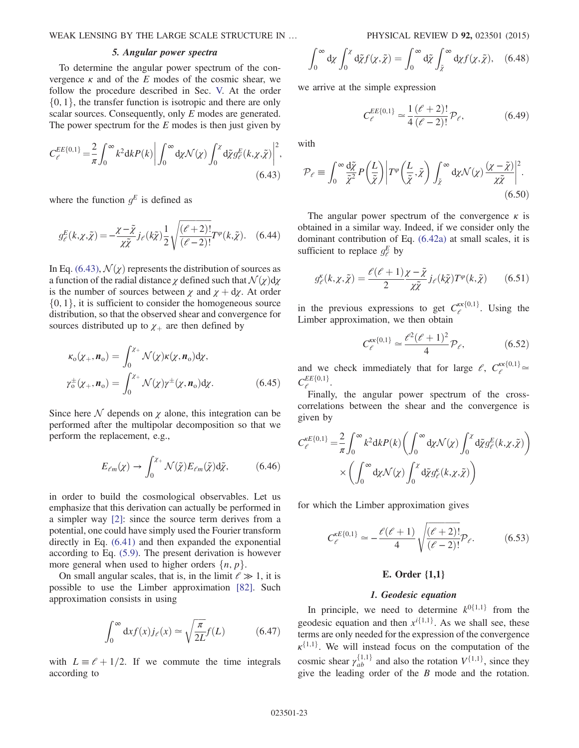#### 5. Angular power spectra

To determine the angular power spectrum of the convergence $\kappa$ and of the $E$ modes of the cosmic shear, we follow the procedure described in Sec. V. At the order $\{0,1\}$, the transfer function is isotropic and there are only scalar sources. Consequently, only $E$ modes are generated. The power spectrum for the $E$ modes is then just given by

$$C_\ell^{EE\{0,1\}} = \frac{2}{\pi}\int_0^\infty k^2 \mathrm{d}k P(k) \left| \int_0^\infty \mathrm{d}\chi \mathcal{N}(\chi) \int_0^\chi \mathrm{d}\tilde{\chi} g_\ell^E(k,\chi,\tilde{\chi}) \right|^2, \tag{6.43}$$

where the function $g^E$ is defined as

$$g_\ell^E(k,\chi,\tilde{\chi}) = -\frac{\chi - \tilde{\chi}}{\chi\tilde{\chi}} j_\ell(k\tilde{\chi}) \frac{1}{2}\sqrt{\frac{(\ell+2)!}{(\ell-2)!}} T^\varphi(k,\tilde{\chi}). \tag{6.44}$$

In Eq. (6.43), $\mathcal{N}(\chi)$ represents the distribution of sources as a function of the radial distance $\chi$ defined such that $\mathcal{N}(\chi)\mathrm{d}\chi$ is the number of sources between $\chi$ and $\chi + \mathrm{d}\chi$. At order $\{0,1\}$, it is sufficient to consider the homogeneous source distribution, so that the observed shear and convergence for sources distributed up to $\chi_+$ are then defined by

$$\kappa_\mathrm{o}(\chi_+, \boldsymbol{n}_\mathrm{o}) = \int_0^{\chi_+} \mathcal{N}(\chi)\kappa(\chi, \boldsymbol{n}_\mathrm{o})\mathrm{d}\chi,$$
$$\gamma_\mathrm{o}^\pm(\chi_+, \boldsymbol{n}_\mathrm{o}) = \int_0^{\chi_+} \mathcal{N}(\chi)\gamma^\pm(\chi, \boldsymbol{n}_\mathrm{o})\mathrm{d}\chi. \tag{6.45}$$

Since here $\mathcal{N}$ depends on $\chi$ alone, this integration can be performed after the multipolar decomposition so that we perform the replacement, e.g.,

$$E_{\ell m}(\chi) \to \int_0^{\chi_+} \mathcal{N}(\tilde{\chi}) E_{\ell m}(\tilde{\chi}) \mathrm{d}\tilde{\chi}, \tag{6.46}$$

in order to build the cosmological observables. Let us emphasize that this derivation can actually be performed in a simpler way [2]: since the source term derives from a potential, one could have simply used the Fourier transform directly in Eq. (6.41) and then expanded the exponential according to Eq. (5.9). The present derivation is however more general when used to higher orders $\{n, p\}$.

On small angular scales, that is, in the limit $\ell \gg 1$, it is possible to use the Limber approximation [82]. Such approximation consists in using

$$\int_0^\infty \mathrm{d}x f(x) j_\ell(x) \simeq \sqrt{\frac{\pi}{2L}} f(L) \tag{6.47}$$

with $L \equiv \ell + 1/2$. If we commute the time integrals according to

$$\int_0^\infty \mathrm{d}\chi \int_0^\chi \mathrm{d}\tilde{\chi} f(\chi, \tilde{\chi}) = \int_0^\infty \mathrm{d}\tilde{\chi} \int_{\tilde{\chi}}^\infty \mathrm{d}\chi f(\chi, \tilde{\chi}), \tag{6.48}$$

we arrive at the simple expression

$$C_\ell^{EE\{0,1\}} \simeq \frac{1}{4}\frac{(\ell+2)!}{(\ell-2)!}\mathcal{P}_\ell, \tag{6.49}$$

with

$$\mathcal{P}_\ell \equiv \int_0^\infty \frac{\mathrm{d}\tilde{\chi}}{\tilde{\chi}^2} P\left(\frac{L}{\tilde{\chi}}\right) \left| T^\varphi\left(\frac{L}{\tilde{\chi}}, \tilde{\chi}\right) \int_{\tilde{\chi}}^\infty \mathrm{d}\chi \mathcal{N}(\chi) \frac{(\chi - \tilde{\chi})}{\chi\tilde{\chi}} \right|^2. \tag{6.50}$$

The angular power spectrum of the convergence $\kappa$ is obtained in a similar way. Indeed, if we consider only the dominant contribution of Eq. (6.42a) at small scales, it is sufficient to replace $g_\ell^E$ by

$$g_\ell^\kappa(k,\chi,\tilde{\chi}) = \frac{\ell(\ell+1)}{2}\frac{\chi - \tilde{\chi}}{\chi\tilde{\chi}} j_\ell(k\tilde{\chi}) T^\varphi(k,\tilde{\chi}) \tag{6.51}$$

in the previous expressions to get $C_\ell^{\kappa\kappa\{0,1\}}$. Using the Limber approximation, we then obtain

$$C_\ell^{\kappa\kappa\{0,1\}} \simeq \frac{\ell^2(\ell+1)^2}{4}\mathcal{P}_\ell, \tag{6.52}$$

and we check immediately that for large $\ell$, $C_\ell^{\kappa\kappa\{0,1\}} \simeq C_\ell^{EE\{0,1\}}$.

Finally, the angular power spectrum of the cross-correlations between the shear and the convergence is given by

$$C_\ell^{\kappa E\{0,1\}} = \frac{2}{\pi}\int_0^\infty k^2 \mathrm{d}k P(k) \left( \int_0^\infty \mathrm{d}\chi \mathcal{N}(\chi) \int_0^\chi \mathrm{d}\tilde{\chi} g_\ell^E(k,\chi,\tilde{\chi}) \right) \times \left( \int_0^\infty \mathrm{d}\chi \mathcal{N}(\chi) \int_0^\chi \mathrm{d}\tilde{\chi} g_\ell^\kappa(k,\chi,\tilde{\chi}) \right)$$

for which the Limber approximation gives

$$C_\ell^{\kappa E\{0,1\}} \simeq -\frac{\ell(\ell+1)}{4}\sqrt{\frac{(\ell+2)!}{(\ell-2)!}}\mathcal{P}_\ell. \tag{6.53}$$

### E. Order {1,1}

#### 1. Geodesic equation

In principle, we need to determine $k^{0\{1,1\}}$ from the geodesic equation and then $x^{i\{1,1\}}$. As we shall see, these terms are only needed for the expression of the convergence $\kappa^{\{1,1\}}$. We will instead focus on the computation of the cosmic shear $\gamma_{ab}^{\{1,1\}}$ and also the rotation $V^{\{1,1\}}$, since they give the leading order of the $B$ mode and the rotation.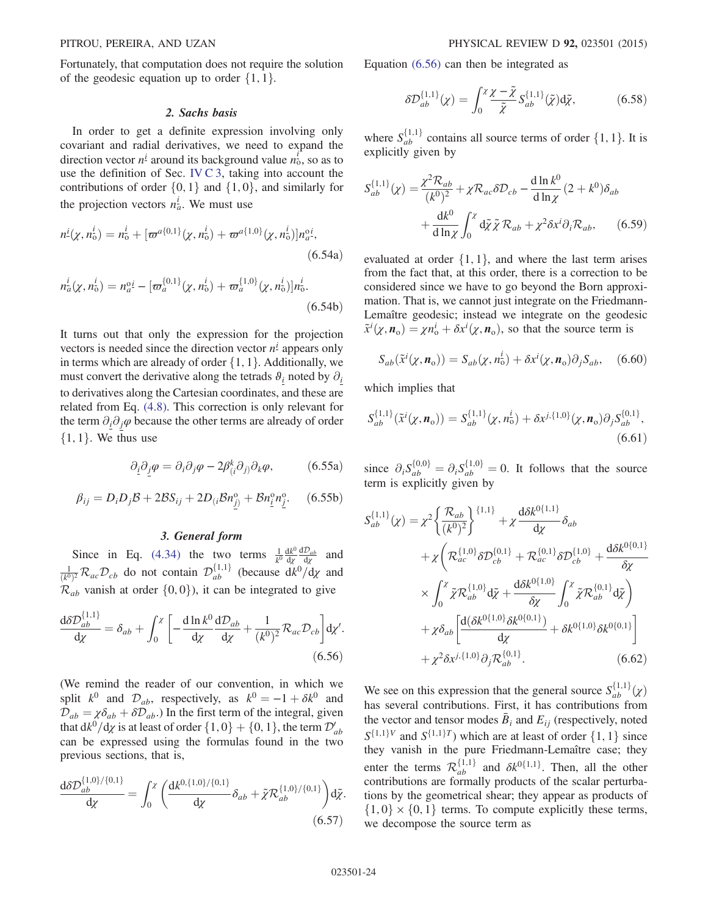Fortunately, that computation does not require the solution of the geodesic equation up to order $\{1, 1\}$.

### 2. Sachs basis

In order to get a definite expression involving only covariant and radial derivatives, we need to expand the direction vector $n^{\underline{i}}$ around its background value $n_{\rm o}^{i}$, so as to use the definition of Sec. IV C 3, taking into account the contributions of order $\{0, 1\}$ and $\{1, 0\}$, and similarly for the projection vectors $n_a^i$. We must use

$$n^{\underline{i}}(\chi, n_{\rm o}^i) = n_{\rm o}^i + [\varpi^{a\{0,1\}}(\chi, n_{\rm o}^i) + \varpi^{a\{1,0\}}(\chi, n_{\rm o}^i)] n_a^{{\rm o}i}, \tag{6.54a}$$

$$n_a^i(\chi, n_{\rm o}^i) = n_a^{{\rm o}i} - [\varpi_a^{\{0,1\}}(\chi, n_{\rm o}^i) + \varpi_a^{\{1,0\}}(\chi, n_{\rm o}^i)] n_{\rm o}^i. \tag{6.54b}$$

It turns out that only the expression for the projection vectors is needed since the direction vector $n^{\underline{i}}$ appears only in terms which are already of order $\{1, 1\}$. Additionally, we must convert the derivative along the tetrads $\vartheta_{\underline{i}}$ noted by $\partial_{\underline{i}}$ to derivatives along the Cartesian coordinates, and these are related from Eq. (4.8). This correction is only relevant for the term $\partial_{\underline{i}}\partial_{\underline{j}}\varphi$ because the other terms are already of order $\{1, 1\}$. We thus use

$$\partial_{\underline{i}}\partial_{\underline{j}}\varphi = \partial_i\partial_j\varphi - 2\beta^k_{(i}\partial_{j)}\partial_k\varphi, \tag{6.55a}$$

$$\beta_{ij} = D_i D_j \mathcal{B} + 2\mathcal{B}S_{ij} + 2D_{(i}\mathcal{B}n^{\rm o}_{\underline{j})} + \mathcal{B}n^{\rm o}_{\underline{i}}n^{\rm o}_{\underline{j}}. \tag{6.55b}$$

### 3. General form

Since in Eq. (4.34) the two terms $\frac{1}{k^0}\frac{{\rm d}k^0}{{\rm d}\chi}\frac{{\rm d}\mathcal{D}_{ab}}{{\rm d}\chi}$ and $\frac{1}{(k^0)^2}\mathcal{R}_{ac}\mathcal{D}_{cb}$ do not contain $\mathcal{D}_{ab}^{\{1,1\}}$ (because ${\rm d}k^0/{\rm d}\chi$ and $\mathcal{R}_{ab}$ vanish at order $\{0, 0\}$), it can be integrated to give

$$\frac{{\rm d}\delta\mathcal{D}_{ab}^{\{1,1\}}}{{\rm d}\chi} = \delta_{ab} + \int_0^\chi \left[-\frac{{\rm d}\ln k^0}{{\rm d}\chi}\frac{{\rm d}\mathcal{D}_{ab}}{{\rm d}\chi} + \frac{1}{(k^0)^2}\mathcal{R}_{ac}\mathcal{D}_{cb}\right]{\rm d}\chi'. \tag{6.56}$$

(We remind the reader of our convention, in which we split $k^0$ and $\mathcal{D}_{ab}$, respectively, as $k^0 = -1 + \delta k^0$ and $\mathcal{D}_{ab} = \chi\delta_{ab} + \delta\mathcal{D}_{ab}$.) In the first term of the integral, given that ${\rm d}k^0/{\rm d}\chi$ is at least of order $\{1, 0\} + \{0, 1\}$, the term $\mathcal{D}'_{ab}$ can be expressed using the formulas found in the two previous sections, that is,

$$\frac{{\rm d}\delta\mathcal{D}_{ab}^{\{1,0\}/\{0,1\}}}{{\rm d}\chi} = \int_0^\chi \left(\frac{{\rm d}k^{0,\{1,0\}/\{0,1\}}}{{\rm d}\chi}\delta_{ab} + \tilde{\chi}\mathcal{R}_{ab}^{\{1,0\}/\{0,1\}}\right){\rm d}\tilde{\chi}. \tag{6.57}$$

Equation (6.56) can then be integrated as

$$\delta\mathcal{D}_{ab}^{\{1,1\}}(\chi) = \int_0^\chi \frac{\chi - \tilde{\chi}}{\tilde{\chi}} S_{ab}^{\{1,1\}}(\tilde{\chi}){\rm d}\tilde{\chi}, \tag{6.58}$$

where $S_{ab}^{\{1,1\}}$ contains all source terms of order $\{1, 1\}$. It is explicitly given by

$$S_{ab}^{\{1,1\}}(\chi) = \frac{\chi^2\mathcal{R}_{ab}}{(k^0)^2} + \chi\mathcal{R}_{ac}\delta\mathcal{D}_{cb} - \frac{{\rm d}\ln k^0}{{\rm d}\ln\chi}(2 + k^0)\delta_{ab} + \frac{{\rm d}k^0}{{\rm d}\ln\chi}\int_0^\chi {\rm d}\tilde{\chi}\,\tilde{\chi}\,\mathcal{R}_{ab} + \chi^2\delta x^i\partial_i\mathcal{R}_{ab}, \tag{6.59}$$

evaluated at order $\{1, 1\}$, and where the last term arises from the fact that, at this order, there is a correction to be considered since we have to go beyond the Born approximation. That is, we cannot just integrate on the Friedmann-Lemaître geodesic; instead we integrate on the geodesic $\tilde{x}^i(\chi, \boldsymbol{n}_{\rm o}) = \chi n_{\rm o}^i + \delta x^i(\chi, \boldsymbol{n}_{\rm o})$, so that the source term is

$$S_{ab}(\tilde{x}^i(\chi, \boldsymbol{n}_{\rm o})) = S_{ab}(\chi, n_{\rm o}^i) + \delta x^i(\chi, \boldsymbol{n}_{\rm o})\partial_j S_{ab}, \tag{6.60}$$

which implies that

$$S_{ab}^{\{1,1\}}(\tilde{x}^i(\chi, \boldsymbol{n}_{\rm o})) = S_{ab}^{\{1,1\}}(\chi, n_{\rm o}^i) + \delta x^{j,\{1,0\}}(\chi, \boldsymbol{n}_{\rm o})\partial_j S_{ab}^{\{0,1\}}, \tag{6.61}$$

since $\partial_i S_{ab}^{\{0,0\}} = \partial_i S_{ab}^{\{1,0\}} = 0$. It follows that the source term is explicitly given by

$$\begin{aligned}
S_{ab}^{\{1,1\}}(\chi) = {} & \chi^2\left\{\frac{\mathcal{R}_{ab}}{(k^0)^2}\right\}^{\{1,1\}} + \chi\frac{{\rm d}\delta k^{0\{1,1\}}}{{\rm d}\chi}\delta_{ab} \\
& + \chi\Bigg(\mathcal{R}_{ac}^{\{1,0\}}\delta\mathcal{D}_{cb}^{\{0,1\}} + \mathcal{R}_{ac}^{\{0,1\}}\delta\mathcal{D}_{cb}^{\{1,0\}} + \frac{{\rm d}\delta k^{0\{0,1\}}}{\delta\chi} \\
& \times \int_0^\chi \tilde{\chi}\mathcal{R}_{ab}^{\{1,0\}}{\rm d}\tilde{\chi} + \frac{{\rm d}\delta k^{0\{1,0\}}}{\delta\chi}\int_0^\chi \tilde{\chi}\mathcal{R}_{ab}^{\{0,1\}}{\rm d}\tilde{\chi}\Bigg) \\
& + \chi\delta_{ab}\left[\frac{{\rm d}(\delta k^{0\{1,0\}}\delta k^{0\{0,1\}})}{{\rm d}\chi} + \delta k^{0\{1,0\}}\delta k^{0\{0,1\}}\right] \\
& + \chi^2\delta x^{j,\{1,0\}}\partial_j\mathcal{R}_{ab}^{\{0,1\}}.
\end{aligned} \tag{6.62}$$

We see on this expression that the general source $S_{ab}^{\{1,1\}}(\chi)$ has several contributions. First, it has contributions from the vector and tensor modes $\bar{B}_i$ and $E_{ij}$ (respectively, noted $S^{\{1,1\}V}$ and $S^{\{1,1\}T}$) which are at least of order $\{1, 1\}$ since they vanish in the pure Friedmann-Lemaître case; they enter the terms $\mathcal{R}_{ab}^{\{1,1\}}$ and $\delta k^{0\{1,1\}}$. Then, all the other contributions are formally products of the scalar perturbations by the geometrical shear; they appear as products of $\{1, 0\} \times \{0, 1\}$ terms. To compute explicitly these terms, we decompose the source term as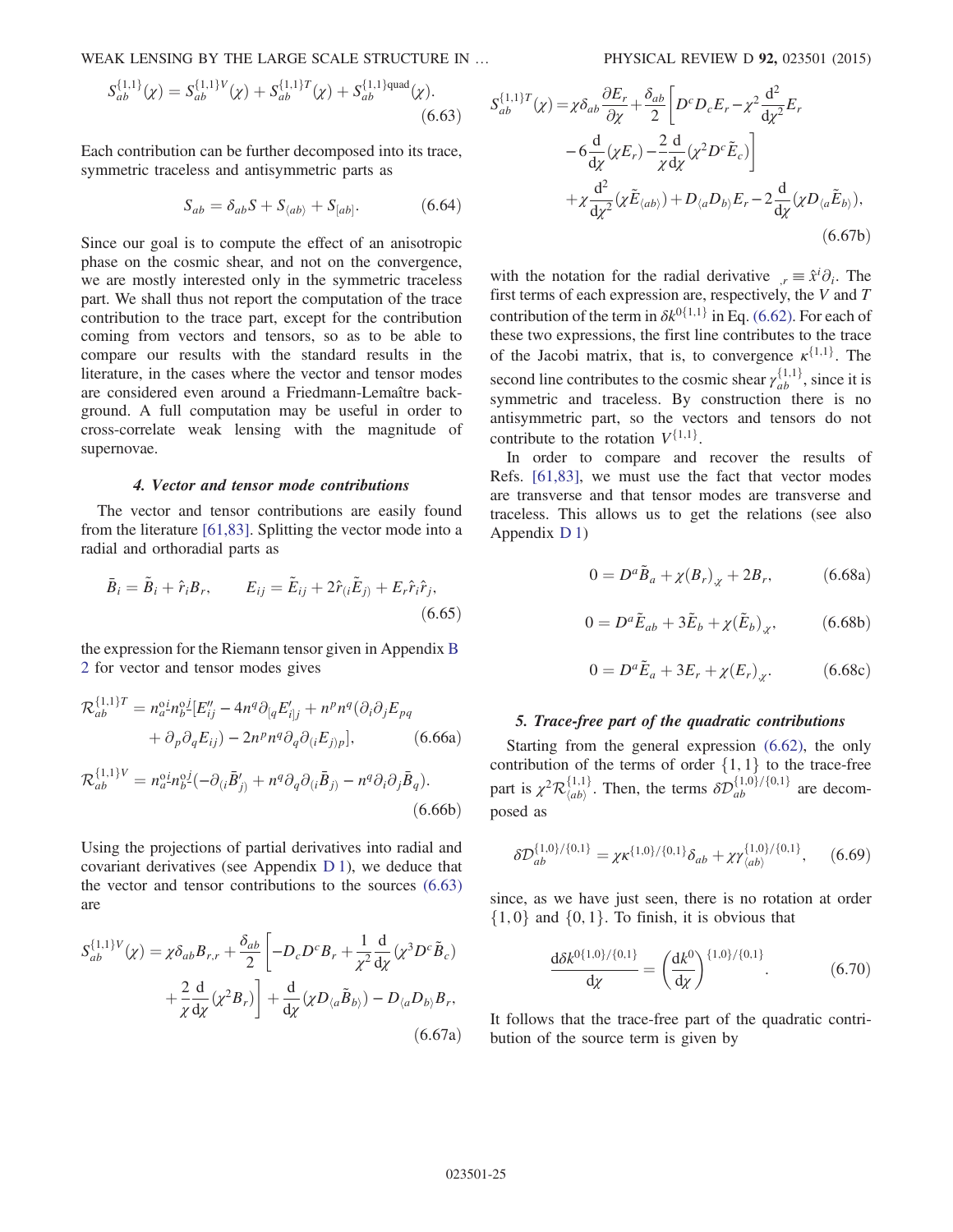$$S_{ab}^{\{1,1\}}(\chi) = S_{ab}^{\{1,1\}V}(\chi) + S_{ab}^{\{1,1\}T}(\chi) + S_{ab}^{\{1,1\}\text{quad}}(\chi). \tag{6.63}$$

Each contribution can be further decomposed into its trace, symmetric traceless and antisymmetric parts as

$$S_{ab} = \delta_{ab} S + S_{\langle ab\rangle} + S_{[ab]}. \tag{6.64}$$

Since our goal is to compute the effect of an anisotropic phase on the cosmic shear, and not on the convergence, we are mostly interested only in the symmetric traceless part. We shall thus not report the computation of the trace contribution to the trace part, except for the contribution coming from vectors and tensors, so as to be able to compare our results with the standard results in the literature, in the cases where the vector and tensor modes are considered even around a Friedmann-Lemaître background. A full computation may be useful in order to cross-correlate weak lensing with the magnitude of supernovae.

#### 4. Vector and tensor mode contributions

The vector and tensor contributions are easily found from the literature [61,83]. Splitting the vector mode into a radial and orthoradial parts as

$$\bar{B}_i = \tilde{B}_i + \hat{r}_i B_r, \qquad E_{ij} = \tilde{E}_{ij} + 2\hat{r}_{(i}\tilde{E}_{j)} + E_r \hat{r}_i \hat{r}_j, \tag{6.65}$$

the expression for the Riemann tensor given in Appendix B 2 for vector and tensor modes gives

$$\mathcal{R}_{ab}^{\{1,1\}T} = n_a^{\text{o}i} n_b^{\text{o}j} [E''_{ij} - 4n^q \partial_{[q} E'_{i]j} + n^p n^q (\partial_i \partial_j E_{pq} + \partial_p \partial_q E_{ij}) - 2n^p n^q \partial_q \partial_{(i} E_{j)p}], \tag{6.66a}$$

$$\mathcal{R}_{ab}^{\{1,1\}V} = n_a^{\text{o}i} n_b^{\text{o}j} (-\partial_{(i} \bar{B}'_{j)} + n^q \partial_q \partial_{(i} \bar{B}_{j)} - n^q \partial_i \partial_j \bar{B}_q). \tag{6.66b}$$

Using the projections of partial derivatives into radial and covariant derivatives (see Appendix D 1), we deduce that the vector and tensor contributions to the sources (6.63) are

$$S_{ab}^{\{1,1\}V}(\chi) = \chi \delta_{ab} B_{r,r} + \frac{\delta_{ab}}{2}\left[-D_c D^c B_r + \frac{1}{\chi^2}\frac{\mathrm{d}}{\mathrm{d}\chi}(\chi^3 D^c \tilde{B}_c) + \frac{2}{\chi}\frac{\mathrm{d}}{\mathrm{d}\chi}(\chi^2 B_r)\right] + \frac{\mathrm{d}}{\mathrm{d}\chi}(\chi D_{\langle a}\tilde{B}_{b\rangle}) - D_{\langle a} D_{b\rangle} B_r, \tag{6.67a}$$

$$S_{ab}^{\{1,1\}T}(\chi) = \chi \delta_{ab}\frac{\partial E_r}{\partial \chi} + \frac{\delta_{ab}}{2}\left[D^c D_c E_r - \chi^2 \frac{\mathrm{d}^2}{\mathrm{d}\chi^2} E_r - 6\frac{\mathrm{d}}{\mathrm{d}\chi}(\chi E_r) - \frac{2}{\chi}\frac{\mathrm{d}}{\mathrm{d}\chi}(\chi^2 D^c \tilde{E}_c)\right] + \chi \frac{\mathrm{d}^2}{\mathrm{d}\chi^2}(\chi \tilde{E}_{\langle ab\rangle}) + D_{\langle a} D_{b\rangle} E_r - 2\frac{\mathrm{d}}{\mathrm{d}\chi}(\chi D_{\langle a}\tilde{E}_{b\rangle}), \tag{6.67b}$$

with the notation for the radial derivative $_{,r} \equiv \hat{x}^i \partial_i$. The first terms of each expression are, respectively, the $V$ and $T$ contribution of the term in $\delta k^{0\{1,1\}}$ in Eq. (6.62). For each of these two expressions, the first line contributes to the trace of the Jacobi matrix, that is, to convergence $\kappa^{\{1,1\}}$. The second line contributes to the cosmic shear $\gamma_{ab}^{\{1,1\}}$, since it is symmetric and traceless. By construction there is no antisymmetric part, so the vectors and tensors do not contribute to the rotation $V^{\{1,1\}}$.

In order to compare and recover the results of Refs. [61,83], we must use the fact that vector modes are transverse and that tensor modes are transverse and traceless. This allows us to get the relations (see also Appendix D 1)

$$0 = D^a \tilde{B}_a + \chi (B_r)_{,\chi} + 2B_r, \tag{6.68a}$$

$$0 = D^a \tilde{E}_{ab} + 3\tilde{E}_b + \chi (\tilde{E}_b)_{,\chi}, \tag{6.68b}$$

$$0 = D^a \tilde{E}_a + 3E_r + \chi (E_r)_{,\chi}. \tag{6.68c}$$

#### 5. Trace-free part of the quadratic contributions

Starting from the general expression (6.62), the only contribution of the terms of order $\{1,1\}$ to the trace-free part is $\chi^2 \mathcal{R}_{\langle ab\rangle}^{\{1,1\}}$. Then, the terms $\delta\mathcal{D}_{ab}^{\{1,0\}/\{0,1\}}$ are decomposed as

$$\delta\mathcal{D}_{ab}^{\{1,0\}/\{0,1\}} = \chi \kappa^{\{1,0\}/\{0,1\}} \delta_{ab} + \chi \gamma_{\langle ab\rangle}^{\{1,0\}/\{0,1\}}, \tag{6.69}$$

since, as we have just seen, there is no rotation at order $\{1,0\}$ and $\{0,1\}$. To finish, it is obvious that

$$\frac{\mathrm{d}\delta k^{0\{1,0\}/\{0,1\}}}{\mathrm{d}\chi} = \left(\frac{\mathrm{d}k^0}{\mathrm{d}\chi}\right)^{\{1,0\}/\{0,1\}}. \tag{6.70}$$

It follows that the trace-free part of the quadratic contribution of the source term is given by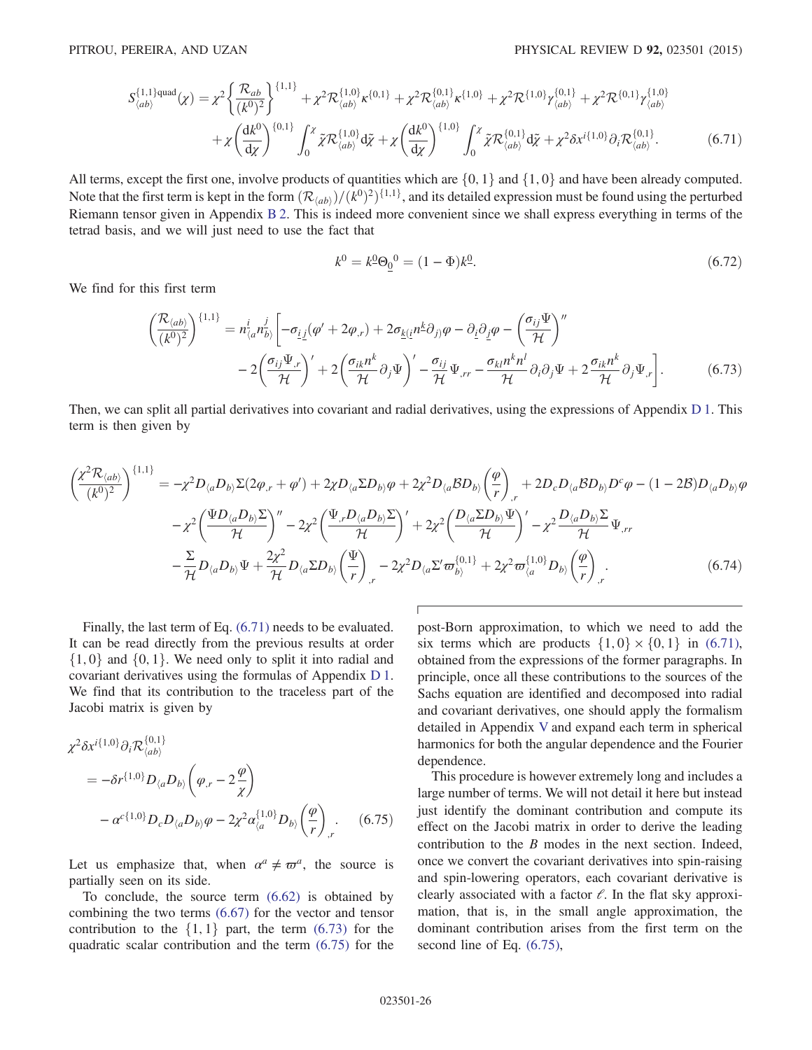$$
\begin{aligned}
S^{\{1,1\}\mathrm{quad}}_{\langle ab\rangle}(\chi) = {} & \chi^2\left\{\frac{\mathcal{R}_{ab}}{(k^0)^2}\right\}^{\{1,1\}} + \chi^2\mathcal{R}^{\{1,0\}}_{\langle ab\rangle}\kappa^{\{0,1\}} + \chi^2\mathcal{R}^{\{0,1\}}_{\langle ab\rangle}\kappa^{\{1,0\}} + \chi^2\mathcal{R}^{\{1,0\}}\gamma^{\{0,1\}}_{\langle ab\rangle} + \chi^2\mathcal{R}^{\{0,1\}}\gamma^{\{1,0\}}_{\langle ab\rangle} \\
& + \chi\left(\frac{\mathrm{d}k^0}{\mathrm{d}\chi}\right)^{\{0,1\}}\int_0^\chi \tilde{\chi}\mathcal{R}^{\{1,0\}}_{\langle ab\rangle}\mathrm{d}\tilde{\chi} + \chi\left(\frac{\mathrm{d}k^0}{\mathrm{d}\chi}\right)^{\{1,0\}}\int_0^\chi \tilde{\chi}\mathcal{R}^{\{0,1\}}_{\langle ab\rangle}\mathrm{d}\tilde{\chi} + \chi^2\delta x^{i\{1,0\}}\partial_i\mathcal{R}^{\{0,1\}}_{\langle ab\rangle}. \qquad (6.71)
\end{aligned}
$$

All terms, except the first one, involve products of quantities which are $\{0,1\}$ and $\{1,0\}$ and have been already computed. Note that the first term is kept in the form $(\mathcal{R}_{\langle ab\rangle})/(k^0)^2)^{\{1,1\}}$, and its detailed expression must be found using the perturbed Riemann tensor given in Appendix B 2. This is indeed more convenient since we shall express everything in terms of the tetrad basis, and we will just need to use the fact that

$$
k^0 = k^{\underline{0}}\Theta_{\underline{0}}{}^0 = (1-\Phi)k^{\underline{0}}. \qquad (6.72)
$$

We find for this first term

$$
\begin{aligned}
\left(\frac{\mathcal{R}_{\langle ab\rangle}}{(k^0)^2}\right)^{\{1,1\}} = {} & n^i_{\langle a}n^j_{b\rangle}\Bigg[-\sigma_{\underline{i}\,\underline{j}}(\varphi' + 2\varphi_{,r}) + 2\sigma_{\underline{k}(\underline{i}}n^{\underline{k}}\partial_{j)}\varphi - \partial_{\underline{i}}\partial_{\underline{j}}\varphi - \left(\frac{\sigma_{ij}\Psi}{\mathcal{H}}\right)'' \\
& - 2\left(\frac{\sigma_{ij}\Psi_{,r}}{\mathcal{H}}\right)' + 2\left(\frac{\sigma_{ik}n^k}{\mathcal{H}}\partial_j\Psi\right)' - \frac{\sigma_{ij}}{\mathcal{H}}\Psi_{,rr} - \frac{\sigma_{kl}n^kn^l}{\mathcal{H}}\partial_i\partial_j\Psi + 2\frac{\sigma_{ik}n^k}{\mathcal{H}}\partial_j\Psi_{,r}\Bigg]. \qquad (6.73)
\end{aligned}
$$

Then, we can split all partial derivatives into covariant and radial derivatives, using the expressions of Appendix D 1. This term is then given by

$$
\begin{aligned}
\left(\frac{\chi^2\mathcal{R}_{\langle ab\rangle}}{(k^0)^2}\right)^{\{1,1\}} = {} & -\chi^2 D_{\langle a}D_{b\rangle}\Sigma(2\varphi_{,r} + \varphi') + 2\chi D_{\langle a}\Sigma D_{b\rangle}\varphi + 2\chi^2 D_{\langle a}\mathcal{B}D_{b\rangle}\left(\frac{\varphi}{r}\right)_{,r} + 2D_cD_{\langle a}\mathcal{B}D_{b\rangle}D^c\varphi - (1-2\mathcal{B})D_{\langle a}D_{b\rangle}\varphi \\
& - \chi^2\left(\frac{\Psi D_{\langle a}D_{b\rangle}\Sigma}{\mathcal{H}}\right)'' - 2\chi^2\left(\frac{\Psi_{,r}D_{\langle a}D_{b\rangle}\Sigma}{\mathcal{H}}\right)' + 2\chi^2\left(\frac{D_{\langle a}\Sigma D_{b\rangle}\Psi}{\mathcal{H}}\right)' - \chi^2\frac{D_{\langle a}D_{b\rangle}\Sigma}{\mathcal{H}}\Psi_{,rr} \\
& - \frac{\Sigma}{\mathcal{H}}D_{\langle a}D_{b\rangle}\Psi + \frac{2\chi^2}{\mathcal{H}}D_{\langle a}\Sigma D_{b\rangle}\left(\frac{\Psi}{r}\right)_{,r} - 2\chi^2 D_{\langle a}\Sigma'\varpi^{\{0,1\}}_{b\rangle} + 2\chi^2\varpi^{\{1,0\}}_{\langle a}D_{b\rangle}\left(\frac{\varphi}{r}\right)_{,r}. \qquad (6.74)
\end{aligned}
$$

Finally, the last term of Eq. (6.71) needs to be evaluated. It can be read directly from the previous results at order $\{1,0\}$ and $\{0,1\}$. We need only to split it into radial and covariant derivatives using the formulas of Appendix D 1. We find that its contribution to the traceless part of the Jacobi matrix is given by

$$
\begin{aligned}
\chi^2\delta x^{i\{1,0\}}\partial_i\mathcal{R}^{\{0,1\}}_{\langle ab\rangle} = {} & -\delta r^{\{1,0\}}D_{\langle a}D_{b\rangle}\left(\varphi_{,r} - 2\frac{\varphi}{\chi}\right) \\
& - \alpha^{c\{1,0\}}D_cD_{\langle a}D_{b\rangle}\varphi - 2\chi^2\alpha^{\{1,0\}}_{\langle a}D_{b\rangle}\left(\frac{\varphi}{r}\right)_{,r}. \qquad (6.75)
\end{aligned}
$$

Let us emphasize that, when $\alpha^a \neq \varpi^a$, the source is partially seen on its side.

To conclude, the source term (6.62) is obtained by combining the two terms (6.67) for the vector and tensor contribution to the $\{1,1\}$ part, the term (6.73) for the quadratic scalar contribution and the term (6.75) for the post-Born approximation, to which we need to add the six terms which are products $\{1,0\}\times\{0,1\}$ in (6.71), obtained from the expressions of the former paragraphs. In principle, once all these contributions to the sources of the Sachs equation are identified and decomposed into radial and covariant derivatives, one should apply the formalism detailed in Appendix V and expand each term in spherical harmonics for both the angular dependence and the Fourier dependence.

This procedure is however extremely long and includes a large number of terms. We will not detail it here but instead just identify the dominant contribution and compute its effect on the Jacobi matrix in order to derive the leading contribution to the $B$ modes in the next section. Indeed, once we convert the covariant derivatives into spin-raising and spin-lowering operators, each covariant derivative is clearly associated with a factor $\ell$. In the flat sky approximation, that is, in the small angle approximation, the dominant contribution arises from the first term on the second line of Eq. (6.75),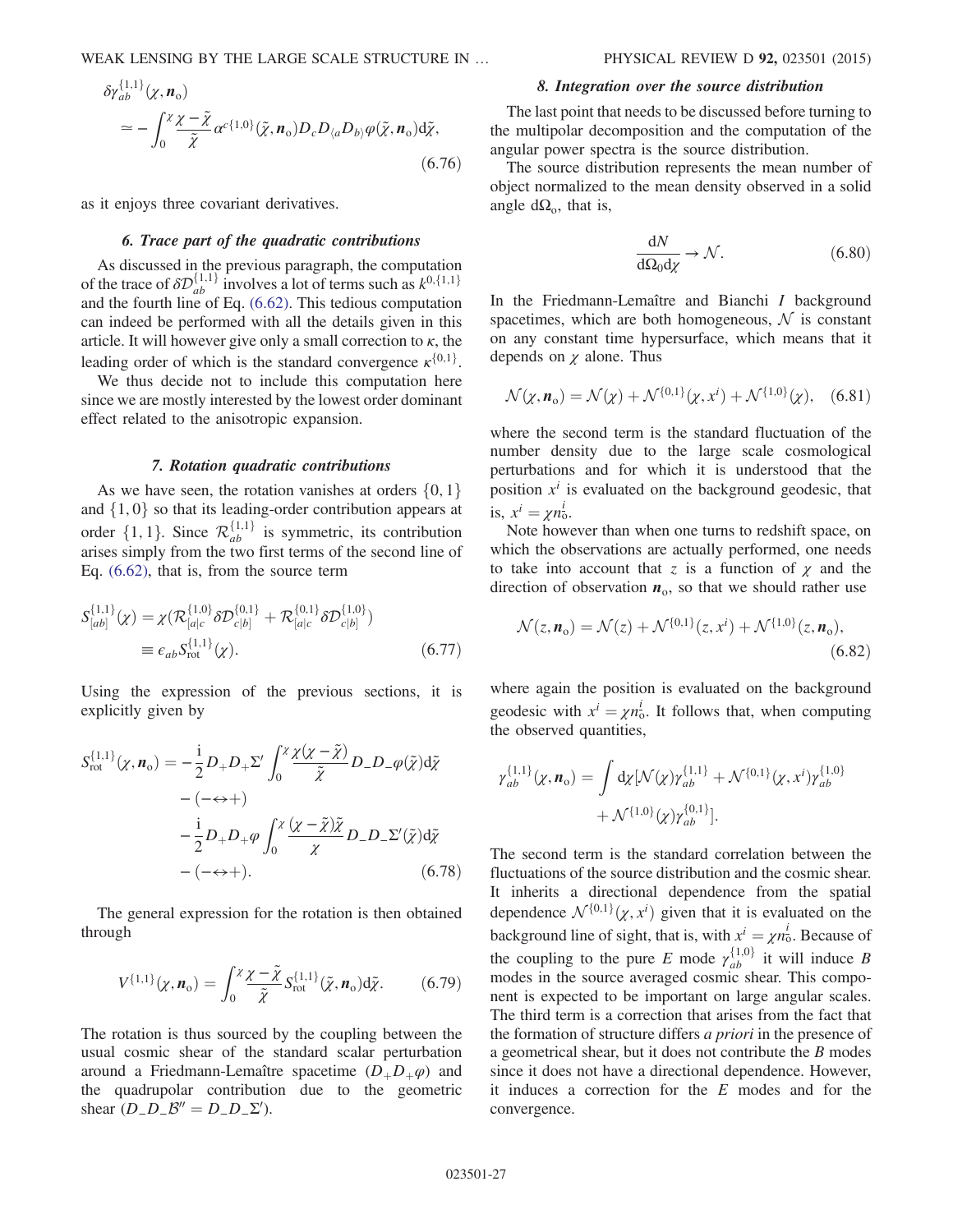$$
\delta\gamma_{ab}^{\{1,1\}}(\chi,\boldsymbol{n}_{\rm o}) \simeq -\int_0^{\chi}\frac{\chi-\tilde{\chi}}{\tilde{\chi}}\alpha^{c\{1,0\}}(\tilde{\chi},\boldsymbol{n}_{\rm o})D_c D_{\langle a}D_{b\rangle}\varphi(\tilde{\chi},\boldsymbol{n}_{\rm o})\mathrm{d}\tilde{\chi}, \tag{6.76}
$$

as it enjoys three covariant derivatives.

### 6. Trace part of the quadratic contributions

As discussed in the previous paragraph, the computation of the trace of $\delta\mathcal{D}_{ab}^{\{1,1\}}$ involves a lot of terms such as $k^{0,\{1,1\}}$ and the fourth line of Eq. (6.62). This tedious computation can indeed be performed with all the details given in this article. It will however give only a small correction to $\kappa$, the leading order of which is the standard convergence $\kappa^{\{0,1\}}$.

We thus decide not to include this computation here since we are mostly interested by the lowest order dominant effect related to the anisotropic expansion.

### 7. Rotation quadratic contributions

As we have seen, the rotation vanishes at orders $\{0,1\}$ and $\{1,0\}$ so that its leading-order contribution appears at order $\{1,1\}$. Since $\mathcal{R}_{ab}^{\{1,1\}}$ is symmetric, its contribution arises simply from the two first terms of the second line of Eq. (6.62), that is, from the source term

$$
\begin{aligned}
S_{[ab]}^{\{1,1\}}(\chi) &= \chi(\mathcal{R}_{[a|c}^{\{1,0\}}\delta\mathcal{D}_{c|b]}^{\{0,1\}} + \mathcal{R}_{[a|c}^{\{0,1\}}\delta\mathcal{D}_{c|b]}^{\{1,0\}}) \\
&\equiv \epsilon_{ab}S_{\rm rot}^{\{1,1\}}(\chi).
\end{aligned} \tag{6.77}
$$

Using the expression of the previous sections, it is explicitly given by

$$
\begin{aligned}
S_{\rm rot}^{\{1,1\}}(\chi,\boldsymbol{n}_{\rm o}) = &-\frac{\mathrm{i}}{2}D_+D_+\Sigma'\int_0^{\chi}\frac{\chi(\chi-\tilde{\chi})}{\tilde{\chi}}D_-D_-\varphi(\tilde{\chi})\mathrm{d}\tilde{\chi} \\
&-(-\leftrightarrow+) \\
&-\frac{\mathrm{i}}{2}D_+D_+\varphi\int_0^{\chi}\frac{(\chi-\tilde{\chi})\tilde{\chi}}{\chi}D_-D_-\Sigma'(\tilde{\chi})\mathrm{d}\tilde{\chi} \\
&-(-\leftrightarrow+).
\end{aligned} \tag{6.78}
$$

The general expression for the rotation is then obtained through

$$
V^{\{1,1\}}(\chi,\boldsymbol{n}_{\rm o}) = \int_0^{\chi}\frac{\chi-\tilde{\chi}}{\tilde{\chi}}S_{\rm rot}^{\{1,1\}}(\tilde{\chi},\boldsymbol{n}_{\rm o})\mathrm{d}\tilde{\chi}. \tag{6.79}
$$

The rotation is thus sourced by the coupling between the usual cosmic shear of the standard scalar perturbation around a Friedmann-Lemaître spacetime ($D_+D_+\varphi$) and the quadrupolar contribution due to the geometric shear ($D_-D_-\mathcal{B}'' = D_-D_-\Sigma'$).

### 8. Integration over the source distribution

The last point that needs to be discussed before turning to the multipolar decomposition and the computation of the angular power spectra is the source distribution.

The source distribution represents the mean number of object normalized to the mean density observed in a solid angle $\mathrm{d}\Omega_{\rm o}$, that is,

$$
\frac{\mathrm{d}N}{\mathrm{d}\Omega_0\mathrm{d}\chi} \to \mathcal{N}. \tag{6.80}
$$

In the Friedmann-Lemaître and Bianchi $I$ background spacetimes, which are both homogeneous, $\mathcal{N}$ is constant on any constant time hypersurface, which means that it depends on $\chi$ alone. Thus

$$
\mathcal{N}(\chi,\boldsymbol{n}_{\rm o}) = \mathcal{N}(\chi) + \mathcal{N}^{\{0,1\}}(\chi,x^i) + \mathcal{N}^{\{1,0\}}(\chi), \tag{6.81}
$$

where the second term is the standard fluctuation of the number density due to the large scale cosmological perturbations and for which it is understood that the position $x^i$ is evaluated on the background geodesic, that is, $x^i = \chi n_{\rm o}^i$.

Note however than when one turns to redshift space, on which the observations are actually performed, one needs to take into account that $z$ is a function of $\chi$ and the direction of observation $\boldsymbol{n}_{\rm o}$, so that we should rather use

$$
\mathcal{N}(z,\boldsymbol{n}_{\rm o}) = \mathcal{N}(z) + \mathcal{N}^{\{0,1\}}(z,x^i) + \mathcal{N}^{\{1,0\}}(z,\boldsymbol{n}_{\rm o}), \tag{6.82}
$$

where again the position is evaluated on the background geodesic with $x^i = \chi n_{\rm o}^i$. It follows that, when computing the observed quantities,

$$
\gamma_{ab}^{\{1,1\}}(\chi,\boldsymbol{n}_{\rm o}) = \int\mathrm{d}\chi[\mathcal{N}(\chi)\gamma_{ab}^{\{1,1\}} + \mathcal{N}^{\{0,1\}}(\chi,x^i)\gamma_{ab}^{\{1,0\}} + \mathcal{N}^{\{1,0\}}(\chi)\gamma_{ab}^{\{0,1\}}].
$$

The second term is the standard correlation between the fluctuations of the source distribution and the cosmic shear. It inherits a directional dependence from the spatial dependence $\mathcal{N}^{\{0,1\}}(\chi,x^i)$ given that it is evaluated on the background line of sight, that is, with $x^i = \chi n_{\rm o}^i$. Because of the coupling to the pure $E$ mode $\gamma_{ab}^{\{1,0\}}$ it will induce $B$ modes in the source averaged cosmic shear. This component is expected to be important on large angular scales. The third term is a correction that arises from the fact that the formation of structure differs *a priori* in the presence of a geometrical shear, but it does not contribute the $B$ modes since it does not have a directional dependence. However, it induces a correction for the $E$ modes and for the convergence.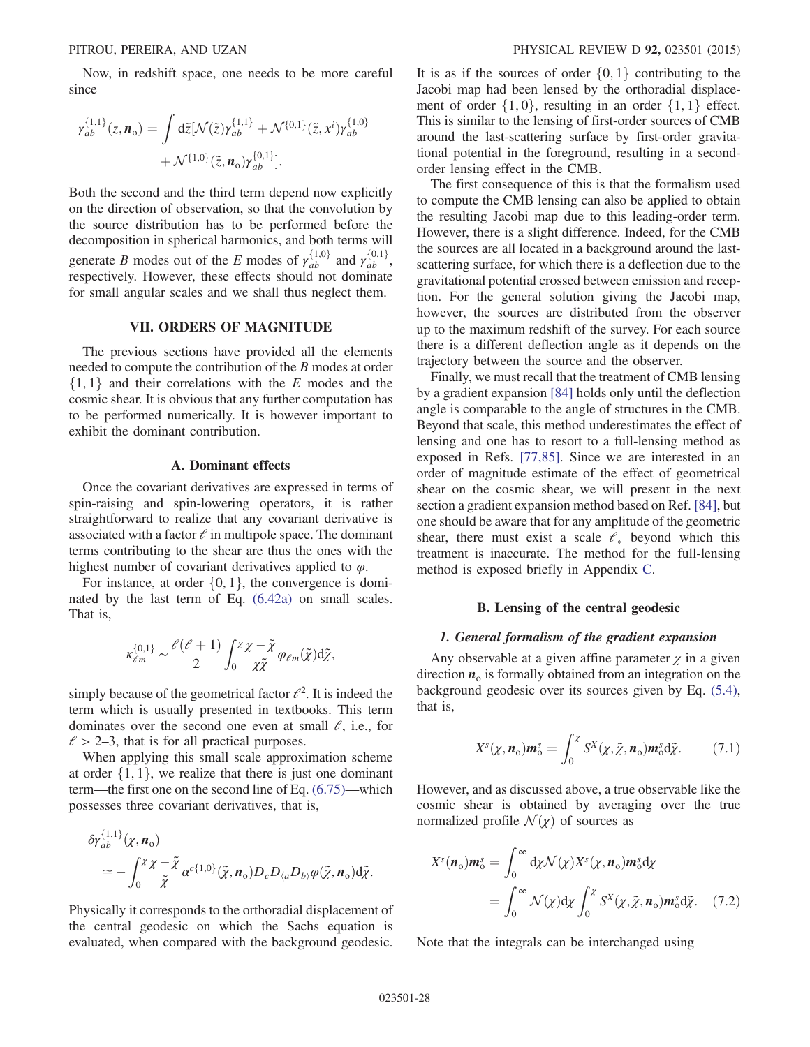Now, in redshift space, one needs to be more careful since

$$\gamma_{ab}^{\{1,1\}}(z,\boldsymbol{n}_{\rm o}) = \int {\rm d}\tilde{z}[\mathcal{N}(\tilde{z})\gamma_{ab}^{\{1,1\}} + \mathcal{N}^{\{0,1\}}(\tilde{z},x^i)\gamma_{ab}^{\{1,0\}} + \mathcal{N}^{\{1,0\}}(\tilde{z},\boldsymbol{n}_{\rm o})\gamma_{ab}^{\{0,1\}}].$$

Both the second and the third term depend now explicitly on the direction of observation, so that the convolution by the source distribution has to be performed before the decomposition in spherical harmonics, and both terms will generate $B$ modes out of the $E$ modes of $\gamma_{ab}^{\{1,0\}}$ and $\gamma_{ab}^{\{0,1\}}$, respectively. However, these effects should not dominate for small angular scales and we shall thus neglect them.

## VII. ORDERS OF MAGNITUDE

The previous sections have provided all the elements needed to compute the contribution of the $B$ modes at order $\{1,1\}$ and their correlations with the $E$ modes and the cosmic shear. It is obvious that any further computation has to be performed numerically. It is however important to exhibit the dominant contribution.

### A. Dominant effects

Once the covariant derivatives are expressed in terms of spin-raising and spin-lowering operators, it is rather straightforward to realize that any covariant derivative is associated with a factor $\ell$ in multipole space. The dominant terms contributing to the shear are thus the ones with the highest number of covariant derivatives applied to $\varphi$.

For instance, at order $\{0,1\}$, the convergence is dominated by the last term of Eq. (6.42a) on small scales. That is,

$$\kappa_{\ell m}^{\{0,1\}} \sim \frac{\ell(\ell+1)}{2}\int_0^{\chi}\frac{\chi-\tilde{\chi}}{\chi\tilde{\chi}}\varphi_{\ell m}(\tilde{\chi}){\rm d}\tilde{\chi},$$

simply because of the geometrical factor $\ell^2$. It is indeed the term which is usually presented in textbooks. This term dominates over the second one even at small $\ell$, i.e., for $\ell > 2$–3, that is for all practical purposes.

When applying this small scale approximation scheme at order $\{1,1\}$, we realize that there is just one dominant term—the first one on the second line of Eq. (6.75)—which possesses three covariant derivatives, that is,

$$\delta\gamma_{ab}^{\{1,1\}}(\chi,\boldsymbol{n}_{\rm o}) \simeq -\int_0^{\chi}\frac{\chi-\tilde{\chi}}{\tilde{\chi}}\alpha^{c\{1,0\}}(\tilde{\chi},\boldsymbol{n}_{\rm o})D_cD_{\langle a}D_{b\rangle}\varphi(\tilde{\chi},\boldsymbol{n}_{\rm o}){\rm d}\tilde{\chi}.$$

Physically it corresponds to the orthoradial displacement of the central geodesic on which the Sachs equation is evaluated, when compared with the background geodesic. It is as if the sources of order $\{0,1\}$ contributing to the Jacobi map had been lensed by the orthoradial displacement of order $\{1,0\}$, resulting in an order $\{1,1\}$ effect. This is similar to the lensing of first-order sources of CMB around the last-scattering surface by first-order gravitational potential in the foreground, resulting in a second-order lensing effect in the CMB.

The first consequence of this is that the formalism used to compute the CMB lensing can also be applied to obtain the resulting Jacobi map due to this leading-order term. However, there is a slight difference. Indeed, for the CMB the sources are all located in a background around the last-scattering surface, for which there is a deflection due to the gravitational potential crossed between emission and reception. For the general solution giving the Jacobi map, however, the sources are distributed from the observer up to the maximum redshift of the survey. For each source there is a different deflection angle as it depends on the trajectory between the source and the observer.

Finally, we must recall that the treatment of CMB lensing by a gradient expansion [84] holds only until the deflection angle is comparable to the angle of structures in the CMB. Beyond that scale, this method underestimates the effect of lensing and one has to resort to a full-lensing method as exposed in Refs. [77,85]. Since we are interested in an order of magnitude estimate of the effect of geometrical shear on the cosmic shear, we will present in the next section a gradient expansion method based on Ref. [84], but one should be aware that for any amplitude of the geometric shear, there must exist a scale $\ell_*$ beyond which this treatment is inaccurate. The method for the full-lensing method is exposed briefly in Appendix C.

### B. Lensing of the central geodesic

#### *1. General formalism of the gradient expansion*

Any observable at a given affine parameter $\chi$ in a given direction $\boldsymbol{n}_{\rm o}$ is formally obtained from an integration on the background geodesic over its sources given by Eq. (5.4), that is,

$$X^s(\chi,\boldsymbol{n}_{\rm o})\boldsymbol{m}_{\rm o}^s = \int_0^{\chi}S^X(\chi,\tilde{\chi},\boldsymbol{n}_{\rm o})\boldsymbol{m}_{\rm o}^s{\rm d}\tilde{\chi}. \qquad (7.1)$$

However, and as discussed above, a true observable like the cosmic shear is obtained by averaging over the true normalized profile $\mathcal{N}(\chi)$ of sources as

$$\begin{aligned} X^s(\boldsymbol{n}_{\rm o})\boldsymbol{m}_{\rm o}^s &= \int_0^{\infty}{\rm d}\chi\mathcal{N}(\chi)X^s(\chi,\boldsymbol{n}_{\rm o})\boldsymbol{m}_{\rm o}^s{\rm d}\chi \\ &= \int_0^{\infty}\mathcal{N}(\chi){\rm d}\chi\int_0^{\chi}S^X(\chi,\tilde{\chi},\boldsymbol{n}_{\rm o})\boldsymbol{m}_{\rm o}^s{\rm d}\tilde{\chi}. \qquad (7.2) \end{aligned}$$

Note that the integrals can be interchanged using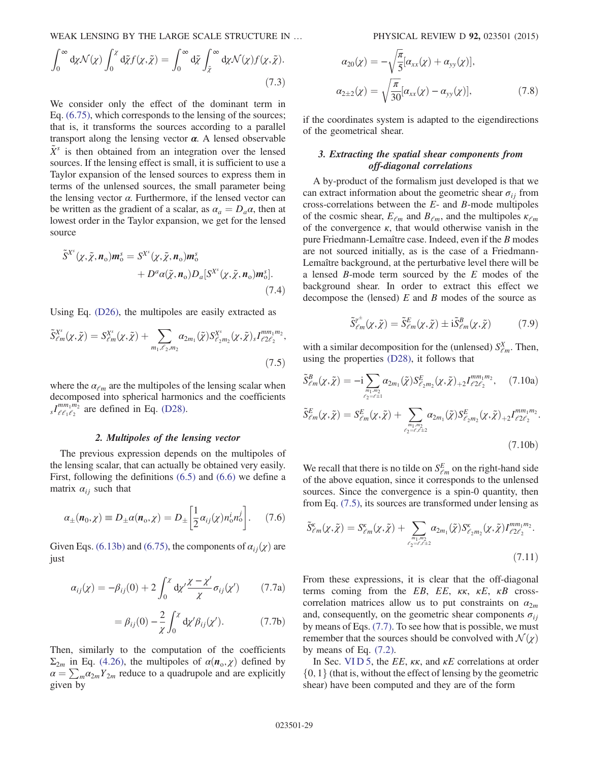$$\int_0^\infty \mathrm{d}\chi \mathcal{N}(\chi) \int_0^\chi \mathrm{d}\tilde{\chi} f(\chi,\tilde{\chi}) = \int_0^\infty \mathrm{d}\tilde{\chi} \int_{\tilde{\chi}}^\infty \mathrm{d}\chi \mathcal{N}(\chi) f(\chi,\tilde{\chi}). \tag{7.3}$$

We consider only the effect of the dominant term in Eq. (6.75), which corresponds to the lensing of the sources; that is, it transforms the sources according to a parallel transport along the lensing vector $\boldsymbol{\alpha}$. A lensed observable $\tilde{X}^s$ is then obtained from an integration over the lensed sources. If the lensing effect is small, it is sufficient to use a Taylor expansion of the lensed sources to express them in terms of the unlensed sources, the small parameter being the lensing vector $\alpha$. Furthermore, if the lensed vector can be written as the gradient of a scalar, as $\alpha_a = D_a \alpha$, then at lowest order in the Taylor expansion, we get for the lensed source

$$\tilde{S}^{X^s}(\chi,\tilde{\chi},\boldsymbol{n}_\mathrm{o})\boldsymbol{m}_\mathrm{o}^s = S^{X^s}(\chi,\tilde{\chi},\boldsymbol{n}_\mathrm{o})\boldsymbol{m}_\mathrm{o}^s + D^a\alpha(\tilde{\chi},\boldsymbol{n}_\mathrm{o}) D_a[S^{X^s}(\chi,\tilde{\chi},\boldsymbol{n}_\mathrm{o})\boldsymbol{m}_\mathrm{o}^s]. \tag{7.4}$$

Using Eq. (D26), the multipoles are easily extracted as

$$\tilde{S}^{X^s}_{\ell m}(\chi,\tilde{\chi}) = S^{X^s}_{\ell m}(\chi,\tilde{\chi}) + \sum_{m_1,\ell_2,m_2} \alpha_{2m_1}(\tilde{\chi}) S^{X^s}_{\ell_2 m_2}(\chi,\tilde{\chi})\, {}_s I^{m m_1 m_2}_{\ell 2 \ell_2}, \tag{7.5}$$

where the $\alpha_{\ell m}$ are the multipoles of the lensing scalar when decomposed into spherical harmonics and the coefficients ${}_s I^{m m_1 m_2}_{\ell \ell_1 \ell_2}$ are defined in Eq. (D28).

#### 2. Multipoles of the lensing vector

The previous expression depends on the multipoles of the lensing scalar, that can actually be obtained very easily. First, following the definitions (6.5) and (6.6) we define a matrix $\alpha_{ij}$ such that

$$\alpha_\pm(\boldsymbol{n}_0,\chi) \equiv D_\pm \alpha(\boldsymbol{n}_\mathrm{o},\chi) = D_\pm\left[\frac{1}{2}\alpha_{ij}(\chi) n_\mathrm{o}^i n_\mathrm{o}^j\right]. \tag{7.6}$$

Given Eqs. (6.13b) and (6.75), the components of $\alpha_{ij}(\chi)$ are just

$$\alpha_{ij}(\chi) = -\beta_{ij}(0) + 2\int_0^\chi \mathrm{d}\chi' \frac{\chi-\chi'}{\chi}\sigma_{ij}(\chi') \tag{7.7a}$$

$$= \beta_{ij}(0) - \frac{2}{\chi}\int_0^\chi \mathrm{d}\chi' \beta_{ij}(\chi'). \tag{7.7b}$$

Then, similarly to the computation of the coefficients $\Sigma_{2m}$ in Eq. (4.26), the multipoles of $\alpha(\boldsymbol{n}_\mathrm{o},\chi)$ defined by $\alpha = \sum_m \alpha_{2m} Y_{2m}$ reduce to a quadrupole and are explicitly given by

$$\alpha_{20}(\chi) = -\sqrt{\frac{\pi}{5}}[\alpha_{xx}(\chi) + \alpha_{yy}(\chi)],$$

$$\alpha_{2\pm 2}(\chi) = \sqrt{\frac{\pi}{30}}[\alpha_{xx}(\chi) - \alpha_{yy}(\chi)], \tag{7.8}$$

if the coordinates system is adapted to the eigendirections of the geometrical shear.

#### 3. Extracting the spatial shear components from off-diagonal correlations

A by-product of the formalism just developed is that we can extract information about the geometric shear $\sigma_{ij}$ from cross-correlations between the $E$- and $B$-mode multipoles of the cosmic shear, $E_{\ell m}$ and $B_{\ell m}$, and the multipoles $\kappa_{\ell m}$ of the convergence $\kappa$, that would otherwise vanish in the pure Friedmann-Lemaître case. Indeed, even if the $B$ modes are not sourced initially, as is the case of a Friedmann-Lemaître background, at the perturbative level there will be a lensed $B$-mode term sourced by the $E$ modes of the background shear. In order to extract this effect we decompose the (lensed) $E$ and $B$ modes of the source as

$$\tilde{S}^{\gamma^\pm}_{\ell m}(\chi,\tilde{\chi}) = \tilde{S}^E_{\ell m}(\chi,\tilde{\chi}) \pm \mathrm{i}\tilde{S}^B_{\ell m}(\chi,\tilde{\chi}) \tag{7.9}$$

with a similar decomposition for the (unlensed) $S^X_{\ell m}$. Then, using the properties (D28), it follows that

$$\tilde{S}^B_{\ell m}(\chi,\tilde{\chi}) = -\mathrm{i}\sum_{\substack{m_1,m_2\\ \ell_2=\ell\pm 1}} \alpha_{2m_1}(\tilde{\chi}) S^E_{\ell_2 m_2}(\chi,\tilde{\chi})\, {}_{+2}I^{m m_1 m_2}_{\ell 2 \ell_2}, \tag{7.10a}$$

$$\tilde{S}^E_{\ell m}(\chi,\tilde{\chi}) = S^E_{\ell m}(\chi,\tilde{\chi}) + \sum_{\substack{m_1,m_2\\ \ell_2=\ell,\ell\pm 2}} \alpha_{2m_1}(\tilde{\chi}) S^E_{\ell_2 m_2}(\chi,\tilde{\chi})\, {}_{+2}I^{m m_1 m_2}_{\ell 2 \ell_2}. \tag{7.10b}$$

We recall that there is no tilde on $S^E_{\ell m}$ on the right-hand side of the above equation, since it corresponds to the unlensed sources. Since the convergence is a spin-0 quantity, then from Eq. (7.5), its sources are transformed under lensing as

$$\tilde{S}^\kappa_{\ell m}(\chi,\tilde{\chi}) = S^\kappa_{\ell m}(\chi,\tilde{\chi}) + \sum_{\substack{m_1,m_2\\ \ell_2=\ell,\ell\pm 2}} \alpha_{2m_1}(\tilde{\chi}) S^\kappa_{\ell_2 m_2}(\chi,\tilde{\chi}) I^{m m_1 m_2}_{\ell 2 \ell_2}. \tag{7.11}$$

From these expressions, it is clear that the off-diagonal terms coming from the $EB$, $EE$, $\kappa\kappa$, $\kappa E$, $\kappa B$ cross-correlation matrices allow us to put constraints on $\alpha_{2m}$ and, consequently, on the geometric shear components $\sigma_{ij}$ by means of Eqs. (7.7). To see how that is possible, we must remember that the sources should be convolved with $\mathcal{N}(\chi)$ by means of Eq. (7.2).

In Sec. VI D 5, the $EE$, $\kappa\kappa$, and $\kappa E$ correlations at order $\{0,1\}$ (that is, without the effect of lensing by the geometric shear) have been computed and they are of the form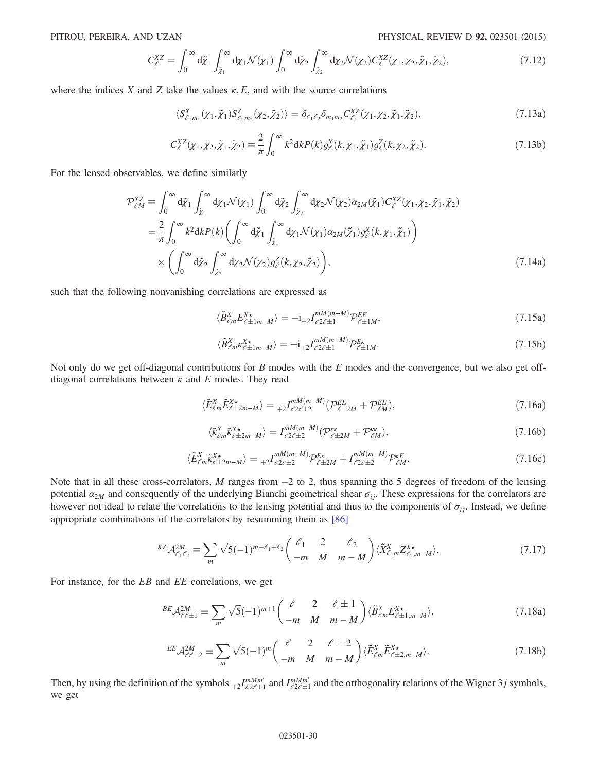$$C_\ell^{XZ} = \int_0^\infty \mathrm{d}\tilde{\chi}_1 \int_{\tilde{\chi}_1}^\infty \mathrm{d}\chi_1 \mathcal{N}(\chi_1) \int_0^\infty \mathrm{d}\tilde{\chi}_2 \int_{\tilde{\chi}_2}^\infty \mathrm{d}\chi_2 \mathcal{N}(\chi_2) C_\ell^{XZ}(\chi_1, \chi_2, \tilde{\chi}_1, \tilde{\chi}_2), \tag{7.12}$$

where the indices $X$ and $Z$ take the values $\kappa, E$, and with the source correlations

$$\langle S^X_{\ell_1 m_1}(\chi_1, \tilde{\chi}_1) S^Z_{\ell_2 m_2}(\chi_2, \tilde{\chi}_2) \rangle = \delta_{\ell_1 \ell_2} \delta_{m_1 m_2} C^{XZ}_{\ell_1}(\chi_1, \chi_2, \tilde{\chi}_1, \tilde{\chi}_2), \tag{7.13a}$$

$$C^{XZ}_\ell(\chi_1, \chi_2, \tilde{\chi}_1, \tilde{\chi}_2) \equiv \frac{2}{\pi} \int_0^\infty k^2 \mathrm{d}k P(k) g^X_\ell(k, \chi_1, \tilde{\chi}_1) g^Z_\ell(k, \chi_2, \tilde{\chi}_2). \tag{7.13b}$$

For the lensed observables, we define similarly

$$\begin{aligned}
\mathcal{P}^{XZ}_{\ell M} &\equiv \int_0^\infty \mathrm{d}\tilde{\chi}_1 \int_{\tilde{\chi}_1}^\infty \mathrm{d}\chi_1 \mathcal{N}(\chi_1) \int_0^\infty \mathrm{d}\tilde{\chi}_2 \int_{\tilde{\chi}_2}^\infty \mathrm{d}\chi_2 \mathcal{N}(\chi_2) \alpha_{2M}(\tilde{\chi}_1) C^{XZ}_\ell(\chi_1, \chi_2, \tilde{\chi}_1, \tilde{\chi}_2) \\
&= \frac{2}{\pi} \int_0^\infty k^2 \mathrm{d}k P(k) \left( \int_0^\infty \mathrm{d}\tilde{\chi}_1 \int_{\tilde{\chi}_1}^\infty \mathrm{d}\chi_1 \mathcal{N}(\chi_1) \alpha_{2M}(\tilde{\chi}_1) g^X_\ell(k, \chi_1, \tilde{\chi}_1) \right) \\
&\quad \times \left( \int_0^\infty \mathrm{d}\tilde{\chi}_2 \int_{\tilde{\chi}_2}^\infty \mathrm{d}\chi_2 \mathcal{N}(\chi_2) g^Z_\ell(k, \chi_2, \tilde{\chi}_2) \right),
\end{aligned} \tag{7.14a}$$

such that the following nonvanishing correlations are expressed as

$$\langle \tilde{B}^X_{\ell m} E^{X\star}_{\ell \pm 1 m - M} \rangle = -\mathrm{i}\, {}_{+2}I^{mM(m-M)}_{\ell 2 \ell \pm 1} \mathcal{P}^{EE}_{\ell \pm 1 M}, \tag{7.15a}$$

$$\langle \tilde{B}^X_{\ell m} \kappa^{X\star}_{\ell \pm 1 m - M} \rangle = -\mathrm{i}\, {}_{+2}I^{mM(m-M)}_{\ell 2 \ell \pm 1} \mathcal{P}^{E\kappa}_{\ell \pm 1 M}. \tag{7.15b}$$

Not only do we get off-diagonal contributions for $B$ modes with the $E$ modes and the convergence, but we also get off-diagonal correlations between $\kappa$ and $E$ modes. They read

$$\langle \tilde{E}^X_{\ell m} \tilde{E}^{X\star}_{\ell \pm 2 m - M} \rangle = {}_{+2}I^{mM(m-M)}_{\ell 2 \ell \pm 2} (\mathcal{P}^{EE}_{\ell \pm 2 M} + \mathcal{P}^{EE}_{\ell M}), \tag{7.16a}$$

$$\langle \tilde{\kappa}^X_{\ell m} \tilde{\kappa}^{X\star}_{\ell \pm 2 m - M} \rangle = I^{mM(m-M)}_{\ell 2 \ell \pm 2} (\mathcal{P}^{\kappa\kappa}_{\ell \pm 2 M} + \mathcal{P}^{\kappa\kappa}_{\ell M}), \tag{7.16b}$$

$$\langle \tilde{E}^X_{\ell m} \tilde{\kappa}^{X\star}_{\ell \pm 2 m - M} \rangle = {}_{+2}I^{mM(m-M)}_{\ell 2 \ell \pm 2} \mathcal{P}^{E\kappa}_{\ell \pm 2 M} + I^{mM(m-M)}_{\ell 2 \ell \pm 2} \mathcal{P}^{\kappa E}_{\ell M}. \tag{7.16c}$$

Note that in all these cross-correlators, $M$ ranges from $-2$ to 2, thus spanning the 5 degrees of freedom of the lensing potential $\alpha_{2M}$ and consequently of the underlying Bianchi geometrical shear $\sigma_{ij}$. These expressions for the correlators are however not ideal to relate the correlations to the lensing potential and thus to the components of $\sigma_{ij}$. Instead, we define appropriate combinations of the correlators by resumming them as [86]

$${}^{XZ}\mathcal{A}^{2M}_{\ell_1 \ell_2} \equiv \sum_m \sqrt{5} (-1)^{m + \ell_1 + \ell_2} \begin{pmatrix} \ell_1 & 2 & \ell_2 \\ -m & M & m - M \end{pmatrix} \langle \tilde{X}^X_{\ell_1 m} Z^{X\star}_{\ell_2, m - M} \rangle. \tag{7.17}$$

For instance, for the $EB$ and $EE$ correlations, we get

$${}^{BE}\mathcal{A}^{2M}_{\ell \ell \pm 1} \equiv \sum_m \sqrt{5} (-1)^{m+1} \begin{pmatrix} \ell & 2 & \ell \pm 1 \\ -m & M & m - M \end{pmatrix} \langle \tilde{B}^X_{\ell m} E^{X\star}_{\ell \pm 1, m - M} \rangle, \tag{7.18a}$$

$${}^{EE}\mathcal{A}^{2M}_{\ell \ell \pm 2} \equiv \sum_m \sqrt{5} (-1)^{m} \begin{pmatrix} \ell & 2 & \ell \pm 2 \\ -m & M & m - M \end{pmatrix} \langle \tilde{E}^X_{\ell m} \tilde{E}^{X\star}_{\ell \pm 2, m - M} \rangle. \tag{7.18b}$$

Then, by using the definition of the symbols ${}_{+2}I^{mMm'}_{\ell 2 \ell \pm 1}$ and $I^{mMm'}_{\ell 2 \ell \pm 1}$ and the orthogonality relations of the Wigner $3j$ symbols, we get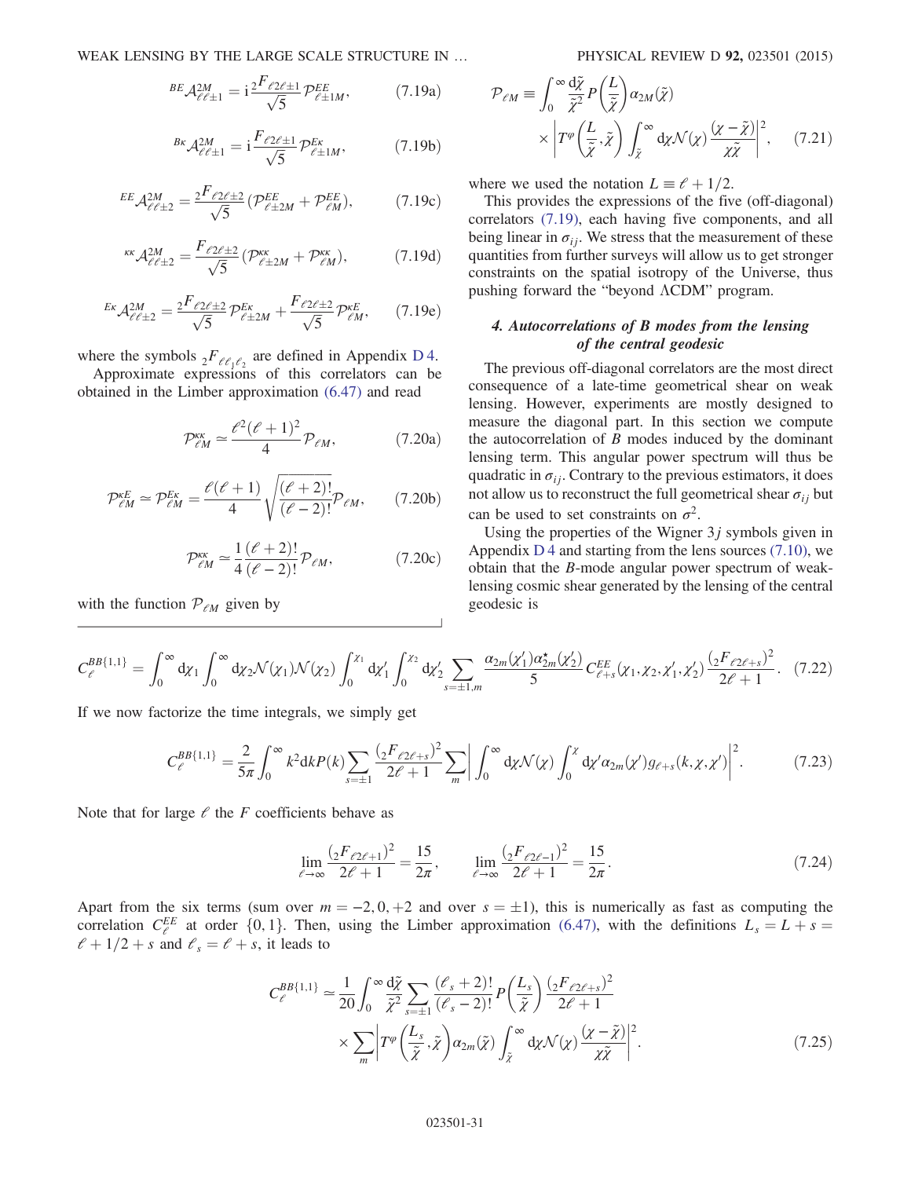$$ {}^{BE}\mathcal{A}^{2M}_{\ell\ell\pm1} = \mathrm{i}\frac{{}_2F_{\ell 2\ell\pm1}}{\sqrt{5}}\mathcal{P}^{EE}_{\ell\pm1M}, \tag{7.19a} $$

$$ {}^{B\kappa}\mathcal{A}^{2M}_{\ell\ell\pm1} = \mathrm{i}\frac{F_{\ell 2\ell\pm1}}{\sqrt{5}}\mathcal{P}^{E\kappa}_{\ell\pm1M}, \tag{7.19b} $$

$$ {}^{EE}\mathcal{A}^{2M}_{\ell\ell\pm2} = \frac{{}_2F_{\ell 2\ell\pm2}}{\sqrt{5}}(\mathcal{P}^{EE}_{\ell\pm2M} + \mathcal{P}^{EE}_{\ell M}), \tag{7.19c} $$

$$ {}^{\kappa\kappa}\mathcal{A}^{2M}_{\ell\ell\pm2} = \frac{F_{\ell 2\ell\pm2}}{\sqrt{5}}(\mathcal{P}^{\kappa\kappa}_{\ell\pm2M} + \mathcal{P}^{\kappa\kappa}_{\ell M}), \tag{7.19d} $$

$$ {}^{E\kappa}\mathcal{A}^{2M}_{\ell\ell\pm2} = \frac{{}_2F_{\ell 2\ell\pm2}}{\sqrt{5}}\mathcal{P}^{E\kappa}_{\ell\pm2M} + \frac{F_{\ell 2\ell\pm2}}{\sqrt{5}}\mathcal{P}^{\kappa E}_{\ell M}, \tag{7.19e} $$

where the symbols ${}_2F_{\ell\ell_1\ell_2}$ are defined in Appendix D 4.

Approximate expressions of this correlators can be obtained in the Limber approximation (6.47) and read

$$ \mathcal{P}^{\kappa\kappa}_{\ell M} \simeq \frac{\ell^2(\ell+1)^2}{4}\mathcal{P}_{\ell M}, \tag{7.20a} $$

$$ \mathcal{P}^{\kappa E}_{\ell M} \simeq \mathcal{P}^{E\kappa}_{\ell M} = \frac{\ell(\ell+1)}{4}\sqrt{\frac{(\ell+2)!}{(\ell-2)!}}\mathcal{P}_{\ell M}, \tag{7.20b} $$

$$ \mathcal{P}^{\kappa\kappa}_{\ell M} \simeq \frac{1}{4}\frac{(\ell+2)!}{(\ell-2)!}\mathcal{P}_{\ell M}, \tag{7.20c} $$

with the function $\mathcal{P}_{\ell M}$ given by

$$ \mathcal{P}_{\ell M} \equiv \int_0^\infty \frac{\mathrm{d}\tilde{\chi}}{\tilde{\chi}^2} P\left(\frac{L}{\tilde{\chi}}\right)\alpha_{2M}(\tilde{\chi}) \times \left| T^\varphi\left(\frac{L}{\tilde{\chi}},\tilde{\chi}\right)\int_{\tilde{\chi}}^\infty \mathrm{d}\chi \mathcal{N}(\chi)\frac{(\chi-\tilde{\chi})}{\chi\tilde{\chi}}\right|^2, \tag{7.21} $$

where we used the notation $L \equiv \ell + 1/2$.

This provides the expressions of the five (off-diagonal) correlators (7.19), each having five components, and all being linear in $\sigma_{ij}$. We stress that the measurement of these quantities from further surveys will allow us to get stronger constraints on the spatial isotropy of the Universe, thus pushing forward the "beyond ΛCDM" program.

#### 4. Autocorrelations of B modes from the lensing of the central geodesic

The previous off-diagonal correlators are the most direct consequence of a late-time geometrical shear on weak lensing. However, experiments are mostly designed to measure the diagonal part. In this section we compute the autocorrelation of $B$ modes induced by the dominant lensing term. This angular power spectrum will thus be quadratic in $\sigma_{ij}$. Contrary to the previous estimators, it does not allow us to reconstruct the full geometrical shear $\sigma_{ij}$ but can be used to set constraints on $\sigma^2$.

Using the properties of the Wigner $3j$ symbols given in Appendix D 4 and starting from the lens sources (7.10), we obtain that the $B$-mode angular power spectrum of weak-lensing cosmic shear generated by the lensing of the central geodesic is

$$ C_\ell^{BB\{1,1\}} = \int_0^\infty \mathrm{d}\chi_1 \int_0^\infty \mathrm{d}\chi_2 \mathcal{N}(\chi_1)\mathcal{N}(\chi_2)\int_0^{\chi_1}\mathrm{d}\chi_1'\int_0^{\chi_2}\mathrm{d}\chi_2' \sum_{s=\pm1,m}\frac{\alpha_{2m}(\chi_1')\alpha^\star_{2m}(\chi_2')}{5}C^{EE}_{\ell+s}(\chi_1,\chi_2,\chi_1',\chi_2')\frac{({}_2F_{\ell 2\ell+s})^2}{2\ell+1}. \tag{7.22} $$

If we now factorize the time integrals, we simply get

$$ C_\ell^{BB\{1,1\}} = \frac{2}{5\pi}\int_0^\infty k^2\mathrm{d}kP(k)\sum_{s=\pm1}\frac{({}_2F_{\ell 2\ell+s})^2}{2\ell+1}\sum_m\left|\int_0^\infty \mathrm{d}\chi\mathcal{N}(\chi)\int_0^\chi \mathrm{d}\chi'\alpha_{2m}(\chi')g_{\ell+s}(k,\chi,\chi')\right|^2. \tag{7.23} $$

Note that for large $\ell$ the $F$ coefficients behave as

$$ \lim_{\ell\to\infty}\frac{({}_2F_{\ell 2\ell+1})^2}{2\ell+1} = \frac{15}{2\pi}, \qquad \lim_{\ell\to\infty}\frac{({}_2F_{\ell 2\ell-1})^2}{2\ell+1} = \frac{15}{2\pi}. \tag{7.24} $$

Apart from the six terms (sum over $m = -2, 0, +2$ and over $s = \pm1$), this is numerically as fast as computing the correlation $C_\ell^{EE}$ at order $\{0,1\}$. Then, using the Limber approximation (6.47), with the definitions $L_s = L + s = \ell + 1/2 + s$ and $\ell_s = \ell + s$, it leads to

$$ C_\ell^{BB\{1,1\}} \simeq \frac{1}{20}\int_0^\infty \frac{\mathrm{d}\tilde{\chi}}{\tilde{\chi}^2}\sum_{s=\pm1}\frac{(\ell_s+2)!}{(\ell_s-2)!}P\left(\frac{L_s}{\tilde{\chi}}\right)\frac{({}_2F_{\ell 2\ell+s})^2}{2\ell+1} \times \sum_m\left|T^\varphi\left(\frac{L_s}{\tilde{\chi}},\tilde{\chi}\right)\alpha_{2m}(\tilde{\chi})\int_{\tilde{\chi}}^\infty \mathrm{d}\chi\mathcal{N}(\chi)\frac{(\chi-\tilde{\chi})}{\chi\tilde{\chi}}\right|^2. \tag{7.25} $$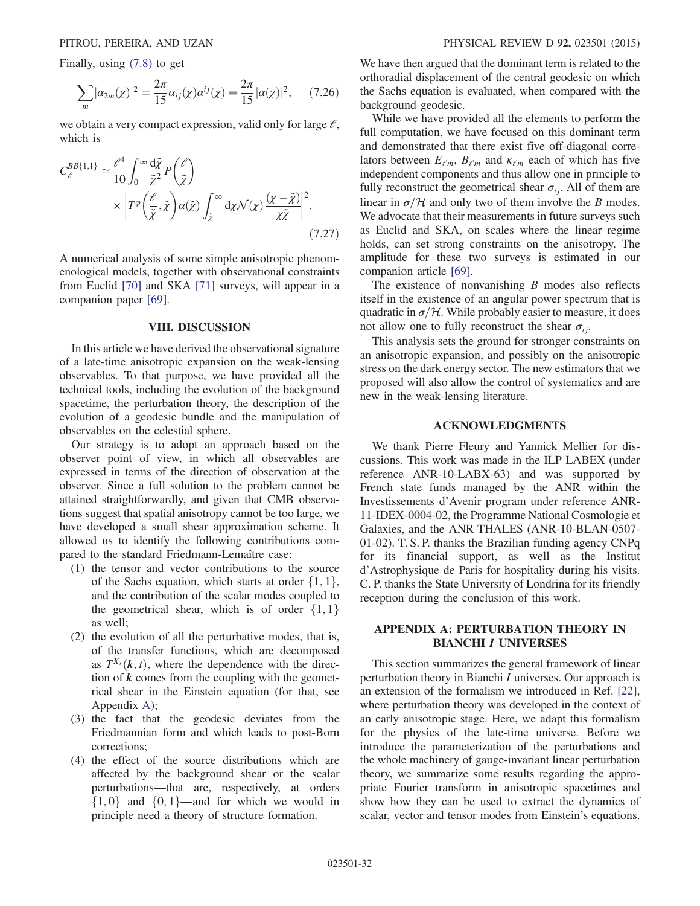Finally, using (7.8) to get

$$\sum_m |\alpha_{2m}(\chi)|^2 = \frac{2\pi}{15}\alpha_{ij}(\chi)\alpha^{ij}(\chi) \equiv \frac{2\pi}{15}|\alpha(\chi)|^2, \tag{7.26}$$

we obtain a very compact expression, valid only for large $\ell$, which is

$$C_\ell^{BB\{1,1\}} \simeq \frac{\ell^4}{10}\int_0^\infty \frac{\mathrm{d}\tilde{\chi}}{\tilde{\chi}^2} P\left(\frac{\ell}{\tilde{\chi}}\right) \times \left| T^\varphi\left(\frac{\ell}{\tilde{\chi}}, \tilde{\chi}\right)\alpha(\tilde{\chi})\int_{\tilde{\chi}}^\infty \mathrm{d}\chi \mathcal{N}(\chi)\frac{(\chi - \tilde{\chi})}{\chi\tilde{\chi}}\right|^2. \tag{7.27}$$

A numerical analysis of some simple anisotropic phenomenological models, together with observational constraints from Euclid [70] and SKA [71] surveys, will appear in a companion paper [69].

## VIII. DISCUSSION

In this article we have derived the observational signature of a late-time anisotropic expansion on the weak-lensing observables. To that purpose, we have provided all the technical tools, including the evolution of the background spacetime, the perturbation theory, the description of the evolution of a geodesic bundle and the manipulation of observables on the celestial sphere.

Our strategy is to adopt an approach based on the observer point of view, in which all observables are expressed in terms of the direction of observation at the observer. Since a full solution to the problem cannot be attained straightforwardly, and given that CMB observations suggest that spatial anisotropy cannot be too large, we have developed a small shear approximation scheme. It allowed us to identify the following contributions compared to the standard Friedmann-Lemaître case:

1. the tensor and vector contributions to the source of the Sachs equation, which starts at order $\{1,1\}$, and the contribution of the scalar modes coupled to the geometrical shear, which is of order $\{1,1\}$ as well;
2. the evolution of all the perturbative modes, that is, of the transfer functions, which are decomposed as $T^{X_s}(\boldsymbol{k},t)$, where the dependence with the direction of $\boldsymbol{k}$ comes from the coupling with the geometrical shear in the Einstein equation (for that, see Appendix A);
3. the fact that the geodesic deviates from the Friedmannian form and which leads to post-Born corrections;
4. the effect of the source distributions which are affected by the background shear or the scalar perturbations—that are, respectively, at orders $\{1,0\}$ and $\{0,1\}$—and for which we would in principle need a theory of structure formation.

We have then argued that the dominant term is related to the orthoradial displacement of the central geodesic on which the Sachs equation is evaluated, when compared with the background geodesic.

While we have provided all the elements to perform the full computation, we have focused on this dominant term and demonstrated that there exist five off-diagonal correlators between $E_{\ell m}$, $B_{\ell m}$ and $\kappa_{\ell m}$ each of which has five independent components and thus allow one in principle to fully reconstruct the geometrical shear $\sigma_{ij}$. All of them are linear in $\sigma/\mathcal{H}$ and only two of them involve the $B$ modes. We advocate that their measurements in future surveys such as Euclid and SKA, on scales where the linear regime holds, can set strong constraints on the anisotropy. The amplitude for these two surveys is estimated in our companion article [69].

The existence of nonvanishing $B$ modes also reflects itself in the existence of an angular power spectrum that is quadratic in $\sigma/\mathcal{H}$. While probably easier to measure, it does not allow one to fully reconstruct the shear $\sigma_{ij}$.

This analysis sets the ground for stronger constraints on an anisotropic expansion, and possibly on the anisotropic stress on the dark energy sector. The new estimators that we proposed will also allow the control of systematics and are new in the weak-lensing literature.

## ACKNOWLEDGMENTS

We thank Pierre Fleury and Yannick Mellier for discussions. This work was made in the ILP LABEX (under reference ANR-10-LABX-63) and was supported by French state funds managed by the ANR within the Investissements d'Avenir program under reference ANR-11-IDEX-0004-02, the Programme National Cosmologie et Galaxies, and the ANR THALES (ANR-10-BLAN-0507-01-02). T. S. P. thanks the Brazilian funding agency CNPq for its financial support, as well as the Institut d'Astrophysique de Paris for hospitality during his visits. C. P. thanks the State University of Londrina for its friendly reception during the conclusion of this work.

## APPENDIX A: PERTURBATION THEORY IN BIANCHI *I* UNIVERSES

This section summarizes the general framework of linear perturbation theory in Bianchi *I* universes. Our approach is an extension of the formalism we introduced in Ref. [22], where perturbation theory was developed in the context of an early anisotropic stage. Here, we adapt this formalism for the physics of the late-time universe. Before we introduce the parameterization of the perturbations and the whole machinery of gauge-invariant linear perturbation theory, we summarize some results regarding the appropriate Fourier transform in anisotropic spacetimes and show how they can be used to extract the dynamics of scalar, vector and tensor modes from Einstein's equations.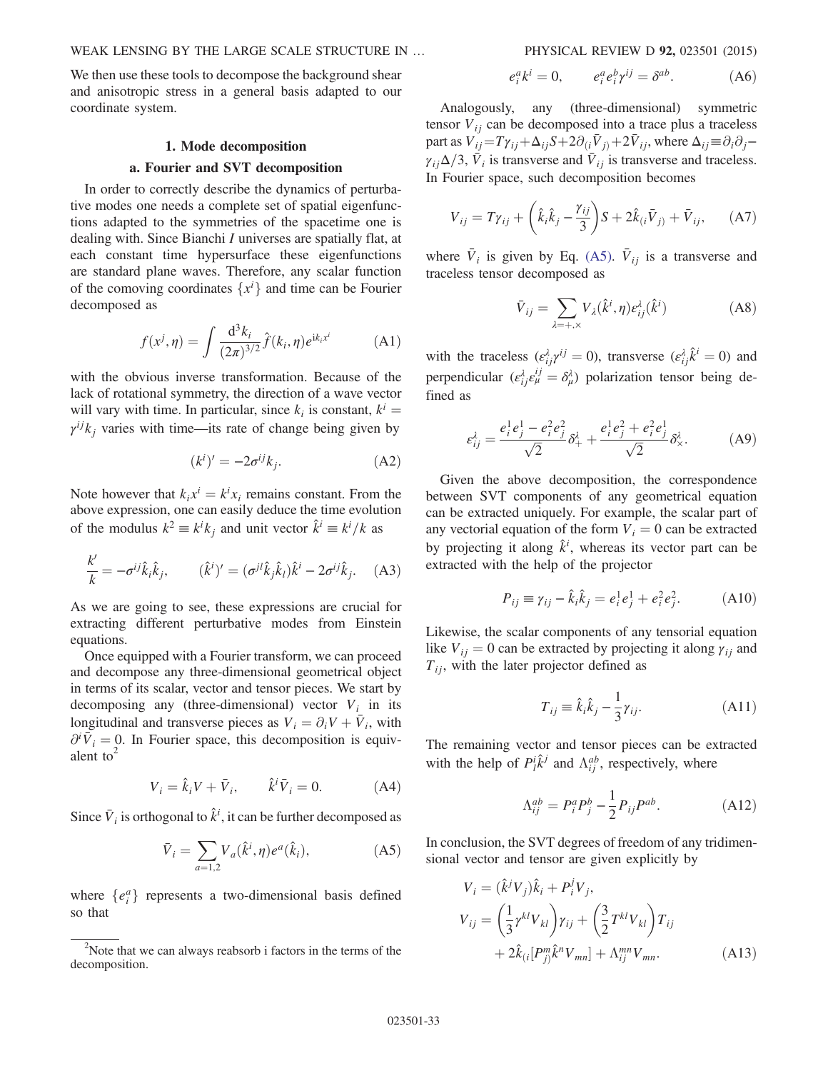We then use these tools to decompose the background shear and anisotropic stress in a general basis adapted to our coordinate system.

### 1. Mode decomposition

#### a. Fourier and SVT decomposition

In order to correctly describe the dynamics of perturbative modes one needs a complete set of spatial eigenfunctions adapted to the symmetries of the spacetime one is dealing with. Since Bianchi $I$ universes are spatially flat, at each constant time hypersurface these eigenfunctions are standard plane waves. Therefore, any scalar function of the comoving coordinates $\{x^i\}$ and time can be Fourier decomposed as

$$f(x^j,\eta) = \int \frac{\mathrm{d}^3 k_i}{(2\pi)^{3/2}} \hat{f}(k_i,\eta) e^{\mathrm{i}k_i x^i} \tag{A1}$$

with the obvious inverse transformation. Because of the lack of rotational symmetry, the direction of a wave vector will vary with time. In particular, since $k_i$ is constant, $k^i = \gamma^{ij}k_j$ varies with time—its rate of change being given by

$$(k^i)' = -2\sigma^{ij}k_j. \tag{A2}$$

Note however that $k_i x^i = k^i x_i$ remains constant. From the above expression, one can easily deduce the time evolution of the modulus $k^2 \equiv k^i k_j$ and unit vector $\hat{k}^i \equiv k^i/k$ as

$$\frac{k'}{k} = -\sigma^{ij}\hat{k}_i\hat{k}_j, \qquad (\hat{k}^i)' = (\sigma^{jl}\hat{k}_j\hat{k}_l)\hat{k}^i - 2\sigma^{ij}\hat{k}_j. \tag{A3}$$

As we are going to see, these expressions are crucial for extracting different perturbative modes from Einstein equations.

Once equipped with a Fourier transform, we can proceed and decompose any three-dimensional geometrical object in terms of its scalar, vector and tensor pieces. We start by decomposing any (three-dimensional) vector $V_i$ in its longitudinal and transverse pieces as $V_i = \partial_i V + \bar{V}_i$, with $\partial^i \bar{V}_i = 0$. In Fourier space, this decomposition is equivalent to[2]

$$V_i = \hat{k}_i V + \bar{V}_i, \qquad \hat{k}^i \bar{V}_i = 0. \tag{A4}$$

Since $\bar{V}_i$ is orthogonal to $\hat{k}^i$, it can be further decomposed as

$$\bar{V}_i = \sum_{a=1,2} V_a(\hat{k}^i,\eta) e^a(\hat{k}_i), \tag{A5}$$

where $\{e_i^a\}$ represents a two-dimensional basis defined so that

[2]Note that we can always reabsorb i factors in the terms of the decomposition.

$$e_i^a k^i = 0, \qquad e_i^a e_i^b \gamma^{ij} = \delta^{ab}. \tag{A6}$$

Analogously, any (three-dimensional) symmetric tensor $V_{ij}$ can be decomposed into a trace plus a traceless part as $V_{ij} = T\gamma_{ij} + \Delta_{ij}S + 2\partial_{(i}\bar{V}_{j)} + 2\bar{V}_{ij}$, where $\Delta_{ij} \equiv \partial_i\partial_j - \gamma_{ij}\Delta/3$, $\bar{V}_i$ is transverse and $\bar{V}_{ij}$ is transverse and traceless. In Fourier space, such decomposition becomes

$$V_{ij} = T\gamma_{ij} + \left(\hat{k}_i\hat{k}_j - \frac{\gamma_{ij}}{3}\right)S + 2\hat{k}_{(i}\bar{V}_{j)} + \bar{V}_{ij}, \tag{A7}$$

where $\bar{V}_i$ is given by Eq. (A5). $\bar{V}_{ij}$ is a transverse and traceless tensor decomposed as

$$\bar{V}_{ij} = \sum_{\lambda=+,\times} V_\lambda(\hat{k}^i,\eta)\varepsilon_{ij}^\lambda(\hat{k}^i) \tag{A8}$$

with the traceless ($\varepsilon_{ij}^\lambda \gamma^{ij} = 0$), transverse ($\varepsilon_{ij}^\lambda \hat{k}^i = 0$) and perpendicular ($\varepsilon_{ij}^\lambda \varepsilon_\mu^{ij} = \delta_\mu^\lambda$) polarization tensor being defined as

$$\varepsilon_{ij}^\lambda = \frac{e_i^1 e_j^1 - e_i^2 e_j^2}{\sqrt{2}}\delta_+^\lambda + \frac{e_i^1 e_j^2 + e_i^2 e_j^1}{\sqrt{2}}\delta_\times^\lambda. \tag{A9}$$

Given the above decomposition, the correspondence between SVT components of any geometrical equation can be extracted uniquely. For example, the scalar part of any vectorial equation of the form $V_i = 0$ can be extracted by projecting it along $\hat{k}^i$, whereas its vector part can be extracted with the help of the projector

$$P_{ij} \equiv \gamma_{ij} - \hat{k}_i\hat{k}_j = e_i^1 e_j^1 + e_i^2 e_j^2. \tag{A10}$$

Likewise, the scalar components of any tensorial equation like $V_{ij} = 0$ can be extracted by projecting it along $\gamma_{ij}$ and $T_{ij}$, with the later projector defined as

$$T_{ij} \equiv \hat{k}_i\hat{k}_j - \frac{1}{3}\gamma_{ij}. \tag{A11}$$

The remaining vector and tensor pieces can be extracted with the help of $P_l^i \hat{k}^j$ and $\Lambda_{ij}^{ab}$, respectively, where

$$\Lambda_{ij}^{ab} = P_i^a P_j^b - \frac{1}{2}P_{ij}P^{ab}. \tag{A12}$$

In conclusion, the SVT degrees of freedom of any tridimensional vector and tensor are given explicitly by

$$\begin{aligned}
V_i &= (\hat{k}^j V_j)\hat{k}_i + P_i^j V_j, \\
V_{ij} &= \left(\frac{1}{3}\gamma^{kl}V_{kl}\right)\gamma_{ij} + \left(\frac{3}{2}T^{kl}V_{kl}\right)T_{ij} \\
&\quad + 2\hat{k}_{(i}[P_{j)}^m \hat{k}^n V_{mn}] + \Lambda_{ij}^{mn}V_{mn}.
\end{aligned} \tag{A13}$$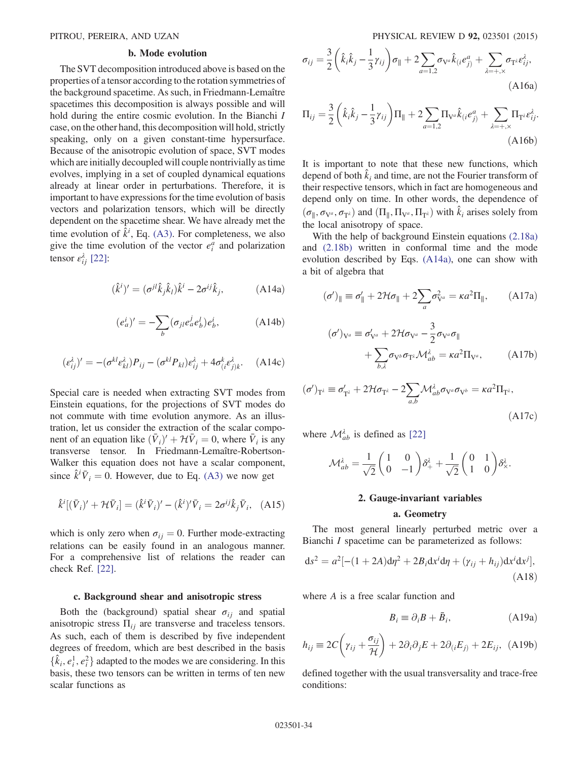#### b. Mode evolution

The SVT decomposition introduced above is based on the properties of a tensor according to the rotation symmetries of the background spacetime. As such, in Friedmann-Lemaître spacetimes this decomposition is always possible and will hold during the entire cosmic evolution. In the Bianchi I case, on the other hand, this decomposition will hold, strictly speaking, only on a given constant-time hypersurface. Because of the anisotropic evolution of space, SVT modes which are initially decoupled will couple nontrivially as time evolves, implying in a set of coupled dynamical equations already at linear order in perturbations. Therefore, it is important to have expressions for the time evolution of basis vectors and polarization tensors, which will be directly dependent on the spacetime shear. We have already met the time evolution of $\hat{k}^i$, Eq. (A3). For completeness, we also give the time evolution of the vector $e_i^a$ and polarization tensor $\varepsilon_{ij}^{\lambda}$ [22]:

$$
(\hat{k}^i)' = (\sigma^{jl}\hat{k}_j\hat{k}_l)\hat{k}^i - 2\sigma^{ij}\hat{k}_j, \tag{A14a}
$$

$$
(e_a^i)' = -\sum_b (\sigma_{jl}e_a^j e_b^l)e_b^i, \tag{A14b}
$$

$$
(\varepsilon_{ij}^{\lambda})' = -(\sigma^{kl}\varepsilon_{kl}^{\lambda})P_{ij} - (\sigma^{kl}P_{kl})\varepsilon_{ij}^{\lambda} + 4\sigma_{(i}^{k}\varepsilon_{j)k}^{\lambda}. \tag{A14c}
$$

Special care is needed when extracting SVT modes from Einstein equations, for the projections of SVT modes do not commute with time evolution anymore. As an illustration, let us consider the extraction of the scalar component of an equation like $(\bar{V}_i)' + \mathcal{H}\bar{V}_i = 0$, where $\bar{V}_i$ is any transverse tensor. In Friedmann-Lemaître-Robertson-Walker this equation does not have a scalar component, since $\hat{k}^i\bar{V}_i = 0$. However, due to Eq. (A3) we now get

$$
\hat{k}^i[(\bar{V}_i)' + \mathcal{H}\bar{V}_i] = (\hat{k}^i\bar{V}_i)' - (\hat{k}^i)'\bar{V}_i = 2\sigma^{ij}\hat{k}_j\bar{V}_i, \tag{A15}
$$

which is only zero when $\sigma_{ij} = 0$. Further mode-extracting relations can be easily found in an analogous manner. For a comprehensive list of relations the reader can check Ref. [22].

#### c. Background shear and anisotropic stress

Both the (background) spatial shear $\sigma_{ij}$ and spatial anisotropic stress $\Pi_{ij}$ are transverse and traceless tensors. As such, each of them is described by five independent degrees of freedom, which are best described in the basis $\{\hat{k}_i, e_i^1, e_i^2\}$ adapted to the modes we are considering. In this basis, these two tensors can be written in terms of ten new scalar functions as

$$
\sigma_{ij} = \frac{3}{2}\left(\hat{k}_i\hat{k}_j - \frac{1}{3}\gamma_{ij}\right)\sigma_{\parallel} + 2\sum_{a=1,2}\sigma_{V^a}\hat{k}_{(i}e_{j)}^a + \sum_{\lambda=+,\times}\sigma_{T^\lambda}\varepsilon_{ij}^{\lambda}, \tag{A16a}
$$

$$
\Pi_{ij} = \frac{3}{2}\left(\hat{k}_i\hat{k}_j - \frac{1}{3}\gamma_{ij}\right)\Pi_{\parallel} + 2\sum_{a=1,2}\Pi_{V^a}\hat{k}_{(i}e_{j)}^a + \sum_{\lambda=+,\times}\Pi_{T^\lambda}\varepsilon_{ij}^{\lambda}. \tag{A16b}
$$

It is important to note that these new functions, which depend of both $\hat{k}_i$ and time, are not the Fourier transform of their respective tensors, which in fact are homogeneous and depend only on time. In other words, the dependence of $(\sigma_{\parallel}, \sigma_{V^a}, \sigma_{T^\lambda})$ and $(\Pi_{\parallel}, \Pi_{V^a}, \Pi_{T^\lambda})$ with $\hat{k}_i$ arises solely from the local anisotropy of space.

With the help of background Einstein equations (2.18a) and (2.18b) written in conformal time and the mode evolution described by Eqs. (A14a), one can show with a bit of algebra that

$$
(\sigma')_{\parallel} \equiv \sigma_{\parallel}' + 2\mathcal{H}\sigma_{\parallel} + 2\sum_a \sigma_{V^a}^2 = \kappa a^2\Pi_{\parallel}, \tag{A17a}
$$

$$
\begin{aligned}
(\sigma')_{V^a} \equiv{}& \sigma_{V^a}' + 2\mathcal{H}\sigma_{V^a} - \frac{3}{2}\sigma_{V^a}\sigma_{\parallel} \\
&+ \sum_{b,\lambda}\sigma_{V^b}\sigma_{T^\lambda}\mathcal{M}_{ab}^{\lambda} = \kappa a^2\Pi_{V^a},
\end{aligned} \tag{A17b}
$$

$$
(\sigma')_{T^\lambda} \equiv \sigma_{T^\lambda}' + 2\mathcal{H}\sigma_{T^\lambda} - 2\sum_{a,b}\mathcal{M}_{ab}^{\lambda}\sigma_{V^a}\sigma_{V^b} = \kappa a^2\Pi_{T^\lambda}, \tag{A17c}
$$

where $\mathcal{M}_{ab}^{\lambda}$ is defined as [22]

$$
\mathcal{M}_{ab}^{\lambda} = \frac{1}{\sqrt{2}}\begin{pmatrix} 1 & 0 \\ 0 & -1 \end{pmatrix}\delta_{+}^{\lambda} + \frac{1}{\sqrt{2}}\begin{pmatrix} 0 & 1 \\ 1 & 0 \end{pmatrix}\delta_{\times}^{\lambda}.
$$

### 2. Gauge-invariant variables

#### a. Geometry

The most general linearly perturbed metric over a Bianchi I spacetime can be parameterized as follows:

$$
\mathrm{d}s^2 = a^2[-(1+2A)\mathrm{d}\eta^2 + 2B_i\mathrm{d}x^i\mathrm{d}\eta + (\gamma_{ij} + h_{ij})\mathrm{d}x^i\mathrm{d}x^j], \tag{A18}
$$

where $A$ is a free scalar function and

$$
B_i \equiv \partial_i B + \bar{B}_i, \tag{A19a}
$$

$$
h_{ij} \equiv 2C\left(\gamma_{ij} + \frac{\sigma_{ij}}{\mathcal{H}}\right) + 2\partial_i\partial_j E + 2\partial_{(i}E_{j)} + 2E_{ij}, \tag{A19b}
$$

defined together with the usual transversality and trace-free conditions: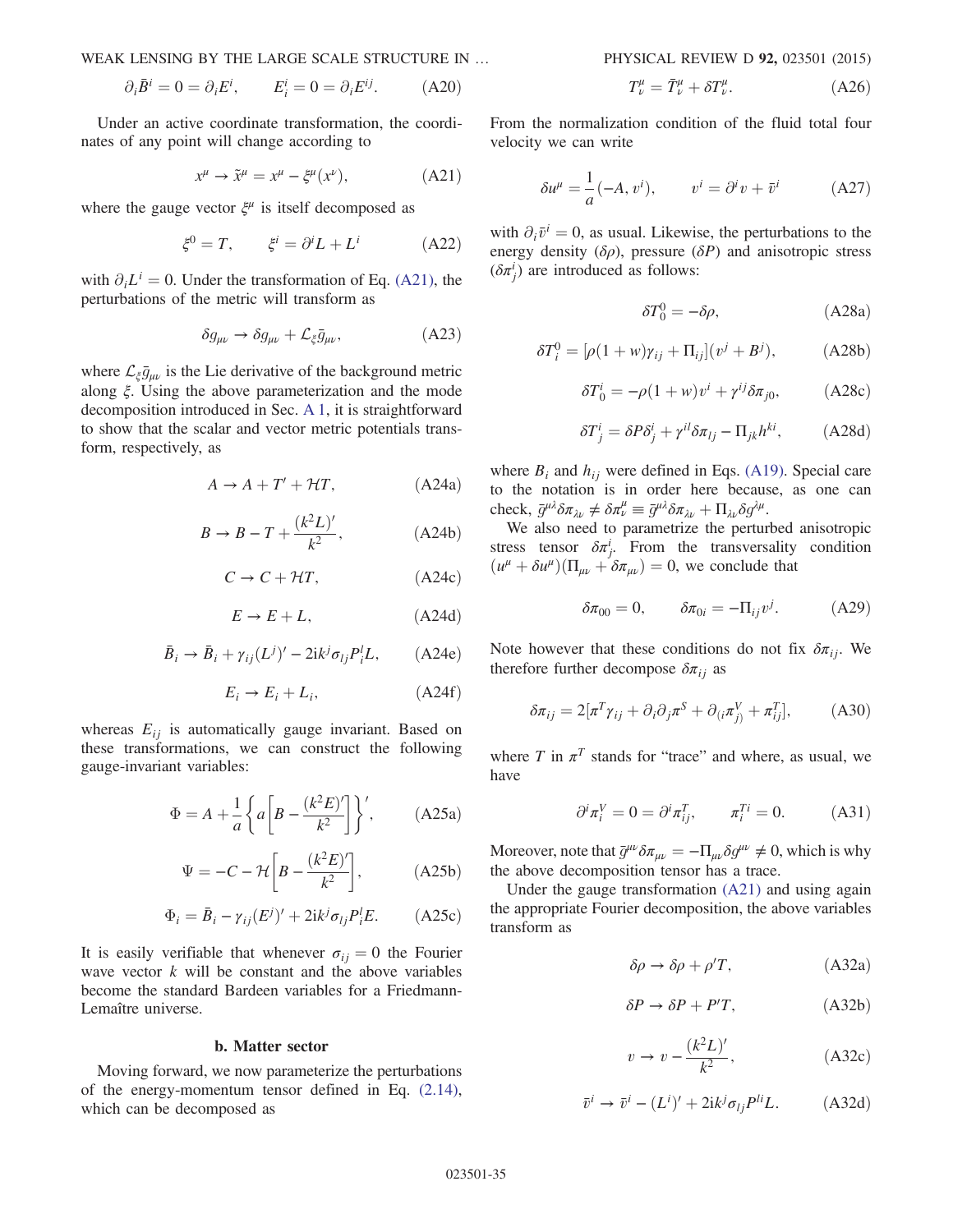$$\partial_i \bar{B}^i = 0 = \partial_i E^i, \qquad E^i_i = 0 = \partial_i E^{ij}. \tag{A20}$$

Under an active coordinate transformation, the coordinates of any point will change according to

$$x^\mu \to \tilde{x}^\mu = x^\mu - \xi^\mu(x^\nu), \tag{A21}$$

where the gauge vector $\xi^\mu$ is itself decomposed as

$$\xi^0 = T, \qquad \xi^i = \partial^i L + L^i \tag{A22}$$

with $\partial_i L^i = 0$. Under the transformation of Eq. (A21), the perturbations of the metric will transform as

$$\delta g_{\mu\nu} \to \delta g_{\mu\nu} + \mathcal{L}_\xi \bar{g}_{\mu\nu}, \tag{A23}$$

where $\mathcal{L}_\xi \bar{g}_{\mu\nu}$ is the Lie derivative of the background metric along $\xi$. Using the above parameterization and the mode decomposition introduced in Sec. A 1, it is straightforward to show that the scalar and vector metric potentials transform, respectively, as

$$A \to A + T' + \mathcal{H}T, \tag{A24a}$$

$$B \to B - T + \frac{(k^2 L)'}{k^2}, \tag{A24b}$$

$$C \to C + \mathcal{H}T, \tag{A24c}$$

$$E \to E + L, \tag{A24d}$$

$$\bar{B}_i \to \bar{B}_i + \gamma_{ij}(L^j)' - 2\mathrm{i}k^j \sigma_{lj} P^l_i L, \tag{A24e}$$

$$E_i \to E_i + L_i, \tag{A24f}$$

whereas $E_{ij}$ is automatically gauge invariant. Based on these transformations, we can construct the following gauge-invariant variables:

$$\Phi = A + \frac{1}{a}\left\{ a\left[ B - \frac{(k^2 E)'}{k^2} \right] \right\}', \tag{A25a}$$

$$\Psi = -C - \mathcal{H}\left[ B - \frac{(k^2 E)'}{k^2} \right], \tag{A25b}$$

$$\Phi_i = \bar{B}_i - \gamma_{ij}(E^j)' + 2\mathrm{i}k^j \sigma_{lj} P^l_i E. \tag{A25c}$$

It is easily verifiable that whenever $\sigma_{ij} = 0$ the Fourier wave vector $k$ will be constant and the above variables become the standard Bardeen variables for a Friedmann-Lemaître universe.

#### b. Matter sector

Moving forward, we now parameterize the perturbations of the energy-momentum tensor defined in Eq. (2.14), which can be decomposed as

$$T^\mu_\nu = \bar{T}^\mu_\nu + \delta T^\mu_\nu. \tag{A26}$$

From the normalization condition of the fluid total four velocity we can write

$$\delta u^\mu = \frac{1}{a}(-A, v^i), \qquad v^i = \partial^i v + \bar{v}^i \tag{A27}$$

with $\partial_i \bar{v}^i = 0$, as usual. Likewise, the perturbations to the energy density ($\delta\rho$), pressure ($\delta P$) and anisotropic stress ($\delta\pi^i_j$) are introduced as follows:

$$\delta T^0_0 = -\delta\rho, \tag{A28a}$$

$$\delta T^0_i = [\rho(1+w)\gamma_{ij} + \Pi_{ij}](v^j + B^j), \tag{A28b}$$

$$\delta T^i_0 = -\rho(1+w)v^i + \gamma^{ij}\delta\pi_{j0}, \tag{A28c}$$

$$\delta T^i_j = \delta P \delta^i_j + \gamma^{il}\delta\pi_{lj} - \Pi_{jk}h^{ki}, \tag{A28d}$$

where $B_i$ and $h_{ij}$ were defined in Eqs. (A19). Special care to the notation is in order here because, as one can check, $\bar{g}^{\mu\lambda}\delta\pi_{\lambda\nu} \neq \delta\pi^\mu_\nu \equiv \bar{g}^{\mu\lambda}\delta\pi_{\lambda\nu} + \Pi_{\lambda\nu}\delta g^{\lambda\mu}$.

We also need to parametrize the perturbed anisotropic stress tensor $\delta\pi^i_j$. From the transversality condition $(u^\mu + \delta u^\mu)(\Pi_{\mu\nu} + \delta\pi_{\mu\nu}) = 0$, we conclude that

$$\delta\pi_{00} = 0, \qquad \delta\pi_{0i} = -\Pi_{ij}v^j. \tag{A29}$$

Note however that these conditions do not fix $\delta\pi_{ij}$. We therefore further decompose $\delta\pi_{ij}$ as

$$\delta\pi_{ij} = 2[\pi^T \gamma_{ij} + \partial_i\partial_j \pi^S + \partial_{(i}\pi^V_{j)} + \pi^T_{ij}], \tag{A30}$$

where $T$ in $\pi^T$ stands for "trace" and where, as usual, we have

$$\partial^i \pi^V_i = 0 = \partial^i \pi^T_{ij}, \qquad \pi^{Ti}_i = 0. \tag{A31}$$

Moreover, note that $\bar{g}^{\mu\nu}\delta\pi_{\mu\nu} = -\Pi_{\mu\nu}\delta g^{\mu\nu} \neq 0$, which is why the above decomposition tensor has a trace.

Under the gauge transformation (A21) and using again the appropriate Fourier decomposition, the above variables transform as

$$\delta\rho \to \delta\rho + \rho' T, \tag{A32a}$$

$$\delta P \to \delta P + P' T, \tag{A32b}$$

$$v \to v - \frac{(k^2 L)'}{k^2}, \tag{A32c}$$

$$\bar{v}^i \to \bar{v}^i - (L^i)' + 2\mathrm{i}k^j \sigma_{lj} P^{li} L. \tag{A32d}$$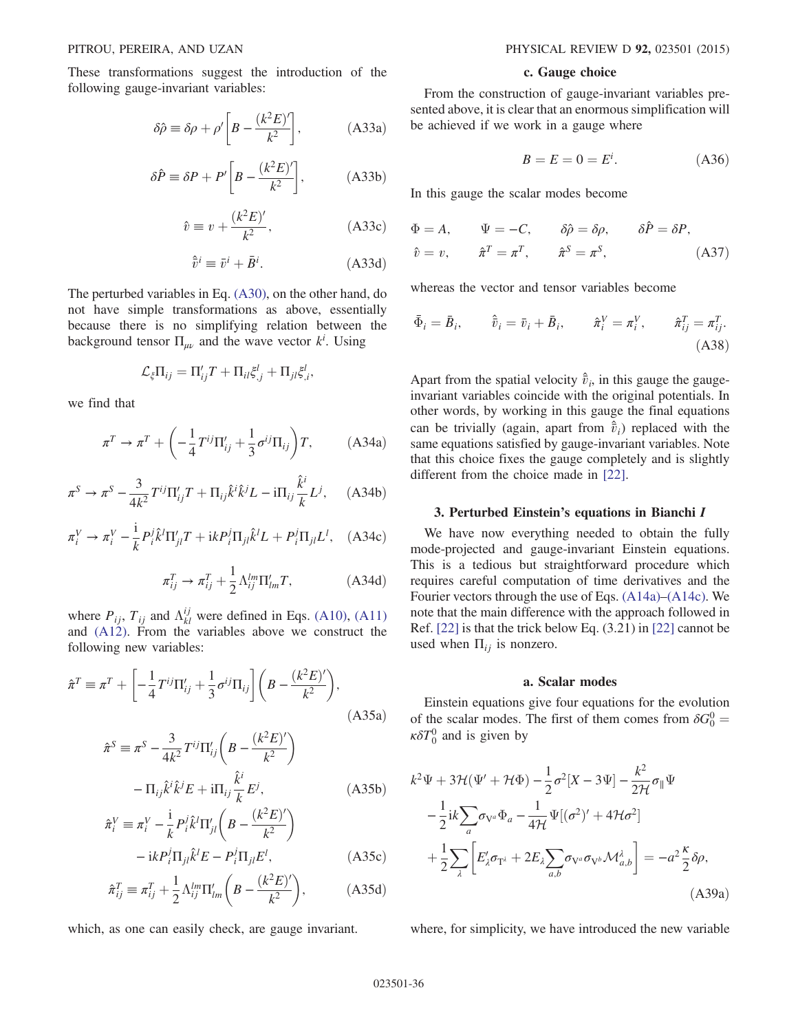These transformations suggest the introduction of the following gauge-invariant variables:

$$\delta\hat{\rho} \equiv \delta\rho + \rho'\left[B - \frac{(k^2E)'}{k^2}\right], \tag{A33a}$$

$$\delta\hat{P} \equiv \delta P + P'\left[B - \frac{(k^2E)'}{k^2}\right], \tag{A33b}$$

$$\hat{v} \equiv v + \frac{(k^2E)'}{k^2}, \tag{A33c}$$

$$\hat{\bar{v}}^i \equiv \bar{v}^i + \bar{B}^i. \tag{A33d}$$

The perturbed variables in Eq. (A30), on the other hand, do not have simple transformations as above, essentially because there is no simplifying relation between the background tensor $\Pi_{\mu\nu}$ and the wave vector $k^i$. Using

$$\mathcal{L}_\xi \Pi_{ij} = \Pi'_{ij}T + \Pi_{il}\xi^l_{,j} + \Pi_{jl}\xi^l_{,i},$$

we find that

$$\pi^T \to \pi^T + \left(-\frac{1}{4}T^{ij}\Pi'_{ij} + \frac{1}{3}\sigma^{ij}\Pi_{ij}\right)T, \tag{A34a}$$

$$\pi^S \to \pi^S - \frac{3}{4k^2}T^{ij}\Pi'_{ij}T + \Pi_{ij}\hat{k}^i\hat{k}^jL - \mathrm{i}\Pi_{ij}\frac{\hat{k}^i}{k}L^j, \tag{A34b}$$

$$\pi^V_i \to \pi^V_i - \frac{\mathrm{i}}{k}P^j_i\hat{k}^l\Pi'_{jl}T + \mathrm{i}kP^j_i\Pi_{jl}\hat{k}^lL + P^j_i\Pi_{jl}L^l, \tag{A34c}$$

$$\pi^T_{ij} \to \pi^T_{ij} + \frac{1}{2}\Lambda^{lm}_{ij}\Pi'_{lm}T, \tag{A34d}$$

where $P_{ij}$, $T_{ij}$ and $\Lambda^{ij}_{kl}$ were defined in Eqs. (A10), (A11) and (A12). From the variables above we construct the following new variables:

$$\hat{\pi}^T \equiv \pi^T + \left[-\frac{1}{4}T^{ij}\Pi'_{ij} + \frac{1}{3}\sigma^{ij}\Pi_{ij}\right]\left(B - \frac{(k^2E)'}{k^2}\right), \tag{A35a}$$

$$\hat{\pi}^S \equiv \pi^S - \frac{3}{4k^2}T^{ij}\Pi'_{ij}\left(B - \frac{(k^2E)'}{k^2}\right) - \Pi_{ij}\hat{k}^i\hat{k}^jE + \mathrm{i}\Pi_{ij}\frac{\hat{k}^i}{k}E^j, \tag{A35b}$$

$$\hat{\pi}^V_i \equiv \pi^V_i - \frac{\mathrm{i}}{k}P^j_i\hat{k}^l\Pi'_{jl}\left(B - \frac{(k^2E)'}{k^2}\right) - \mathrm{i}kP^j_i\Pi_{jl}\hat{k}^lE - P^j_i\Pi_{jl}E^l, \tag{A35c}$$

$$\hat{\pi}^T_{ij} \equiv \pi^T_{ij} + \frac{1}{2}\Lambda^{lm}_{ij}\Pi'_{lm}\left(B - \frac{(k^2E)'}{k^2}\right), \tag{A35d}$$

which, as one can easily check, are gauge invariant.

#### c. Gauge choice

From the construction of gauge-invariant variables presented above, it is clear that an enormous simplification will be achieved if we work in a gauge where

$$B = E = 0 = E^i. \tag{A36}$$

In this gauge the scalar modes become

$$\Phi = A, \qquad \Psi = -C, \qquad \delta\hat{\rho} = \delta\rho, \qquad \delta\hat{P} = \delta P,$$
$$\hat{v} = v, \qquad \hat{\pi}^T = \pi^T, \qquad \hat{\pi}^S = \pi^S, \tag{A37}$$

whereas the vector and tensor variables become

$$\bar{\Phi}_i = \bar{B}_i, \qquad \hat{\bar{v}}_i = \bar{v}_i + \bar{B}_i, \qquad \hat{\pi}^V_i = \pi^V_i, \qquad \hat{\pi}^T_{ij} = \pi^T_{ij}. \tag{A38}$$

Apart from the spatial velocity $\hat{\bar{v}}_i$, in this gauge the gauge-invariant variables coincide with the original potentials. In other words, by working in this gauge the final equations can be trivially (again, apart from $\hat{\bar{v}}_i$) replaced with the same equations satisfied by gauge-invariant variables. Note that this choice fixes the gauge completely and is slightly different from the choice made in [22].

### 3. Perturbed Einstein's equations in Bianchi I

We have now everything needed to obtain the fully mode-projected and gauge-invariant Einstein equations. This is a tedious but straightforward procedure which requires careful computation of time derivatives and the Fourier vectors through the use of Eqs. (A14a)–(A14c). We note that the main difference with the approach followed in Ref. [22] is that the trick below Eq. (3.21) in [22] cannot be used when $\Pi_{ij}$ is nonzero.

#### a. Scalar modes

Einstein equations give four equations for the evolution of the scalar modes. The first of them comes from $\delta G^0_0 = \kappa\delta T^0_0$ and is given by

$$k^2\Psi + 3\mathcal{H}(\Psi' + \mathcal{H}\Phi) - \frac{1}{2}\sigma^2[X - 3\Psi] - \frac{k^2}{2\mathcal{H}}\sigma_\parallel\Psi - \frac{1}{2}\mathrm{i}k\sum_a\sigma_{\mathrm{V}^a}\Phi_a - \frac{1}{4\mathcal{H}}\Psi[(\sigma^2)' + 4\mathcal{H}\sigma^2] + \frac{1}{2}\sum_\lambda\left[E'_\lambda\sigma_{\mathrm{T}^\lambda} + 2E_\lambda\sum_{a,b}\sigma_{\mathrm{V}^a}\sigma_{\mathrm{V}^b}\mathcal{M}^\lambda_{a,b}\right] = -a^2\frac{\kappa}{2}\delta\rho, \tag{A39a}$$

where, for simplicity, we have introduced the new variable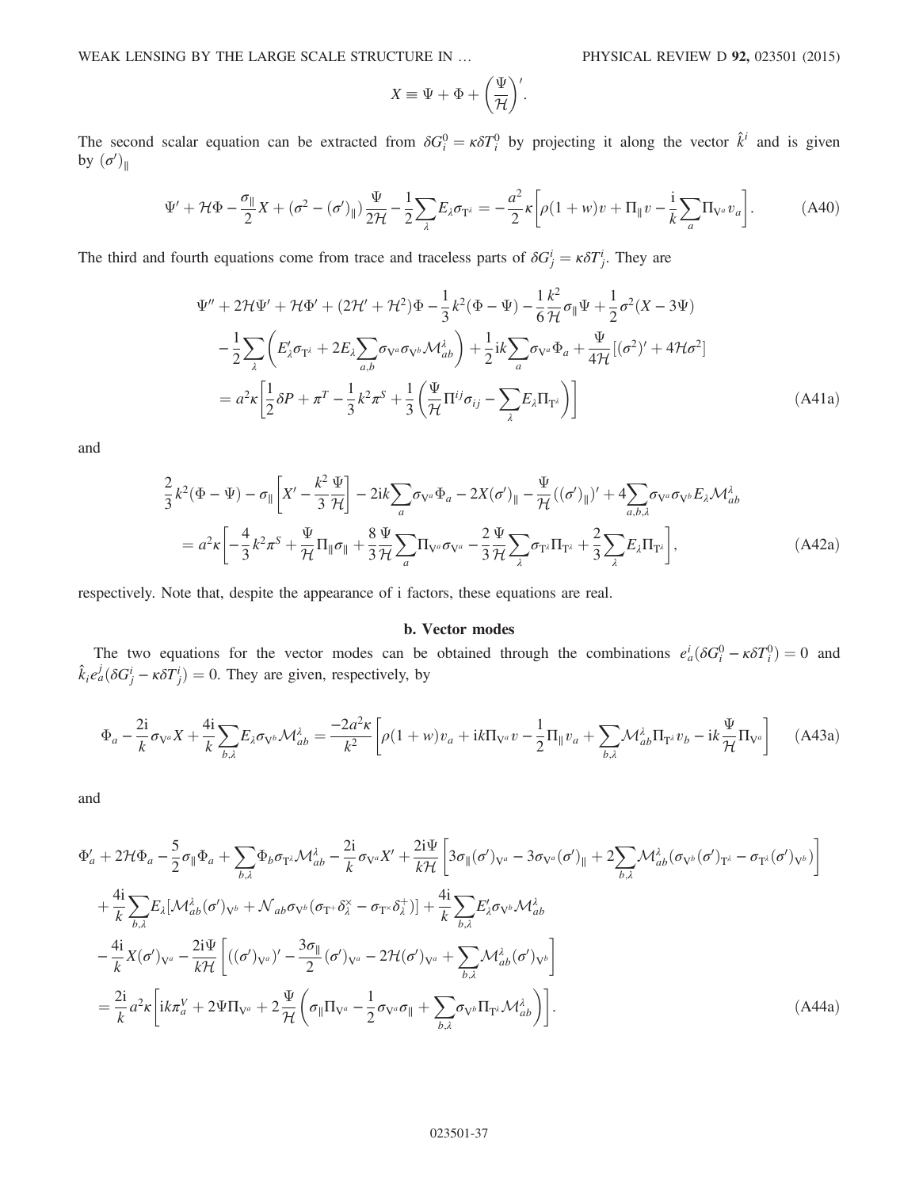$$X \equiv \Psi + \Phi + \left(\frac{\Psi}{\mathcal{H}}\right)'.$$

The second scalar equation can be extracted from $\delta G^0_i = \kappa \delta T^0_i$ by projecting it along the vector $\hat{k}^i$ and is given by $(\sigma')_\parallel$

$$\Psi' + \mathcal{H}\Phi - \frac{\sigma_\parallel}{2}X + (\sigma^2 - (\sigma')_\parallel)\frac{\Psi}{2\mathcal{H}} - \frac{1}{2}\sum_\lambda E_\lambda \sigma_{\mathrm{T}^\lambda} = -\frac{a^2}{2}\kappa\left[\rho(1+w)v + \Pi_\parallel v - \frac{\mathrm{i}}{k}\sum_a \Pi_{\mathrm{V}^a} v_a\right]. \tag{A40}$$

The third and fourth equations come from trace and traceless parts of $\delta G^i_j = \kappa \delta T^i_j$. They are

$$\begin{aligned}
&\Psi'' + 2\mathcal{H}\Psi' + \mathcal{H}\Phi' + (2\mathcal{H}' + \mathcal{H}^2)\Phi - \frac{1}{3}k^2(\Phi - \Psi) - \frac{1}{6}\frac{k^2}{\mathcal{H}}\sigma_\parallel \Psi + \frac{1}{2}\sigma^2(X - 3\Psi) \\
&\quad - \frac{1}{2}\sum_\lambda\left(E'_\lambda \sigma_{\mathrm{T}^\lambda} + 2E_\lambda \sum_{a,b}\sigma_{\mathrm{V}^a}\sigma_{\mathrm{V}^b}\mathcal{M}^\lambda_{ab}\right) + \frac{1}{2}\mathrm{i}k\sum_a \sigma_{\mathrm{V}^a}\Phi_a + \frac{\Psi}{4\mathcal{H}}[(\sigma^2)' + 4\mathcal{H}\sigma^2] \\
&\quad = a^2\kappa\left[\frac{1}{2}\delta P + \pi^T - \frac{1}{3}k^2\pi^S + \frac{1}{3}\left(\frac{\Psi}{\mathcal{H}}\Pi^{ij}\sigma_{ij} - \sum_\lambda E_\lambda \Pi_{\mathrm{T}^\lambda}\right)\right]
\end{aligned} \tag{A41a}$$

and

$$\begin{aligned}
&\frac{2}{3}k^2(\Phi - \Psi) - \sigma_\parallel\left[X' - \frac{k^2}{3}\frac{\Psi}{\mathcal{H}}\right] - 2\mathrm{i}k\sum_a \sigma_{\mathrm{V}^a}\Phi_a - 2X(\sigma')_\parallel - \frac{\Psi}{\mathcal{H}}((\sigma')_\parallel)' + 4\sum_{a,b,\lambda}\sigma_{\mathrm{V}^a}\sigma_{\mathrm{V}^b}E_\lambda \mathcal{M}^\lambda_{ab} \\
&\quad = a^2\kappa\left[-\frac{4}{3}k^2\pi^S + \frac{\Psi}{\mathcal{H}}\Pi_\parallel\sigma_\parallel + \frac{8}{3}\frac{\Psi}{\mathcal{H}}\sum_a \Pi_{\mathrm{V}^a}\sigma_{\mathrm{V}^a} - \frac{2}{3}\frac{\Psi}{\mathcal{H}}\sum_\lambda \sigma_{\mathrm{T}^\lambda}\Pi_{\mathrm{T}^\lambda} + \frac{2}{3}\sum_\lambda E_\lambda \Pi_{\mathrm{T}^\lambda}\right],
\end{aligned} \tag{A42a}$$

respectively. Note that, despite the appearance of i factors, these equations are real.

#### b. Vector modes

The two equations for the vector modes can be obtained through the combinations $e^i_a(\delta G^0_i - \kappa \delta T^0_i) = 0$ and $\hat{k}_i e^j_a(\delta G^i_j - \kappa \delta T^i_j) = 0$. They are given, respectively, by

$$\Phi_a - \frac{2\mathrm{i}}{k}\sigma_{\mathrm{V}^a}X + \frac{4\mathrm{i}}{k}\sum_{b,\lambda}E_\lambda \sigma_{\mathrm{V}^b}\mathcal{M}^\lambda_{ab} = \frac{-2a^2\kappa}{k^2}\left[\rho(1+w)v_a + \mathrm{i}k\Pi_{\mathrm{V}^a}v - \frac{1}{2}\Pi_\parallel v_a + \sum_{b,\lambda}\mathcal{M}^\lambda_{ab}\Pi_{\mathrm{T}^\lambda}v_b - \mathrm{i}k\frac{\Psi}{\mathcal{H}}\Pi_{\mathrm{V}^a}\right] \tag{A43a}$$

and

$$\begin{aligned}
&\Phi'_a + 2\mathcal{H}\Phi_a - \frac{5}{2}\sigma_\parallel\Phi_a + \sum_{b,\lambda}\Phi_b\sigma_{\mathrm{T}^\lambda}\mathcal{M}^\lambda_{ab} - \frac{2\mathrm{i}}{k}\sigma_{\mathrm{V}^a}X' + \frac{2\mathrm{i}\Psi}{k\mathcal{H}}\left[3\sigma_\parallel(\sigma')_{\mathrm{V}^a} - 3\sigma_{\mathrm{V}^a}(\sigma')_\parallel + 2\sum_{b,\lambda}\mathcal{M}^\lambda_{ab}(\sigma_{\mathrm{V}^b}(\sigma')_{\mathrm{T}^\lambda} - \sigma_{\mathrm{T}^\lambda}(\sigma')_{\mathrm{V}^b})\right] \\
&\quad + \frac{4\mathrm{i}}{k}\sum_{b,\lambda}E_\lambda[\mathcal{M}^\lambda_{ab}(\sigma')_{\mathrm{V}^b} + \mathcal{N}_{ab}\sigma_{\mathrm{V}^b}(\sigma_{\mathrm{T}^+}\delta^\times_\lambda - \sigma_{\mathrm{T}^\times}\delta^+_\lambda)] + \frac{4\mathrm{i}}{k}\sum_{b,\lambda}E'_\lambda\sigma_{\mathrm{V}^b}\mathcal{M}^\lambda_{ab} \\
&\quad - \frac{4\mathrm{i}}{k}X(\sigma')_{\mathrm{V}^a} - \frac{2\mathrm{i}\Psi}{k\mathcal{H}}\left[((\sigma')_{\mathrm{V}^a})' - \frac{3\sigma_\parallel}{2}(\sigma')_{\mathrm{V}^a} - 2\mathcal{H}(\sigma')_{\mathrm{V}^a} + \sum_{b,\lambda}\mathcal{M}^\lambda_{ab}(\sigma')_{\mathrm{V}^b}\right] \\
&\quad = \frac{2\mathrm{i}}{k}a^2\kappa\left[\mathrm{i}k\pi^V_a + 2\Psi\Pi_{\mathrm{V}^a} + 2\frac{\Psi}{\mathcal{H}}\left(\sigma_\parallel\Pi_{\mathrm{V}^a} - \frac{1}{2}\sigma_{\mathrm{V}^a}\sigma_\parallel + \sum_{b,\lambda}\sigma_{\mathrm{V}^b}\Pi_{\mathrm{T}^\lambda}\mathcal{M}^\lambda_{ab}\right)\right].
\end{aligned} \tag{A44a}$$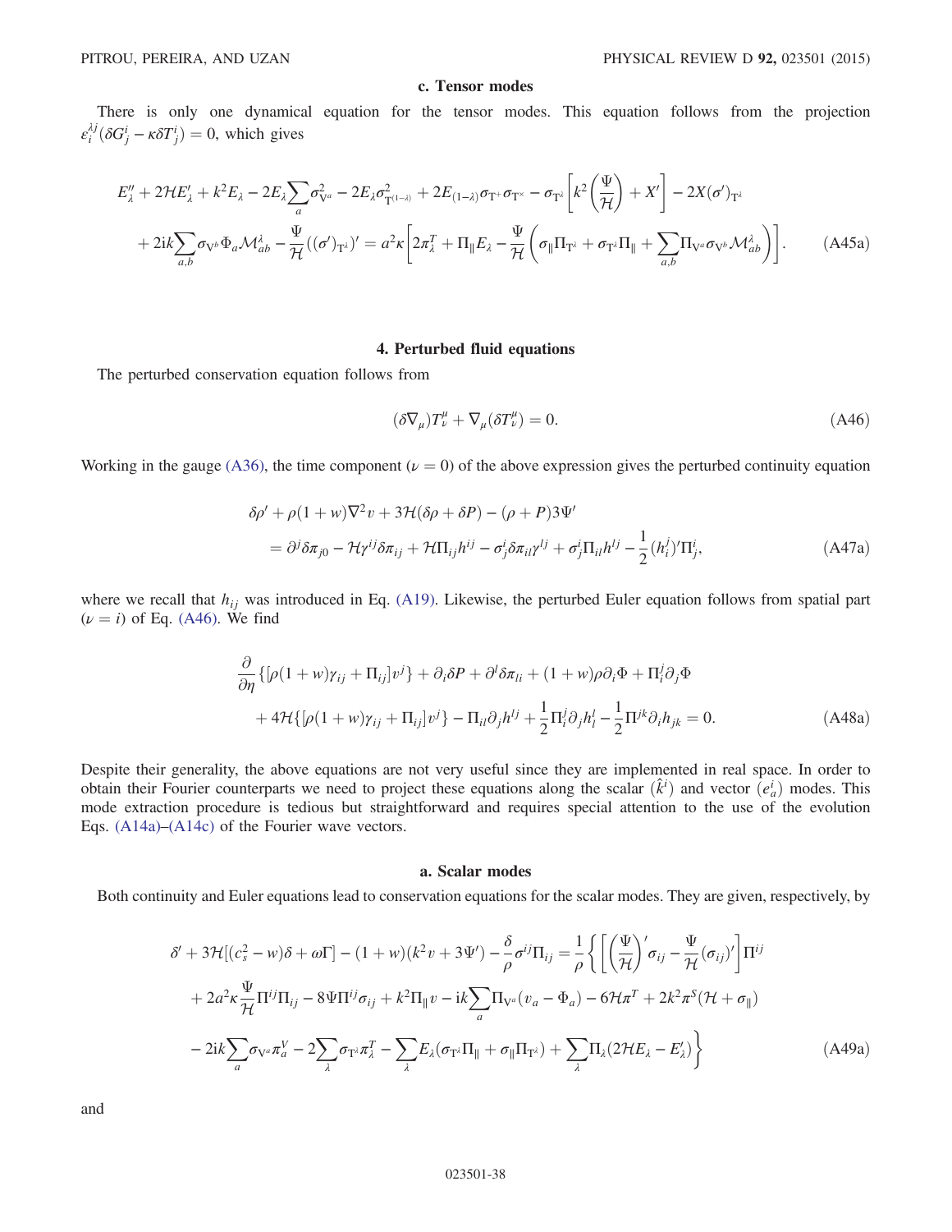#### c. Tensor modes

There is only one dynamical equation for the tensor modes. This equation follows from the projection $\varepsilon_i^{\lambda j}(\delta G^i_j - \kappa \delta T^i_j) = 0$, which gives

$$
\begin{aligned}
&E''_\lambda + 2\mathcal{H}E'_\lambda + k^2 E_\lambda - 2E_\lambda \sum_a \sigma^2_{\mathrm{V}^a} - 2E_\lambda \sigma^2_{\mathrm{T}^{(1-\lambda)}} + 2E_{(1-\lambda)}\sigma_{\mathrm{T}^+}\sigma_{\mathrm{T}^\times} - \sigma_{\mathrm{T}^\lambda}\left[k^2\left(\frac{\Psi}{\mathcal{H}}\right) + X'\right] - 2X(\sigma')_{\mathrm{T}^\lambda} \\
&\quad + 2ik\sum_{a,b}\sigma_{\mathrm{V}^b}\Phi_a \mathcal{M}^\lambda_{ab} - \frac{\Psi}{\mathcal{H}}((\sigma')_{\mathrm{T}^\lambda})' = a^2\kappa\left[2\pi^T_\lambda + \Pi_\parallel E_\lambda - \frac{\Psi}{\mathcal{H}}\left(\sigma_\parallel \Pi_{\mathrm{T}^\lambda} + \sigma_{\mathrm{T}^\lambda}\Pi_\parallel + \sum_{a,b}\Pi_{\mathrm{V}^a}\sigma_{\mathrm{V}^b}\mathcal{M}^\lambda_{ab}\right)\right].
\end{aligned}
\tag{A45a}
$$

### 4. Perturbed fluid equations

The perturbed conservation equation follows from

$$
(\delta\nabla_\mu)T^\mu_\nu + \nabla_\mu(\delta T^\mu_\nu) = 0. \tag{A46}
$$

Working in the gauge (A36), the time component ($\nu = 0$) of the above expression gives the perturbed continuity equation

$$
\begin{aligned}
&\delta\rho' + \rho(1+w)\nabla^2 v + 3\mathcal{H}(\delta\rho + \delta P) - (\rho + P)3\Psi' \\
&\quad = \partial^j \delta\pi_{j0} - \mathcal{H}\gamma^{ij}\delta\pi_{ij} + \mathcal{H}\Pi_{ij}h^{ij} - \sigma^i_j \delta\pi_{il}\gamma^{lj} + \sigma^i_j \Pi_{il}h^{lj} - \frac{1}{2}(h^j_i)'\Pi^i_j,
\end{aligned}
\tag{A47a}
$$

where we recall that $h_{ij}$ was introduced in Eq. (A19). Likewise, the perturbed Euler equation follows from spatial part ($\nu = i$) of Eq. (A46). We find

$$
\begin{aligned}
&\frac{\partial}{\partial\eta}\{[\rho(1+w)\gamma_{ij} + \Pi_{ij}]v^j\} + \partial_i \delta P + \partial^l \delta\pi_{li} + (1+w)\rho\partial_i\Phi + \Pi^j_i\partial_j\Phi \\
&\quad + 4\mathcal{H}\{[\rho(1+w)\gamma_{ij} + \Pi_{ij}]v^j\} - \Pi_{il}\partial_j h^{lj} + \frac{1}{2}\Pi^j_i\partial_j h^l_l - \frac{1}{2}\Pi^{jk}\partial_i h_{jk} = 0.
\end{aligned}
\tag{A48a}
$$

Despite their generality, the above equations are not very useful since they are implemented in real space. In order to obtain their Fourier counterparts we need to project these equations along the scalar ($\hat{k}^i$) and vector ($e^i_a$) modes. This mode extraction procedure is tedious but straightforward and requires special attention to the use of the evolution Eqs. (A14a)–(A14c) of the Fourier wave vectors.

#### a. Scalar modes

Both continuity and Euler equations lead to conservation equations for the scalar modes. They are given, respectively, by

$$
\begin{aligned}
&\delta' + 3\mathcal{H}[(c_s^2 - w)\delta + \omega\Gamma] - (1+w)(k^2 v + 3\Psi') - \frac{\delta}{\rho}\sigma^{ij}\Pi_{ij} = \frac{1}{\rho}\Bigg\{\left[\left(\frac{\Psi}{\mathcal{H}}\right)'\sigma_{ij} - \frac{\Psi}{\mathcal{H}}(\sigma_{ij})'\right]\Pi^{ij} \\
&\quad + 2a^2\kappa\frac{\Psi}{\mathcal{H}}\Pi^{ij}\Pi_{ij} - 8\Psi\Pi^{ij}\sigma_{ij} + k^2\Pi_\parallel v - ik\sum_a \Pi_{\mathrm{V}^a}(v_a - \Phi_a) - 6\mathcal{H}\pi^T + 2k^2\pi^S(\mathcal{H} + \sigma_\parallel) \\
&\quad - 2ik\sum_a \sigma_{\mathrm{V}^a}\pi^V_a - 2\sum_\lambda \sigma_{\mathrm{T}^\lambda}\pi^T_\lambda - \sum_\lambda E_\lambda(\sigma_{\mathrm{T}^\lambda}\Pi_\parallel + \sigma_\parallel \Pi_{\mathrm{T}^\lambda}) + \sum_\lambda \Pi_\lambda(2\mathcal{H}E_\lambda - E'_\lambda)\Bigg\}
\end{aligned}
\tag{A49a}
$$

and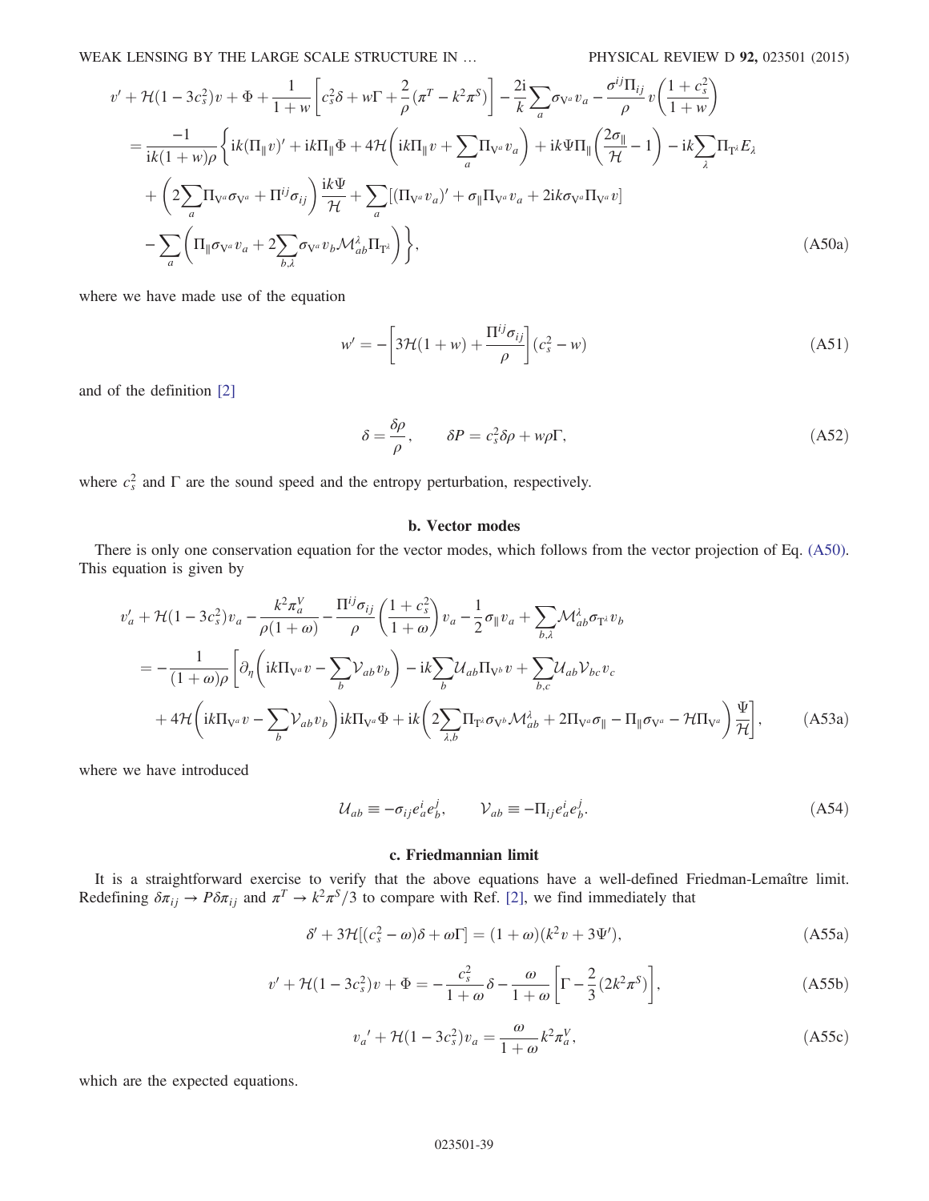$$
\begin{aligned}
& v' + \mathcal{H}(1-3c_s^2)v + \Phi + \frac{1}{1+w}\left[c_s^2\delta + w\Gamma + \frac{2}{\rho}(\pi^T - k^2\pi^S)\right] - \frac{2\mathrm{i}}{k}\sum_a \sigma_{\mathrm{V}^a} v_a - \frac{\sigma^{ij}\Pi_{ij}}{\rho} v\left(\frac{1+c_s^2}{1+w}\right) \\
&= \frac{-1}{\mathrm{i}k(1+w)\rho}\Bigg\{\mathrm{i}k(\Pi_\parallel v)' + \mathrm{i}k\Pi_\parallel\Phi + 4\mathcal{H}\left(\mathrm{i}k\Pi_\parallel v + \sum_a \Pi_{\mathrm{V}^a} v_a\right) + \mathrm{i}k\Psi\Pi_\parallel\left(\frac{2\sigma_\parallel}{\mathcal{H}} - 1\right) - \mathrm{i}k\sum_\lambda \Pi_{\mathrm{T}^\lambda} E_\lambda \\
&\quad + \left(2\sum_a \Pi_{\mathrm{V}^a}\sigma_{\mathrm{V}^a} + \Pi^{ij}\sigma_{ij}\right)\frac{\mathrm{i}k\Psi}{\mathcal{H}} + \sum_a\left[(\Pi_{\mathrm{V}^a} v_a)' + \sigma_\parallel \Pi_{\mathrm{V}^a} v_a + 2\mathrm{i}k\sigma_{\mathrm{V}^a}\Pi_{\mathrm{V}^a} v\right] \\
&\quad - \sum_a\left(\Pi_\parallel \sigma_{\mathrm{V}^a} v_a + 2\sum_{b,\lambda}\sigma_{\mathrm{V}^a} v_b \mathcal{M}^\lambda_{ab}\Pi_{\mathrm{T}^\lambda}\right)\Bigg\},
\end{aligned}
\tag{A50a}
$$

where we have made use of the equation

$$
w' = -\left[3\mathcal{H}(1+w) + \frac{\Pi^{ij}\sigma_{ij}}{\rho}\right](c_s^2 - w) \tag{A51}
$$

and of the definition [2]

$$
\delta = \frac{\delta\rho}{\rho}, \qquad \delta P = c_s^2\delta\rho + w\rho\Gamma, \tag{A52}
$$

where $c_s^2$ and $\Gamma$ are the sound speed and the entropy perturbation, respectively.

### b. Vector modes

There is only one conservation equation for the vector modes, which follows from the vector projection of Eq. (A50). This equation is given by

$$
\begin{aligned}
& v_a' + \mathcal{H}(1-3c_s^2)v_a - \frac{k^2\pi_a^V}{\rho(1+\omega)} - \frac{\Pi^{ij}\sigma_{ij}}{\rho}\left(\frac{1+c_s^2}{1+\omega}\right)v_a - \frac{1}{2}\sigma_\parallel v_a + \sum_{b,\lambda}\mathcal{M}^\lambda_{ab}\sigma_{\mathrm{T}^\lambda} v_b \\
&= -\frac{1}{(1+\omega)\rho}\Bigg[\partial_\eta\left(\mathrm{i}k\Pi_{\mathrm{V}^a} v - \sum_b \mathcal{V}_{ab} v_b\right) - \mathrm{i}k\sum_b \mathcal{U}_{ab}\Pi_{\mathrm{V}^b} v + \sum_{b,c}\mathcal{U}_{ab}\mathcal{V}_{bc} v_c \\
&\quad + 4\mathcal{H}\left(\mathrm{i}k\Pi_{\mathrm{V}^a} v - \sum_b \mathcal{V}_{ab} v_b\right)\mathrm{i}k\Pi_{\mathrm{V}^a}\Phi + \mathrm{i}k\left(2\sum_{\lambda,b}\Pi_{\mathrm{T}^\lambda}\sigma_{\mathrm{V}^b}\mathcal{M}^\lambda_{ab} + 2\Pi_{\mathrm{V}^a}\sigma_\parallel - \Pi_\parallel\sigma_{\mathrm{V}^a} - \mathcal{H}\Pi_{\mathrm{V}^a}\right)\frac{\Psi}{\mathcal{H}}\Bigg],
\end{aligned}
\tag{A53a}
$$

where we have introduced

$$
\mathcal{U}_{ab} \equiv -\sigma_{ij} e_a^i e_b^j, \qquad \mathcal{V}_{ab} \equiv -\Pi_{ij} e_a^i e_b^j. \tag{A54}
$$

### c. Friedmannian limit

It is a straightforward exercise to verify that the above equations have a well-defined Friedman-Lemaître limit. Redefining $\delta\pi_{ij} \to P\delta\pi_{ij}$ and $\pi^T \to k^2\pi^S/3$ to compare with Ref. [2], we find immediately that

$$
\delta' + 3\mathcal{H}[(c_s^2 - \omega)\delta + \omega\Gamma] = (1+\omega)(k^2 v + 3\Psi'), \tag{A55a}
$$

$$
v' + \mathcal{H}(1-3c_s^2)v + \Phi = -\frac{c_s^2}{1+\omega}\delta - \frac{\omega}{1+\omega}\left[\Gamma - \frac{2}{3}(2k^2\pi^S)\right], \tag{A55b}
$$

$$
{v_a}' + \mathcal{H}(1-3c_s^2)v_a = \frac{\omega}{1+\omega}k^2\pi_a^V, \tag{A55c}
$$

which are the expected equations.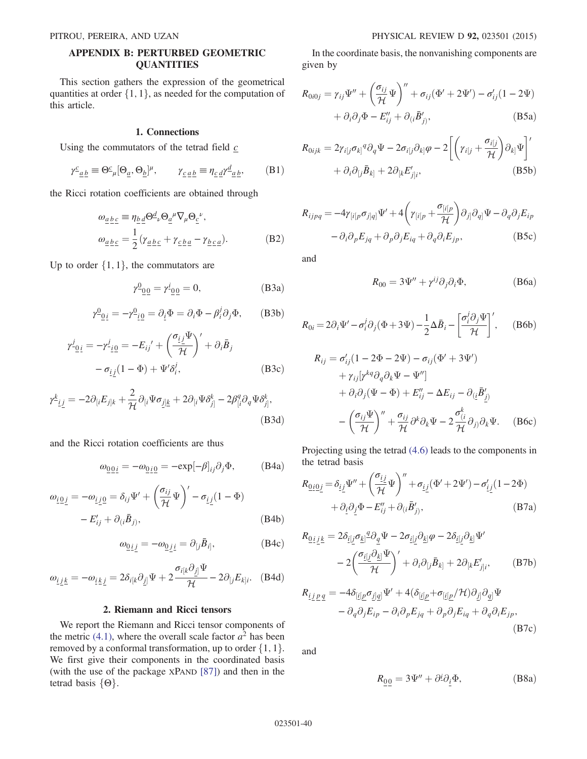## APPENDIX B: PERTURBED GEOMETRIC QUANTITIES

This section gathers the expression of the geometrical quantities at order $\{1,1\}$, as needed for the computation of this article.

### 1. Connections

Using the commutators of the tetrad field $\underline{c}$

$$\gamma^{\underline{c}}{}_{\underline{a}\,\underline{b}} \equiv \Theta^{\underline{c}}{}_{\mu}[\Theta_{\underline{a}}, \Theta_{\underline{b}}]^{\mu}, \qquad \gamma_{\underline{c}\,\underline{a}\,\underline{b}} \equiv \eta_{\underline{c}\,\underline{d}}\gamma^{\underline{d}}{}_{\underline{a}\,\underline{b}}, \tag{B1}$$

the Ricci rotation coefficients are obtained through

$$\omega_{\underline{a}\,\underline{b}\,\underline{c}} \equiv \eta_{\underline{b}\,\underline{d}}\Theta^{\underline{d}}{}_{\nu}\Theta_{\underline{a}}{}^{\mu}\nabla_{\mu}\Theta_{\underline{c}}{}^{\nu},$$
$$\omega_{\underline{a}\,\underline{b}\,\underline{c}} = \frac{1}{2}(\gamma_{\underline{a}\,\underline{b}\,\underline{c}} + \gamma_{\underline{c}\,\underline{b}\,\underline{a}} - \gamma_{\underline{b}\,\underline{c}\,\underline{a}}). \tag{B2}$$

Up to order $\{1,1\}$, the commutators are

$$\gamma^{\underline{0}}{}_{\underline{0}\,\underline{0}} = \gamma^{\underline{i}}{}_{\underline{0}\,\underline{0}} = 0, \tag{B3a}$$

$$\gamma^{\underline{0}}{}_{\underline{0}\,\underline{i}} = -\gamma^{\underline{0}}{}_{\underline{i}\,\underline{0}} = \partial_{\underline{i}}\Phi = \partial_i\Phi - \beta_i^j\partial_j\Phi, \tag{B3b}$$

$$\gamma^{\underline{j}}{}_{\underline{0}\,\underline{i}} = -\gamma^{\underline{j}}{}_{\underline{i}\,\underline{0}} = -E_{ij}{}' + \left(\frac{\sigma_{\underline{i}\,\underline{j}}\Psi}{\mathcal{H}}\right)' + \partial_i\bar{B}_j - \sigma_{\underline{i}\,\underline{j}}(1-\Phi) + \Psi'\delta_i^j, \tag{B3c}$$

$$\gamma^{\underline{k}}{}_{\underline{i}\,\underline{j}} = -2\partial_{[i}E_{j]k} + \frac{2}{\mathcal{H}}\partial_{[i}\Psi\sigma_{\underline{j}]\underline{k}} + 2\partial_{[i}\Psi\delta^k_{j]} - 2\beta^q_{[i}\partial_q\Psi\delta^k_{j]}, \tag{B3d}$$

and the Ricci rotation coefficients are thus

$$\omega_{\underline{0}\,\underline{0}\,\underline{i}} = -\omega_{\underline{0}\,\underline{i}\,\underline{0}} = -\exp[-\beta]_{ij}\partial_j\Phi, \tag{B4a}$$

$$\omega_{\underline{i}\,\underline{0}\,\underline{j}} = -\omega_{\underline{i}\,\underline{j}\,\underline{0}} = \delta_{ij}\Psi' + \left(\frac{\sigma_{ij}}{\mathcal{H}}\Psi\right)' - \sigma_{\underline{i}\,\underline{j}}(1-\Phi) - E'_{ij} + \partial_{(i}\bar{B}_{j)}, \tag{B4b}$$

$$\omega_{\underline{0}\,\underline{i}\,\underline{j}} = -\omega_{\underline{0}\,\underline{j}\,\underline{i}} = \partial_{[j}\bar{B}_{i]}, \tag{B4c}$$

$$\omega_{\underline{i}\,\underline{j}\,\underline{k}} = -\omega_{\underline{i}\,\underline{k}\,\underline{j}} = 2\delta_{i[k}\partial_{\underline{j}]}\Psi + 2\frac{\sigma_{i[k}\partial_{\underline{j}]}\Psi}{\mathcal{H}} - 2\partial_{[j}E_{k]i}. \tag{B4d}$$

### 2. Riemann and Ricci tensors

We report the Riemann and Ricci tensor components of the metric (4.1), where the overall scale factor $a^2$ has been removed by a conformal transformation, up to order $\{1,1\}$. We first give their components in the coordinated basis (with the use of the package xPAND [87]) and then in the tetrad basis $\{\Theta\}$.

In the coordinate basis, the nonvanishing components are given by

$$R_{0i0j} = \gamma_{ij}\Psi'' + \left(\frac{\sigma_{ij}}{\mathcal{H}}\Psi\right)'' + \sigma_{ij}(\Phi' + 2\Psi') - \sigma'_{ij}(1-2\Psi) + \partial_i\partial_j\Phi - E''_{ij} + \partial_{(i}\bar{B}'_{j)}, \tag{B5a}$$

$$R_{0ijk} = 2\gamma_{i[j}\sigma_{k]}{}^q\partial_q\Psi - 2\sigma_{i[j}\partial_{k]}\varphi - 2\left[\left(\gamma_{i[j} + \frac{\sigma_{i[j}}{\mathcal{H}}\right)\partial_{k]}\Psi\right]' + \partial_i\partial_{[j}\bar{B}_{k]} + 2\partial_{[k}E'_{j]i}, \tag{B5b}$$

$$R_{ijpq} = -4\gamma_{[i[p}\sigma_{j]q]}\Psi' + 4\left(\gamma_{[i[p} + \frac{\sigma_{[i[p}}{\mathcal{H}}\right)\partial_{j]}\partial_{q]}\Psi - \partial_q\partial_jE_{ip} - \partial_i\partial_pE_{jq} + \partial_p\partial_jE_{iq} + \partial_q\partial_iE_{jp}, \tag{B5c}$$

and

$$R_{00} = 3\Psi'' + \gamma^{ij}\partial_j\partial_i\Phi, \tag{B6a}$$

$$R_{0i} = 2\partial_i\Psi' - \sigma_i^j\partial_j(\Phi + 3\Psi) - \frac{1}{2}\Delta\bar{B}_i - \left[\frac{\sigma_i^j\partial_j\Psi}{\mathcal{H}}\right]', \tag{B6b}$$

$$\begin{aligned} R_{ij} = {} & \sigma'_{ij}(1 - 2\Phi - 2\Psi) - \sigma_{ij}(\Phi' + 3\Psi') \\ & + \gamma_{ij}[\gamma^{kq}\partial_q\partial_k\Psi - \Psi''] \\ & + \partial_i\partial_j(\Psi - \Phi) + E''_{ij} - \Delta E_{ij} - \partial_{(\underline{i}}\bar{B}'_{\underline{j})} \\ & - \left(\frac{\sigma_{ij}\Psi}{\mathcal{H}}\right)'' + \frac{\sigma_{ij}}{\mathcal{H}}\partial^k\partial_k\Psi - 2\frac{\sigma^k_{(i}}{\mathcal{H}}\partial_{j)}\partial_k\Psi. \end{aligned} \tag{B6c}$$

Projecting using the tetrad (4.6) leads to the components in the tetrad basis

$$R_{\underline{0}\,\underline{i}\,\underline{0}\,\underline{j}} = \delta_{\underline{i}\,\underline{j}}\Psi'' + \left(\frac{\sigma_{\underline{i}\,\underline{j}}}{\mathcal{H}}\Psi\right)'' + \sigma_{\underline{i}\,\underline{j}}(\Phi' + 2\Psi') - \sigma'_{\underline{i}\,\underline{j}}(1-2\Phi) + \partial_{\underline{i}}\partial_{\underline{j}}\Phi - E''_{ij} + \partial_{(i}\bar{B}'_{j)}, \tag{B7a}$$

$$R_{\underline{0}\,\underline{i}\,\underline{j}\,\underline{k}} = 2\delta_{\underline{i}[\underline{j}}\sigma_{\underline{k}]}{}^{\underline{q}}\partial_{\underline{q}}\Psi - 2\sigma_{\underline{i}[\underline{j}}\partial_{\underline{k}]}\varphi - 2\delta_{\underline{i}[\underline{j}}\partial_{\underline{k}]}\Psi' - 2\left(\frac{\sigma_{\underline{i}[\underline{j}}\partial_{\underline{k}]}\Psi}{\mathcal{H}}\right)' + \partial_i\partial_{[j}\bar{B}_{k]} + 2\partial_{[k}E'_{j]i}, \tag{B7b}$$

$$R_{\underline{i}\,\underline{j}\,\underline{p}\,\underline{q}} = -4\delta_{[\underline{i}[\underline{p}}\sigma_{\underline{j}]\underline{q}]}\Psi' + 4(\delta_{[\underline{i}[\underline{p}} + \sigma_{[\underline{i}[\underline{p}}/\mathcal{H})\partial_{\underline{j}]}\partial_{\underline{q}]}\Psi - \partial_q\partial_jE_{ip} - \partial_i\partial_pE_{jq} + \partial_p\partial_jE_{iq} + \partial_q\partial_iE_{jp}, \tag{B7c}$$

and

$$R_{\underline{0}\,\underline{0}} = 3\Psi'' + \partial^{\underline{i}}\partial_{\underline{i}}\Phi, \tag{B8a}$$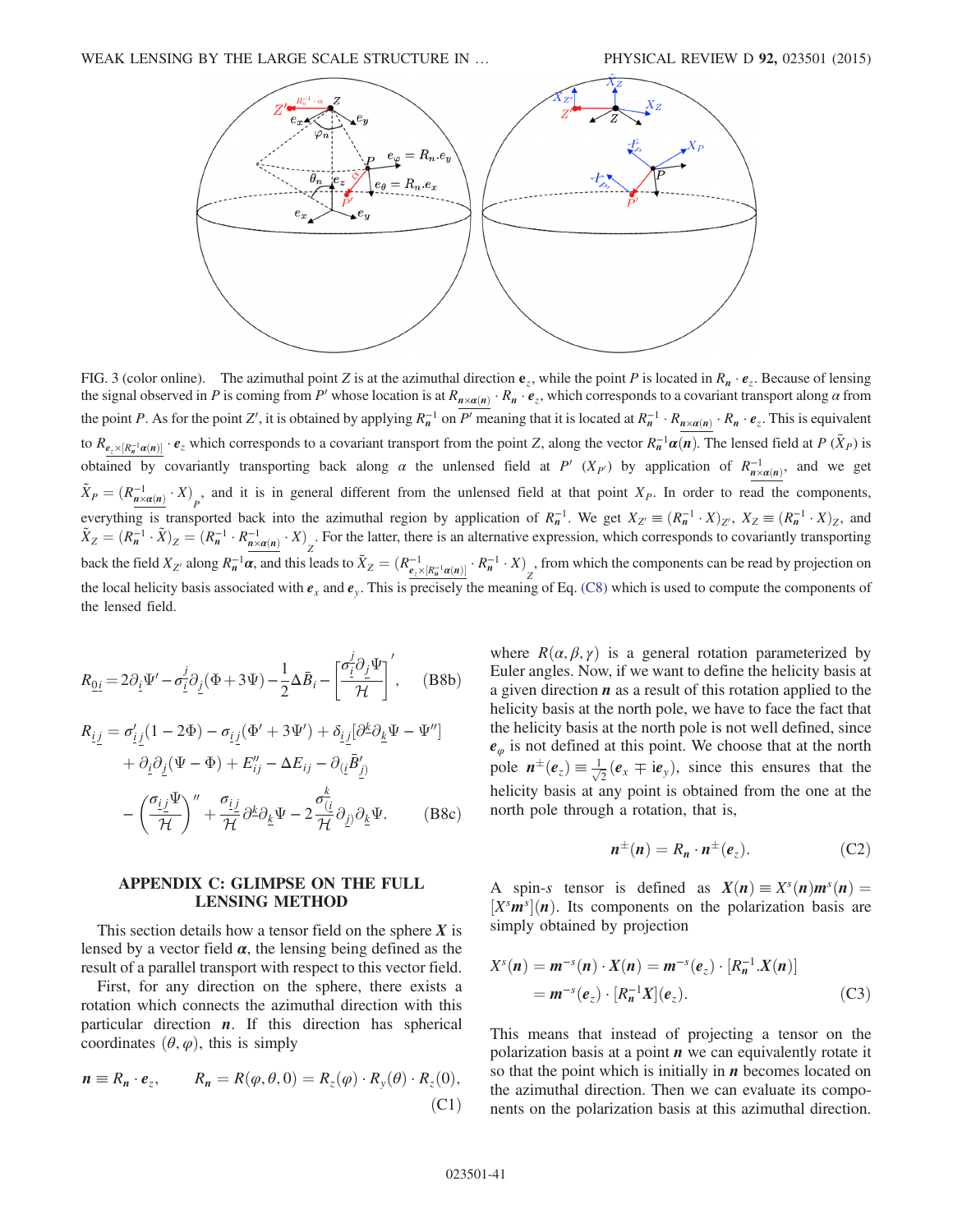FIG. 3 (color online). The azimuthal point $Z$ is at the azimuthal direction $\mathbf{e}_z$, while the point $P$ is located in $R_{\boldsymbol{n}} \cdot \boldsymbol{e}_z$. Because of lensing the signal observed in $P$ is coming from $P'$ whose location is at $R_{\underline{\boldsymbol{n}\times\boldsymbol{\alpha}(\boldsymbol{n})}} \cdot R_{\boldsymbol{n}} \cdot \boldsymbol{e}_z$, which corresponds to a covariant transport along $\alpha$ from the point $P$. As for the point $Z'$, it is obtained by applying $R_{\boldsymbol{n}}^{-1}$ on $P'$ meaning that it is located at $R_{\boldsymbol{n}}^{-1} \cdot R_{\underline{\boldsymbol{n}\times\boldsymbol{\alpha}(\boldsymbol{n})}} \cdot R_{\boldsymbol{n}} \cdot \boldsymbol{e}_z$. This is equivalent to $R_{\underline{\boldsymbol{e}_z\times[R_{\boldsymbol{n}}^{-1}\boldsymbol{\alpha}(\boldsymbol{n})]}} \cdot \boldsymbol{e}_z$ which corresponds to a covariant transport from the point $Z$, along the vector $R_{\boldsymbol{n}}^{-1}\boldsymbol{\alpha}(\boldsymbol{n})$. The lensed field at $P$ ($\tilde{X}_P$) is obtained by covariantly transporting back along $\alpha$ the unlensed field at $P'$ ($X_{P'}$) by application of $R_{\underline{\boldsymbol{n}\times\boldsymbol{\alpha}(\boldsymbol{n})}}^{-1}$, and we get $\tilde{X}_P = (R_{\underline{\boldsymbol{n}\times\boldsymbol{\alpha}(\boldsymbol{n})}}^{-1} \cdot X)_P$, and it is in general different from the unlensed field at that point $X_P$. In order to read the components, everything is transported back into the azimuthal region by application of $R_{\boldsymbol{n}}^{-1}$. We get $X_{Z'} \equiv (R_{\boldsymbol{n}}^{-1} \cdot X)_{Z'}$, $X_Z \equiv (R_{\boldsymbol{n}}^{-1} \cdot X)_Z$, and $\tilde{X}_Z = (R_{\boldsymbol{n}}^{-1} \cdot \tilde{X})_Z = (R_{\boldsymbol{n}}^{-1} \cdot R_{\underline{\boldsymbol{n}\times\boldsymbol{\alpha}(\boldsymbol{n})}}^{-1} \cdot X)_Z$. For the latter, there is an alternative expression, which corresponds to covariantly transporting back the field $X_{Z'}$ along $R_{\boldsymbol{n}}^{-1}\boldsymbol{\alpha}$, and this leads to $\tilde{X}_Z = (R_{\underline{\boldsymbol{e}_z\times[R_{\boldsymbol{n}}^{-1}\boldsymbol{\alpha}(\boldsymbol{n})]}}^{-1} \cdot R_{\boldsymbol{n}}^{-1} \cdot X)_Z$, from which the components can be read by projection on the local helicity basis associated with $\boldsymbol{e}_x$ and $\boldsymbol{e}_y$. This is precisely the meaning of Eq. (C8) which is used to compute the components of the lensed field.

$$R_{\underline{0}\underline{i}} = 2\partial_{\underline{i}}\Psi' - \sigma_{\underline{i}}^{\underline{j}}\partial_{\underline{j}}(\Phi + 3\Psi) - \frac{1}{2}\Delta\bar{B}_i - \left[\frac{\sigma_{\underline{i}}^{\underline{j}}\partial_{\underline{j}}\Psi}{\mathcal{H}}\right]', \tag{B8b}$$

$$\begin{aligned}R_{\underline{i}\underline{j}} &= \sigma'_{\underline{i}\underline{j}}(1 - 2\Phi) - \sigma_{\underline{i}\underline{j}}(\Phi' + 3\Psi') + \delta_{\underline{i}\underline{j}}[\partial^{\underline{k}}\partial_{\underline{k}}\Psi - \Psi''] \\ &\quad + \partial_{\underline{i}}\partial_{\underline{j}}(\Psi - \Phi) + E''_{ij} - \Delta E_{ij} - \partial_{(\underline{i}}\bar{B}'_{\underline{j})} \\ &\quad - \left(\frac{\sigma_{\underline{i}\underline{j}}\Psi}{\mathcal{H}}\right)'' + \frac{\sigma_{\underline{i}\underline{j}}}{\mathcal{H}}\partial^k\partial_{\underline{k}}\Psi - 2\frac{\sigma_{(\underline{i}}^{\underline{k}}}{\mathcal{H}}\partial_{\underline{j})}\partial_{\underline{k}}\Psi.\end{aligned} \tag{B8c}$$

## APPENDIX C: GLIMPSE ON THE FULL LENSING METHOD

This section details how a tensor field on the sphere $\boldsymbol{X}$ is lensed by a vector field $\boldsymbol{\alpha}$, the lensing being defined as the result of a parallel transport with respect to this vector field.

First, for any direction on the sphere, there exists a rotation which connects the azimuthal direction with this particular direction $\boldsymbol{n}$. If this direction has spherical coordinates $(\theta, \varphi)$, this is simply

$$\boldsymbol{n} \equiv R_{\boldsymbol{n}} \cdot \boldsymbol{e}_z, \qquad R_{\boldsymbol{n}} = R(\varphi, \theta, 0) = R_z(\varphi) \cdot R_y(\theta) \cdot R_z(0), \tag{C1}$$

where $R(\alpha, \beta, \gamma)$ is a general rotation parameterized by Euler angles. Now, if we want to define the helicity basis at a given direction $\boldsymbol{n}$ as a result of this rotation applied to the helicity basis at the north pole, we have to face the fact that the helicity basis at the north pole is not well defined, since $\boldsymbol{e}_\varphi$ is not defined at this point. We choose that at the north pole $\boldsymbol{n}^\pm(\boldsymbol{e}_z) \equiv \frac{1}{\sqrt{2}}(\boldsymbol{e}_x \mp \mathrm{i}\boldsymbol{e}_y)$, since this ensures that the helicity basis at any point is obtained from the one at the north pole through a rotation, that is,

$$\boldsymbol{n}^\pm(\boldsymbol{n}) = R_{\boldsymbol{n}} \cdot \boldsymbol{n}^\pm(\boldsymbol{e}_z). \tag{C2}$$

A spin-$s$ tensor is defined as $\boldsymbol{X}(\boldsymbol{n}) \equiv X^s(\boldsymbol{n})\boldsymbol{m}^s(\boldsymbol{n}) = [X^s\boldsymbol{m}^s](\boldsymbol{n})$. Its components on the polarization basis are simply obtained by projection

$$\begin{aligned}X^s(\boldsymbol{n}) &= \boldsymbol{m}^{-s}(\boldsymbol{n}) \cdot \boldsymbol{X}(\boldsymbol{n}) = \boldsymbol{m}^{-s}(\boldsymbol{e}_z) \cdot [R_{\boldsymbol{n}}^{-1}.\boldsymbol{X}(\boldsymbol{n})] \\ &= \boldsymbol{m}^{-s}(\boldsymbol{e}_z) \cdot [R_{\boldsymbol{n}}^{-1}\boldsymbol{X}](\boldsymbol{e}_z).\end{aligned} \tag{C3}$$

This means that instead of projecting a tensor on the polarization basis at a point $\boldsymbol{n}$ we can equivalently rotate it so that the point which is initially in $\boldsymbol{n}$ becomes located on the azimuthal direction. Then we can evaluate its components on the polarization basis at this azimuthal direction.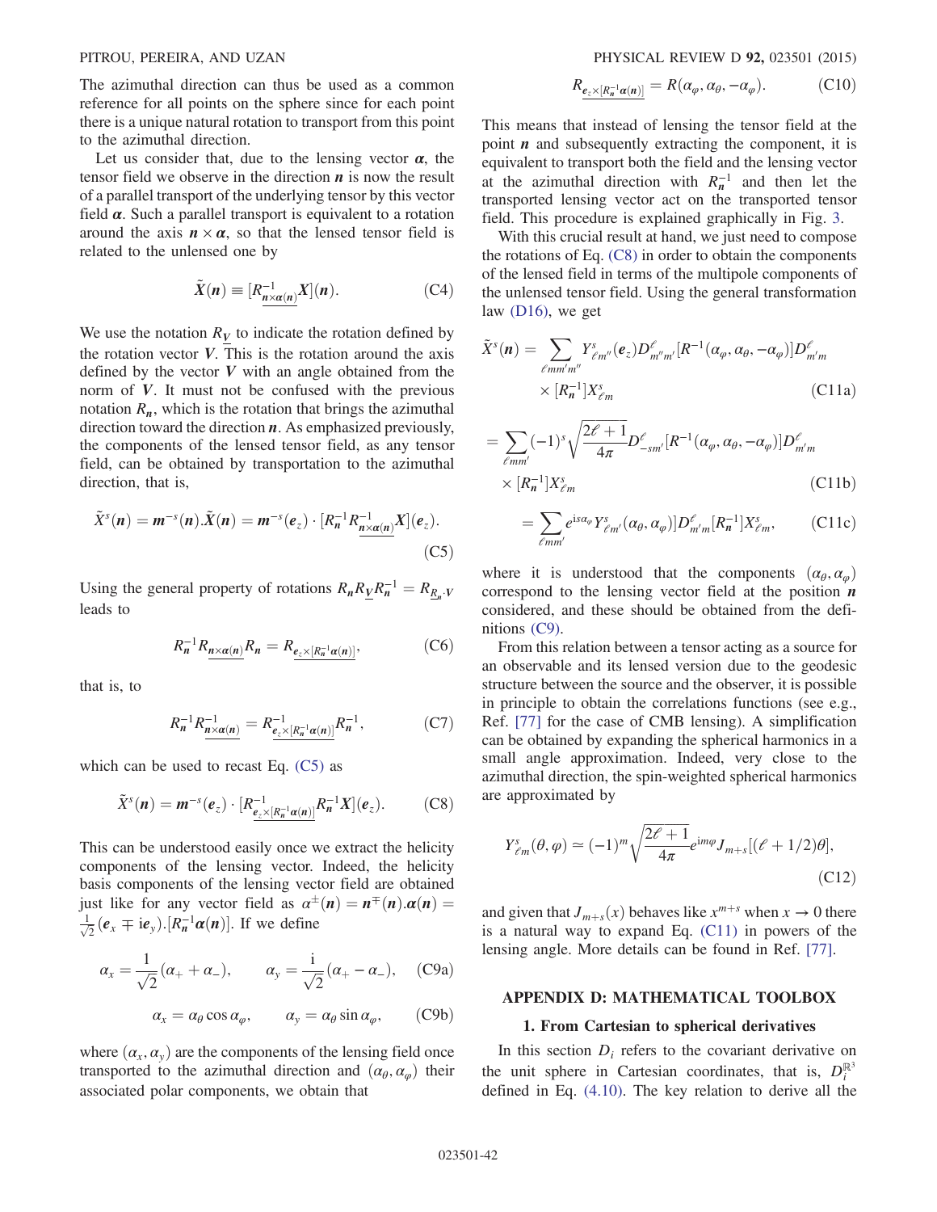The azimuthal direction can thus be used as a common reference for all points on the sphere since for each point there is a unique natural rotation to transport from this point to the azimuthal direction.

Let us consider that, due to the lensing vector $\boldsymbol{\alpha}$, the tensor field we observe in the direction $\boldsymbol{n}$ is now the result of a parallel transport of the underlying tensor by this vector field $\boldsymbol{\alpha}$. Such a parallel transport is equivalent to a rotation around the axis $\boldsymbol{n}\times\boldsymbol{\alpha}$, so that the lensed tensor field is related to the unlensed one by

$$\tilde{\boldsymbol{X}}(\boldsymbol{n}) \equiv [R^{-1}_{\underline{\boldsymbol{n}\times\boldsymbol{\alpha}(\boldsymbol{n})}}\boldsymbol{X}](\boldsymbol{n}). \tag{C4}$$

We use the notation $R_{\underline{\boldsymbol{V}}}$ to indicate the rotation defined by the rotation vector $\boldsymbol{V}$. This is the rotation around the axis defined by the vector $\boldsymbol{V}$ with an angle obtained from the norm of $\boldsymbol{V}$. It must not be confused with the previous notation $R_{\boldsymbol{n}}$, which is the rotation that brings the azimuthal direction toward the direction $\boldsymbol{n}$. As emphasized previously, the components of the lensed tensor field, as any tensor field, can be obtained by transportation to the azimuthal direction, that is,

$$\tilde{X}^s(\boldsymbol{n}) = \boldsymbol{m}^{-s}(\boldsymbol{n}).\tilde{\boldsymbol{X}}(\boldsymbol{n}) = \boldsymbol{m}^{-s}(\boldsymbol{e}_z)\cdot[R^{-1}_{\boldsymbol{n}}R^{-1}_{\underline{\boldsymbol{n}\times\boldsymbol{\alpha}(\boldsymbol{n})}}\boldsymbol{X}](\boldsymbol{e}_z). \tag{C5}$$

Using the general property of rotations $R_{\boldsymbol{n}}R_{\underline{\boldsymbol{V}}}R^{-1}_{\boldsymbol{n}} = R_{\underline{R_{\boldsymbol{n}}\cdot\boldsymbol{V}}}$ leads to

$$R^{-1}_{\boldsymbol{n}}R_{\underline{\boldsymbol{n}\times\boldsymbol{\alpha}(\boldsymbol{n})}}R_{\boldsymbol{n}} = R_{\underline{\boldsymbol{e}_z\times[R^{-1}_{\boldsymbol{n}}\boldsymbol{\alpha}(\boldsymbol{n})]}}, \tag{C6}$$

that is, to

$$R^{-1}_{\boldsymbol{n}}R^{-1}_{\underline{\boldsymbol{n}\times\boldsymbol{\alpha}(\boldsymbol{n})}} = R^{-1}_{\underline{\boldsymbol{e}_z\times[R^{-1}_{\boldsymbol{n}}\boldsymbol{\alpha}(\boldsymbol{n})]}}R^{-1}_{\boldsymbol{n}}, \tag{C7}$$

which can be used to recast Eq. (C5) as

$$\tilde{X}^s(\boldsymbol{n}) = \boldsymbol{m}^{-s}(\boldsymbol{e}_z)\cdot[R^{-1}_{\underline{\boldsymbol{e}_z\times[R^{-1}_{\boldsymbol{n}}\boldsymbol{\alpha}(\boldsymbol{n})]}}R^{-1}_{\boldsymbol{n}}\boldsymbol{X}](\boldsymbol{e}_z). \tag{C8}$$

This can be understood easily once we extract the helicity components of the lensing vector. Indeed, the helicity basis components of the lensing vector field are obtained just like for any vector field as $\alpha^{\pm}(\boldsymbol{n}) = \boldsymbol{n}^{\mp}(\boldsymbol{n}).\boldsymbol{\alpha}(\boldsymbol{n}) = \frac{1}{\sqrt{2}}(\boldsymbol{e}_x \mp \mathrm{i}\boldsymbol{e}_y).[R^{-1}_{\boldsymbol{n}}\boldsymbol{\alpha}(\boldsymbol{n})]$. If we define

$$\alpha_x = \frac{1}{\sqrt{2}}(\alpha_+ + \alpha_-), \qquad \alpha_y = \frac{\mathrm{i}}{\sqrt{2}}(\alpha_+ - \alpha_-), \tag{C9a}$$

$$\alpha_x = \alpha_\theta\cos\alpha_\varphi, \qquad \alpha_y = \alpha_\theta\sin\alpha_\varphi, \tag{C9b}$$

where $(\alpha_x, \alpha_y)$ are the components of the lensing field once transported to the azimuthal direction and $(\alpha_\theta, \alpha_\varphi)$ their associated polar components, we obtain that

$$R_{\underline{\boldsymbol{e}_z\times[R^{-1}_{\boldsymbol{n}}\boldsymbol{\alpha}(\boldsymbol{n})]}} = R(\alpha_\varphi, \alpha_\theta, -\alpha_\varphi). \tag{C10}$$

This means that instead of lensing the tensor field at the point $\boldsymbol{n}$ and subsequently extracting the component, it is equivalent to transport both the field and the lensing vector at the azimuthal direction with $R^{-1}_{\boldsymbol{n}}$ and then let the transported lensing vector act on the transported tensor field. This procedure is explained graphically in Fig. 3.

With this crucial result at hand, we just need to compose the rotations of Eq. (C8) in order to obtain the components of the lensed field in terms of the multipole components of the unlensed tensor field. Using the general transformation law (D16), we get

$$\begin{aligned}\tilde{X}^s(\boldsymbol{n}) = \sum_{\ell m m' m''} & Y^s_{\ell m''}(\boldsymbol{e}_z)D^\ell_{m''m'}[R^{-1}(\alpha_\varphi, \alpha_\theta, -\alpha_\varphi)]D^\ell_{m'm} \\ & \times [R^{-1}_{\boldsymbol{n}}]X^s_{\ell m}\end{aligned} \tag{C11a}$$

$$\begin{aligned}= \sum_{\ell m m'} & (-1)^s\sqrt{\frac{2\ell+1}{4\pi}}D^\ell_{-sm'}[R^{-1}(\alpha_\varphi, \alpha_\theta, -\alpha_\varphi)]D^\ell_{m'm} \\ & \times [R^{-1}_{\boldsymbol{n}}]X^s_{\ell m}\end{aligned} \tag{C11b}$$

$$= \sum_{\ell m m'} e^{\mathrm{i}s\alpha_\varphi}Y^s_{\ell m'}(\alpha_\theta, \alpha_\varphi)]D^\ell_{m'm}[R^{-1}_{\boldsymbol{n}}]X^s_{\ell m}, \tag{C11c}$$

where it is understood that the components $(\alpha_\theta, \alpha_\varphi)$ correspond to the lensing vector field at the position $\boldsymbol{n}$ considered, and these should be obtained from the definitions (C9).

From this relation between a tensor acting as a source for an observable and its lensed version due to the geodesic structure between the source and the observer, it is possible in principle to obtain the correlations functions (see e.g., Ref. [77] for the case of CMB lensing). A simplification can be obtained by expanding the spherical harmonics in a small angle approximation. Indeed, very close to the azimuthal direction, the spin-weighted spherical harmonics are approximated by

$$Y^s_{\ell m}(\theta, \varphi) \simeq (-1)^m\sqrt{\frac{2\ell+1}{4\pi}}e^{\mathrm{i}m\varphi}J_{m+s}[(\ell+1/2)\theta], \tag{C12}$$

and given that $J_{m+s}(x)$ behaves like $x^{m+s}$ when $x \to 0$ there is a natural way to expand Eq. (C11) in powers of the lensing angle. More details can be found in Ref. [77].

## APPENDIX D: MATHEMATICAL TOOLBOX

### 1. From Cartesian to spherical derivatives

In this section $D_i$ refers to the covariant derivative on the unit sphere in Cartesian coordinates, that is, $D^{\mathbb{R}^3}_i$ defined in Eq. (4.10). The key relation to derive all the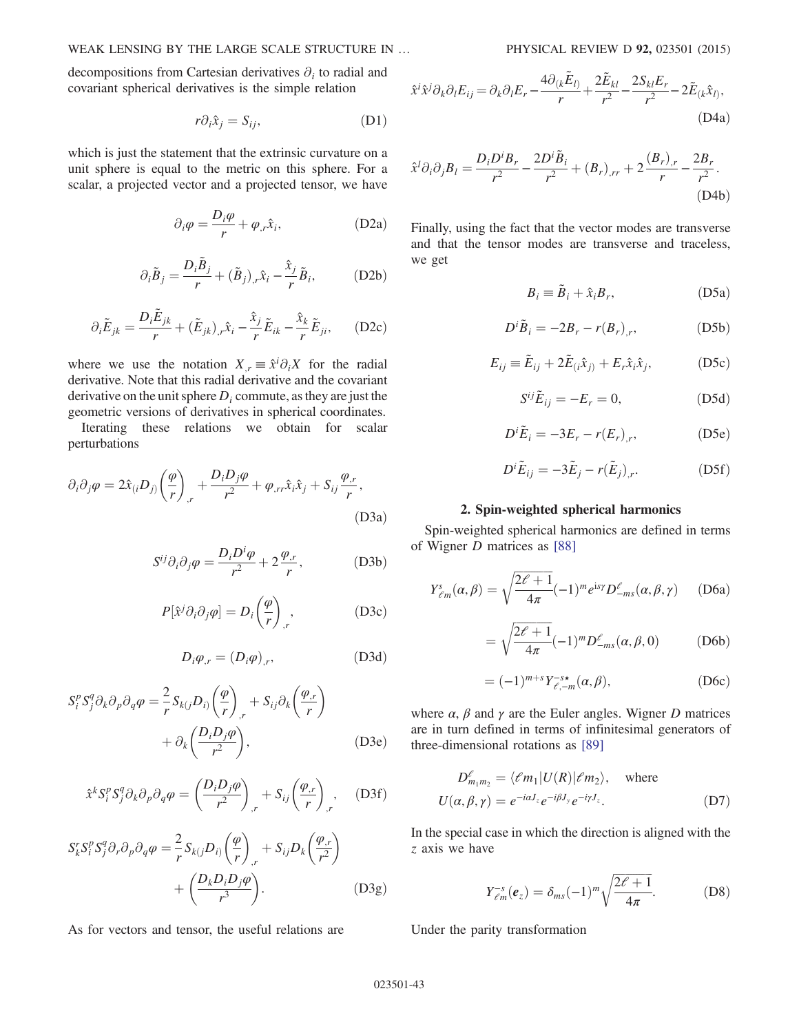decompositions from Cartesian derivatives $\partial_i$ to radial and covariant spherical derivatives is the simple relation

$$r\partial_i \hat{x}_j = S_{ij}, \tag{D1}$$

which is just the statement that the extrinsic curvature on a unit sphere is equal to the metric on this sphere. For a scalar, a projected vector and a projected tensor, we have

$$\partial_i \varphi = \frac{D_i \varphi}{r} + \varphi_{,r} \hat{x}_i, \tag{D2a}$$

$$\partial_i \tilde{B}_j = \frac{D_i \tilde{B}_j}{r} + (\tilde{B}_j)_{,r} \hat{x}_i - \frac{\hat{x}_j}{r} \tilde{B}_i, \tag{D2b}$$

$$\partial_i \tilde{E}_{jk} = \frac{D_i \tilde{E}_{jk}}{r} + (\tilde{E}_{jk})_{,r} \hat{x}_i - \frac{\hat{x}_j}{r} \tilde{E}_{ik} - \frac{\hat{x}_k}{r} \tilde{E}_{ji}, \tag{D2c}$$

where we use the notation $X_{,r} \equiv \hat{x}^i \partial_i X$ for the radial derivative. Note that this radial derivative and the covariant derivative on the unit sphere $D_i$ commute, as they are just the geometric versions of derivatives in spherical coordinates.

Iterating these relations we obtain for scalar perturbations

$$\partial_i \partial_j \varphi = 2\hat{x}_{(i} D_{j)} \left(\frac{\varphi}{r}\right)_{,r} + \frac{D_i D_j \varphi}{r^2} + \varphi_{,rr} \hat{x}_i \hat{x}_j + S_{ij} \frac{\varphi_{,r}}{r}, \tag{D3a}$$

$$S^{ij} \partial_i \partial_j \varphi = \frac{D_i D^i \varphi}{r^2} + 2\frac{\varphi_{,r}}{r}, \tag{D3b}$$

$$P[\hat{x}^j \partial_i \partial_j \varphi] = D_i \left(\frac{\varphi}{r}\right)_{,r}, \tag{D3c}$$

$$D_i \varphi_{,r} = (D_i \varphi)_{,r}, \tag{D3d}$$

$$S_i^p S_j^q \partial_k \partial_p \partial_q \varphi = \frac{2}{r} S_{k(j} D_{i)} \left(\frac{\varphi}{r}\right)_{,r} + S_{ij} \partial_k \left(\frac{\varphi_{,r}}{r}\right) + \partial_k \left(\frac{D_i D_j \varphi}{r^2}\right), \tag{D3e}$$

$$\hat{x}^k S_i^p S_j^q \partial_k \partial_p \partial_q \varphi = \left(\frac{D_i D_j \varphi}{r^2}\right)_{,r} + S_{ij} \left(\frac{\varphi_{,r}}{r}\right)_{,r}, \tag{D3f}$$

$$S_k^r S_i^p S_j^q \partial_r \partial_p \partial_q \varphi = \frac{2}{r} S_{k(j} D_{i)} \left(\frac{\varphi}{r}\right)_{,r} + S_{ij} D_k \left(\frac{\varphi_{,r}}{r^2}\right) + \left(\frac{D_k D_i D_j \varphi}{r^3}\right). \tag{D3g}$$

As for vectors and tensor, the useful relations are

$$\hat{x}^i \hat{x}^j \partial_k \partial_l E_{ij} = \partial_k \partial_l E_r - \frac{4\partial_{(k} \tilde{E}_{l)}}{r} + \frac{2\tilde{E}_{kl}}{r^2} - \frac{2S_{kl} E_r}{r^2} - 2\tilde{E}_{(k} \hat{x}_{l)}, \tag{D4a}$$

$$\hat{x}^l \partial_i \partial_j B_l = \frac{D_i D^i B_r}{r^2} - \frac{2D^i \tilde{B}_i}{r^2} + (B_r)_{,rr} + 2\frac{(B_r)_{,r}}{r} - \frac{2B_r}{r^2}. \tag{D4b}$$

Finally, using the fact that the vector modes are transverse and that the tensor modes are transverse and traceless, we get

$$B_i \equiv \tilde{B}_i + \hat{x}_i B_r, \tag{D5a}$$

$$D^i \tilde{B}_i = -2B_r - r(B_r)_{,r}, \tag{D5b}$$

$$E_{ij} \equiv \tilde{E}_{ij} + 2\tilde{E}_{(i} \hat{x}_{j)} + E_r \hat{x}_i \hat{x}_j, \tag{D5c}$$

$$S^{ij} \tilde{E}_{ij} = -E_r = 0, \tag{D5d}$$

$$D^i \tilde{E}_i = -3E_r - r(E_r)_{,r}, \tag{D5e}$$

$$D^i \tilde{E}_{ij} = -3\tilde{E}_j - r(\tilde{E}_j)_{,r}. \tag{D5f}$$

## 2. Spin-weighted spherical harmonics

Spin-weighted spherical harmonics are defined in terms of Wigner $D$ matrices as [88]

$$Y^s_{\ell m}(\alpha, \beta) = \sqrt{\frac{2\ell+1}{4\pi}} (-1)^m e^{is\gamma} D^\ell_{-ms}(\alpha, \beta, \gamma) \tag{D6a}$$

$$= \sqrt{\frac{2\ell+1}{4\pi}} (-1)^m D^\ell_{-ms}(\alpha, \beta, 0) \tag{D6b}$$

$$= (-1)^{m+s} Y^{-s\star}_{\ell,-m}(\alpha, \beta), \tag{D6c}$$

where $\alpha$, $\beta$ and $\gamma$ are the Euler angles. Wigner $D$ matrices are in turn defined in terms of infinitesimal generators of three-dimensional rotations as [89]

$$D^\ell_{m_1 m_2} = \langle \ell m_1 | U(R) | \ell m_2 \rangle, \quad \text{where} \quad U(\alpha, \beta, \gamma) = e^{-i\alpha J_z} e^{-i\beta J_y} e^{-i\gamma J_z}. \tag{D7}$$

In the special case in which the direction is aligned with the $z$ axis we have

$$Y^{-s}_{\ell m}(\boldsymbol{e}_z) = \delta_{ms} (-1)^m \sqrt{\frac{2\ell+1}{4\pi}}. \tag{D8}$$

Under the parity transformation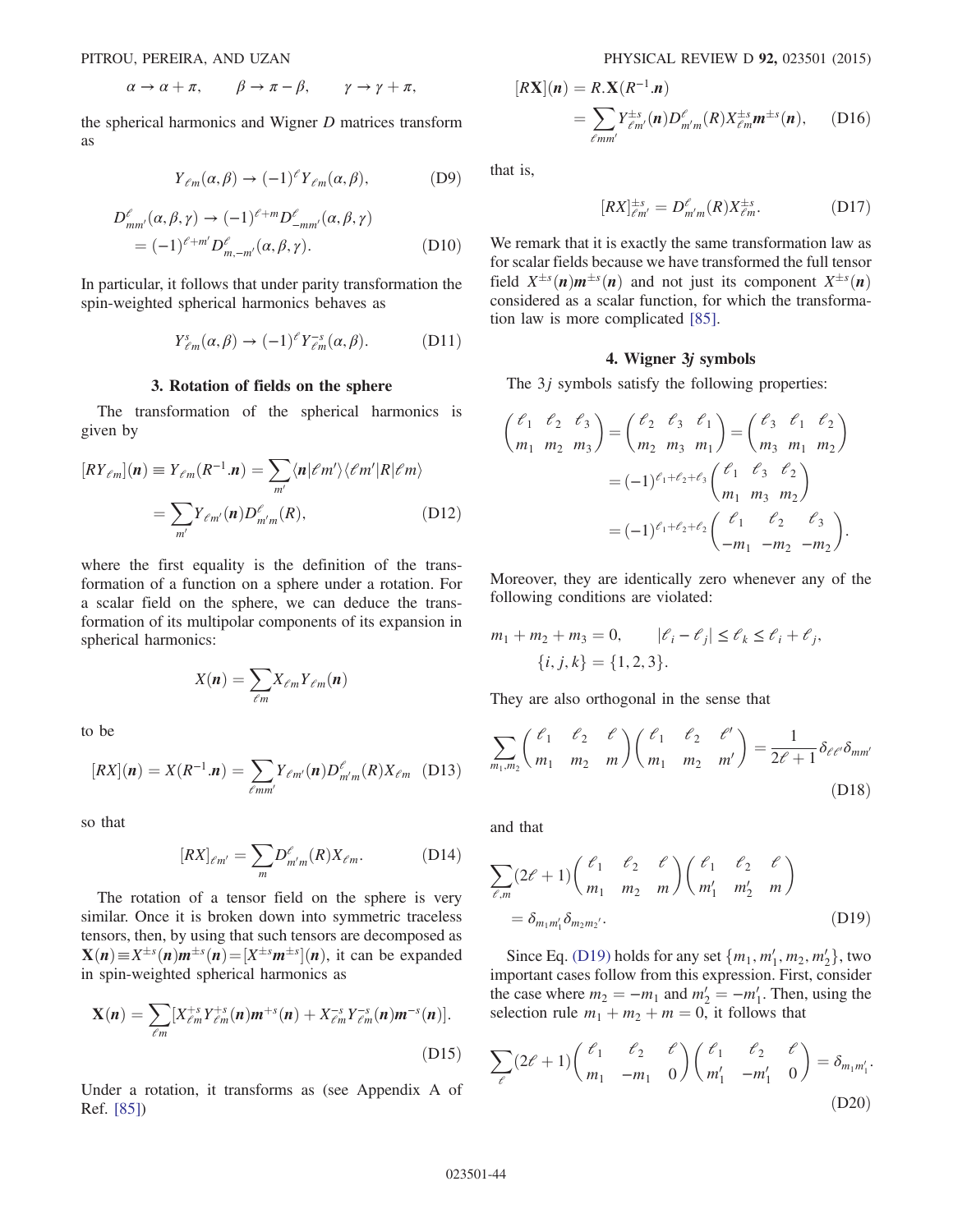$$\alpha \to \alpha + \pi, \qquad \beta \to \pi - \beta, \qquad \gamma \to \gamma + \pi,$$

the spherical harmonics and Wigner $D$ matrices transform as

$$Y_{\ell m}(\alpha, \beta) \to (-1)^\ell Y_{\ell m}(\alpha, \beta), \tag{D9}$$

$$\begin{aligned} D^\ell_{mm'}(\alpha, \beta, \gamma) &\to (-1)^{\ell + m} D^\ell_{-mm'}(\alpha, \beta, \gamma) \\ &= (-1)^{\ell + m'} D^\ell_{m,-m'}(\alpha, \beta, \gamma). \end{aligned} \tag{D10}$$

In particular, it follows that under parity transformation the spin-weighted spherical harmonics behaves as

$$Y^s_{\ell m}(\alpha, \beta) \to (-1)^\ell Y^{-s}_{\ell m}(\alpha, \beta). \tag{D11}$$

### 3. Rotation of fields on the sphere

The transformation of the spherical harmonics is given by

$$\begin{aligned} [R Y_{\ell m}](\boldsymbol{n}) \equiv Y_{\ell m}(R^{-1}.\boldsymbol{n}) &= \sum_{m'} \langle \boldsymbol{n} | \ell m' \rangle \langle \ell m' | R | \ell m \rangle \\ &= \sum_{m'} Y_{\ell m'}(\boldsymbol{n}) D^\ell_{m'm}(R), \end{aligned} \tag{D12}$$

where the first equality is the definition of the transformation of a function on a sphere under a rotation. For a scalar field on the sphere, we can deduce the transformation of its multipolar components of its expansion in spherical harmonics:

$$X(\boldsymbol{n}) = \sum_{\ell m} X_{\ell m} Y_{\ell m}(\boldsymbol{n})$$

to be

$$[RX](\boldsymbol{n}) = X(R^{-1}.\boldsymbol{n}) = \sum_{\ell m m'} Y_{\ell m'}(\boldsymbol{n}) D^\ell_{m'm}(R) X_{\ell m} \tag{D13}$$

so that

$$[RX]_{\ell m'} = \sum_m D^\ell_{m'm}(R) X_{\ell m}. \tag{D14}$$

The rotation of a tensor field on the sphere is very similar. Once it is broken down into symmetric traceless tensors, then, by using that such tensors are decomposed as $\mathbf{X}(\boldsymbol{n}) \equiv X^{\pm s}(\boldsymbol{n}) \boldsymbol{m}^{\pm s}(\boldsymbol{n}) = [X^{\pm s} \boldsymbol{m}^{\pm s}](\boldsymbol{n})$, it can be expanded in spin-weighted spherical harmonics as

$$\mathbf{X}(\boldsymbol{n}) = \sum_{\ell m} [X^{+s}_{\ell m} Y^{+s}_{\ell m}(\boldsymbol{n}) \boldsymbol{m}^{+s}(\boldsymbol{n}) + X^{-s}_{\ell m} Y^{-s}_{\ell m}(\boldsymbol{n}) \boldsymbol{m}^{-s}(\boldsymbol{n})]. \tag{D15}$$

Under a rotation, it transforms as (see Appendix A of Ref. [85])

$$\begin{aligned} [R\mathbf{X}](\boldsymbol{n}) &= R.\mathbf{X}(R^{-1}.\boldsymbol{n}) \\ &= \sum_{\ell m m'} Y^{\pm s}_{\ell m'}(\boldsymbol{n}) D^\ell_{m'm}(R) X^{\pm s}_{\ell m} \boldsymbol{m}^{\pm s}(\boldsymbol{n}), \end{aligned} \tag{D16}$$

that is,

$$[RX]^{\pm s}_{\ell m'} = D^\ell_{m'm}(R) X^{\pm s}_{\ell m}. \tag{D17}$$

We remark that it is exactly the same transformation law as for scalar fields because we have transformed the full tensor field $X^{\pm s}(\boldsymbol{n}) \boldsymbol{m}^{\pm s}(\boldsymbol{n})$ and not just its component $X^{\pm s}(\boldsymbol{n})$ considered as a scalar function, for which the transformation law is more complicated [85].

### 4. Wigner 3*j* symbols

The $3j$ symbols satisfy the following properties:

$$\begin{aligned} \begin{pmatrix} \ell_1 & \ell_2 & \ell_3 \\ m_1 & m_2 & m_3 \end{pmatrix} &= \begin{pmatrix} \ell_2 & \ell_3 & \ell_1 \\ m_2 & m_3 & m_1 \end{pmatrix} = \begin{pmatrix} \ell_3 & \ell_1 & \ell_2 \\ m_3 & m_1 & m_2 \end{pmatrix} \\ &= (-1)^{\ell_1 + \ell_2 + \ell_3} \begin{pmatrix} \ell_1 & \ell_3 & \ell_2 \\ m_1 & m_3 & m_2 \end{pmatrix} \\ &= (-1)^{\ell_1 + \ell_2 + \ell_2} \begin{pmatrix} \ell_1 & \ell_2 & \ell_3 \\ -m_1 & -m_2 & -m_2 \end{pmatrix}. \end{aligned}$$

Moreover, they are identically zero whenever any of the following conditions are violated:

$$m_1 + m_2 + m_3 = 0, \qquad |\ell_i - \ell_j| \le \ell_k \le \ell_i + \ell_j, \qquad \{i, j, k\} = \{1, 2, 3\}.$$

They are also orthogonal in the sense that

$$\sum_{m_1, m_2} \begin{pmatrix} \ell_1 & \ell_2 & \ell \\ m_1 & m_2 & m \end{pmatrix} \begin{pmatrix} \ell_1 & \ell_2 & \ell' \\ m_1 & m_2 & m' \end{pmatrix} = \frac{1}{2\ell + 1} \delta_{\ell \ell'} \delta_{m m'} \tag{D18}$$

and that

$$\sum_{\ell, m} (2\ell + 1) \begin{pmatrix} \ell_1 & \ell_2 & \ell \\ m_1 & m_2 & m \end{pmatrix} \begin{pmatrix} \ell_1 & \ell_2 & \ell \\ m'_1 & m'_2 & m \end{pmatrix} = \delta_{m_1 m'_1} \delta_{m_2 m_2'}. \tag{D19}$$

Since Eq. (D19) holds for any set $\{m_1, m'_1, m_2, m'_2\}$, two important cases follow from this expression. First, consider the case where $m_2 = -m_1$ and $m'_2 = -m'_1$. Then, using the selection rule $m_1 + m_2 + m = 0$, it follows that

$$\sum_\ell (2\ell + 1) \begin{pmatrix} \ell_1 & \ell_2 & \ell \\ m_1 & -m_1 & 0 \end{pmatrix} \begin{pmatrix} \ell_1 & \ell_2 & \ell \\ m'_1 & -m'_1 & 0 \end{pmatrix} = \delta_{m_1 m'_1}. \tag{D20}$$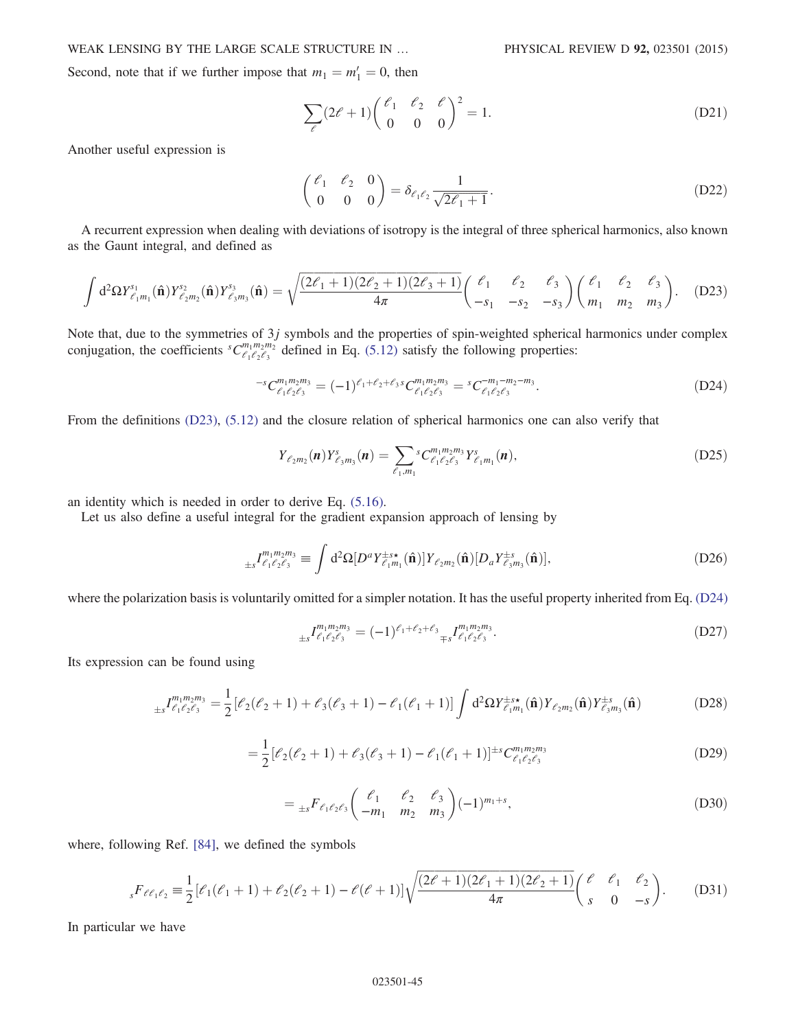Second, note that if we further impose that $m_1 = m_1' = 0$, then

$$\sum_\ell (2\ell+1)\begin{pmatrix} \ell_1 & \ell_2 & \ell \\ 0 & 0 & 0 \end{pmatrix}^2 = 1. \tag{D21}$$

Another useful expression is

$$\begin{pmatrix} \ell_1 & \ell_2 & 0 \\ 0 & 0 & 0 \end{pmatrix} = \delta_{\ell_1 \ell_2} \frac{1}{\sqrt{2\ell_1+1}}. \tag{D22}$$

A recurrent expression when dealing with deviations of isotropy is the integral of three spherical harmonics, also known as the Gaunt integral, and defined as

$$\int \mathrm{d}^2\Omega Y^{s_1}_{\ell_1 m_1}(\hat{\mathbf{n}}) Y^{s_2}_{\ell_2 m_2}(\hat{\mathbf{n}}) Y^{s_3}_{\ell_3 m_3}(\hat{\mathbf{n}}) = \sqrt{\frac{(2\ell_1+1)(2\ell_2+1)(2\ell_3+1)}{4\pi}} \begin{pmatrix} \ell_1 & \ell_2 & \ell_3 \\ -s_1 & -s_2 & -s_3 \end{pmatrix} \begin{pmatrix} \ell_1 & \ell_2 & \ell_3 \\ m_1 & m_2 & m_3 \end{pmatrix}. \tag{D23}$$

Note that, due to the symmetries of $3j$ symbols and the properties of spin-weighted spherical harmonics under complex conjugation, the coefficients ${}^{s}C^{m_1 m_2 m_2}_{\ell_1 \ell_2 \ell_3}$ defined in Eq. (5.12) satisfy the following properties:

$${}^{-s}C^{m_1 m_2 m_3}_{\ell_1 \ell_2 \ell_3} = (-1)^{\ell_1+\ell_2+\ell_3}\, {}^{s}C^{m_1 m_2 m_3}_{\ell_1 \ell_2 \ell_3} = {}^{s}C^{-m_1 -m_2 -m_3}_{\ell_1 \ell_2 \ell_3}. \tag{D24}$$

From the definitions (D23), (5.12) and the closure relation of spherical harmonics one can also verify that

$$Y_{\ell_2 m_2}(\boldsymbol{n}) Y^{s}_{\ell_3 m_3}(\boldsymbol{n}) = \sum_{\ell_1, m_1} {}^{s}C^{m_1 m_2 m_3}_{\ell_1 \ell_2 \ell_3} Y^{s}_{\ell_1 m_1}(\boldsymbol{n}), \tag{D25}$$

an identity which is needed in order to derive Eq. (5.16).

Let us also define a useful integral for the gradient expansion approach of lensing by

$${}_{\pm s}I^{m_1 m_2 m_3}_{\ell_1 \ell_2 \ell_3} \equiv \int \mathrm{d}^2\Omega [D^a Y^{\pm s \star}_{\ell_1 m_1}(\hat{\mathbf{n}})] Y_{\ell_2 m_2}(\hat{\mathbf{n}}) [D_a Y^{\pm s}_{\ell_3 m_3}(\hat{\mathbf{n}})], \tag{D26}$$

where the polarization basis is voluntarily omitted for a simpler notation. It has the useful property inherited from Eq. (D24)

$${}_{\pm s}I^{m_1 m_2 m_3}_{\ell_1 \ell_2 \ell_3} = (-1)^{\ell_1+\ell_2+\ell_3}\, {}_{\mp s}I^{m_1 m_2 m_3}_{\ell_1 \ell_2 \ell_3}. \tag{D27}$$

Its expression can be found using

$${}_{\pm s}I^{m_1 m_2 m_3}_{\ell_1 \ell_2 \ell_3} = \frac{1}{2}[\ell_2(\ell_2+1) + \ell_3(\ell_3+1) - \ell_1(\ell_1+1)] \int \mathrm{d}^2\Omega Y^{\pm s \star}_{\ell_1 m_1}(\hat{\mathbf{n}}) Y_{\ell_2 m_2}(\hat{\mathbf{n}}) Y^{\pm s}_{\ell_3 m_3}(\hat{\mathbf{n}}) \tag{D28}$$

$$= \frac{1}{2}[\ell_2(\ell_2+1) + \ell_3(\ell_3+1) - \ell_1(\ell_1+1)]\, {}^{\pm s}C^{m_1 m_2 m_3}_{\ell_1 \ell_2 \ell_3} \tag{D29}$$

$$= {}_{\pm s}F_{\ell_1 \ell_2 \ell_3} \begin{pmatrix} \ell_1 & \ell_2 & \ell_3 \\ -m_1 & m_2 & m_3 \end{pmatrix} (-1)^{m_1+s}, \tag{D30}$$

where, following Ref. [84], we defined the symbols

$${}_{s}F_{\ell \ell_1 \ell_2} \equiv \frac{1}{2}[\ell_1(\ell_1+1) + \ell_2(\ell_2+1) - \ell(\ell+1)] \sqrt{\frac{(2\ell+1)(2\ell_1+1)(2\ell_2+1)}{4\pi}} \begin{pmatrix} \ell & \ell_1 & \ell_2 \\ s & 0 & -s \end{pmatrix}. \tag{D31}$$

In particular we have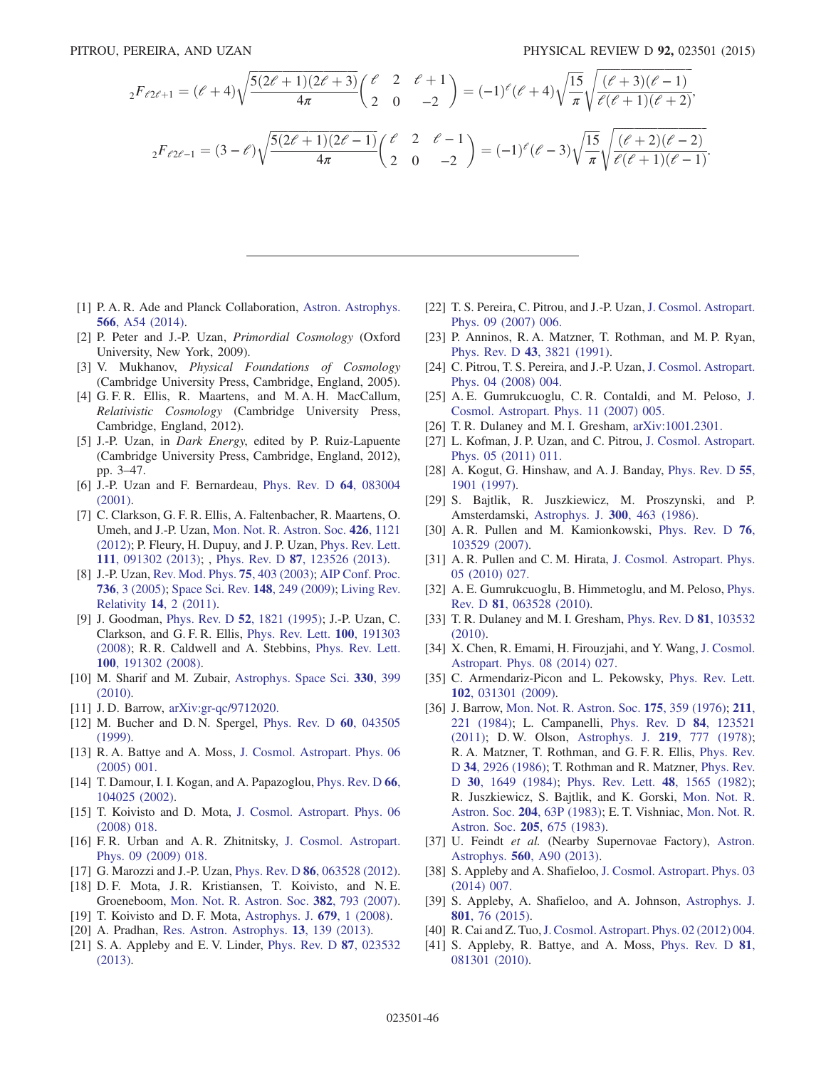$$
{}_2F_{\ell 2\ell+1} = (\ell+4)\sqrt{\frac{5(2\ell+1)(2\ell+3)}{4\pi}}\begin{pmatrix} \ell & 2 & \ell+1 \\ 2 & 0 & -2 \end{pmatrix} = (-1)^\ell(\ell+4)\sqrt{\frac{15}{\pi}}\sqrt{\frac{(\ell+3)(\ell-1)}{\ell(\ell+1)(\ell+2)}},
$$

$$
{}_2F_{\ell 2\ell-1} = (3-\ell)\sqrt{\frac{5(2\ell+1)(2\ell-1)}{4\pi}}\begin{pmatrix} \ell & 2 & \ell-1 \\ 2 & 0 & -2 \end{pmatrix} = (-1)^\ell(\ell-3)\sqrt{\frac{15}{\pi}}\sqrt{\frac{(\ell+2)(\ell-2)}{\ell(\ell+1)(\ell-1)}}.
$$

---

[1] P. A. R. Ade and Planck Collaboration, Astron. Astrophys. **566**, A54 (2014).

[2] P. Peter and J.-P. Uzan, *Primordial Cosmology* (Oxford University, New York, 2009).

[3] V. Mukhanov, *Physical Foundations of Cosmology* (Cambridge University Press, Cambridge, England, 2005).

[4] G. F. R. Ellis, R. Maartens, and M. A. H. MacCallum, *Relativistic Cosmology* (Cambridge University Press, Cambridge, England, 2012).

[5] J.-P. Uzan, in *Dark Energy*, edited by P. Ruiz-Lapuente (Cambridge University Press, Cambridge, England, 2012), pp. 3–47.

[6] J.-P. Uzan and F. Bernardeau, Phys. Rev. D **64**, 083004 (2001).

[7] C. Clarkson, G. F. R. Ellis, A. Faltenbacher, R. Maartens, O. Umeh, and J.-P. Uzan, Mon. Not. R. Astron. Soc. **426**, 1121 (2012); P. Fleury, H. Dupuy, and J. P. Uzan, Phys. Rev. Lett. **111**, 091302 (2013); , Phys. Rev. D **87**, 123526 (2013).

[8] J.-P. Uzan, Rev. Mod. Phys. **75**, 403 (2003); AIP Conf. Proc. **736**, 3 (2005); Space Sci. Rev. **148**, 249 (2009); Living Rev. Relativity **14**, 2 (2011).

[9] J. Goodman, Phys. Rev. D **52**, 1821 (1995); J.-P. Uzan, C. Clarkson, and G. F. R. Ellis, Phys. Rev. Lett. **100**, 191303 (2008); R. R. Caldwell and A. Stebbins, Phys. Rev. Lett. **100**, 191302 (2008).

[10] M. Sharif and M. Zubair, Astrophys. Space Sci. **330**, 399 (2010).

[11] J. D. Barrow, arXiv:gr-qc/9712020.

[12] M. Bucher and D. N. Spergel, Phys. Rev. D **60**, 043505 (1999).

[13] R. A. Battye and A. Moss, J. Cosmol. Astropart. Phys. 06 (2005) 001.

[14] T. Damour, I. I. Kogan, and A. Papazoglou, Phys. Rev. D **66**, 104025 (2002).

[15] T. Koivisto and D. Mota, J. Cosmol. Astropart. Phys. 06 (2008) 018.

[16] F. R. Urban and A. R. Zhitnitsky, J. Cosmol. Astropart. Phys. 09 (2009) 018.

[17] G. Marozzi and J.-P. Uzan, Phys. Rev. D **86**, 063528 (2012).

[18] D. F. Mota, J. R. Kristiansen, T. Koivisto, and N. E. Groeneboom, Mon. Not. R. Astron. Soc. **382**, 793 (2007).

[19] T. Koivisto and D. F. Mota, Astrophys. J. **679**, 1 (2008).

[20] A. Pradhan, Res. Astron. Astrophys. **13**, 139 (2013).

[21] S. A. Appleby and E. V. Linder, Phys. Rev. D **87**, 023532 (2013).

[22] T. S. Pereira, C. Pitrou, and J.-P. Uzan, J. Cosmol. Astropart. Phys. 09 (2007) 006.

[23] P. Anninos, R. A. Matzner, T. Rothman, and M. P. Ryan, Phys. Rev. D **43**, 3821 (1991).

[24] C. Pitrou, T. S. Pereira, and J.-P. Uzan, J. Cosmol. Astropart. Phys. 04 (2008) 004.

[25] A. E. Gumrukcuoglu, C. R. Contaldi, and M. Peloso, J. Cosmol. Astropart. Phys. 11 (2007) 005.

[26] T. R. Dulaney and M. I. Gresham, arXiv:1001.2301.

[27] L. Kofman, J. P. Uzan, and C. Pitrou, J. Cosmol. Astropart. Phys. 05 (2011) 011.

[28] A. Kogut, G. Hinshaw, and A. J. Banday, Phys. Rev. D **55**, 1901 (1997).

[29] S. Bajtlik, R. Juszkiewicz, M. Proszynski, and P. Amsterdamski, Astrophys. J. **300**, 463 (1986).

[30] A. R. Pullen and M. Kamionkowski, Phys. Rev. D **76**, 103529 (2007).

[31] A. R. Pullen and C. M. Hirata, J. Cosmol. Astropart. Phys. 05 (2010) 027.

[32] A. E. Gumrukcuoglu, B. Himmetoglu, and M. Peloso, Phys. Rev. D **81**, 063528 (2010).

[33] T. R. Dulaney and M. I. Gresham, Phys. Rev. D **81**, 103532 (2010).

[34] X. Chen, R. Emami, H. Firouzjahi, and Y. Wang, J. Cosmol. Astropart. Phys. 08 (2014) 027.

[35] C. Armendariz-Picon and L. Pekowsky, Phys. Rev. Lett. **102**, 031301 (2009).

[36] J. Barrow, Mon. Not. R. Astron. Soc. **175**, 359 (1976); **211**, 221 (1984); L. Campanelli, Phys. Rev. D **84**, 123521 (2011); D. W. Olson, Astrophys. J. **219**, 777 (1978); R. A. Matzner, T. Rothman, and G. F. R. Ellis, Phys. Rev. D **34**, 2926 (1986); T. Rothman and R. Matzner, Phys. Rev. D **30**, 1649 (1984); Phys. Rev. Lett. **48**, 1565 (1982); R. Juszkiewicz, S. Bajtlik, and K. Gorski, Mon. Not. R. Astron. Soc. **204**, 63P (1983); E. T. Vishniac, Mon. Not. R. Astron. Soc. **205**, 675 (1983).

[37] U. Feindt *et al.* (Nearby Supernovae Factory), Astron. Astrophys. **560**, A90 (2013).

[38] S. Appleby and A. Shafieloo, J. Cosmol. Astropart. Phys. 03 (2014) 007.

[39] S. Appleby, A. Shafieloo, and A. Johnson, Astrophys. J. **801**, 76 (2015).

[40] R. Cai and Z. Tuo, J. Cosmol. Astropart. Phys. 02 (2012) 004.

[41] S. Appleby, R. Battye, and A. Moss, Phys. Rev. D **81**, 081301 (2010).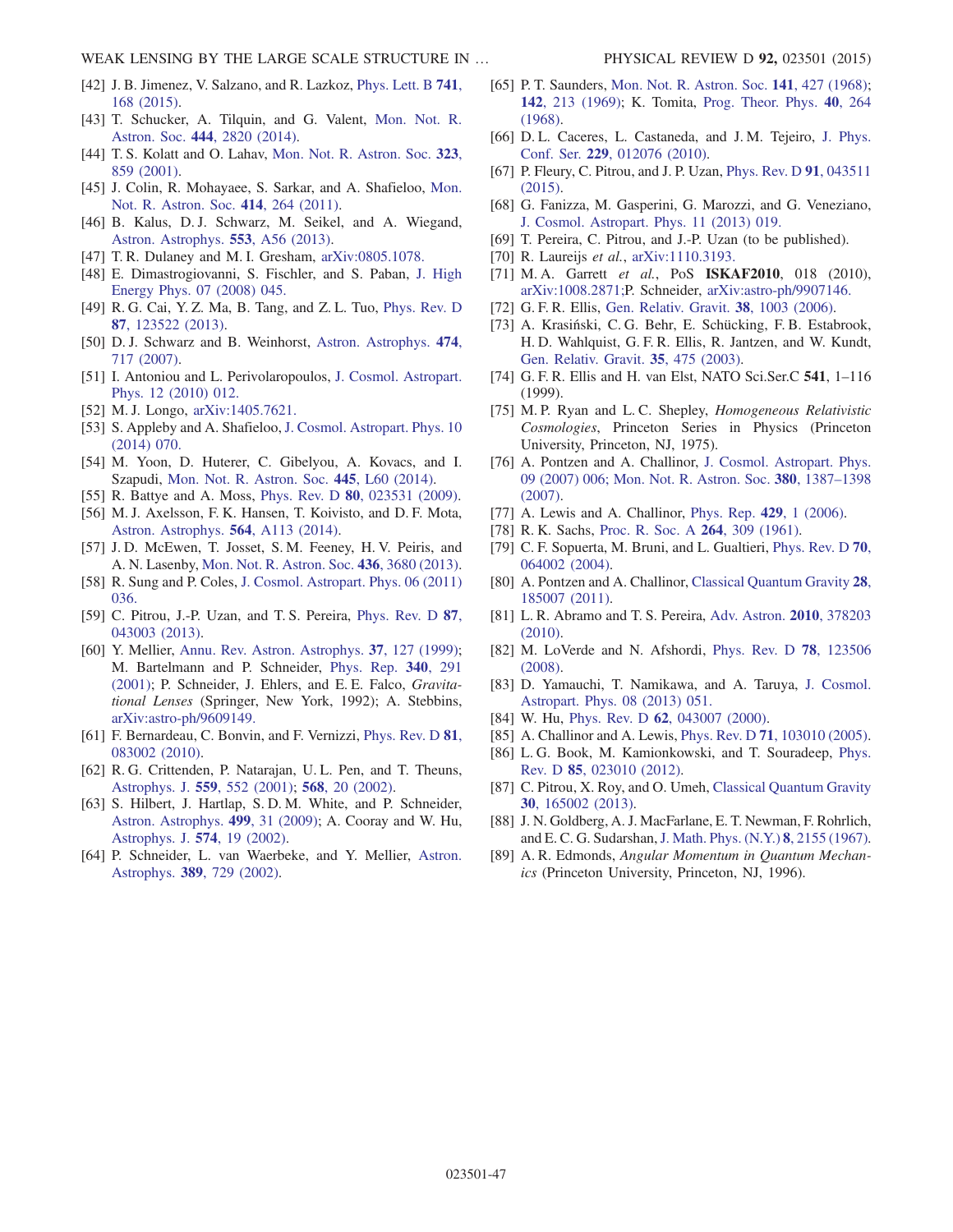[42] J. B. Jimenez, V. Salzano, and R. Lazkoz, Phys. Lett. B **741**, 168 (2015).

[43] T. Schucker, A. Tilquin, and G. Valent, Mon. Not. R. Astron. Soc. **444**, 2820 (2014).

[44] T. S. Kolatt and O. Lahav, Mon. Not. R. Astron. Soc. **323**, 859 (2001).

[45] J. Colin, R. Mohayaee, S. Sarkar, and A. Shafieloo, Mon. Not. R. Astron. Soc. **414**, 264 (2011).

[46] B. Kalus, D. J. Schwarz, M. Seikel, and A. Wiegand, Astron. Astrophys. **553**, A56 (2013).

[47] T. R. Dulaney and M. I. Gresham, arXiv:0805.1078.

[48] E. Dimastrogiovanni, S. Fischler, and S. Paban, J. High Energy Phys. 07 (2008) 045.

[49] R. G. Cai, Y. Z. Ma, B. Tang, and Z. L. Tuo, Phys. Rev. D **87**, 123522 (2013).

[50] D. J. Schwarz and B. Weinhorst, Astron. Astrophys. **474**, 717 (2007).

[51] I. Antoniou and L. Perivolaropoulos, J. Cosmol. Astropart. Phys. 12 (2010) 012.

[52] M. J. Longo, arXiv:1405.7621.

[53] S. Appleby and A. Shafieloo, J. Cosmol. Astropart. Phys. 10 (2014) 070.

[54] M. Yoon, D. Huterer, C. Gibelyou, A. Kovacs, and I. Szapudi, Mon. Not. R. Astron. Soc. **445**, L60 (2014).

[55] R. Battye and A. Moss, Phys. Rev. D **80**, 023531 (2009).

[56] M. J. Axelsson, F. K. Hansen, T. Koivisto, and D. F. Mota, Astron. Astrophys. **564**, A113 (2014).

[57] J. D. McEwen, T. Josset, S. M. Feeney, H. V. Peiris, and A. N. Lasenby, Mon. Not. R. Astron. Soc. **436**, 3680 (2013).

[58] R. Sung and P. Coles, J. Cosmol. Astropart. Phys. 06 (2011) 036.

[59] C. Pitrou, J.-P. Uzan, and T. S. Pereira, Phys. Rev. D **87**, 043003 (2013).

[60] Y. Mellier, Annu. Rev. Astron. Astrophys. **37**, 127 (1999); M. Bartelmann and P. Schneider, Phys. Rep. **340**, 291 (2001); P. Schneider, J. Ehlers, and E. E. Falco, *Gravitational Lenses* (Springer, New York, 1992); A. Stebbins, arXiv:astro-ph/9609149.

[61] F. Bernardeau, C. Bonvin, and F. Vernizzi, Phys. Rev. D **81**, 083002 (2010).

[62] R. G. Crittenden, P. Natarajan, U. L. Pen, and T. Theuns, Astrophys. J. **559**, 552 (2001); **568**, 20 (2002).

[63] S. Hilbert, J. Hartlap, S. D. M. White, and P. Schneider, Astron. Astrophys. **499**, 31 (2009); A. Cooray and W. Hu, Astrophys. J. **574**, 19 (2002).

[64] P. Schneider, L. van Waerbeke, and Y. Mellier, Astron. Astrophys. **389**, 729 (2002).

[65] P. T. Saunders, Mon. Not. R. Astron. Soc. **141**, 427 (1968); **142**, 213 (1969); K. Tomita, Prog. Theor. Phys. **40**, 264 (1968).

[66] D. L. Caceres, L. Castaneda, and J. M. Tejeiro, J. Phys. Conf. Ser. **229**, 012076 (2010).

[67] P. Fleury, C. Pitrou, and J. P. Uzan, Phys. Rev. D **91**, 043511 (2015).

[68] G. Fanizza, M. Gasperini, G. Marozzi, and G. Veneziano, J. Cosmol. Astropart. Phys. 11 (2013) 019.

[69] T. Pereira, C. Pitrou, and J.-P. Uzan (to be published).

[70] R. Laureijs *et al.*, arXiv:1110.3193.

[71] M. A. Garrett *et al.*, PoS **ISKAF2010**, 018 (2010), arXiv:1008.2871;P. Schneider, arXiv:astro-ph/9907146.

[72] G. F. R. Ellis, Gen. Relativ. Gravit. **38**, 1003 (2006).

[73] A. Krasiński, C. G. Behr, E. Schücking, F. B. Estabrook, H. D. Wahlquist, G. F. R. Ellis, R. Jantzen, and W. Kundt, Gen. Relativ. Gravit. **35**, 475 (2003).

[74] G. F. R. Ellis and H. van Elst, NATO Sci.Ser.C **541**, 1–116 (1999).

[75] M. P. Ryan and L. C. Shepley, *Homogeneous Relativistic Cosmologies*, Princeton Series in Physics (Princeton University, Princeton, NJ, 1975).

[76] A. Pontzen and A. Challinor, J. Cosmol. Astropart. Phys. 09 (2007) 006; Mon. Not. R. Astron. Soc. **380**, 1387–1398 (2007).

[77] A. Lewis and A. Challinor, Phys. Rep. **429**, 1 (2006).

[78] R. K. Sachs, Proc. R. Soc. A **264**, 309 (1961).

[79] C. F. Sopuerta, M. Bruni, and L. Gualtieri, Phys. Rev. D **70**, 064002 (2004).

[80] A. Pontzen and A. Challinor, Classical Quantum Gravity **28**, 185007 (2011).

[81] L. R. Abramo and T. S. Pereira, Adv. Astron. **2010**, 378203 (2010).

[82] M. LoVerde and N. Afshordi, Phys. Rev. D **78**, 123506 (2008).

[83] D. Yamauchi, T. Namikawa, and A. Taruya, J. Cosmol. Astropart. Phys. 08 (2013) 051.

[84] W. Hu, Phys. Rev. D **62**, 043007 (2000).

[85] A. Challinor and A. Lewis, Phys. Rev. D **71**, 103010 (2005).

[86] L. G. Book, M. Kamionkowski, and T. Souradeep, Phys. Rev. D **85**, 023010 (2012).

[87] C. Pitrou, X. Roy, and O. Umeh, Classical Quantum Gravity **30**, 165002 (2013).

[88] J. N. Goldberg, A. J. MacFarlane, E. T. Newman, F. Rohrlich, and E. C. G. Sudarshan, J. Math. Phys. (N.Y.) **8**, 2155 (1967).

[89] A. R. Edmonds, *Angular Momentum in Quantum Mechanics* (Princeton University, Princeton, NJ, 1996).